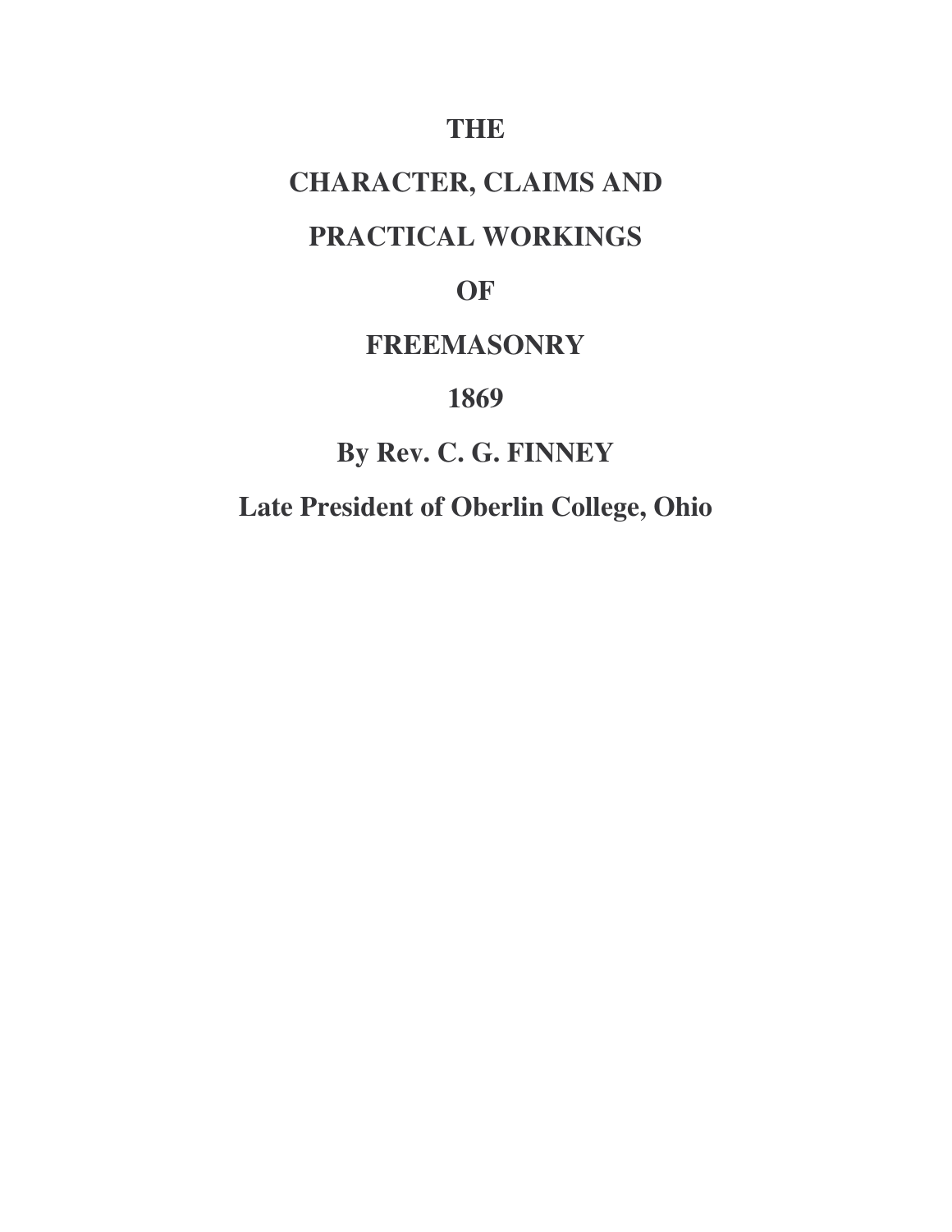# THE

# CHARACTER, CLAIMS AND

# PRACTICAL WORKINGS

# OF

# FREEMASONRY

**1869**

**By Rev. C. G. FINNEY**

**Late President of Oberlin College, Ohio**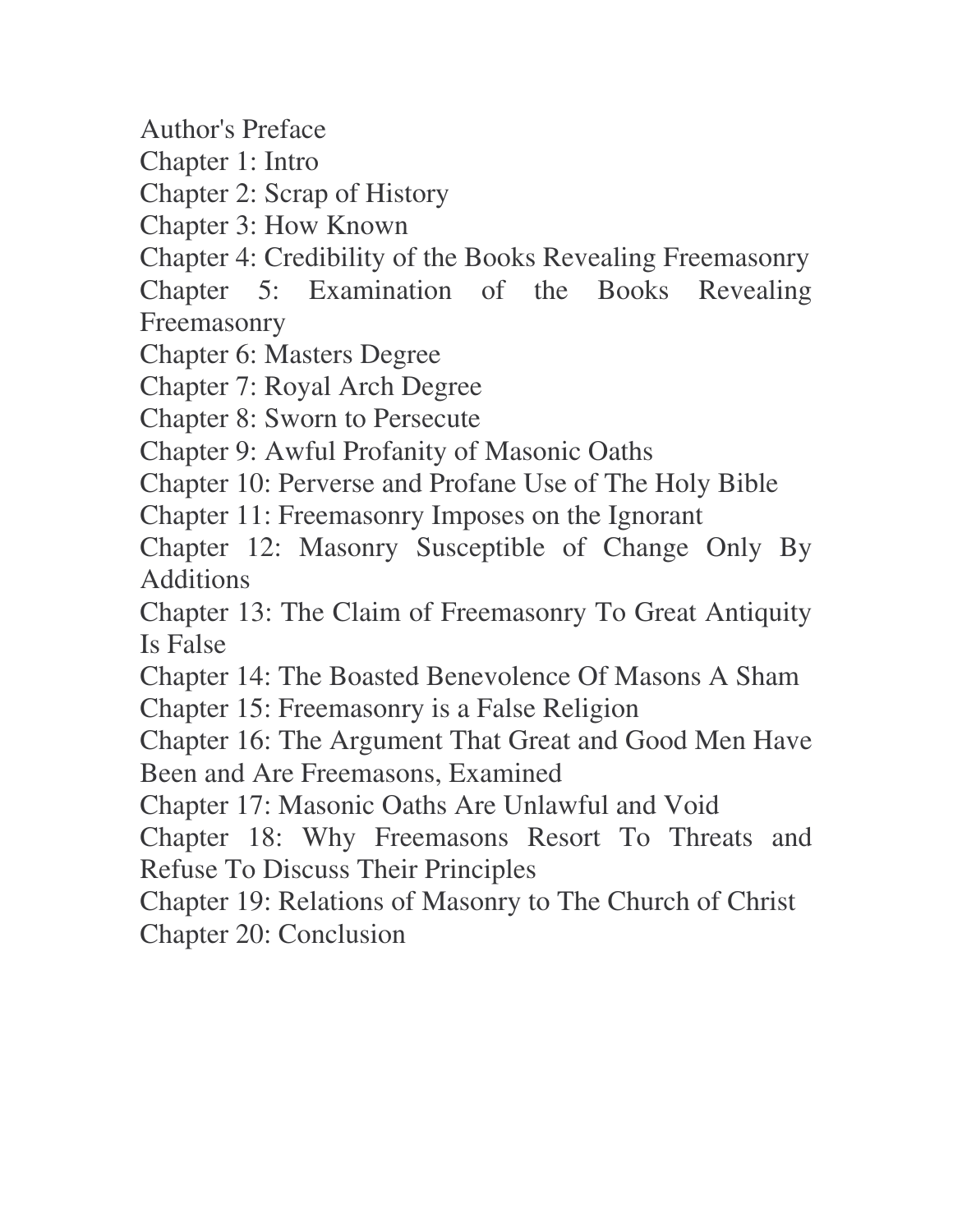Author's Preface
Chapter 1: Intro
Chapter 2: Scrap of History
Chapter 3: How Known
Chapter 4: Credibility of the Books Revealing Freemasonry
Chapter 5: Examination of the Books Revealing Freemasonry
Chapter 6: Masters Degree
Chapter 7: Royal Arch Degree
Chapter 8: Sworn to Persecute
Chapter 9: Awful Profanity of Masonic Oaths
Chapter 10: Perverse and Profane Use of The Holy Bible
Chapter 11: Freemasonry Imposes on the Ignorant
Chapter 12: Masonry Susceptible of Change Only By Additions
Chapter 13: The Claim of Freemasonry To Great Antiquity Is False
Chapter 14: The Boasted Benevolence Of Masons A Sham
Chapter 15: Freemasonry is a False Religion
Chapter 16: The Argument That Great and Good Men Have Been and Are Freemasons, Examined
Chapter 17: Masonic Oaths Are Unlawful and Void
Chapter 18: Why Freemasons Resort To Threats and Refuse To Discuss Their Principles
Chapter 19: Relations of Masonry to The Church of Christ
Chapter 20: Conclusion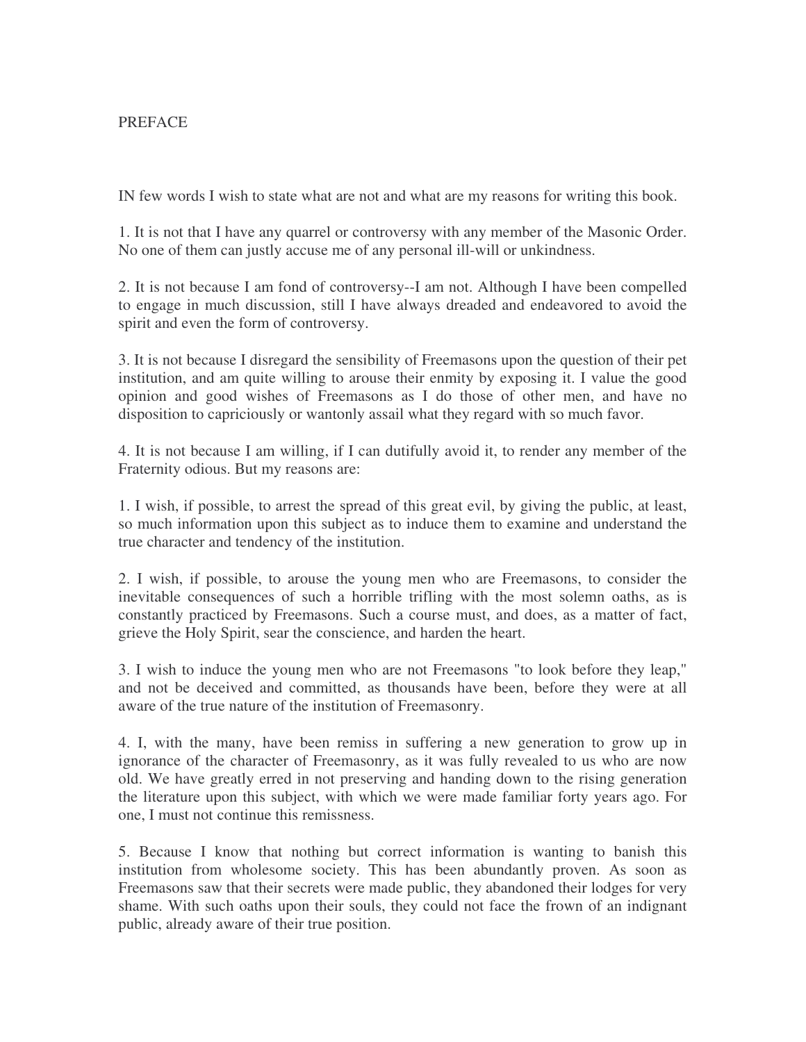# PREFACE

IN few words I wish to state what are not and what are my reasons for writing this book.

1. It is not that I have any quarrel or controversy with any member of the Masonic Order. No one of them can justly accuse me of any personal ill-will or unkindness.

2. It is not because I am fond of controversy--I am not. Although I have been compelled to engage in much discussion, still I have always dreaded and endeavored to avoid the spirit and even the form of controversy.

3. It is not because I disregard the sensibility of Freemasons upon the question of their pet institution, and am quite willing to arouse their enmity by exposing it. I value the good opinion and good wishes of Freemasons as I do those of other men, and have no disposition to capriciously or wantonly assail what they regard with so much favor.

4. It is not because I am willing, if I can dutifully avoid it, to render any member of the Fraternity odious. But my reasons are:

1. I wish, if possible, to arrest the spread of this great evil, by giving the public, at least, so much information upon this subject as to induce them to examine and understand the true character and tendency of the institution.

2. I wish, if possible, to arouse the young men who are Freemasons, to consider the inevitable consequences of such a horrible trifling with the most solemn oaths, as is constantly practiced by Freemasons. Such a course must, and does, as a matter of fact, grieve the Holy Spirit, sear the conscience, and harden the heart.

3. I wish to induce the young men who are not Freemasons "to look before they leap," and not be deceived and committed, as thousands have been, before they were at all aware of the true nature of the institution of Freemasonry.

4. I, with the many, have been remiss in suffering a new generation to grow up in ignorance of the character of Freemasonry, as it was fully revealed to us who are now old. We have greatly erred in not preserving and handing down to the rising generation the literature upon this subject, with which we were made familiar forty years ago. For one, I must not continue this remissness.

5. Because I know that nothing but correct information is wanting to banish this institution from wholesome society. This has been abundantly proven. As soon as Freemasons saw that their secrets were made public, they abandoned their lodges for very shame. With such oaths upon their souls, they could not face the frown of an indignant public, already aware of their true position.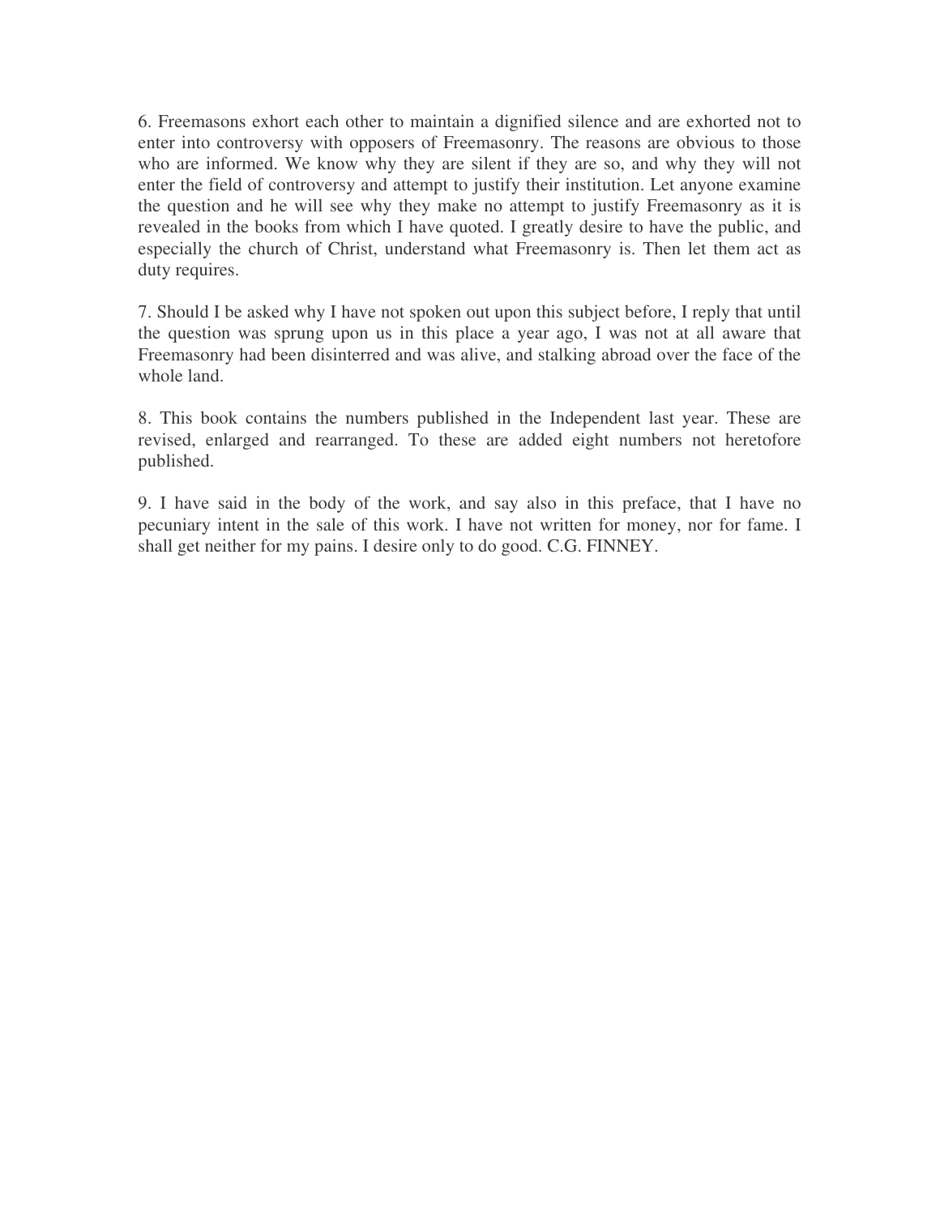6. Freemasons exhort each other to maintain a dignified silence and are exhorted not to enter into controversy with opposers of Freemasonry. The reasons are obvious to those who are informed. We know why they are silent if they are so, and why they will not enter the field of controversy and attempt to justify their institution. Let anyone examine the question and he will see why they make no attempt to justify Freemasonry as it is revealed in the books from which I have quoted. I greatly desire to have the public, and especially the church of Christ, understand what Freemasonry is. Then let them act as duty requires.

7. Should I be asked why I have not spoken out upon this subject before, I reply that until the question was sprung upon us in this place a year ago, I was not at all aware that Freemasonry had been disinterred and was alive, and stalking abroad over the face of the whole land.

8. This book contains the numbers published in the Independent last year. These are revised, enlarged and rearranged. To these are added eight numbers not heretofore published.

9. I have said in the body of the work, and say also in this preface, that I have no pecuniary intent in the sale of this work. I have not written for money, nor for fame. I shall get neither for my pains. I desire only to do good. C.G. FINNEY.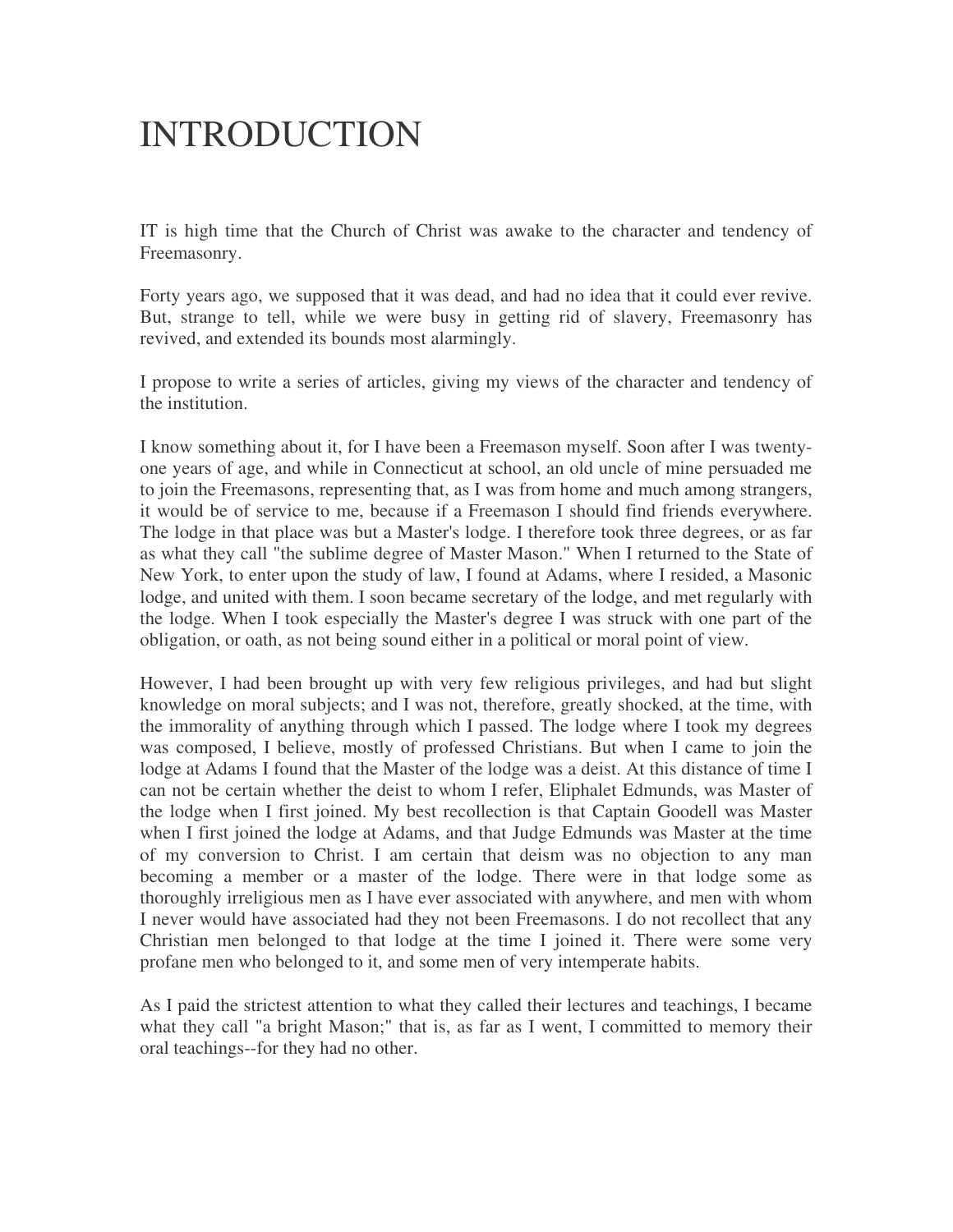# INTRODUCTION

IT is high time that the Church of Christ was awake to the character and tendency of Freemasonry.

Forty years ago, we supposed that it was dead, and had no idea that it could ever revive. But, strange to tell, while we were busy in getting rid of slavery, Freemasonry has revived, and extended its bounds most alarmingly.

I propose to write a series of articles, giving my views of the character and tendency of the institution.

I know something about it, for I have been a Freemason myself. Soon after I was twenty-one years of age, and while in Connecticut at school, an old uncle of mine persuaded me to join the Freemasons, representing that, as I was from home and much among strangers, it would be of service to me, because if a Freemason I should find friends everywhere. The lodge in that place was but a Master's lodge. I therefore took three degrees, or as far as what they call "the sublime degree of Master Mason." When I returned to the State of New York, to enter upon the study of law, I found at Adams, where I resided, a Masonic lodge, and united with them. I soon became secretary of the lodge, and met regularly with the lodge. When I took especially the Master's degree I was struck with one part of the obligation, or oath, as not being sound either in a political or moral point of view.

However, I had been brought up with very few religious privileges, and had but slight knowledge on moral subjects; and I was not, therefore, greatly shocked, at the time, with the immorality of anything through which I passed. The lodge where I took my degrees was composed, I believe, mostly of professed Christians. But when I came to join the lodge at Adams I found that the Master of the lodge was a deist. At this distance of time I can not be certain whether the deist to whom I refer, Eliphalet Edmunds, was Master of the lodge when I first joined. My best recollection is that Captain Goodell was Master when I first joined the lodge at Adams, and that Judge Edmunds was Master at the time of my conversion to Christ. I am certain that deism was no objection to any man becoming a member or a master of the lodge. There were in that lodge some as thoroughly irreligious men as I have ever associated with anywhere, and men with whom I never would have associated had they not been Freemasons. I do not recollect that any Christian men belonged to that lodge at the time I joined it. There were some very profane men who belonged to it, and some men of very intemperate habits.

As I paid the strictest attention to what they called their lectures and teachings, I became what they call "a bright Mason;" that is, as far as I went, I committed to memory their oral teachings--for they had no other.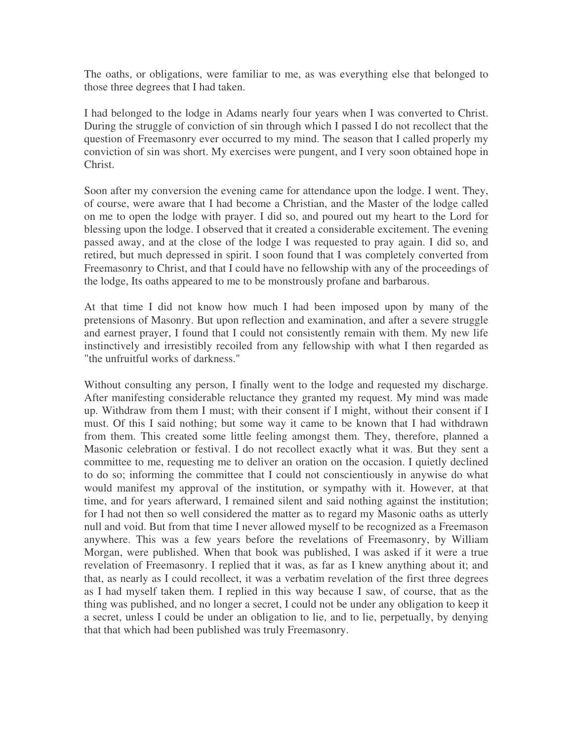The oaths, or obligations, were familiar to me, as was everything else that belonged to those three degrees that I had taken.

I had belonged to the lodge in Adams nearly four years when I was converted to Christ. During the struggle of conviction of sin through which I passed I do not recollect that the question of Freemasonry ever occurred to my mind. The season that I called properly my conviction of sin was short. My exercises were pungent, and I very soon obtained hope in Christ.

Soon after my conversion the evening came for attendance upon the lodge. I went. They, of course, were aware that I had become a Christian, and the Master of the lodge called on me to open the lodge with prayer. I did so, and poured out my heart to the Lord for blessing upon the lodge. I observed that it created a considerable excitement. The evening passed away, and at the close of the lodge I was requested to pray again. I did so, and retired, but much depressed in spirit. I soon found that I was completely converted from Freemasonry to Christ, and that I could have no fellowship with any of the proceedings of the lodge, Its oaths appeared to me to be monstrously profane and barbarous.

At that time I did not know how much I had been imposed upon by many of the pretensions of Masonry. But upon reflection and examination, and after a severe struggle and earnest prayer, I found that I could not consistently remain with them. My new life instinctively and irresistibly recoiled from any fellowship with what I then regarded as "the unfruitful works of darkness."

Without consulting any person, I finally went to the lodge and requested my discharge. After manifesting considerable reluctance they granted my request. My mind was made up. Withdraw from them I must; with their consent if I might, without their consent if I must. Of this I said nothing; but some way it came to be known that I had withdrawn from them. This created some little feeling amongst them. They, therefore, planned a Masonic celebration or festival. I do not recollect exactly what it was. But they sent a committee to me, requesting me to deliver an oration on the occasion. I quietly declined to do so; informing the committee that I could not conscientiously in anywise do what would manifest my approval of the institution, or sympathy with it. However, at that time, and for years afterward, I remained silent and said nothing against the institution; for I had not then so well considered the matter as to regard my Masonic oaths as utterly null and void. But from that time I never allowed myself to be recognized as a Freemason anywhere. This was a few years before the revelations of Freemasonry, by William Morgan, were published. When that book was published, I was asked if it were a true revelation of Freemasonry. I replied that it was, as far as I knew anything about it; and that, as nearly as I could recollect, it was a verbatim revelation of the first three degrees as I had myself taken them. I replied in this way because I saw, of course, that as the thing was published, and no longer a secret, I could not be under any obligation to keep it a secret, unless I could be under an obligation to lie, and to lie, perpetually, by denying that that which had been published was truly Freemasonry.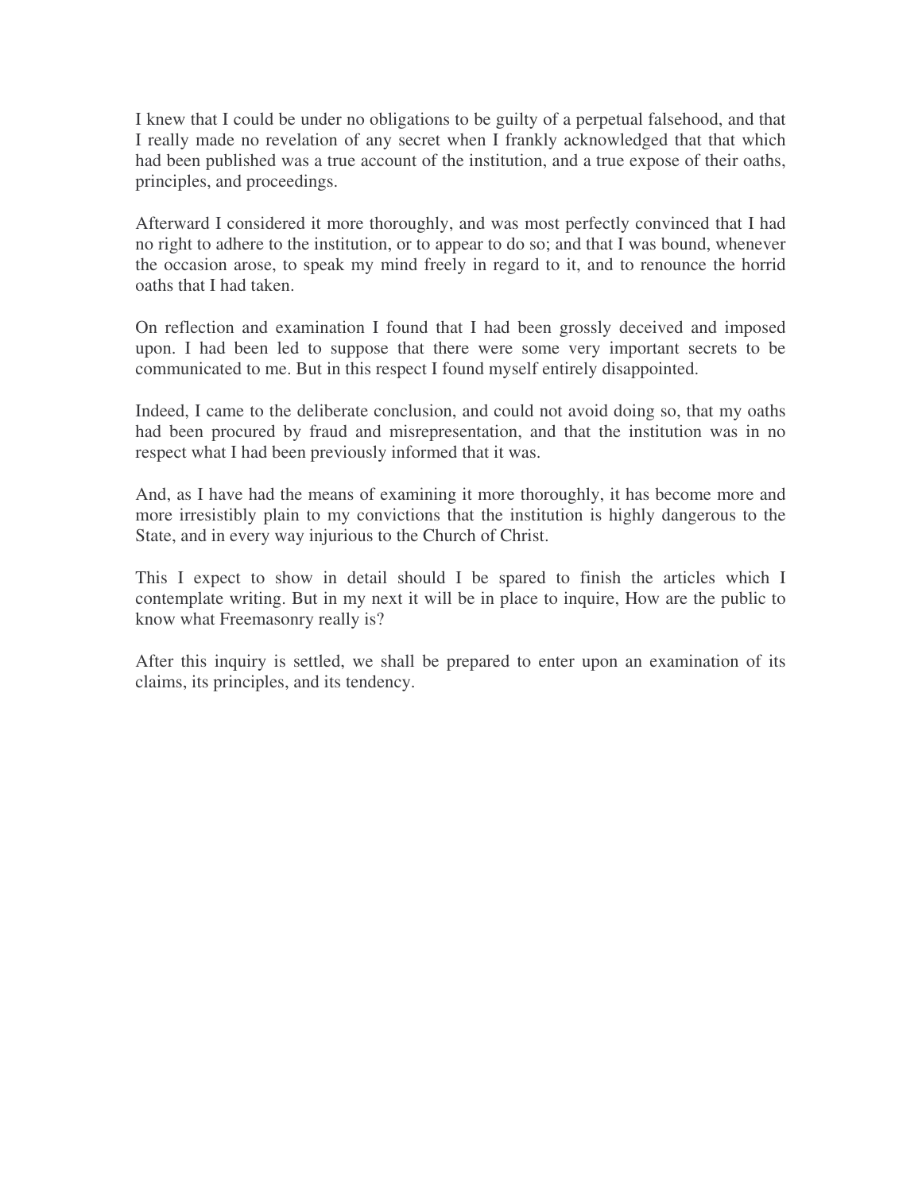I knew that I could be under no obligations to be guilty of a perpetual falsehood, and that I really made no revelation of any secret when I frankly acknowledged that that which had been published was a true account of the institution, and a true expose of their oaths, principles, and proceedings.

Afterward I considered it more thoroughly, and was most perfectly convinced that I had no right to adhere to the institution, or to appear to do so; and that I was bound, whenever the occasion arose, to speak my mind freely in regard to it, and to renounce the horrid oaths that I had taken.

On reflection and examination I found that I had been grossly deceived and imposed upon. I had been led to suppose that there were some very important secrets to be communicated to me. But in this respect I found myself entirely disappointed.

Indeed, I came to the deliberate conclusion, and could not avoid doing so, that my oaths had been procured by fraud and misrepresentation, and that the institution was in no respect what I had been previously informed that it was.

And, as I have had the means of examining it more thoroughly, it has become more and more irresistibly plain to my convictions that the institution is highly dangerous to the State, and in every way injurious to the Church of Christ.

This I expect to show in detail should I be spared to finish the articles which I contemplate writing. But in my next it will be in place to inquire, How are the public to know what Freemasonry really is?

After this inquiry is settled, we shall be prepared to enter upon an examination of its claims, its principles, and its tendency.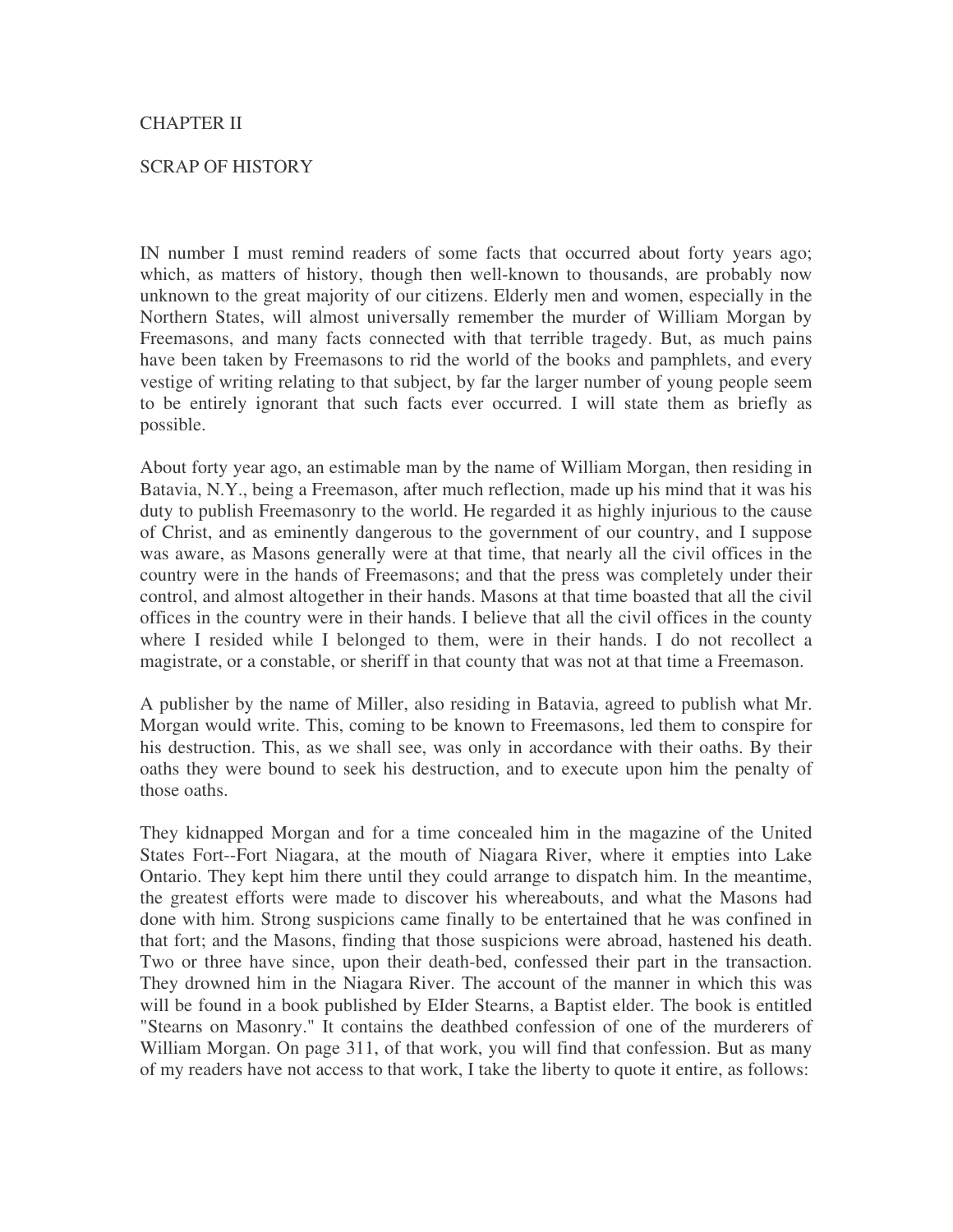## CHAPTER II

## SCRAP OF HISTORY

IN number I must remind readers of some facts that occurred about forty years ago; which, as matters of history, though then well-known to thousands, are probably now unknown to the great majority of our citizens. Elderly men and women, especially in the Northern States, will almost universally remember the murder of William Morgan by Freemasons, and many facts connected with that terrible tragedy. But, as much pains have been taken by Freemasons to rid the world of the books and pamphlets, and every vestige of writing relating to that subject, by far the larger number of young people seem to be entirely ignorant that such facts ever occurred. I will state them as briefly as possible.

About forty year ago, an estimable man by the name of William Morgan, then residing in Batavia, N.Y., being a Freemason, after much reflection, made up his mind that it was his duty to publish Freemasonry to the world. He regarded it as highly injurious to the cause of Christ, and as eminently dangerous to the government of our country, and I suppose was aware, as Masons generally were at that time, that nearly all the civil offices in the country were in the hands of Freemasons; and that the press was completely under their control, and almost altogether in their hands. Masons at that time boasted that all the civil offices in the country were in their hands. I believe that all the civil offices in the county where I resided while I belonged to them, were in their hands. I do not recollect a magistrate, or a constable, or sheriff in that county that was not at that time a Freemason.

A publisher by the name of Miller, also residing in Batavia, agreed to publish what Mr. Morgan would write. This, coming to be known to Freemasons, led them to conspire for his destruction. This, as we shall see, was only in accordance with their oaths. By their oaths they were bound to seek his destruction, and to execute upon him the penalty of those oaths.

They kidnapped Morgan and for a time concealed him in the magazine of the United States Fort--Fort Niagara, at the mouth of Niagara River, where it empties into Lake Ontario. They kept him there until they could arrange to dispatch him. In the meantime, the greatest efforts were made to discover his whereabouts, and what the Masons had done with him. Strong suspicions came finally to be entertained that he was confined in that fort; and the Masons, finding that those suspicions were abroad, hastened his death. Two or three have since, upon their death-bed, confessed their part in the transaction. They drowned him in the Niagara River. The account of the manner in which this was will be found in a book published by Elder Stearns, a Baptist elder. The book is entitled "Stearns on Masonry." It contains the deathbed confession of one of the murderers of William Morgan. On page 311, of that work, you will find that confession. But as many of my readers have not access to that work, I take the liberty to quote it entire, as follows: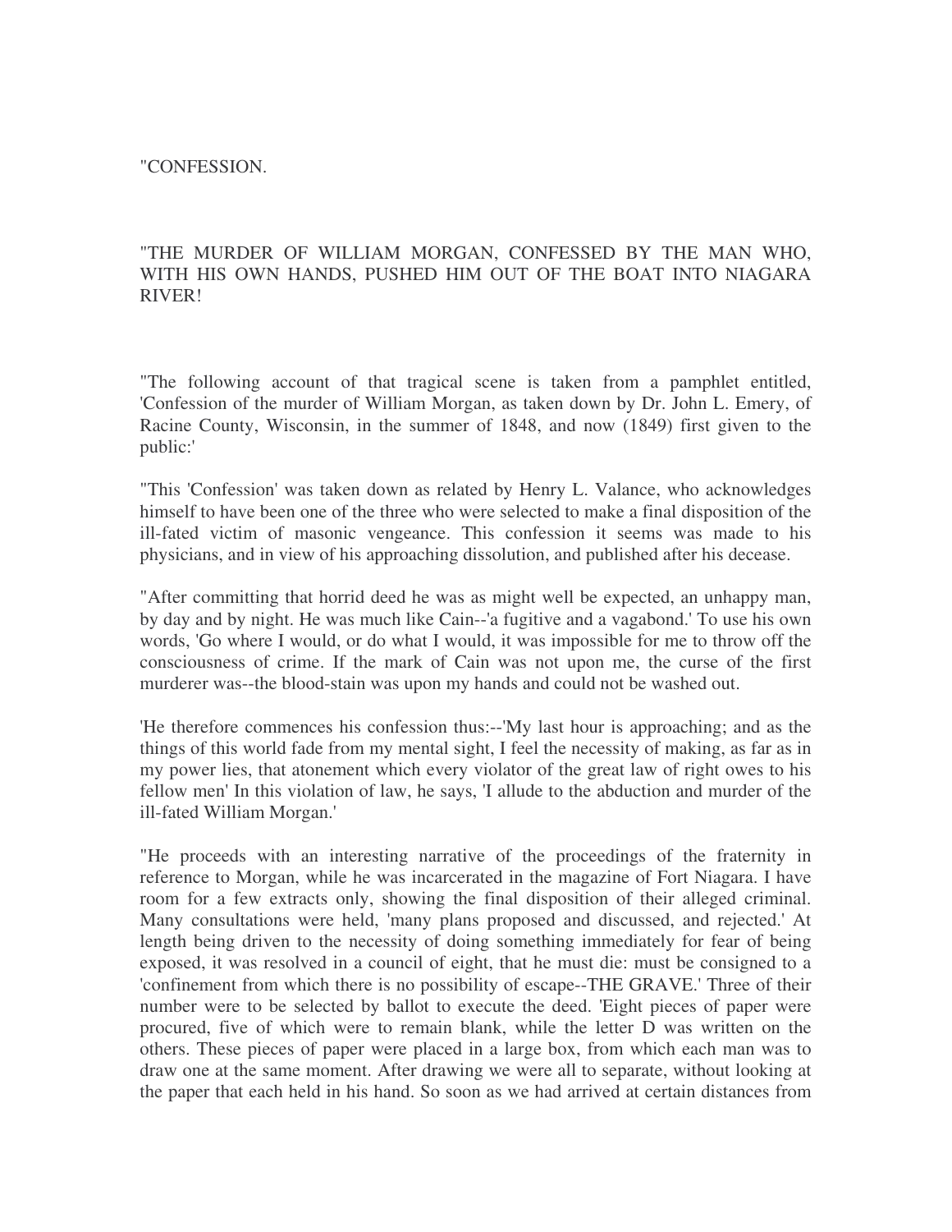"CONFESSION.

"THE MURDER OF WILLIAM MORGAN, CONFESSED BY THE MAN WHO, WITH HIS OWN HANDS, PUSHED HIM OUT OF THE BOAT INTO NIAGARA RIVER!

"The following account of that tragical scene is taken from a pamphlet entitled, 'Confession of the murder of William Morgan, as taken down by Dr. John L. Emery, of Racine County, Wisconsin, in the summer of 1848, and now (1849) first given to the public:'

"This 'Confession' was taken down as related by Henry L. Valance, who acknowledges himself to have been one of the three who were selected to make a final disposition of the ill-fated victim of masonic vengeance. This confession it seems was made to his physicians, and in view of his approaching dissolution, and published after his decease.

"After committing that horrid deed he was as might well be expected, an unhappy man, by day and by night. He was much like Cain--'a fugitive and a vagabond.' To use his own words, 'Go where I would, or do what I would, it was impossible for me to throw off the consciousness of crime. If the mark of Cain was not upon me, the curse of the first murderer was--the blood-stain was upon my hands and could not be washed out.

'He therefore commences his confession thus:--'My last hour is approaching; and as the things of this world fade from my mental sight, I feel the necessity of making, as far as in my power lies, that atonement which every violator of the great law of right owes to his fellow men' In this violation of law, he says, 'I allude to the abduction and murder of the ill-fated William Morgan.'

"He proceeds with an interesting narrative of the proceedings of the fraternity in reference to Morgan, while he was incarcerated in the magazine of Fort Niagara. I have room for a few extracts only, showing the final disposition of their alleged criminal. Many consultations were held, 'many plans proposed and discussed, and rejected.' At length being driven to the necessity of doing something immediately for fear of being exposed, it was resolved in a council of eight, that he must die: must be consigned to a 'confinement from which there is no possibility of escape--THE GRAVE.' Three of their number were to be selected by ballot to execute the deed. 'Eight pieces of paper were procured, five of which were to remain blank, while the letter D was written on the others. These pieces of paper were placed in a large box, from which each man was to draw one at the same moment. After drawing we were all to separate, without looking at the paper that each held in his hand. So soon as we had arrived at certain distances from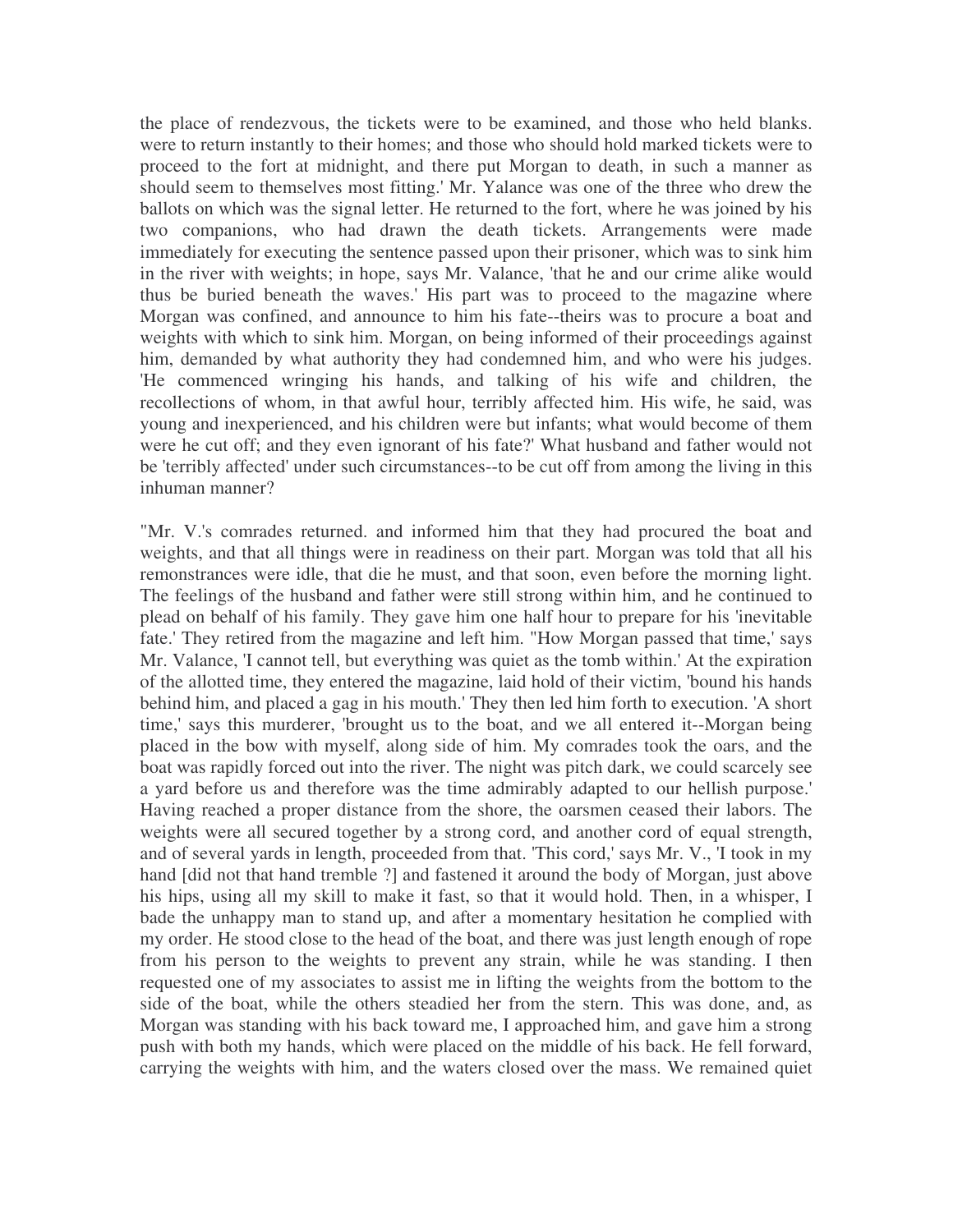the place of rendezvous, the tickets were to be examined, and those who held blanks. were to return instantly to their homes; and those who should hold marked tickets were to proceed to the fort at midnight, and there put Morgan to death, in such a manner as should seem to themselves most fitting.' Mr. Yalance was one of the three who drew the ballots on which was the signal letter. He returned to the fort, where he was joined by his two companions, who had drawn the death tickets. Arrangements were made immediately for executing the sentence passed upon their prisoner, which was to sink him in the river with weights; in hope, says Mr. Valance, 'that he and our crime alike would thus be buried beneath the waves.' His part was to proceed to the magazine where Morgan was confined, and announce to him his fate--theirs was to procure a boat and weights with which to sink him. Morgan, on being informed of their proceedings against him, demanded by what authority they had condemned him, and who were his judges. 'He commenced wringing his hands, and talking of his wife and children, the recollections of whom, in that awful hour, terribly affected him. His wife, he said, was young and inexperienced, and his children were but infants; what would become of them were he cut off; and they even ignorant of his fate?' What husband and father would not be 'terribly affected' under such circumstances--to be cut off from among the living in this inhuman manner?

"Mr. V.'s comrades returned. and informed him that they had procured the boat and weights, and that all things were in readiness on their part. Morgan was told that all his remonstrances were idle, that die he must, and that soon, even before the morning light. The feelings of the husband and father were still strong within him, and he continued to plead on behalf of his family. They gave him one half hour to prepare for his 'inevitable fate.' They retired from the magazine and left him. "How Morgan passed that time,' says Mr. Valance, 'I cannot tell, but everything was quiet as the tomb within.' At the expiration of the allotted time, they entered the magazine, laid hold of their victim, 'bound his hands behind him, and placed a gag in his mouth.' They then led him forth to execution. 'A short time,' says this murderer, 'brought us to the boat, and we all entered it--Morgan being placed in the bow with myself, along side of him. My comrades took the oars, and the boat was rapidly forced out into the river. The night was pitch dark, we could scarcely see a yard before us and therefore was the time admirably adapted to our hellish purpose.' Having reached a proper distance from the shore, the oarsmen ceased their labors. The weights were all secured together by a strong cord, and another cord of equal strength, and of several yards in length, proceeded from that. 'This cord,' says Mr. V., 'I took in my hand [did not that hand tremble ?] and fastened it around the body of Morgan, just above his hips, using all my skill to make it fast, so that it would hold. Then, in a whisper, I bade the unhappy man to stand up, and after a momentary hesitation he complied with my order. He stood close to the head of the boat, and there was just length enough of rope from his person to the weights to prevent any strain, while he was standing. I then requested one of my associates to assist me in lifting the weights from the bottom to the side of the boat, while the others steadied her from the stern. This was done, and, as Morgan was standing with his back toward me, I approached him, and gave him a strong push with both my hands, which were placed on the middle of his back. He fell forward, carrying the weights with him, and the waters closed over the mass. We remained quiet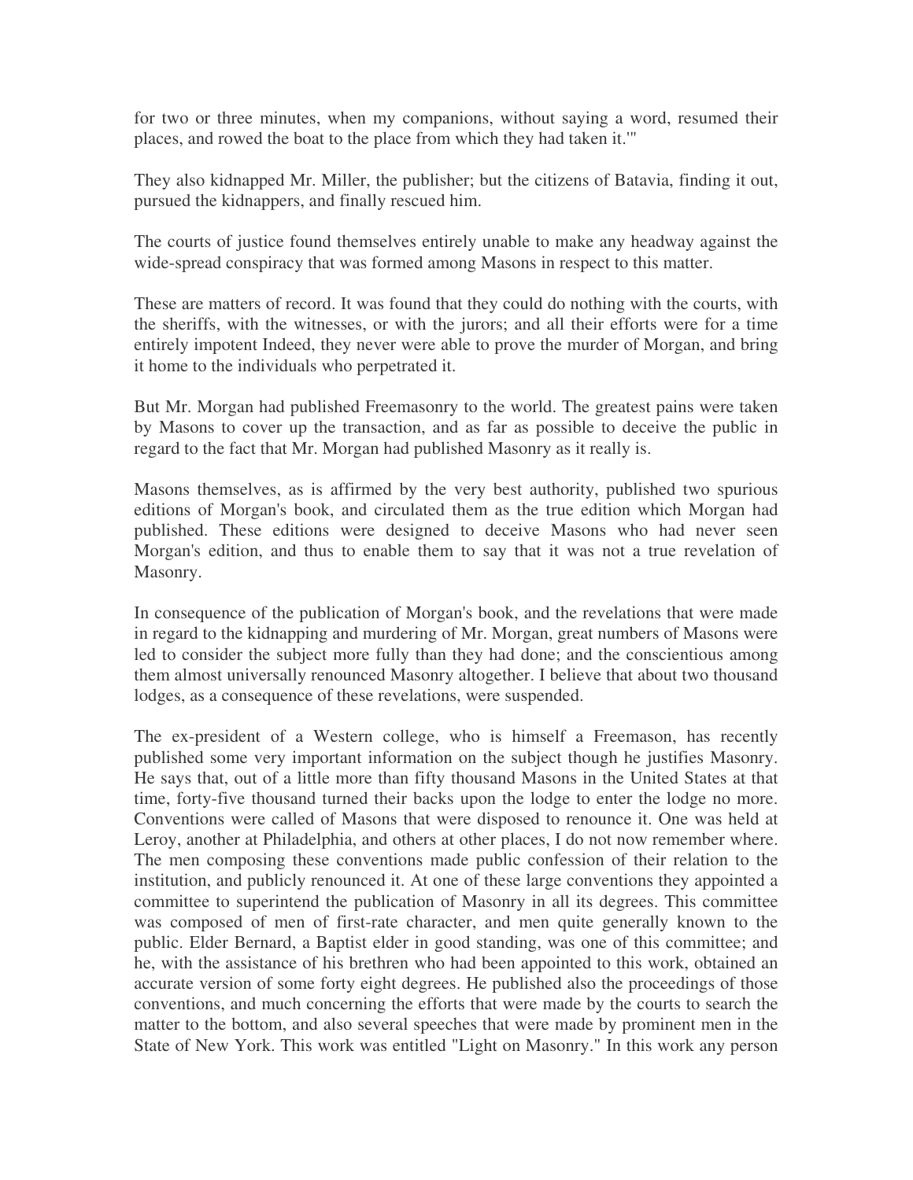for two or three minutes, when my companions, without saying a word, resumed their places, and rowed the boat to the place from which they had taken it.'"

They also kidnapped Mr. Miller, the publisher; but the citizens of Batavia, finding it out, pursued the kidnappers, and finally rescued him.

The courts of justice found themselves entirely unable to make any headway against the wide-spread conspiracy that was formed among Masons in respect to this matter.

These are matters of record. It was found that they could do nothing with the courts, with the sheriffs, with the witnesses, or with the jurors; and all their efforts were for a time entirely impotent Indeed, they never were able to prove the murder of Morgan, and bring it home to the individuals who perpetrated it.

But Mr. Morgan had published Freemasonry to the world. The greatest pains were taken by Masons to cover up the transaction, and as far as possible to deceive the public in regard to the fact that Mr. Morgan had published Masonry as it really is.

Masons themselves, as is affirmed by the very best authority, published two spurious editions of Morgan's book, and circulated them as the true edition which Morgan had published. These editions were designed to deceive Masons who had never seen Morgan's edition, and thus to enable them to say that it was not a true revelation of Masonry.

In consequence of the publication of Morgan's book, and the revelations that were made in regard to the kidnapping and murdering of Mr. Morgan, great numbers of Masons were led to consider the subject more fully than they had done; and the conscientious among them almost universally renounced Masonry altogether. I believe that about two thousand lodges, as a consequence of these revelations, were suspended.

The ex-president of a Western college, who is himself a Freemason, has recently published some very important information on the subject though he justifies Masonry. He says that, out of a little more than fifty thousand Masons in the United States at that time, forty-five thousand turned their backs upon the lodge to enter the lodge no more. Conventions were called of Masons that were disposed to renounce it. One was held at Leroy, another at Philadelphia, and others at other places, I do not now remember where. The men composing these conventions made public confession of their relation to the institution, and publicly renounced it. At one of these large conventions they appointed a committee to superintend the publication of Masonry in all its degrees. This committee was composed of men of first-rate character, and men quite generally known to the public. Elder Bernard, a Baptist elder in good standing, was one of this committee; and he, with the assistance of his brethren who had been appointed to this work, obtained an accurate version of some forty eight degrees. He published also the proceedings of those conventions, and much concerning the efforts that were made by the courts to search the matter to the bottom, and also several speeches that were made by prominent men in the State of New York. This work was entitled "Light on Masonry." In this work any person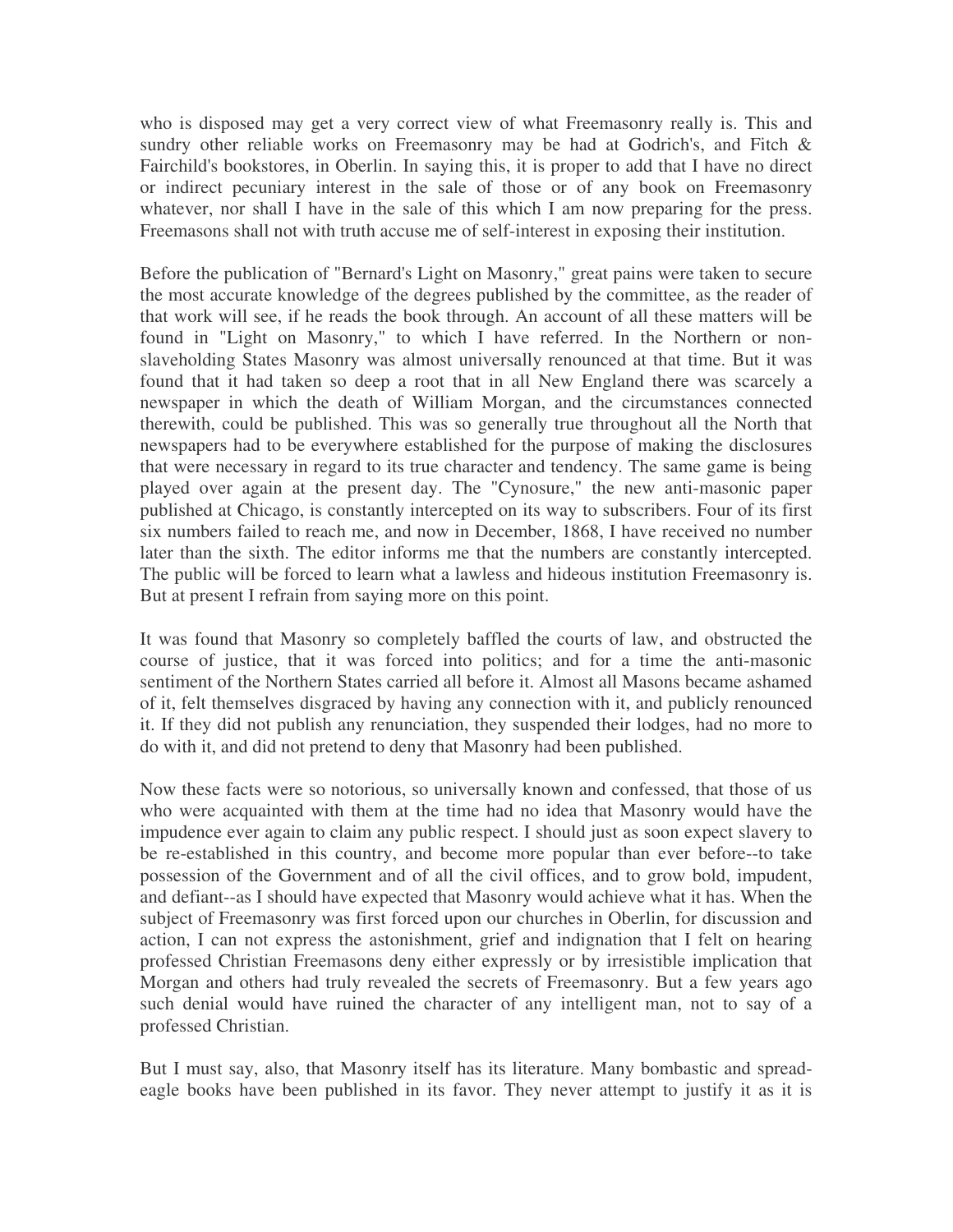who is disposed may get a very correct view of what Freemasonry really is. This and sundry other reliable works on Freemasonry may be had at Godrich's, and Fitch & Fairchild's bookstores, in Oberlin. In saying this, it is proper to add that I have no direct or indirect pecuniary interest in the sale of those or of any book on Freemasonry whatever, nor shall I have in the sale of this which I am now preparing for the press. Freemasons shall not with truth accuse me of self-interest in exposing their institution.

Before the publication of "Bernard's Light on Masonry," great pains were taken to secure the most accurate knowledge of the degrees published by the committee, as the reader of that work will see, if he reads the book through. An account of all these matters will be found in "Light on Masonry," to which I have referred. In the Northern or non-slaveholding States Masonry was almost universally renounced at that time. But it was found that it had taken so deep a root that in all New England there was scarcely a newspaper in which the death of William Morgan, and the circumstances connected therewith, could be published. This was so generally true throughout all the North that newspapers had to be everywhere established for the purpose of making the disclosures that were necessary in regard to its true character and tendency. The same game is being played over again at the present day. The "Cynosure," the new anti-masonic paper published at Chicago, is constantly intercepted on its way to subscribers. Four of its first six numbers failed to reach me, and now in December, 1868, I have received no number later than the sixth. The editor informs me that the numbers are constantly intercepted. The public will be forced to learn what a lawless and hideous institution Freemasonry is. But at present I refrain from saying more on this point.

It was found that Masonry so completely baffled the courts of law, and obstructed the course of justice, that it was forced into politics; and for a time the anti-masonic sentiment of the Northern States carried all before it. Almost all Masons became ashamed of it, felt themselves disgraced by having any connection with it, and publicly renounced it. If they did not publish any renunciation, they suspended their lodges, had no more to do with it, and did not pretend to deny that Masonry had been published.

Now these facts were so notorious, so universally known and confessed, that those of us who were acquainted with them at the time had no idea that Masonry would have the impudence ever again to claim any public respect. I should just as soon expect slavery to be re-established in this country, and become more popular than ever before--to take possession of the Government and of all the civil offices, and to grow bold, impudent, and defiant--as I should have expected that Masonry would achieve what it has. When the subject of Freemasonry was first forced upon our churches in Oberlin, for discussion and action, I can not express the astonishment, grief and indignation that I felt on hearing professed Christian Freemasons deny either expressly or by irresistible implication that Morgan and others had truly revealed the secrets of Freemasonry. But a few years ago such denial would have ruined the character of any intelligent man, not to say of a professed Christian.

But I must say, also, that Masonry itself has its literature. Many bombastic and spread-eagle books have been published in its favor. They never attempt to justify it as it is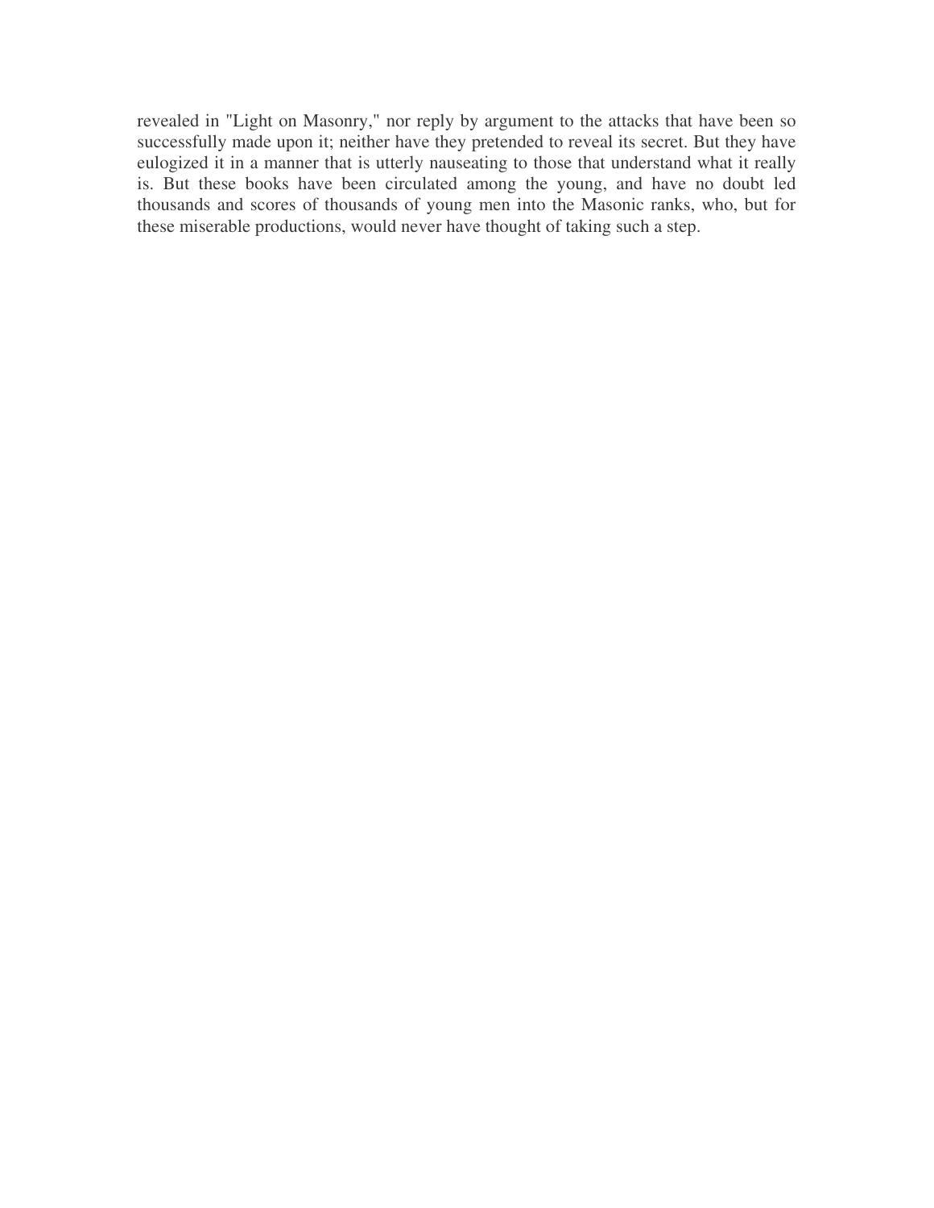revealed in "Light on Masonry," nor reply by argument to the attacks that have been so successfully made upon it; neither have they pretended to reveal its secret. But they have eulogized it in a manner that is utterly nauseating to those that understand what it really is. But these books have been circulated among the young, and have no doubt led thousands and scores of thousands of young men into the Masonic ranks, who, but for these miserable productions, would never have thought of taking such a step.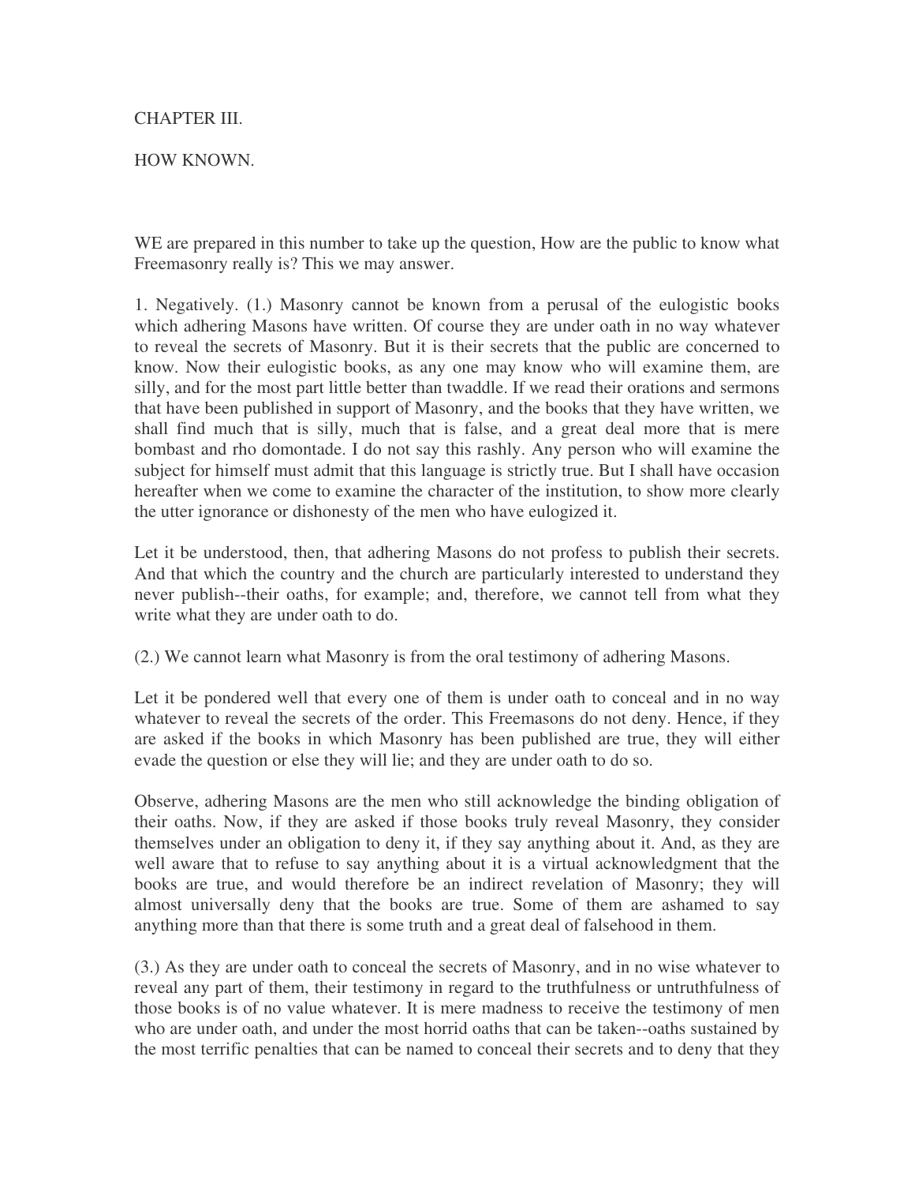# CHAPTER III.

## HOW KNOWN.

WE are prepared in this number to take up the question, How are the public to know what Freemasonry really is? This we may answer.

1. Negatively. (1.) Masonry cannot be known from a perusal of the eulogistic books which adhering Masons have written. Of course they are under oath in no way whatever to reveal the secrets of Masonry. But it is their secrets that the public are concerned to know. Now their eulogistic books, as any one may know who will examine them, are silly, and for the most part little better than twaddle. If we read their orations and sermons that have been published in support of Masonry, and the books that they have written, we shall find much that is silly, much that is false, and a great deal more that is mere bombast and rho domontade. I do not say this rashly. Any person who will examine the subject for himself must admit that this language is strictly true. But I shall have occasion hereafter when we come to examine the character of the institution, to show more clearly the utter ignorance or dishonesty of the men who have eulogized it.

Let it be understood, then, that adhering Masons do not profess to publish their secrets. And that which the country and the church are particularly interested to understand they never publish--their oaths, for example; and, therefore, we cannot tell from what they write what they are under oath to do.

(2.) We cannot learn what Masonry is from the oral testimony of adhering Masons.

Let it be pondered well that every one of them is under oath to conceal and in no way whatever to reveal the secrets of the order. This Freemasons do not deny. Hence, if they are asked if the books in which Masonry has been published are true, they will either evade the question or else they will lie; and they are under oath to do so.

Observe, adhering Masons are the men who still acknowledge the binding obligation of their oaths. Now, if they are asked if those books truly reveal Masonry, they consider themselves under an obligation to deny it, if they say anything about it. And, as they are well aware that to refuse to say anything about it is a virtual acknowledgment that the books are true, and would therefore be an indirect revelation of Masonry; they will almost universally deny that the books are true. Some of them are ashamed to say anything more than that there is some truth and a great deal of falsehood in them.

(3.) As they are under oath to conceal the secrets of Masonry, and in no wise whatever to reveal any part of them, their testimony in regard to the truthfulness or untruthfulness of those books is of no value whatever. It is mere madness to receive the testimony of men who are under oath, and under the most horrid oaths that can be taken--oaths sustained by the most terrific penalties that can be named to conceal their secrets and to deny that they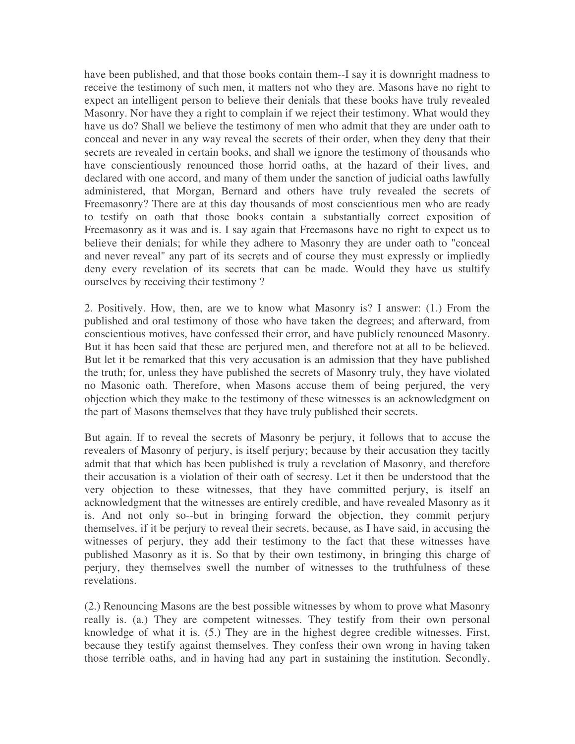have been published, and that those books contain them--I say it is downright madness to receive the testimony of such men, it matters not who they are. Masons have no right to expect an intelligent person to believe their denials that these books have truly revealed Masonry. Nor have they a right to complain if we reject their testimony. What would they have us do? Shall we believe the testimony of men who admit that they are under oath to conceal and never in any way reveal the secrets of their order, when they deny that their secrets are revealed in certain books, and shall we ignore the testimony of thousands who have conscientiously renounced those horrid oaths, at the hazard of their lives, and declared with one accord, and many of them under the sanction of judicial oaths lawfully administered, that Morgan, Bernard and others have truly revealed the secrets of Freemasonry? There are at this day thousands of most conscientious men who are ready to testify on oath that those books contain a substantially correct exposition of Freemasonry as it was and is. I say again that Freemasons have no right to expect us to believe their denials; for while they adhere to Masonry they are under oath to "conceal and never reveal" any part of its secrets and of course they must expressly or impliedly deny every revelation of its secrets that can be made. Would they have us stultify ourselves by receiving their testimony ?

2. Positively. How, then, are we to know what Masonry is? I answer: (1.) From the published and oral testimony of those who have taken the degrees; and afterward, from conscientious motives, have confessed their error, and have publicly renounced Masonry. But it has been said that these are perjured men, and therefore not at all to be believed. But let it be remarked that this very accusation is an admission that they have published the truth; for, unless they have published the secrets of Masonry truly, they have violated no Masonic oath. Therefore, when Masons accuse them of being perjured, the very objection which they make to the testimony of these witnesses is an acknowledgment on the part of Masons themselves that they have truly published their secrets.

But again. If to reveal the secrets of Masonry be perjury, it follows that to accuse the revealers of Masonry of perjury, is itself perjury; because by their accusation they tacitly admit that that which has been published is truly a revelation of Masonry, and therefore their accusation is a violation of their oath of secresy. Let it then be understood that the very objection to these witnesses, that they have committed perjury, is itself an acknowledgment that the witnesses are entirely credible, and have revealed Masonry as it is. And not only so--but in bringing forward the objection, they commit perjury themselves, if it be perjury to reveal their secrets, because, as I have said, in accusing the witnesses of perjury, they add their testimony to the fact that these witnesses have published Masonry as it is. So that by their own testimony, in bringing this charge of perjury, they themselves swell the number of witnesses to the truthfulness of these revelations.

(2.) Renouncing Masons are the best possible witnesses by whom to prove what Masonry really is. (a.) They are competent witnesses. They testify from their own personal knowledge of what it is. (5.) They are in the highest degree credible witnesses. First, because they testify against themselves. They confess their own wrong in having taken those terrible oaths, and in having had any part in sustaining the institution. Secondly,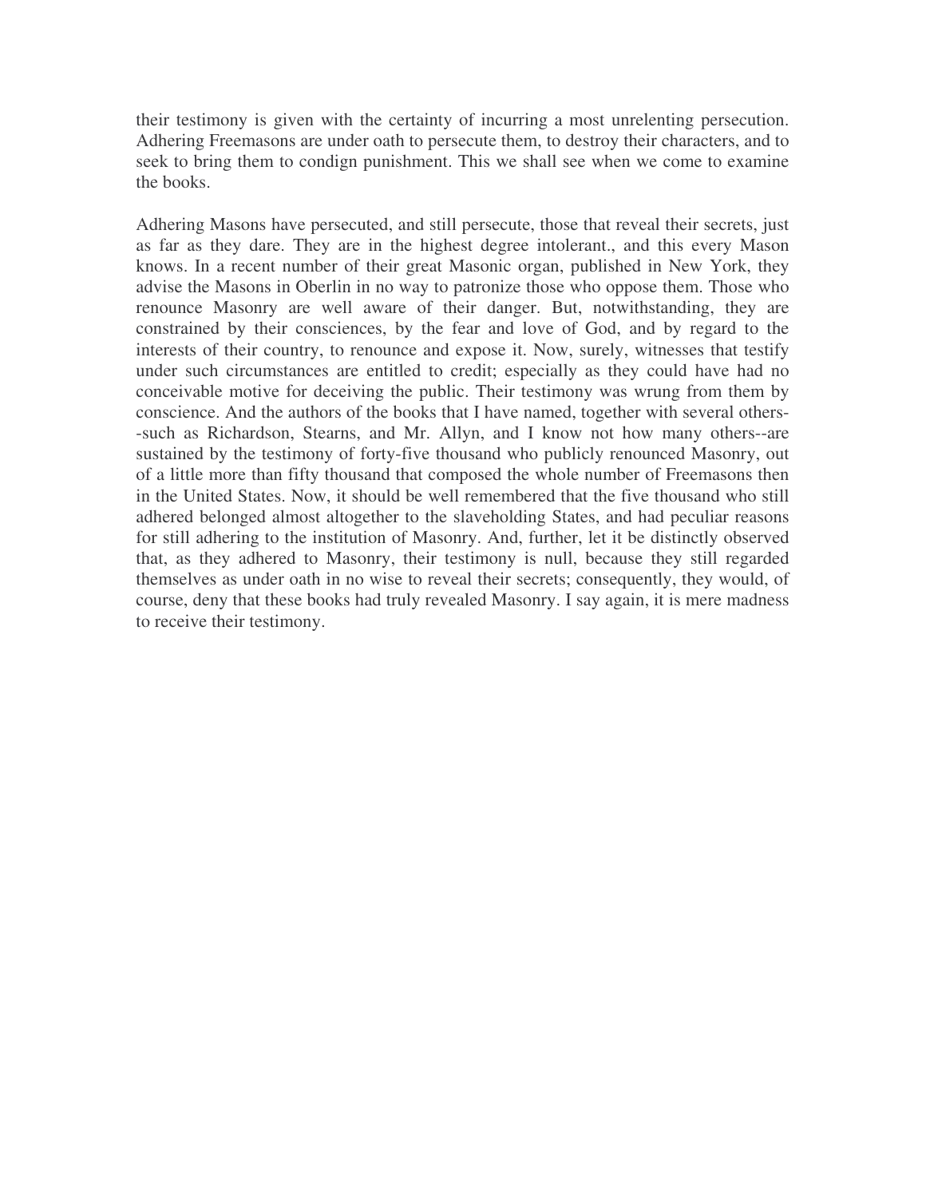their testimony is given with the certainty of incurring a most unrelenting persecution. Adhering Freemasons are under oath to persecute them, to destroy their characters, and to seek to bring them to condign punishment. This we shall see when we come to examine the books.

Adhering Masons have persecuted, and still persecute, those that reveal their secrets, just as far as they dare. They are in the highest degree intolerant., and this every Mason knows. In a recent number of their great Masonic organ, published in New York, they advise the Masons in Oberlin in no way to patronize those who oppose them. Those who renounce Masonry are well aware of their danger. But, notwithstanding, they are constrained by their consciences, by the fear and love of God, and by regard to the interests of their country, to renounce and expose it. Now, surely, witnesses that testify under such circumstances are entitled to credit; especially as they could have had no conceivable motive for deceiving the public. Their testimony was wrung from them by conscience. And the authors of the books that I have named, together with several others--such as Richardson, Stearns, and Mr. Allyn, and I know not how many others--are sustained by the testimony of forty-five thousand who publicly renounced Masonry, out of a little more than fifty thousand that composed the whole number of Freemasons then in the United States. Now, it should be well remembered that the five thousand who still adhered belonged almost altogether to the slaveholding States, and had peculiar reasons for still adhering to the institution of Masonry. And, further, let it be distinctly observed that, as they adhered to Masonry, their testimony is null, because they still regarded themselves as under oath in no wise to reveal their secrets; consequently, they would, of course, deny that these books had truly revealed Masonry. I say again, it is mere madness to receive their testimony.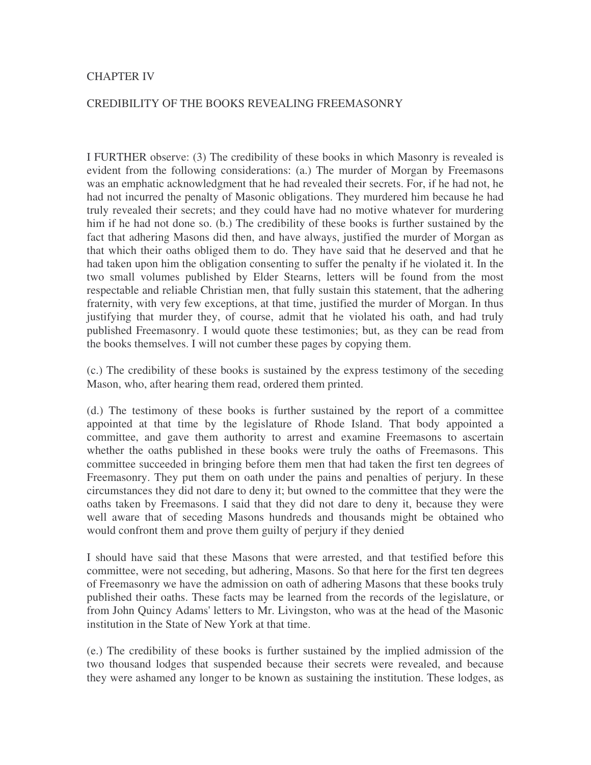# CHAPTER IV

## CREDIBILITY OF THE BOOKS REVEALING FREEMASONRY

I FURTHER observe: (3) The credibility of these books in which Masonry is revealed is evident from the following considerations: (a.) The murder of Morgan by Freemasons was an emphatic acknowledgment that he had revealed their secrets. For, if he had not, he had not incurred the penalty of Masonic obligations. They murdered him because he had truly revealed their secrets; and they could have had no motive whatever for murdering him if he had not done so. (b.) The credibility of these books is further sustained by the fact that adhering Masons did then, and have always, justified the murder of Morgan as that which their oaths obliged them to do. They have said that he deserved and that he had taken upon him the obligation consenting to suffer the penalty if he violated it. In the two small volumes published by Elder Stearns, letters will be found from the most respectable and reliable Christian men, that fully sustain this statement, that the adhering fraternity, with very few exceptions, at that time, justified the murder of Morgan. In thus justifying that murder they, of course, admit that he violated his oath, and had truly published Freemasonry. I would quote these testimonies; but, as they can be read from the books themselves. I will not cumber these pages by copying them.

(c.) The credibility of these books is sustained by the express testimony of the seceding Mason, who, after hearing them read, ordered them printed.

(d.) The testimony of these books is further sustained by the report of a committee appointed at that time by the legislature of Rhode Island. That body appointed a committee, and gave them authority to arrest and examine Freemasons to ascertain whether the oaths published in these books were truly the oaths of Freemasons. This committee succeeded in bringing before them men that had taken the first ten degrees of Freemasonry. They put them on oath under the pains and penalties of perjury. In these circumstances they did not dare to deny it; but owned to the committee that they were the oaths taken by Freemasons. I said that they did not dare to deny it, because they were well aware that of seceding Masons hundreds and thousands might be obtained who would confront them and prove them guilty of perjury if they denied

I should have said that these Masons that were arrested, and that testified before this committee, were not seceding, but adhering, Masons. So that here for the first ten degrees of Freemasonry we have the admission on oath of adhering Masons that these books truly published their oaths. These facts may be learned from the records of the legislature, or from John Quincy Adams' letters to Mr. Livingston, who was at the head of the Masonic institution in the State of New York at that time.

(e.) The credibility of these books is further sustained by the implied admission of the two thousand lodges that suspended because their secrets were revealed, and because they were ashamed any longer to be known as sustaining the institution. These lodges, as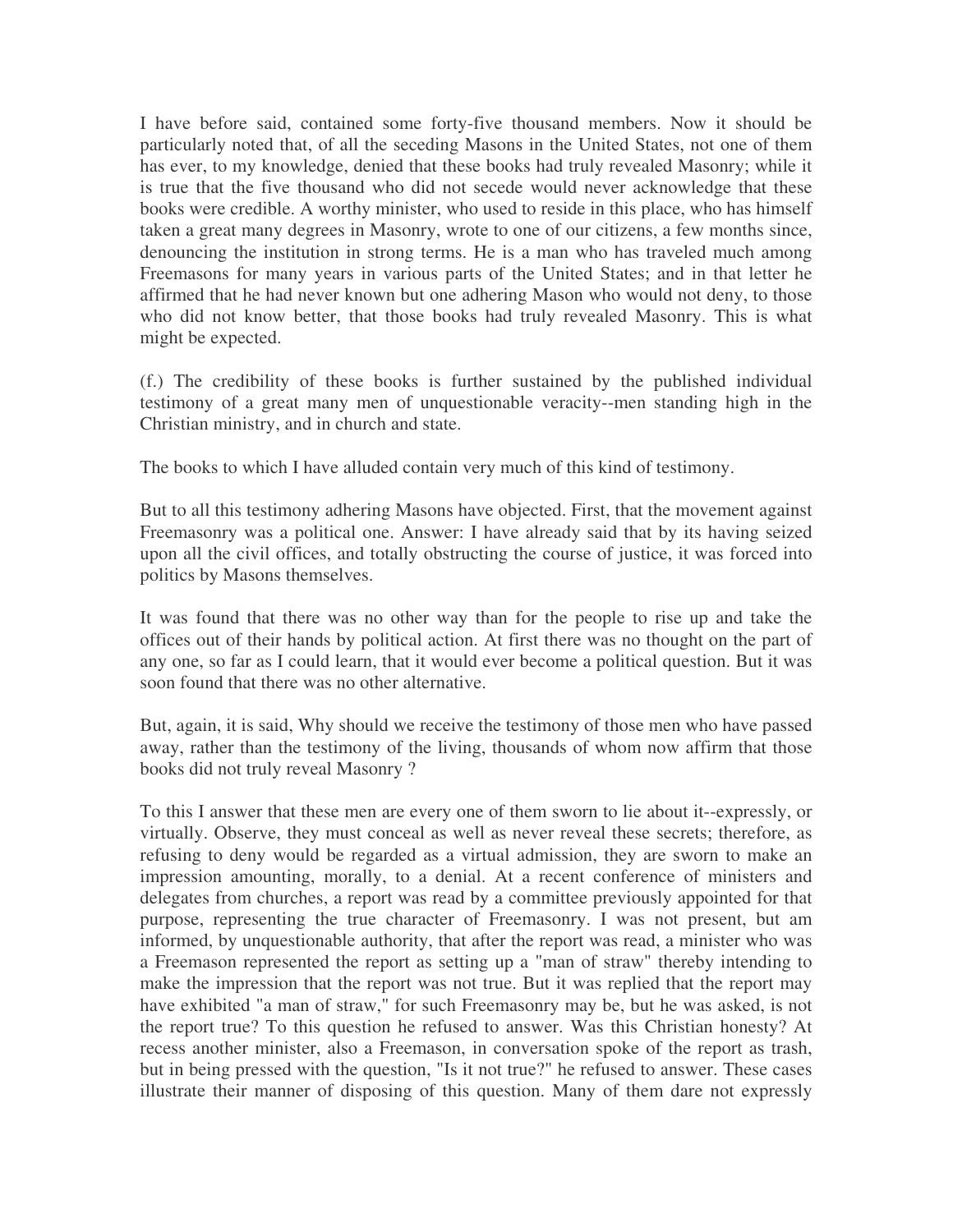I have before said, contained some forty-five thousand members. Now it should be particularly noted that, of all the seceding Masons in the United States, not one of them has ever, to my knowledge, denied that these books had truly revealed Masonry; while it is true that the five thousand who did not secede would never acknowledge that these books were credible. A worthy minister, who used to reside in this place, who has himself taken a great many degrees in Masonry, wrote to one of our citizens, a few months since, denouncing the institution in strong terms. He is a man who has traveled much among Freemasons for many years in various parts of the United States; and in that letter he affirmed that he had never known but one adhering Mason who would not deny, to those who did not know better, that those books had truly revealed Masonry. This is what might be expected.

(f.) The credibility of these books is further sustained by the published individual testimony of a great many men of unquestionable veracity--men standing high in the Christian ministry, and in church and state.

The books to which I have alluded contain very much of this kind of testimony.

But to all this testimony adhering Masons have objected. First, that the movement against Freemasonry was a political one. Answer: I have already said that by its having seized upon all the civil offices, and totally obstructing the course of justice, it was forced into politics by Masons themselves.

It was found that there was no other way than for the people to rise up and take the offices out of their hands by political action. At first there was no thought on the part of any one, so far as I could learn, that it would ever become a political question. But it was soon found that there was no other alternative.

But, again, it is said, Why should we receive the testimony of those men who have passed away, rather than the testimony of the living, thousands of whom now affirm that those books did not truly reveal Masonry ?

To this I answer that these men are every one of them sworn to lie about it--expressly, or virtually. Observe, they must conceal as well as never reveal these secrets; therefore, as refusing to deny would be regarded as a virtual admission, they are sworn to make an impression amounting, morally, to a denial. At a recent conference of ministers and delegates from churches, a report was read by a committee previously appointed for that purpose, representing the true character of Freemasonry. I was not present, but am informed, by unquestionable authority, that after the report was read, a minister who was a Freemason represented the report as setting up a "man of straw" thereby intending to make the impression that the report was not true. But it was replied that the report may have exhibited "a man of straw," for such Freemasonry may be, but he was asked, is not the report true? To this question he refused to answer. Was this Christian honesty? At recess another minister, also a Freemason, in conversation spoke of the report as trash, but in being pressed with the question, "Is it not true?" he refused to answer. These cases illustrate their manner of disposing of this question. Many of them dare not expressly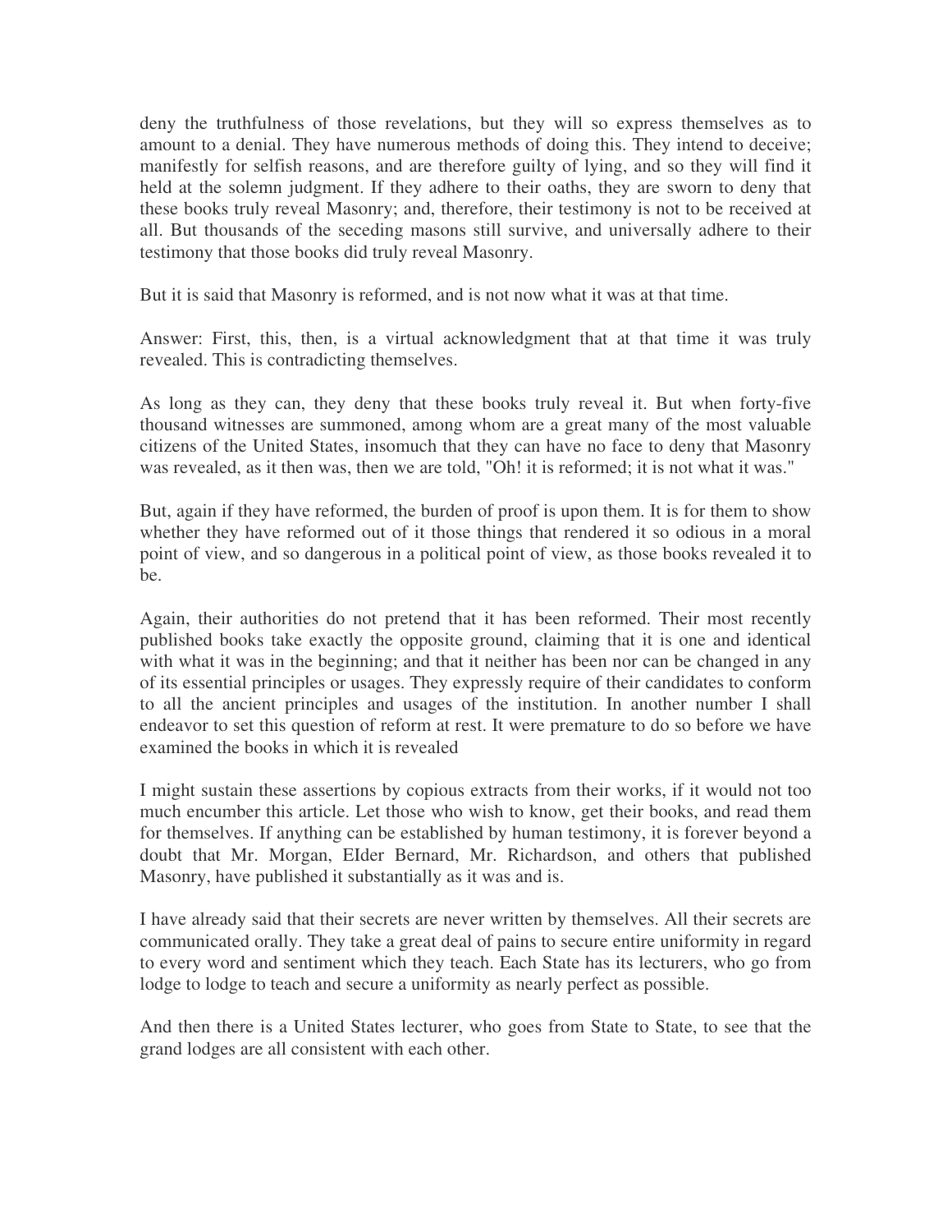deny the truthfulness of those revelations, but they will so express themselves as to amount to a denial. They have numerous methods of doing this. They intend to deceive; manifestly for selfish reasons, and are therefore guilty of lying, and so they will find it held at the solemn judgment. If they adhere to their oaths, they are sworn to deny that these books truly reveal Masonry; and, therefore, their testimony is not to be received at all. But thousands of the seceding masons still survive, and universally adhere to their testimony that those books did truly reveal Masonry.

But it is said that Masonry is reformed, and is not now what it was at that time.

Answer: First, this, then, is a virtual acknowledgment that at that time it was truly revealed. This is contradicting themselves.

As long as they can, they deny that these books truly reveal it. But when forty-five thousand witnesses are summoned, among whom are a great many of the most valuable citizens of the United States, insomuch that they can have no face to deny that Masonry was revealed, as it then was, then we are told, "Oh! it is reformed; it is not what it was."

But, again if they have reformed, the burden of proof is upon them. It is for them to show whether they have reformed out of it those things that rendered it so odious in a moral point of view, and so dangerous in a political point of view, as those books revealed it to be.

Again, their authorities do not pretend that it has been reformed. Their most recently published books take exactly the opposite ground, claiming that it is one and identical with what it was in the beginning; and that it neither has been nor can be changed in any of its essential principles or usages. They expressly require of their candidates to conform to all the ancient principles and usages of the institution. In another number I shall endeavor to set this question of reform at rest. It were premature to do so before we have examined the books in which it is revealed

I might sustain these assertions by copious extracts from their works, if it would not too much encumber this article. Let those who wish to know, get their books, and read them for themselves. If anything can be established by human testimony, it is forever beyond a doubt that Mr. Morgan, Elder Bernard, Mr. Richardson, and others that published Masonry, have published it substantially as it was and is.

I have already said that their secrets are never written by themselves. All their secrets are communicated orally. They take a great deal of pains to secure entire uniformity in regard to every word and sentiment which they teach. Each State has its lecturers, who go from lodge to lodge to teach and secure a uniformity as nearly perfect as possible.

And then there is a United States lecturer, who goes from State to State, to see that the grand lodges are all consistent with each other.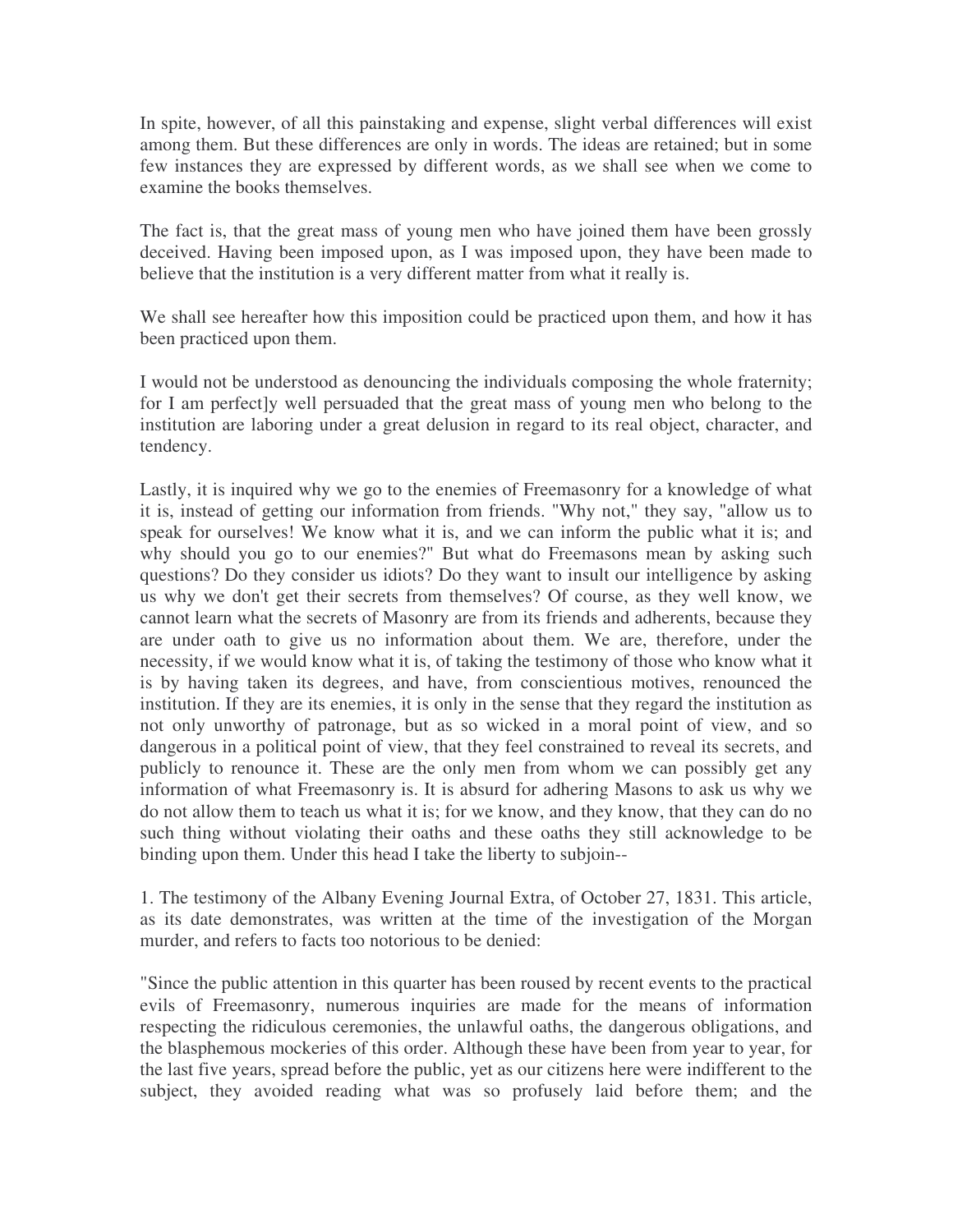In spite, however, of all this painstaking and expense, slight verbal differences will exist among them. But these differences are only in words. The ideas are retained; but in some few instances they are expressed by different words, as we shall see when we come to examine the books themselves.

The fact is, that the great mass of young men who have joined them have been grossly deceived. Having been imposed upon, as I was imposed upon, they have been made to believe that the institution is a very different matter from what it really is.

We shall see hereafter how this imposition could be practiced upon them, and how it has been practiced upon them.

I would not be understood as denouncing the individuals composing the whole fraternity; for I am perfect]y well persuaded that the great mass of young men who belong to the institution are laboring under a great delusion in regard to its real object, character, and tendency.

Lastly, it is inquired why we go to the enemies of Freemasonry for a knowledge of what it is, instead of getting our information from friends. "Why not," they say, "allow us to speak for ourselves! We know what it is, and we can inform the public what it is; and why should you go to our enemies?" But what do Freemasons mean by asking such questions? Do they consider us idiots? Do they want to insult our intelligence by asking us why we don't get their secrets from themselves? Of course, as they well know, we cannot learn what the secrets of Masonry are from its friends and adherents, because they are under oath to give us no information about them. We are, therefore, under the necessity, if we would know what it is, of taking the testimony of those who know what it is by having taken its degrees, and have, from conscientious motives, renounced the institution. If they are its enemies, it is only in the sense that they regard the institution as not only unworthy of patronage, but as so wicked in a moral point of view, and so dangerous in a political point of view, that they feel constrained to reveal its secrets, and publicly to renounce it. These are the only men from whom we can possibly get any information of what Freemasonry is. It is absurd for adhering Masons to ask us why we do not allow them to teach us what it is; for we know, and they know, that they can do no such thing without violating their oaths and these oaths they still acknowledge to be binding upon them. Under this head I take the liberty to subjoin--

1. The testimony of the Albany Evening Journal Extra, of October 27, 1831. This article, as its date demonstrates, was written at the time of the investigation of the Morgan murder, and refers to facts too notorious to be denied:

"Since the public attention in this quarter has been roused by recent events to the practical evils of Freemasonry, numerous inquiries are made for the means of information respecting the ridiculous ceremonies, the unlawful oaths, the dangerous obligations, and the blasphemous mockeries of this order. Although these have been from year to year, for the last five years, spread before the public, yet as our citizens here were indifferent to the subject, they avoided reading what was so profusely laid before them; and the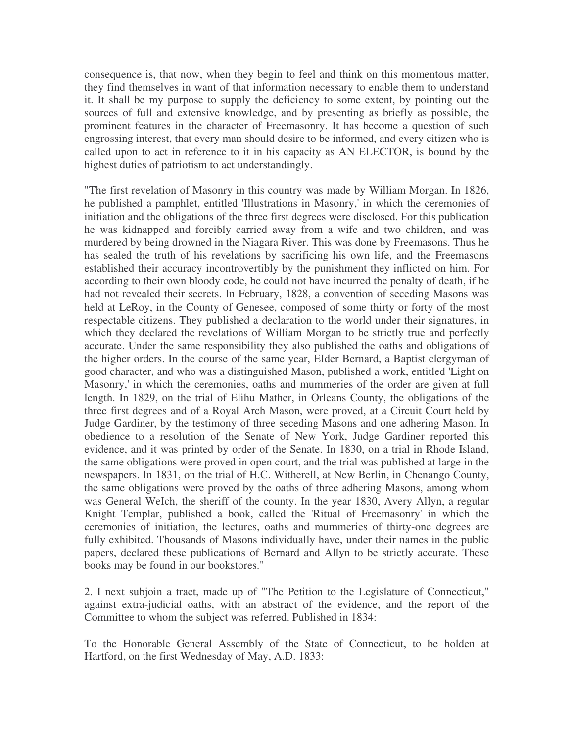consequence is, that now, when they begin to feel and think on this momentous matter, they find themselves in want of that information necessary to enable them to understand it. It shall be my purpose to supply the deficiency to some extent, by pointing out the sources of full and extensive knowledge, and by presenting as briefly as possible, the prominent features in the character of Freemasonry. It has become a question of such engrossing interest, that every man should desire to be informed, and every citizen who is called upon to act in reference to it in his capacity as AN ELECTOR, is bound by the highest duties of patriotism to act understandingly.

"The first revelation of Masonry in this country was made by William Morgan. In 1826, he published a pamphlet, entitled 'Illustrations in Masonry,' in which the ceremonies of initiation and the obligations of the three first degrees were disclosed. For this publication he was kidnapped and forcibly carried away from a wife and two children, and was murdered by being drowned in the Niagara River. This was done by Freemasons. Thus he has sealed the truth of his revelations by sacrificing his own life, and the Freemasons established their accuracy incontrovertibly by the punishment they inflicted on him. For according to their own bloody code, he could not have incurred the penalty of death, if he had not revealed their secrets. In February, 1828, a convention of seceding Masons was held at LeRoy, in the County of Genesee, composed of some thirty or forty of the most respectable citizens. They published a declaration to the world under their signatures, in which they declared the revelations of William Morgan to be strictly true and perfectly accurate. Under the same responsibility they also published the oaths and obligations of the higher orders. In the course of the same year, Elder Bernard, a Baptist clergyman of good character, and who was a distinguished Mason, published a work, entitled 'Light on Masonry,' in which the ceremonies, oaths and mummeries of the order are given at full length. In 1829, on the trial of Elihu Mather, in Orleans County, the obligations of the three first degrees and of a Royal Arch Mason, were proved, at a Circuit Court held by Judge Gardiner, by the testimony of three seceding Masons and one adhering Mason. In obedience to a resolution of the Senate of New York, Judge Gardiner reported this evidence, and it was printed by order of the Senate. In 1830, on a trial in Rhode Island, the same obligations were proved in open court, and the trial was published at large in the newspapers. In 1831, on the trial of H.C. Witherell, at New Berlin, in Chenango County, the same obligations were proved by the oaths of three adhering Masons, among whom was General Welch, the sheriff of the county. In the year 1830, Avery Allyn, a regular Knight Templar, published a book, called the 'Ritual of Freemasonry' in which the ceremonies of initiation, the lectures, oaths and mummeries of thirty-one degrees are fully exhibited. Thousands of Masons individually have, under their names in the public papers, declared these publications of Bernard and Allyn to be strictly accurate. These books may be found in our bookstores."

2. I next subjoin a tract, made up of "The Petition to the Legislature of Connecticut," against extra-judicial oaths, with an abstract of the evidence, and the report of the Committee to whom the subject was referred. Published in 1834:

To the Honorable General Assembly of the State of Connecticut, to be holden at Hartford, on the first Wednesday of May, A.D. 1833: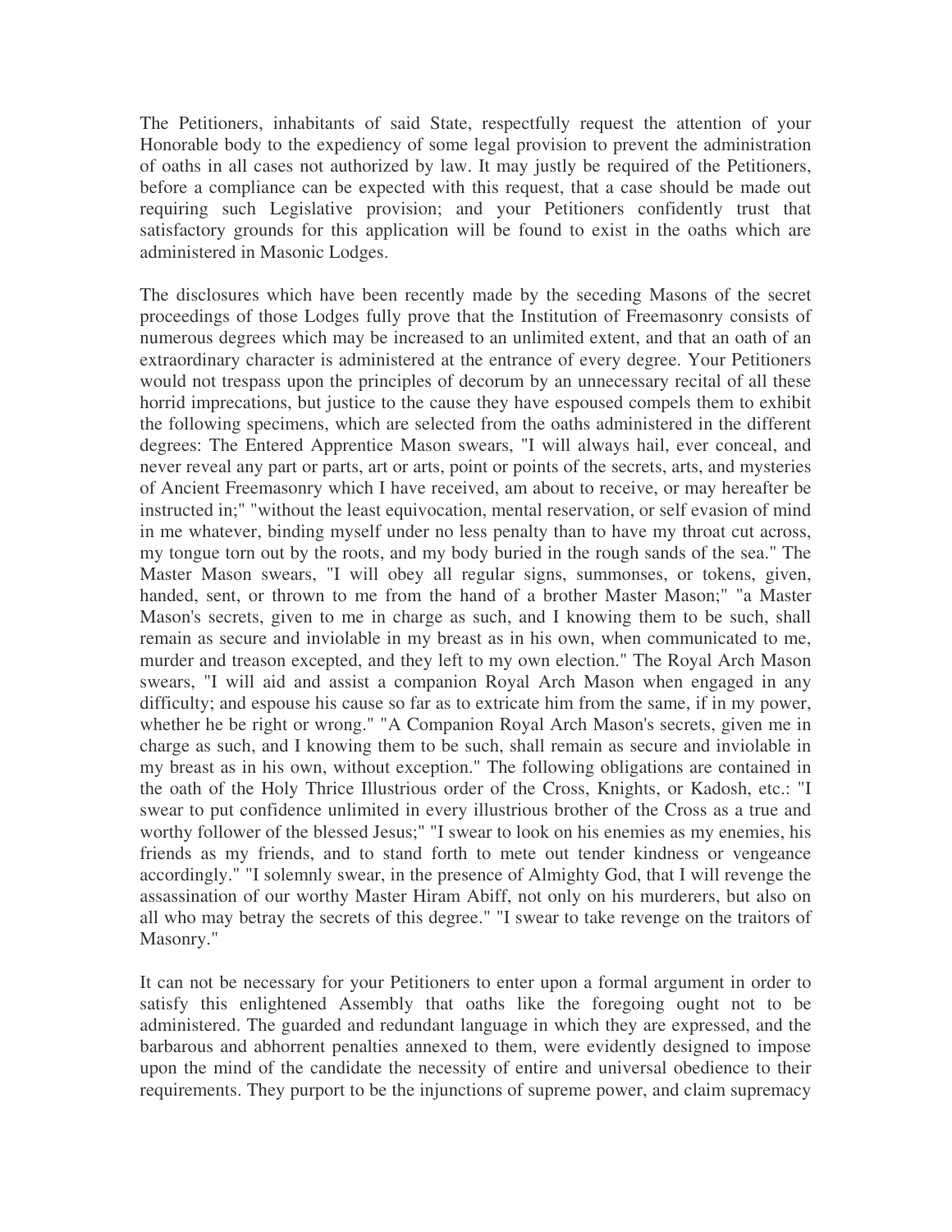The Petitioners, inhabitants of said State, respectfully request the attention of your Honorable body to the expediency of some legal provision to prevent the administration of oaths in all cases not authorized by law. It may justly be required of the Petitioners, before a compliance can be expected with this request, that a case should be made out requiring such Legislative provision; and your Petitioners confidently trust that satisfactory grounds for this application will be found to exist in the oaths which are administered in Masonic Lodges.

The disclosures which have been recently made by the seceding Masons of the secret proceedings of those Lodges fully prove that the Institution of Freemasonry consists of numerous degrees which may be increased to an unlimited extent, and that an oath of an extraordinary character is administered at the entrance of every degree. Your Petitioners would not trespass upon the principles of decorum by an unnecessary recital of all these horrid imprecations, but justice to the cause they have espoused compels them to exhibit the following specimens, which are selected from the oaths administered in the different degrees: The Entered Apprentice Mason swears, "I will always hail, ever conceal, and never reveal any part or parts, art or arts, point or points of the secrets, arts, and mysteries of Ancient Freemasonry which I have received, am about to receive, or may hereafter be instructed in;" "without the least equivocation, mental reservation, or self evasion of mind in me whatever, binding myself under no less penalty than to have my throat cut across, my tongue torn out by the roots, and my body buried in the rough sands of the sea." The Master Mason swears, "I will obey all regular signs, summonses, or tokens, given, handed, sent, or thrown to me from the hand of a brother Master Mason;" "a Master Mason's secrets, given to me in charge as such, and I knowing them to be such, shall remain as secure and inviolable in my breast as in his own, when communicated to me, murder and treason excepted, and they left to my own election." The Royal Arch Mason swears, "I will aid and assist a companion Royal Arch Mason when engaged in any difficulty; and espouse his cause so far as to extricate him from the same, if in my power, whether he be right or wrong." "A Companion Royal Arch Mason's secrets, given me in charge as such, and I knowing them to be such, shall remain as secure and inviolable in my breast as in his own, without exception." The following obligations are contained in the oath of the Holy Thrice Illustrious order of the Cross, Knights, or Kadosh, etc.: "I swear to put confidence unlimited in every illustrious brother of the Cross as a true and worthy follower of the blessed Jesus;" "I swear to look on his enemies as my enemies, his friends as my friends, and to stand forth to mete out tender kindness or vengeance accordingly." "I solemnly swear, in the presence of Almighty God, that I will revenge the assassination of our worthy Master Hiram Abiff, not only on his murderers, but also on all who may betray the secrets of this degree." "I swear to take revenge on the traitors of Masonry."

It can not be necessary for your Petitioners to enter upon a formal argument in order to satisfy this enlightened Assembly that oaths like the foregoing ought not to be administered. The guarded and redundant language in which they are expressed, and the barbarous and abhorrent penalties annexed to them, were evidently designed to impose upon the mind of the candidate the necessity of entire and universal obedience to their requirements. They purport to be the injunctions of supreme power, and claim supremacy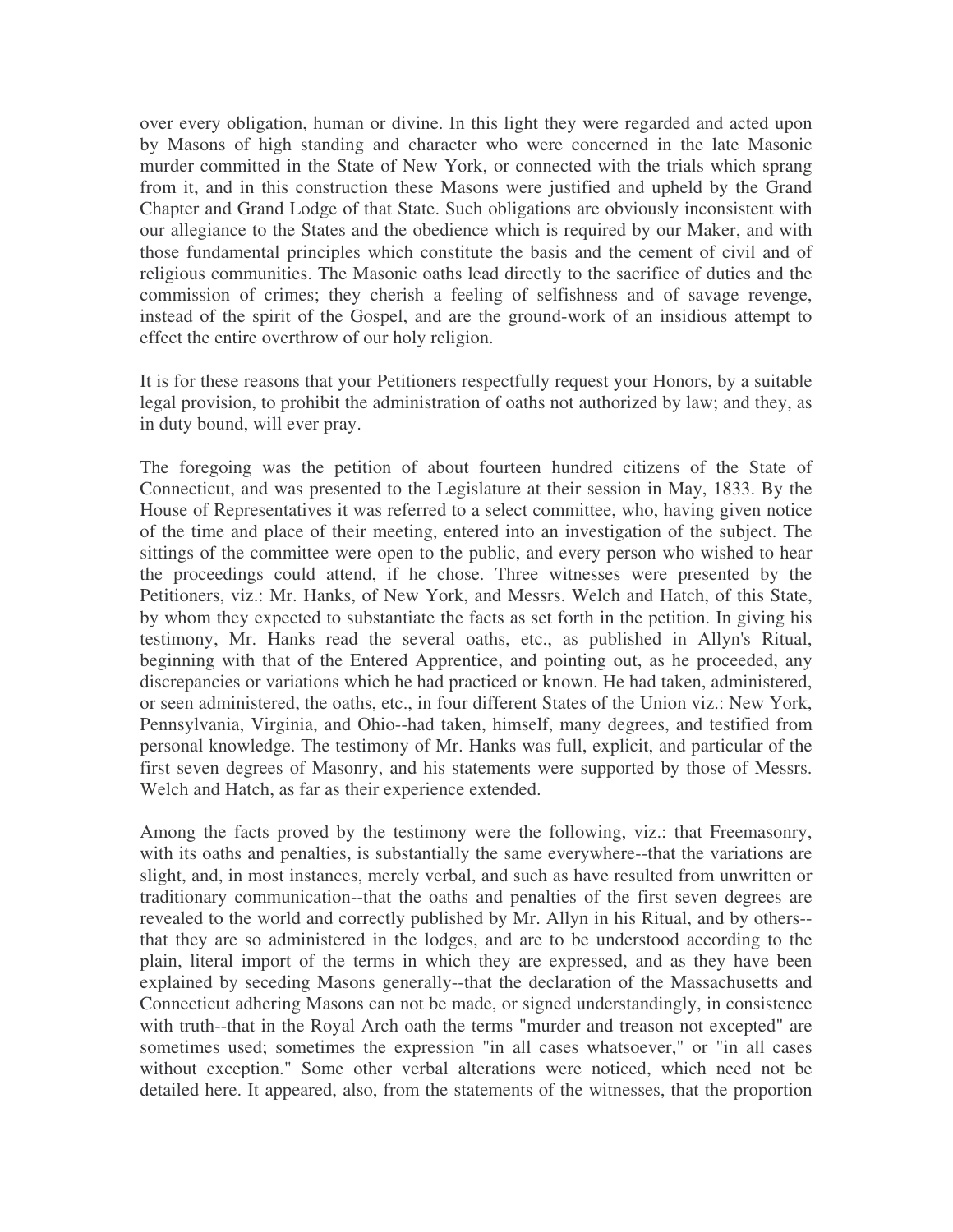over every obligation, human or divine. In this light they were regarded and acted upon by Masons of high standing and character who were concerned in the late Masonic murder committed in the State of New York, or connected with the trials which sprang from it, and in this construction these Masons were justified and upheld by the Grand Chapter and Grand Lodge of that State. Such obligations are obviously inconsistent with our allegiance to the States and the obedience which is required by our Maker, and with those fundamental principles which constitute the basis and the cement of civil and of religious communities. The Masonic oaths lead directly to the sacrifice of duties and the commission of crimes; they cherish a feeling of selfishness and of savage revenge, instead of the spirit of the Gospel, and are the ground-work of an insidious attempt to effect the entire overthrow of our holy religion.

It is for these reasons that your Petitioners respectfully request your Honors, by a suitable legal provision, to prohibit the administration of oaths not authorized by law; and they, as in duty bound, will ever pray.

The foregoing was the petition of about fourteen hundred citizens of the State of Connecticut, and was presented to the Legislature at their session in May, 1833. By the House of Representatives it was referred to a select committee, who, having given notice of the time and place of their meeting, entered into an investigation of the subject. The sittings of the committee were open to the public, and every person who wished to hear the proceedings could attend, if he chose. Three witnesses were presented by the Petitioners, viz.: Mr. Hanks, of New York, and Messrs. Welch and Hatch, of this State, by whom they expected to substantiate the facts as set forth in the petition. In giving his testimony, Mr. Hanks read the several oaths, etc., as published in Allyn's Ritual, beginning with that of the Entered Apprentice, and pointing out, as he proceeded, any discrepancies or variations which he had practiced or known. He had taken, administered, or seen administered, the oaths, etc., in four different States of the Union viz.: New York, Pennsylvania, Virginia, and Ohio--had taken, himself, many degrees, and testified from personal knowledge. The testimony of Mr. Hanks was full, explicit, and particular of the first seven degrees of Masonry, and his statements were supported by those of Messrs. Welch and Hatch, as far as their experience extended.

Among the facts proved by the testimony were the following, viz.: that Freemasonry, with its oaths and penalties, is substantially the same everywhere--that the variations are slight, and, in most instances, merely verbal, and such as have resulted from unwritten or traditionary communication--that the oaths and penalties of the first seven degrees are revealed to the world and correctly published by Mr. Allyn in his Ritual, and by others--that they are so administered in the lodges, and are to be understood according to the plain, literal import of the terms in which they are expressed, and as they have been explained by seceding Masons generally--that the declaration of the Massachusetts and Connecticut adhering Masons can not be made, or signed understandingly, in consistence with truth--that in the Royal Arch oath the terms "murder and treason not excepted" are sometimes used; sometimes the expression "in all cases whatsoever," or "in all cases without exception." Some other verbal alterations were noticed, which need not be detailed here. It appeared, also, from the statements of the witnesses, that the proportion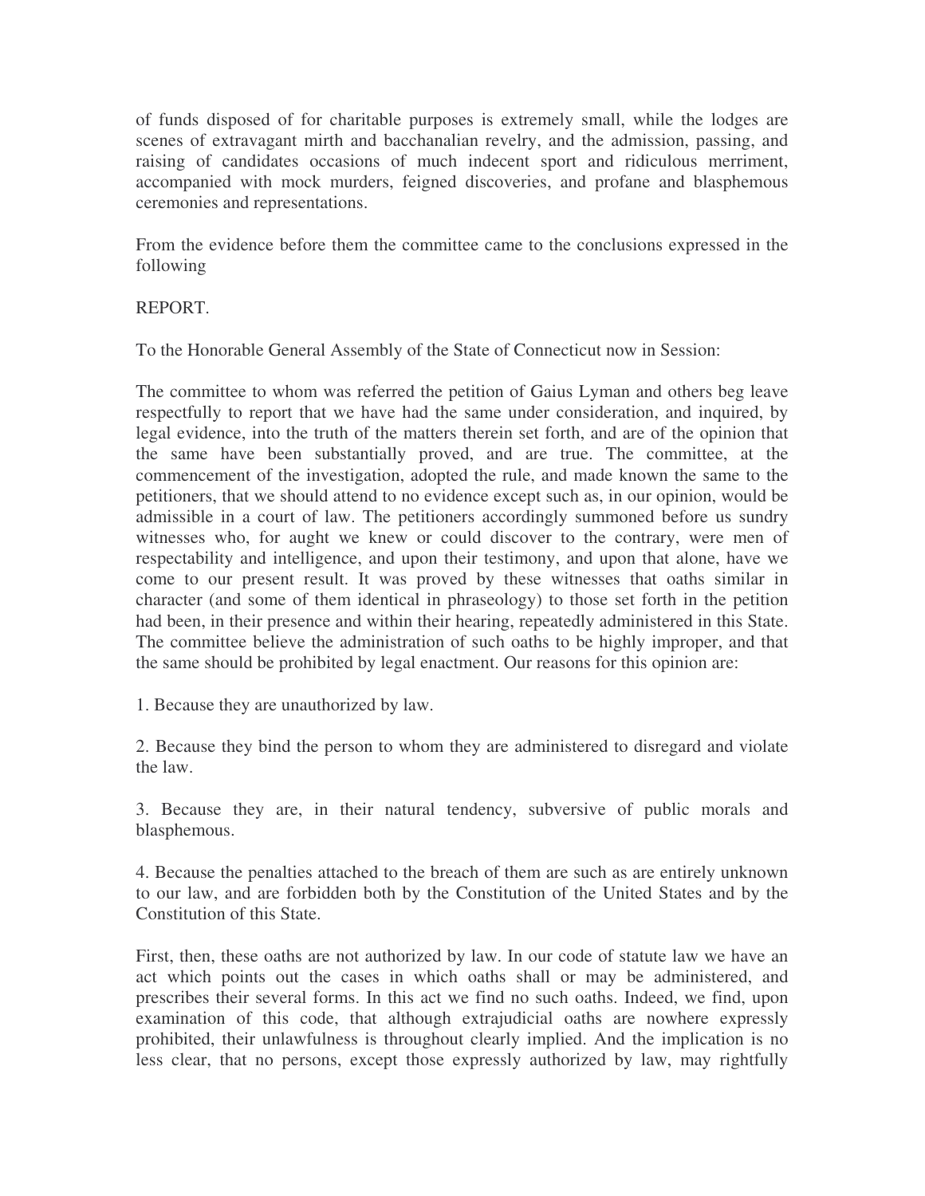of funds disposed of for charitable purposes is extremely small, while the lodges are scenes of extravagant mirth and bacchanalian revelry, and the admission, passing, and raising of candidates occasions of much indecent sport and ridiculous merriment, accompanied with mock murders, feigned discoveries, and profane and blasphemous ceremonies and representations.

From the evidence before them the committee came to the conclusions expressed in the following

REPORT.

To the Honorable General Assembly of the State of Connecticut now in Session:

The committee to whom was referred the petition of Gaius Lyman and others beg leave respectfully to report that we have had the same under consideration, and inquired, by legal evidence, into the truth of the matters therein set forth, and are of the opinion that the same have been substantially proved, and are true. The committee, at the commencement of the investigation, adopted the rule, and made known the same to the petitioners, that we should attend to no evidence except such as, in our opinion, would be admissible in a court of law. The petitioners accordingly summoned before us sundry witnesses who, for aught we knew or could discover to the contrary, were men of respectability and intelligence, and upon their testimony, and upon that alone, have we come to our present result. It was proved by these witnesses that oaths similar in character (and some of them identical in phraseology) to those set forth in the petition had been, in their presence and within their hearing, repeatedly administered in this State. The committee believe the administration of such oaths to be highly improper, and that the same should be prohibited by legal enactment. Our reasons for this opinion are:

1. Because they are unauthorized by law.

2. Because they bind the person to whom they are administered to disregard and violate the law.

3. Because they are, in their natural tendency, subversive of public morals and blasphemous.

4. Because the penalties attached to the breach of them are such as are entirely unknown to our law, and are forbidden both by the Constitution of the United States and by the Constitution of this State.

First, then, these oaths are not authorized by law. In our code of statute law we have an act which points out the cases in which oaths shall or may be administered, and prescribes their several forms. In this act we find no such oaths. Indeed, we find, upon examination of this code, that although extrajudicial oaths are nowhere expressly prohibited, their unlawfulness is throughout clearly implied. And the implication is no less clear, that no persons, except those expressly authorized by law, may rightfully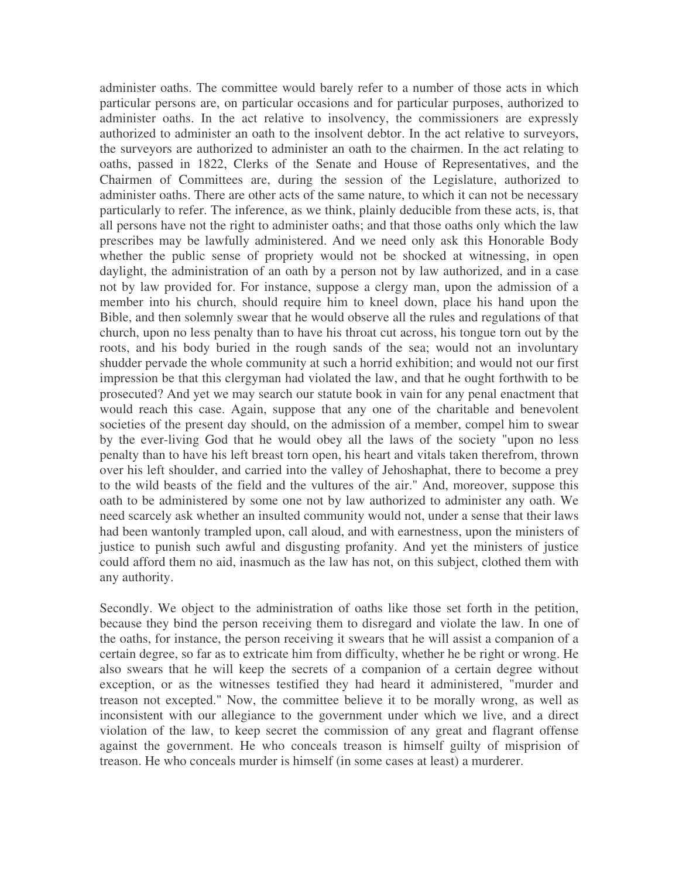administer oaths. The committee would barely refer to a number of those acts in which particular persons are, on particular occasions and for particular purposes, authorized to administer oaths. In the act relative to insolvency, the commissioners are expressly authorized to administer an oath to the insolvent debtor. In the act relative to surveyors, the surveyors are authorized to administer an oath to the chairmen. In the act relating to oaths, passed in 1822, Clerks of the Senate and House of Representatives, and the Chairmen of Committees are, during the session of the Legislature, authorized to administer oaths. There are other acts of the same nature, to which it can not be necessary particularly to refer. The inference, as we think, plainly deducible from these acts, is, that all persons have not the right to administer oaths; and that those oaths only which the law prescribes may be lawfully administered. And we need only ask this Honorable Body whether the public sense of propriety would not be shocked at witnessing, in open daylight, the administration of an oath by a person not by law authorized, and in a case not by law provided for. For instance, suppose a clergy man, upon the admission of a member into his church, should require him to kneel down, place his hand upon the Bible, and then solemnly swear that he would observe all the rules and regulations of that church, upon no less penalty than to have his throat cut across, his tongue torn out by the roots, and his body buried in the rough sands of the sea; would not an involuntary shudder pervade the whole community at such a horrid exhibition; and would not our first impression be that this clergyman had violated the law, and that he ought forthwith to be prosecuted? And yet we may search our statute book in vain for any penal enactment that would reach this case. Again, suppose that any one of the charitable and benevolent societies of the present day should, on the admission of a member, compel him to swear by the ever-living God that he would obey all the laws of the society "upon no less penalty than to have his left breast torn open, his heart and vitals taken therefrom, thrown over his left shoulder, and carried into the valley of Jehoshaphat, there to become a prey to the wild beasts of the field and the vultures of the air." And, moreover, suppose this oath to be administered by some one not by law authorized to administer any oath. We need scarcely ask whether an insulted community would not, under a sense that their laws had been wantonly trampled upon, call aloud, and with earnestness, upon the ministers of justice to punish such awful and disgusting profanity. And yet the ministers of justice could afford them no aid, inasmuch as the law has not, on this subject, clothed them with any authority.

Secondly. We object to the administration of oaths like those set forth in the petition, because they bind the person receiving them to disregard and violate the law. In one of the oaths, for instance, the person receiving it swears that he will assist a companion of a certain degree, so far as to extricate him from difficulty, whether he be right or wrong. He also swears that he will keep the secrets of a companion of a certain degree without exception, or as the witnesses testified they had heard it administered, "murder and treason not excepted." Now, the committee believe it to be morally wrong, as well as inconsistent with our allegiance to the government under which we live, and a direct violation of the law, to keep secret the commission of any great and flagrant offense against the government. He who conceals treason is himself guilty of misprision of treason. He who conceals murder is himself (in some cases at least) a murderer.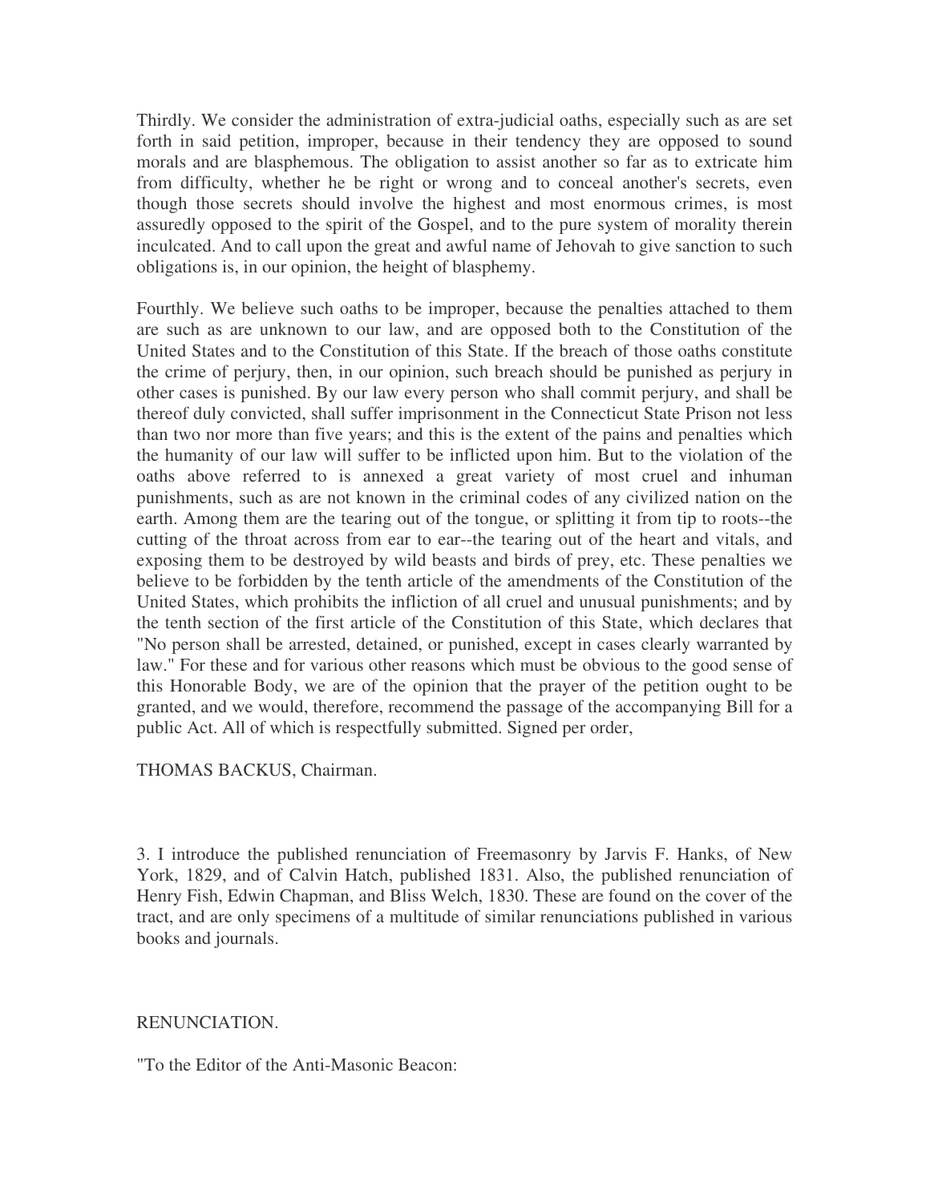Thirdly. We consider the administration of extra-judicial oaths, especially such as are set forth in said petition, improper, because in their tendency they are opposed to sound morals and are blasphemous. The obligation to assist another so far as to extricate him from difficulty, whether he be right or wrong and to conceal another's secrets, even though those secrets should involve the highest and most enormous crimes, is most assuredly opposed to the spirit of the Gospel, and to the pure system of morality therein inculcated. And to call upon the great and awful name of Jehovah to give sanction to such obligations is, in our opinion, the height of blasphemy.

Fourthly. We believe such oaths to be improper, because the penalties attached to them are such as are unknown to our law, and are opposed both to the Constitution of the United States and to the Constitution of this State. If the breach of those oaths constitute the crime of perjury, then, in our opinion, such breach should be punished as perjury in other cases is punished. By our law every person who shall commit perjury, and shall be thereof duly convicted, shall suffer imprisonment in the Connecticut State Prison not less than two nor more than five years; and this is the extent of the pains and penalties which the humanity of our law will suffer to be inflicted upon him. But to the violation of the oaths above referred to is annexed a great variety of most cruel and inhuman punishments, such as are not known in the criminal codes of any civilized nation on the earth. Among them are the tearing out of the tongue, or splitting it from tip to roots--the cutting of the throat across from ear to ear--the tearing out of the heart and vitals, and exposing them to be destroyed by wild beasts and birds of prey, etc. These penalties we believe to be forbidden by the tenth article of the amendments of the Constitution of the United States, which prohibits the infliction of all cruel and unusual punishments; and by the tenth section of the first article of the Constitution of this State, which declares that "No person shall be arrested, detained, or punished, except in cases clearly warranted by law." For these and for various other reasons which must be obvious to the good sense of this Honorable Body, we are of the opinion that the prayer of the petition ought to be granted, and we would, therefore, recommend the passage of the accompanying Bill for a public Act. All of which is respectfully submitted. Signed per order,

THOMAS BACKUS, Chairman.

3. I introduce the published renunciation of Freemasonry by Jarvis F. Hanks, of New York, 1829, and of Calvin Hatch, published 1831. Also, the published renunciation of Henry Fish, Edwin Chapman, and Bliss Welch, 1830. These are found on the cover of the tract, and are only specimens of a multitude of similar renunciations published in various books and journals.

RENUNCIATION.

"To the Editor of the Anti-Masonic Beacon: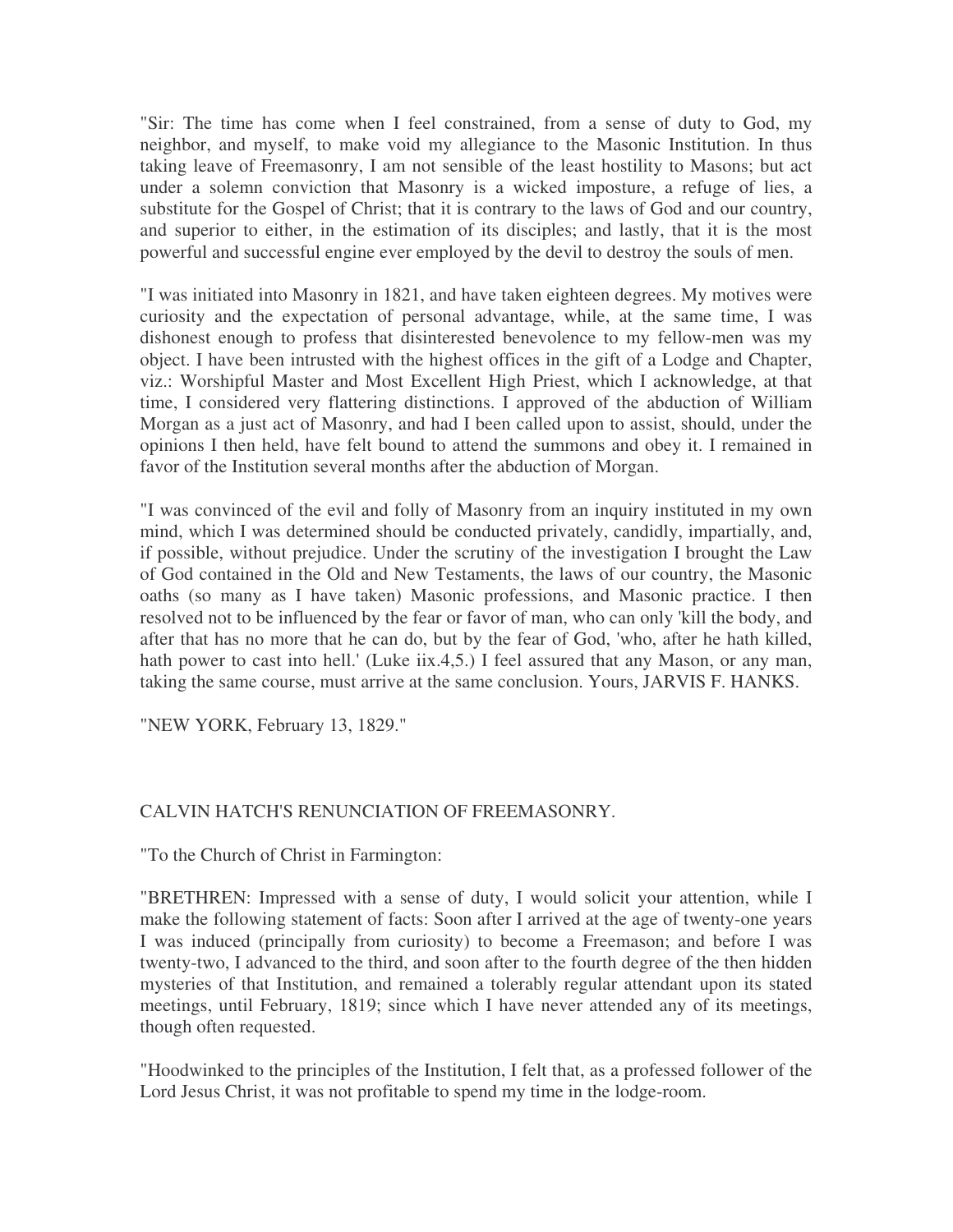"Sir: The time has come when I feel constrained, from a sense of duty to God, my neighbor, and myself, to make void my allegiance to the Masonic Institution. In thus taking leave of Freemasonry, I am not sensible of the least hostility to Masons; but act under a solemn conviction that Masonry is a wicked imposture, a refuge of lies, a substitute for the Gospel of Christ; that it is contrary to the laws of God and our country, and superior to either, in the estimation of its disciples; and lastly, that it is the most powerful and successful engine ever employed by the devil to destroy the souls of men.

"I was initiated into Masonry in 1821, and have taken eighteen degrees. My motives were curiosity and the expectation of personal advantage, while, at the same time, I was dishonest enough to profess that disinterested benevolence to my fellow-men was my object. I have been intrusted with the highest offices in the gift of a Lodge and Chapter, viz.: Worshipful Master and Most Excellent High Priest, which I acknowledge, at that time, I considered very flattering distinctions. I approved of the abduction of William Morgan as a just act of Masonry, and had I been called upon to assist, should, under the opinions I then held, have felt bound to attend the summons and obey it. I remained in favor of the Institution several months after the abduction of Morgan.

"I was convinced of the evil and folly of Masonry from an inquiry instituted in my own mind, which I was determined should be conducted privately, candidly, impartially, and, if possible, without prejudice. Under the scrutiny of the investigation I brought the Law of God contained in the Old and New Testaments, the laws of our country, the Masonic oaths (so many as I have taken) Masonic professions, and Masonic practice. I then resolved not to be influenced by the fear or favor of man, who can only 'kill the body, and after that has no more that he can do, but by the fear of God, 'who, after he hath killed, hath power to cast into hell.' (Luke iix.4,5.) I feel assured that any Mason, or any man, taking the same course, must arrive at the same conclusion. Yours, JARVIS F. HANKS.

"NEW YORK, February 13, 1829."

## CALVIN HATCH'S RENUNCIATION OF FREEMASONRY.

"To the Church of Christ in Farmington:

"BRETHREN: Impressed with a sense of duty, I would solicit your attention, while I make the following statement of facts: Soon after I arrived at the age of twenty-one years I was induced (principally from curiosity) to become a Freemason; and before I was twenty-two, I advanced to the third, and soon after to the fourth degree of the then hidden mysteries of that Institution, and remained a tolerably regular attendant upon its stated meetings, until February, 1819; since which I have never attended any of its meetings, though often requested.

"Hoodwinked to the principles of the Institution, I felt that, as a professed follower of the Lord Jesus Christ, it was not profitable to spend my time in the lodge-room.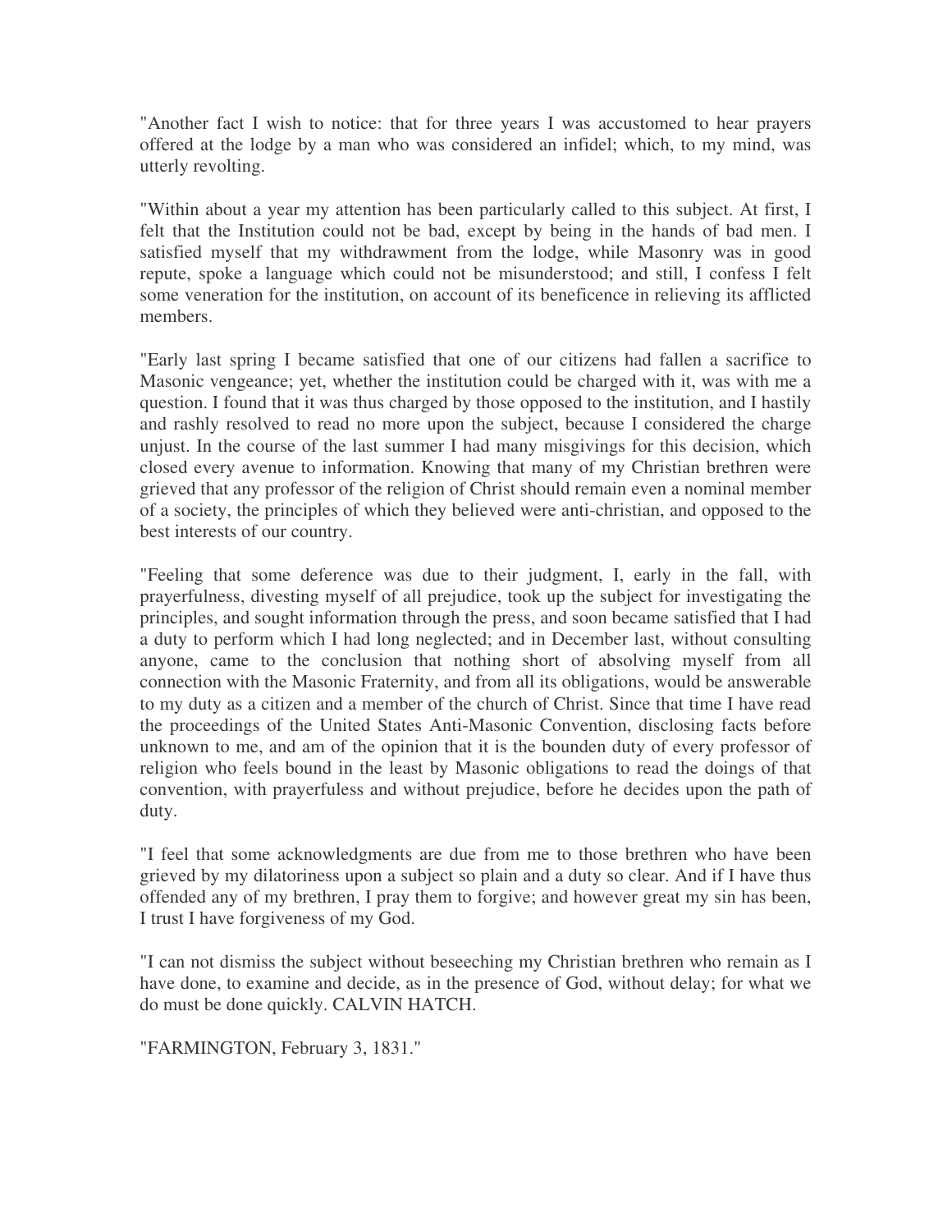"Another fact I wish to notice: that for three years I was accustomed to hear prayers offered at the lodge by a man who was considered an infidel; which, to my mind, was utterly revolting.

"Within about a year my attention has been particularly called to this subject. At first, I felt that the Institution could not be bad, except by being in the hands of bad men. I satisfied myself that my withdrawment from the lodge, while Masonry was in good repute, spoke a language which could not be misunderstood; and still, I confess I felt some veneration for the institution, on account of its beneficence in relieving its afflicted members.

"Early last spring I became satisfied that one of our citizens had fallen a sacrifice to Masonic vengeance; yet, whether the institution could be charged with it, was with me a question. I found that it was thus charged by those opposed to the institution, and I hastily and rashly resolved to read no more upon the subject, because I considered the charge unjust. In the course of the last summer I had many misgivings for this decision, which closed every avenue to information. Knowing that many of my Christian brethren were grieved that any professor of the religion of Christ should remain even a nominal member of a society, the principles of which they believed were anti-christian, and opposed to the best interests of our country.

"Feeling that some deference was due to their judgment, I, early in the fall, with prayerfulness, divesting myself of all prejudice, took up the subject for investigating the principles, and sought information through the press, and soon became satisfied that I had a duty to perform which I had long neglected; and in December last, without consulting anyone, came to the conclusion that nothing short of absolving myself from all connection with the Masonic Fraternity, and from all its obligations, would be answerable to my duty as a citizen and a member of the church of Christ. Since that time I have read the proceedings of the United States Anti-Masonic Convention, disclosing facts before unknown to me, and am of the opinion that it is the bounden duty of every professor of religion who feels bound in the least by Masonic obligations to read the doings of that convention, with prayerfuless and without prejudice, before he decides upon the path of duty.

"I feel that some acknowledgments are due from me to those brethren who have been grieved by my dilatoriness upon a subject so plain and a duty so clear. And if I have thus offended any of my brethren, I pray them to forgive; and however great my sin has been, I trust I have forgiveness of my God.

"I can not dismiss the subject without beseeching my Christian brethren who remain as I have done, to examine and decide, as in the presence of God, without delay; for what we do must be done quickly. CALVIN HATCH.

"FARMINGTON, February 3, 1831."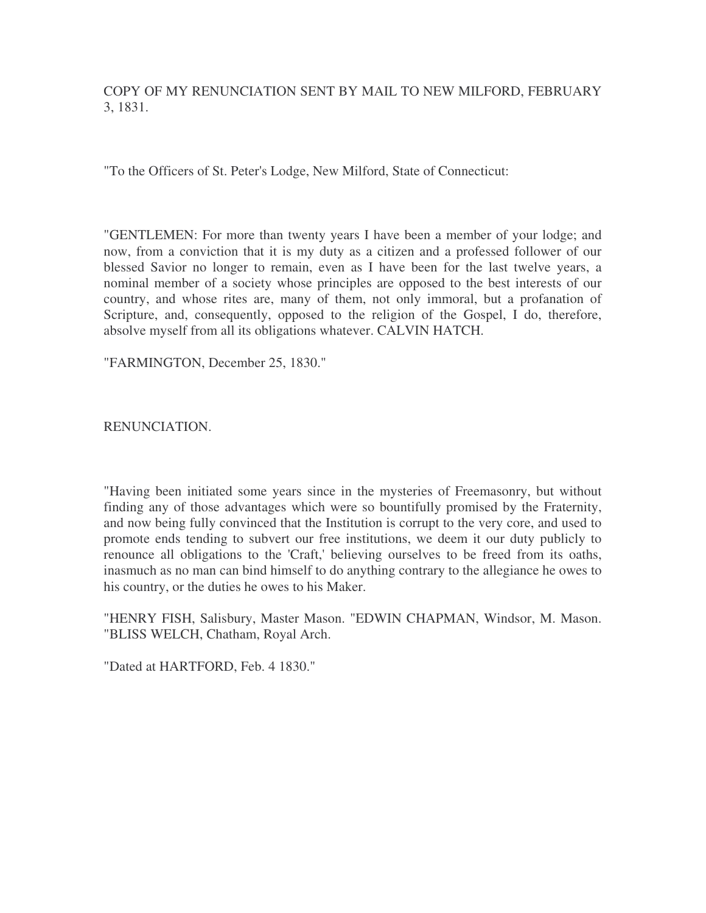COPY OF MY RENUNCIATION SENT BY MAIL TO NEW MILFORD, FEBRUARY 3, 1831.

"To the Officers of St. Peter's Lodge, New Milford, State of Connecticut:

"GENTLEMEN: For more than twenty years I have been a member of your lodge; and now, from a conviction that it is my duty as a citizen and a professed follower of our blessed Savior no longer to remain, even as I have been for the last twelve years, a nominal member of a society whose principles are opposed to the best interests of our country, and whose rites are, many of them, not only immoral, but a profanation of Scripture, and, consequently, opposed to the religion of the Gospel, I do, therefore, absolve myself from all its obligations whatever. CALVIN HATCH.

"FARMINGTON, December 25, 1830."

RENUNCIATION.

"Having been initiated some years since in the mysteries of Freemasonry, but without finding any of those advantages which were so bountifully promised by the Fraternity, and now being fully convinced that the Institution is corrupt to the very core, and used to promote ends tending to subvert our free institutions, we deem it our duty publicly to renounce all obligations to the 'Craft,' believing ourselves to be freed from its oaths, inasmuch as no man can bind himself to do anything contrary to the allegiance he owes to his country, or the duties he owes to his Maker.

"HENRY FISH, Salisbury, Master Mason. "EDWIN CHAPMAN, Windsor, M. Mason. "BLISS WELCH, Chatham, Royal Arch.

"Dated at HARTFORD, Feb. 4 1830."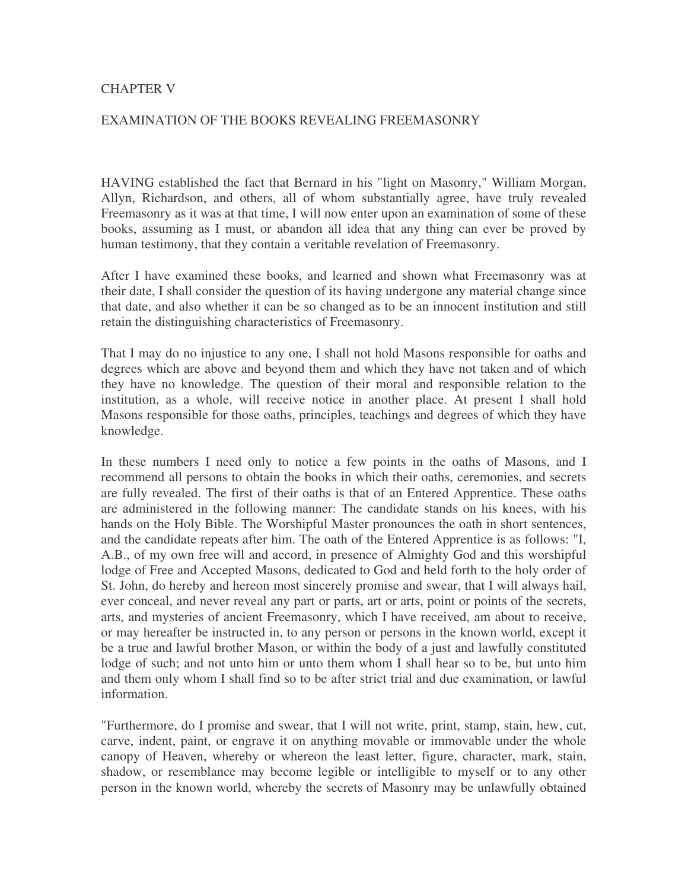## CHAPTER V

## EXAMINATION OF THE BOOKS REVEALING FREEMASONRY

HAVING established the fact that Bernard in his "light on Masonry," William Morgan, Allyn, Richardson, and others, all of whom substantially agree, have truly revealed Freemasonry as it was at that time, I will now enter upon an examination of some of these books, assuming as I must, or abandon all idea that any thing can ever be proved by human testimony, that they contain a veritable revelation of Freemasonry.

After I have examined these books, and learned and shown what Freemasonry was at their date, I shall consider the question of its having undergone any material change since that date, and also whether it can be so changed as to be an innocent institution and still retain the distinguishing characteristics of Freemasonry.

That I may do no injustice to any one, I shall not hold Masons responsible for oaths and degrees which are above and beyond them and which they have not taken and of which they have no knowledge. The question of their moral and responsible relation to the institution, as a whole, will receive notice in another place. At present I shall hold Masons responsible for those oaths, principles, teachings and degrees of which they have knowledge.

In these numbers I need only to notice a few points in the oaths of Masons, and I recommend all persons to obtain the books in which their oaths, ceremonies, and secrets are fully revealed. The first of their oaths is that of an Entered Apprentice. These oaths are administered in the following manner: The candidate stands on his knees, with his hands on the Holy Bible. The Worshipful Master pronounces the oath in short sentences, and the candidate repeats after him. The oath of the Entered Apprentice is as follows: "I, A.B., of my own free will and accord, in presence of Almighty God and this worshipful lodge of Free and Accepted Masons, dedicated to God and held forth to the holy order of St. John, do hereby and hereon most sincerely promise and swear, that I will always hail, ever conceal, and never reveal any part or parts, art or arts, point or points of the secrets, arts, and mysteries of ancient Freemasonry, which I have received, am about to receive, or may hereafter be instructed in, to any person or persons in the known world, except it be a true and lawful brother Mason, or within the body of a just and lawfully constituted lodge of such; and not unto him or unto them whom I shall hear so to be, but unto him and them only whom I shall find so to be after strict trial and due examination, or lawful information.

"Furthermore, do I promise and swear, that I will not write, print, stamp, stain, hew, cut, carve, indent, paint, or engrave it on anything movable or immovable under the whole canopy of Heaven, whereby or whereon the least letter, figure, character, mark, stain, shadow, or resemblance may become legible or intelligible to myself or to any other person in the known world, whereby the secrets of Masonry may be unlawfully obtained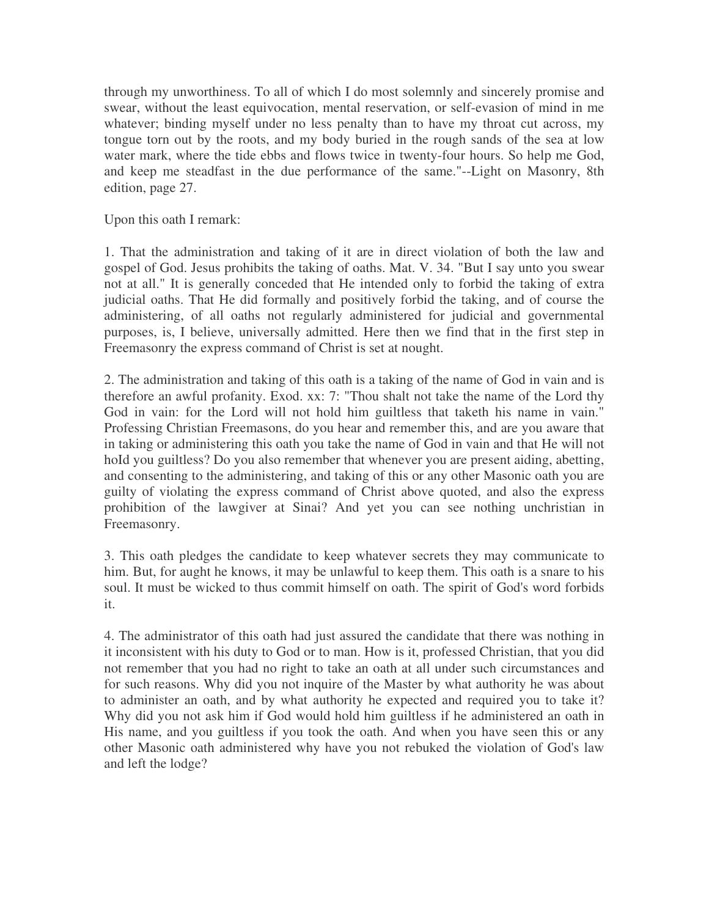through my unworthiness. To all of which I do most solemnly and sincerely promise and swear, without the least equivocation, mental reservation, or self-evasion of mind in me whatever; binding myself under no less penalty than to have my throat cut across, my tongue torn out by the roots, and my body buried in the rough sands of the sea at low water mark, where the tide ebbs and flows twice in twenty-four hours. So help me God, and keep me steadfast in the due performance of the same."--Light on Masonry, 8th edition, page 27.

Upon this oath I remark:

1. That the administration and taking of it are in direct violation of both the law and gospel of God. Jesus prohibits the taking of oaths. Mat. V. 34. "But I say unto you swear not at all." It is generally conceded that He intended only to forbid the taking of extra judicial oaths. That He did formally and positively forbid the taking, and of course the administering, of all oaths not regularly administered for judicial and governmental purposes, is, I believe, universally admitted. Here then we find that in the first step in Freemasonry the express command of Christ is set at nought.

2. The administration and taking of this oath is a taking of the name of God in vain and is therefore an awful profanity. Exod. xx: 7: "Thou shalt not take the name of the Lord thy God in vain: for the Lord will not hold him guiltless that taketh his name in vain." Professing Christian Freemasons, do you hear and remember this, and are you aware that in taking or administering this oath you take the name of God in vain and that He will not hoId you guiltless? Do you also remember that whenever you are present aiding, abetting, and consenting to the administering, and taking of this or any other Masonic oath you are guilty of violating the express command of Christ above quoted, and also the express prohibition of the lawgiver at Sinai? And yet you can see nothing unchristian in Freemasonry.

3. This oath pledges the candidate to keep whatever secrets they may communicate to him. But, for aught he knows, it may be unlawful to keep them. This oath is a snare to his soul. It must be wicked to thus commit himself on oath. The spirit of God's word forbids it.

4. The administrator of this oath had just assured the candidate that there was nothing in it inconsistent with his duty to God or to man. How is it, professed Christian, that you did not remember that you had no right to take an oath at all under such circumstances and for such reasons. Why did you not inquire of the Master by what authority he was about to administer an oath, and by what authority he expected and required you to take it? Why did you not ask him if God would hold him guiltless if he administered an oath in His name, and you guiltless if you took the oath. And when you have seen this or any other Masonic oath administered why have you not rebuked the violation of God's law and left the lodge?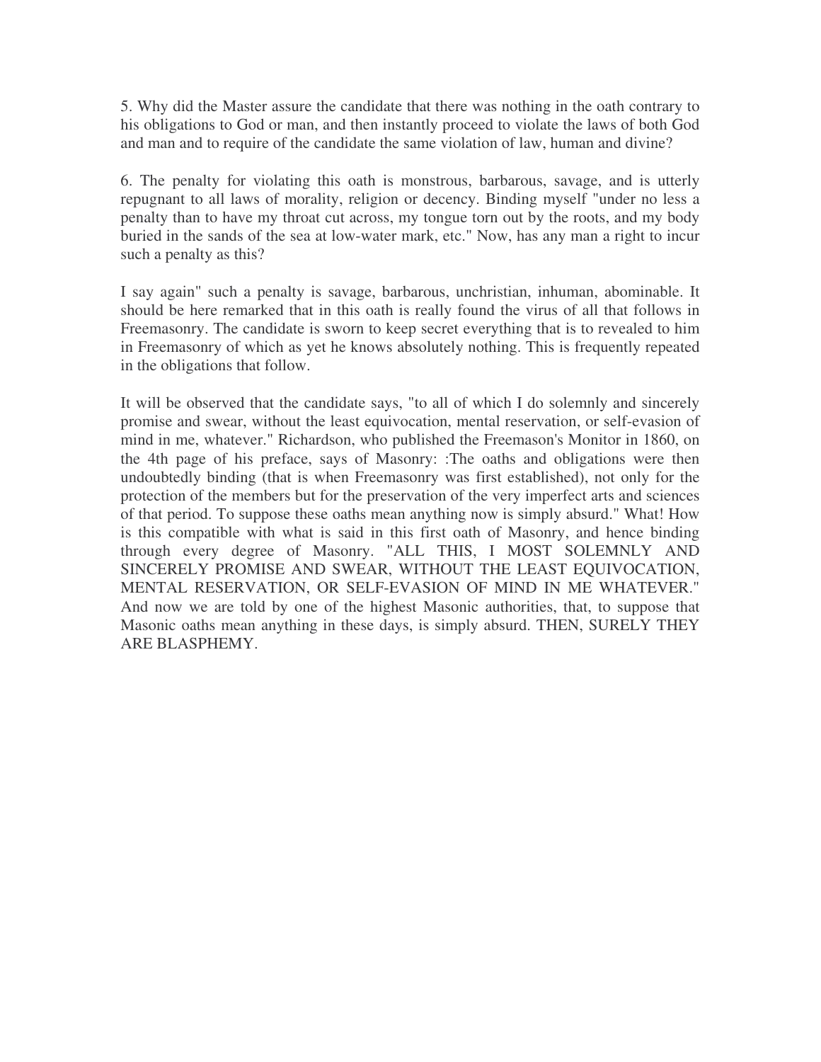5. Why did the Master assure the candidate that there was nothing in the oath contrary to his obligations to God or man, and then instantly proceed to violate the laws of both God and man and to require of the candidate the same violation of law, human and divine?

6. The penalty for violating this oath is monstrous, barbarous, savage, and is utterly repugnant to all laws of morality, religion or decency. Binding myself "under no less a penalty than to have my throat cut across, my tongue torn out by the roots, and my body buried in the sands of the sea at low-water mark, etc." Now, has any man a right to incur such a penalty as this?

I say again" such a penalty is savage, barbarous, unchristian, inhuman, abominable. It should be here remarked that in this oath is really found the virus of all that follows in Freemasonry. The candidate is sworn to keep secret everything that is to revealed to him in Freemasonry of which as yet he knows absolutely nothing. This is frequently repeated in the obligations that follow.

It will be observed that the candidate says, "to all of which I do solemnly and sincerely promise and swear, without the least equivocation, mental reservation, or self-evasion of mind in me, whatever." Richardson, who published the Freemason's Monitor in 1860, on the 4th page of his preface, says of Masonry: :The oaths and obligations were then undoubtedly binding (that is when Freemasonry was first established), not only for the protection of the members but for the preservation of the very imperfect arts and sciences of that period. To suppose these oaths mean anything now is simply absurd." What! How is this compatible with what is said in this first oath of Masonry, and hence binding through every degree of Masonry. "ALL THIS, I MOST SOLEMNLY AND SINCERELY PROMISE AND SWEAR, WITHOUT THE LEAST EQUIVOCATION, MENTAL RESERVATION, OR SELF-EVASION OF MIND IN ME WHATEVER." And now we are told by one of the highest Masonic authorities, that, to suppose that Masonic oaths mean anything in these days, is simply absurd. THEN, SURELY THEY ARE BLASPHEMY.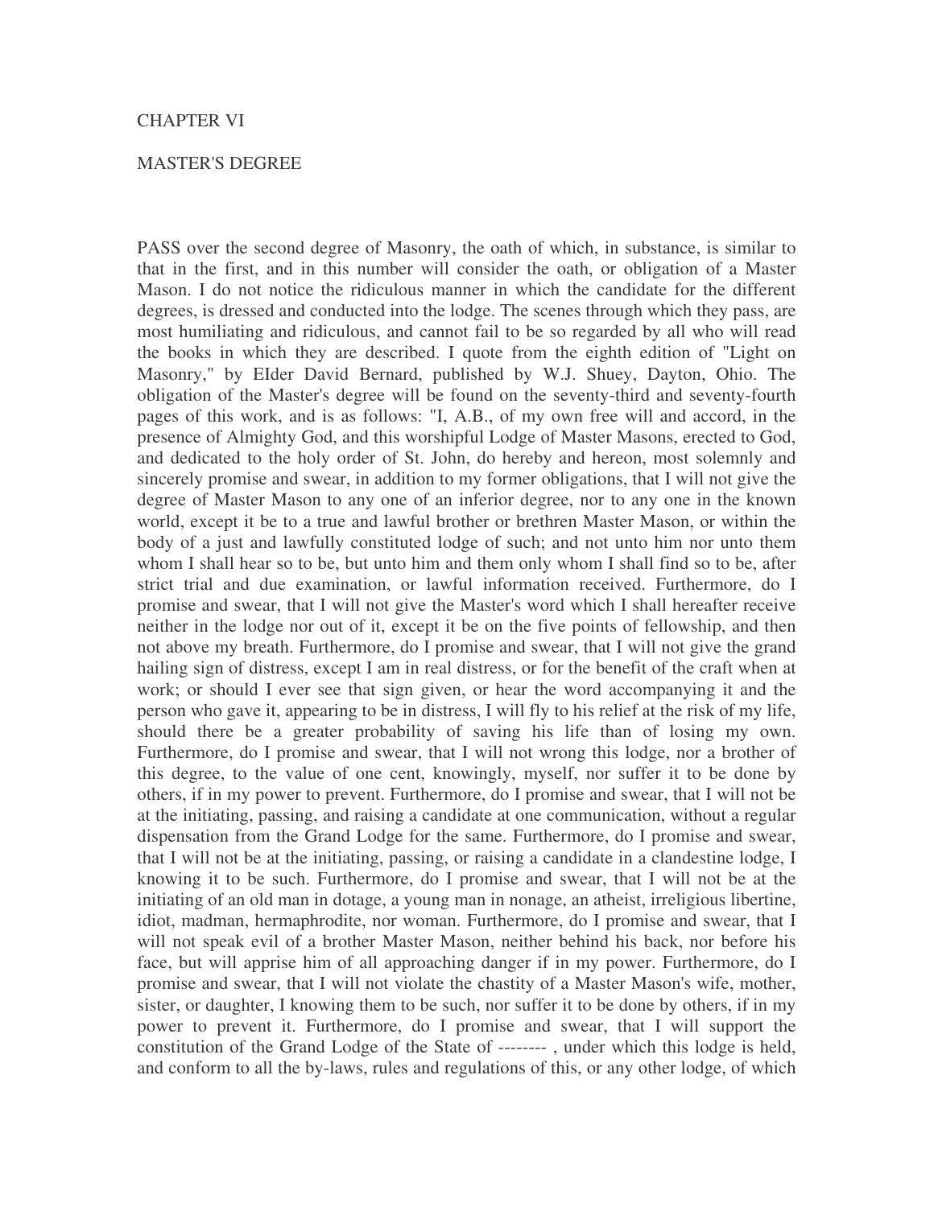# CHAPTER VI

## MASTER'S DEGREE

PASS over the second degree of Masonry, the oath of which, in substance, is similar to that in the first, and in this number will consider the oath, or obligation of a Master Mason. I do not notice the ridiculous manner in which the candidate for the different degrees, is dressed and conducted into the lodge. The scenes through which they pass, are most humiliating and ridiculous, and cannot fail to be so regarded by all who will read the books in which they are described. I quote from the eighth edition of "Light on Masonry," by Elder David Bernard, published by W.J. Shuey, Dayton, Ohio. The obligation of the Master's degree will be found on the seventy-third and seventy-fourth pages of this work, and is as follows: "I, A.B., of my own free will and accord, in the presence of Almighty God, and this worshipful Lodge of Master Masons, erected to God, and dedicated to the holy order of St. John, do hereby and hereon, most solemnly and sincerely promise and swear, in addition to my former obligations, that I will not give the degree of Master Mason to any one of an inferior degree, nor to any one in the known world, except it be to a true and lawful brother or brethren Master Mason, or within the body of a just and lawfully constituted lodge of such; and not unto him nor unto them whom I shall hear so to be, but unto him and them only whom I shall find so to be, after strict trial and due examination, or lawful information received. Furthermore, do I promise and swear, that I will not give the Master's word which I shall hereafter receive neither in the lodge nor out of it, except it be on the five points of fellowship, and then not above my breath. Furthermore, do I promise and swear, that I will not give the grand hailing sign of distress, except I am in real distress, or for the benefit of the craft when at work; or should I ever see that sign given, or hear the word accompanying it and the person who gave it, appearing to be in distress, I will fly to his relief at the risk of my life, should there be a greater probability of saving his life than of losing my own. Furthermore, do I promise and swear, that I will not wrong this lodge, nor a brother of this degree, to the value of one cent, knowingly, myself, nor suffer it to be done by others, if in my power to prevent. Furthermore, do I promise and swear, that I will not be at the initiating, passing, and raising a candidate at one communication, without a regular dispensation from the Grand Lodge for the same. Furthermore, do I promise and swear, that I will not be at the initiating, passing, or raising a candidate in a clandestine lodge, I knowing it to be such. Furthermore, do I promise and swear, that I will not be at the initiating of an old man in dotage, a young man in nonage, an atheist, irreligious libertine, idiot, madman, hermaphrodite, nor woman. Furthermore, do I promise and swear, that I will not speak evil of a brother Master Mason, neither behind his back, nor before his face, but will apprise him of all approaching danger if in my power. Furthermore, do I promise and swear, that I will not violate the chastity of a Master Mason's wife, mother, sister, or daughter, I knowing them to be such, nor suffer it to be done by others, if in my power to prevent it. Furthermore, do I promise and swear, that I will support the constitution of the Grand Lodge of the State of -------- , under which this lodge is held, and conform to all the by-laws, rules and regulations of this, or any other lodge, of which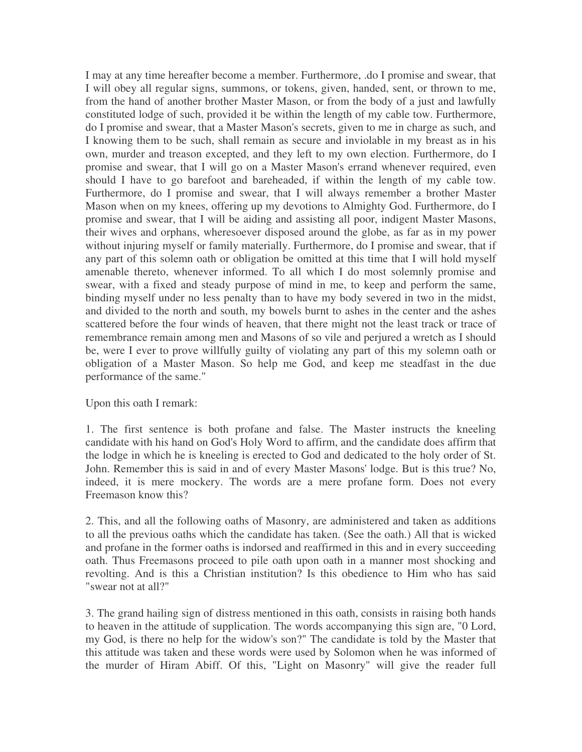I may at any time hereafter become a member. Furthermore, .do I promise and swear, that I will obey all regular signs, summons, or tokens, given, handed, sent, or thrown to me, from the hand of another brother Master Mason, or from the body of a just and lawfully constituted lodge of such, provided it be within the length of my cable tow. Furthermore, do I promise and swear, that a Master Mason's secrets, given to me in charge as such, and I knowing them to be such, shall remain as secure and inviolable in my breast as in his own, murder and treason excepted, and they left to my own election. Furthermore, do I promise and swear, that I will go on a Master Mason's errand whenever required, even should I have to go barefoot and bareheaded, if within the length of my cable tow. Furthermore, do I promise and swear, that I will always remember a brother Master Mason when on my knees, offering up my devotions to Almighty God. Furthermore, do I promise and swear, that I will be aiding and assisting all poor, indigent Master Masons, their wives and orphans, wheresoever disposed around the globe, as far as in my power without injuring myself or family materially. Furthermore, do I promise and swear, that if any part of this solemn oath or obligation be omitted at this time that I will hold myself amenable thereto, whenever informed. To all which I do most solemnly promise and swear, with a fixed and steady purpose of mind in me, to keep and perform the same, binding myself under no less penalty than to have my body severed in two in the midst, and divided to the north and south, my bowels burnt to ashes in the center and the ashes scattered before the four winds of heaven, that there might not the least track or trace of remembrance remain among men and Masons of so vile and perjured a wretch as I should be, were I ever to prove willfully guilty of violating any part of this my solemn oath or obligation of a Master Mason. So help me God, and keep me steadfast in the due performance of the same."

Upon this oath I remark:

1. The first sentence is both profane and false. The Master instructs the kneeling candidate with his hand on God's Holy Word to affirm, and the candidate does affirm that the lodge in which he is kneeling is erected to God and dedicated to the holy order of St. John. Remember this is said in and of every Master Masons' lodge. But is this true? No, indeed, it is mere mockery. The words are a mere profane form. Does not every Freemason know this?

2. This, and all the following oaths of Masonry, are administered and taken as additions to all the previous oaths which the candidate has taken. (See the oath.) All that is wicked and profane in the former oaths is indorsed and reaffirmed in this and in every succeeding oath. Thus Freemasons proceed to pile oath upon oath in a manner most shocking and revolting. And is this a Christian institution? Is this obedience to Him who has said "swear not at all?"

3. The grand hailing sign of distress mentioned in this oath, consists in raising both hands to heaven in the attitude of supplication. The words accompanying this sign are, "0 Lord, my God, is there no help for the widow's son?" The candidate is told by the Master that this attitude was taken and these words were used by Solomon when he was informed of the murder of Hiram Abiff. Of this, "Light on Masonry" will give the reader full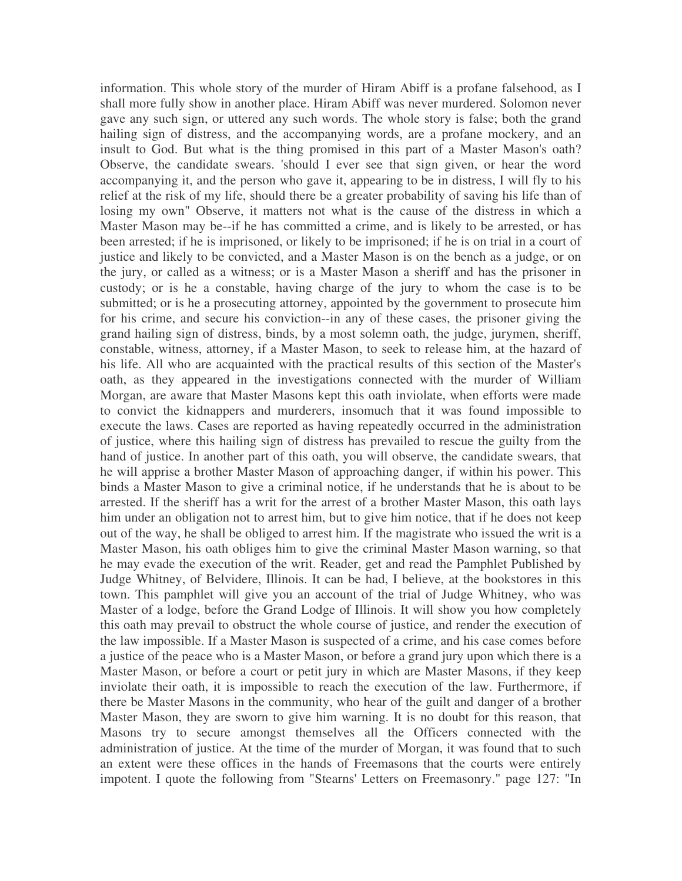information. This whole story of the murder of Hiram Abiff is a profane falsehood, as I shall more fully show in another place. Hiram Abiff was never murdered. Solomon never gave any such sign, or uttered any such words. The whole story is false; both the grand hailing sign of distress, and the accompanying words, are a profane mockery, and an insult to God. But what is the thing promised in this part of a Master Mason's oath? Observe, the candidate swears. 'should I ever see that sign given, or hear the word accompanying it, and the person who gave it, appearing to be in distress, I will fly to his relief at the risk of my life, should there be a greater probability of saving his life than of losing my own" Observe, it matters not what is the cause of the distress in which a Master Mason may be--if he has committed a crime, and is likely to be arrested, or has been arrested; if he is imprisoned, or likely to be imprisoned; if he is on trial in a court of justice and likely to be convicted, and a Master Mason is on the bench as a judge, or on the jury, or called as a witness; or is a Master Mason a sheriff and has the prisoner in custody; or is he a constable, having charge of the jury to whom the case is to be submitted; or is he a prosecuting attorney, appointed by the government to prosecute him for his crime, and secure his conviction--in any of these cases, the prisoner giving the grand hailing sign of distress, binds, by a most solemn oath, the judge, jurymen, sheriff, constable, witness, attorney, if a Master Mason, to seek to release him, at the hazard of his life. All who are acquainted with the practical results of this section of the Master's oath, as they appeared in the investigations connected with the murder of William Morgan, are aware that Master Masons kept this oath inviolate, when efforts were made to convict the kidnappers and murderers, insomuch that it was found impossible to execute the laws. Cases are reported as having repeatedly occurred in the administration of justice, where this hailing sign of distress has prevailed to rescue the guilty from the hand of justice. In another part of this oath, you will observe, the candidate swears, that he will apprise a brother Master Mason of approaching danger, if within his power. This binds a Master Mason to give a criminal notice, if he understands that he is about to be arrested. If the sheriff has a writ for the arrest of a brother Master Mason, this oath lays him under an obligation not to arrest him, but to give him notice, that if he does not keep out of the way, he shall be obliged to arrest him. If the magistrate who issued the writ is a Master Mason, his oath obliges him to give the criminal Master Mason warning, so that he may evade the execution of the writ. Reader, get and read the Pamphlet Published by Judge Whitney, of Belvidere, Illinois. It can be had, I believe, at the bookstores in this town. This pamphlet will give you an account of the trial of Judge Whitney, who was Master of a lodge, before the Grand Lodge of Illinois. It will show you how completely this oath may prevail to obstruct the whole course of justice, and render the execution of the law impossible. If a Master Mason is suspected of a crime, and his case comes before a justice of the peace who is a Master Mason, or before a grand jury upon which there is a Master Mason, or before a court or petit jury in which are Master Masons, if they keep inviolate their oath, it is impossible to reach the execution of the law. Furthermore, if there be Master Masons in the community, who hear of the guilt and danger of a brother Master Mason, they are sworn to give him warning. It is no doubt for this reason, that Masons try to secure amongst themselves all the Officers connected with the administration of justice. At the time of the murder of Morgan, it was found that to such an extent were these offices in the hands of Freemasons that the courts were entirely impotent. I quote the following from "Stearns' Letters on Freemasonry." page 127: "In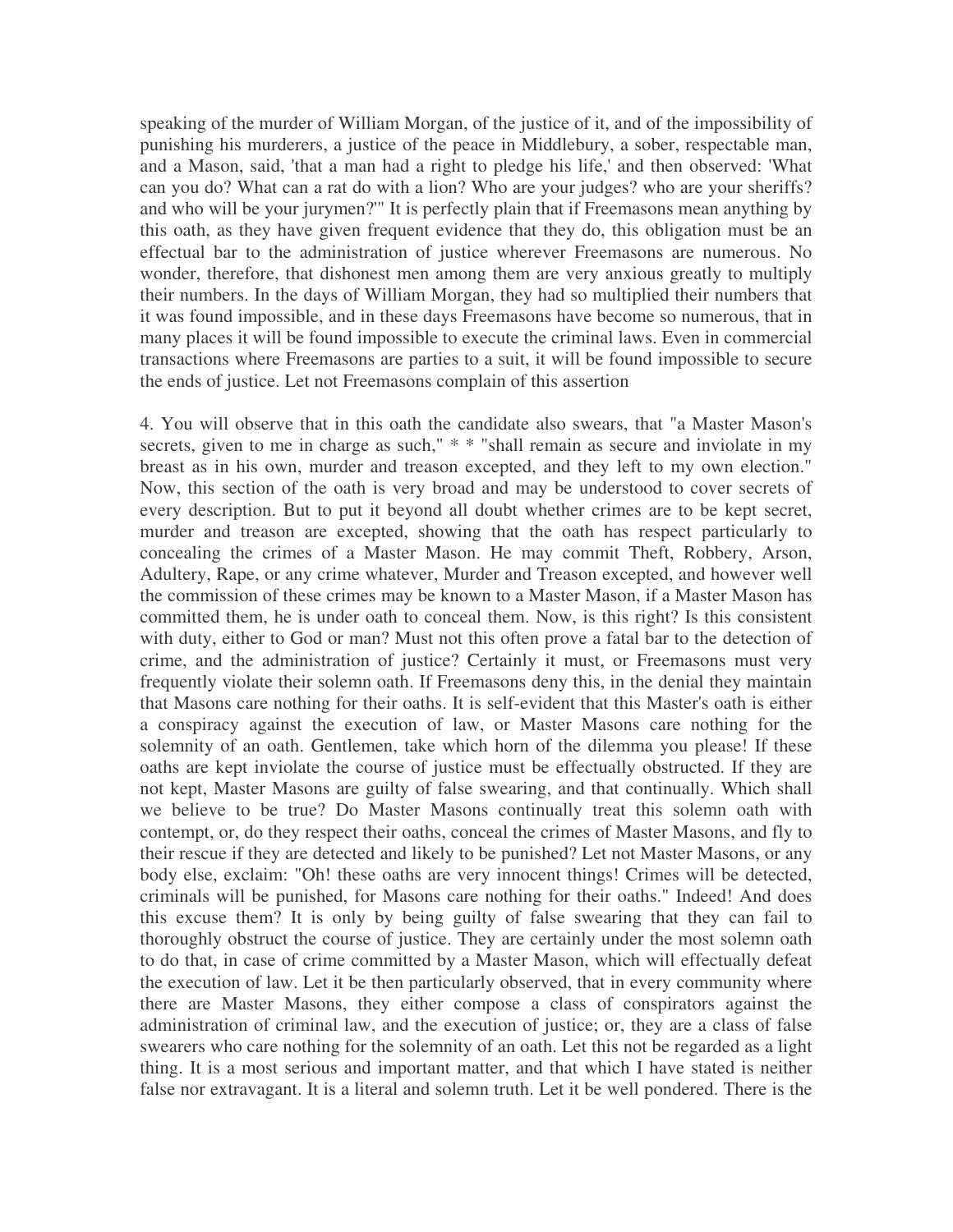speaking of the murder of William Morgan, of the justice of it, and of the impossibility of punishing his murderers, a justice of the peace in Middlebury, a sober, respectable man, and a Mason, said, 'that a man had a right to pledge his life,' and then observed: 'What can you do? What can a rat do with a lion? Who are your judges? who are your sheriffs? and who will be your jurymen?'" It is perfectly plain that if Freemasons mean anything by this oath, as they have given frequent evidence that they do, this obligation must be an effectual bar to the administration of justice wherever Freemasons are numerous. No wonder, therefore, that dishonest men among them are very anxious greatly to multiply their numbers. In the days of William Morgan, they had so multiplied their numbers that it was found impossible, and in these days Freemasons have become so numerous, that in many places it will be found impossible to execute the criminal laws. Even in commercial transactions where Freemasons are parties to a suit, it will be found impossible to secure the ends of justice. Let not Freemasons complain of this assertion

4. You will observe that in this oath the candidate also swears, that "a Master Mason's secrets, given to me in charge as such," * * "shall remain as secure and inviolate in my breast as in his own, murder and treason excepted, and they left to my own election." Now, this section of the oath is very broad and may be understood to cover secrets of every description. But to put it beyond all doubt whether crimes are to be kept secret, murder and treason are excepted, showing that the oath has respect particularly to concealing the crimes of a Master Mason. He may commit Theft, Robbery, Arson, Adultery, Rape, or any crime whatever, Murder and Treason excepted, and however well the commission of these crimes may be known to a Master Mason, if a Master Mason has committed them, he is under oath to conceal them. Now, is this right? Is this consistent with duty, either to God or man? Must not this often prove a fatal bar to the detection of crime, and the administration of justice? Certainly it must, or Freemasons must very frequently violate their solemn oath. If Freemasons deny this, in the denial they maintain that Masons care nothing for their oaths. It is self-evident that this Master's oath is either a conspiracy against the execution of law, or Master Masons care nothing for the solemnity of an oath. Gentlemen, take which horn of the dilemma you please! If these oaths are kept inviolate the course of justice must be effectually obstructed. If they are not kept, Master Masons are guilty of false swearing, and that continually. Which shall we believe to be true? Do Master Masons continually treat this solemn oath with contempt, or, do they respect their oaths, conceal the crimes of Master Masons, and fly to their rescue if they are detected and likely to be punished? Let not Master Masons, or any body else, exclaim: "Oh! these oaths are very innocent things! Crimes will be detected, criminals will be punished, for Masons care nothing for their oaths." Indeed! And does this excuse them? It is only by being guilty of false swearing that they can fail to thoroughly obstruct the course of justice. They are certainly under the most solemn oath to do that, in case of crime committed by a Master Mason, which will effectually defeat the execution of law. Let it be then particularly observed, that in every community where there are Master Masons, they either compose a class of conspirators against the administration of criminal law, and the execution of justice; or, they are a class of false swearers who care nothing for the solemnity of an oath. Let this not be regarded as a light thing. It is a most serious and important matter, and that which I have stated is neither false nor extravagant. It is a literal and solemn truth. Let it be well pondered. There is the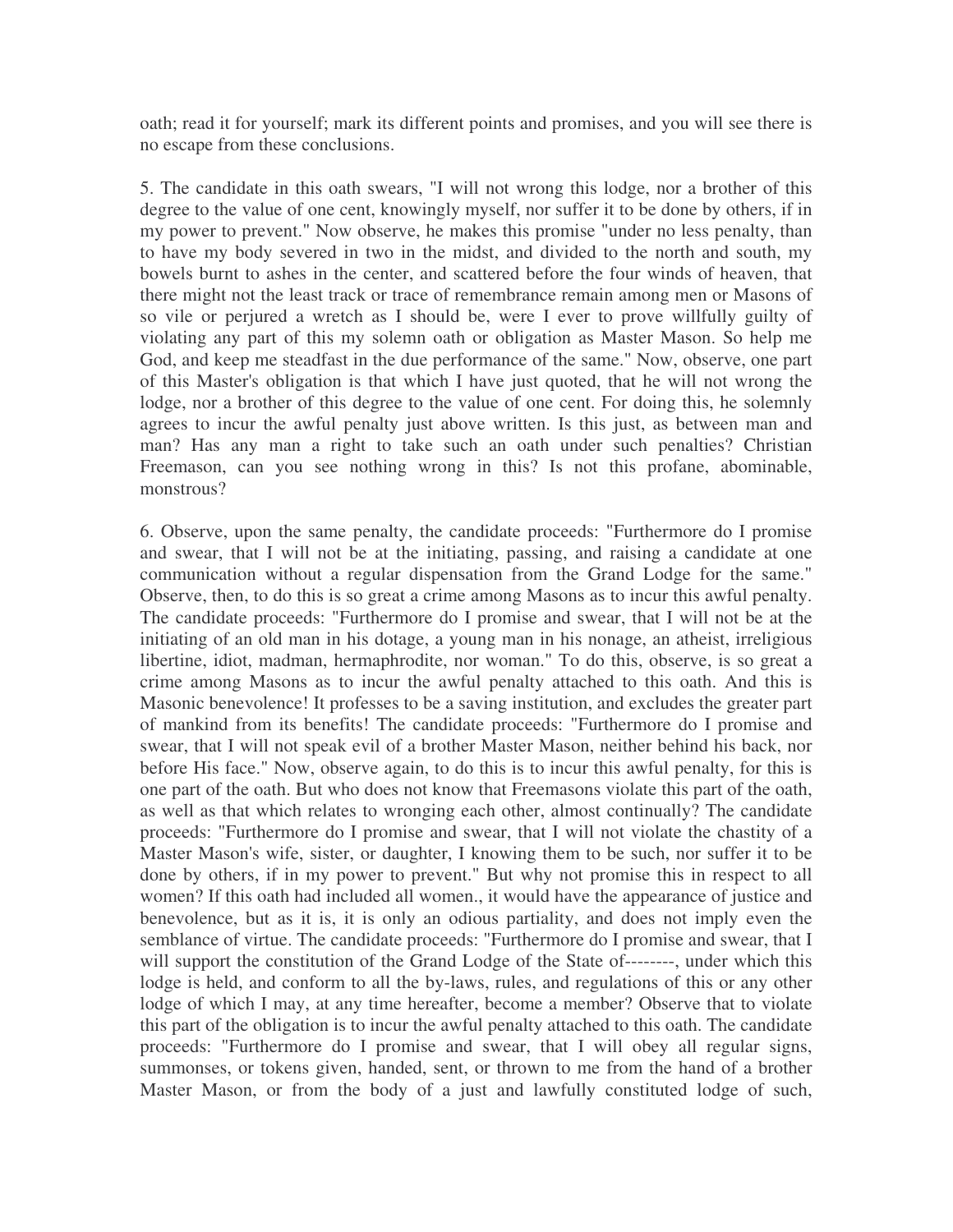oath; read it for yourself; mark its different points and promises, and you will see there is no escape from these conclusions.

5. The candidate in this oath swears, "I will not wrong this lodge, nor a brother of this degree to the value of one cent, knowingly myself, nor suffer it to be done by others, if in my power to prevent." Now observe, he makes this promise "under no less penalty, than to have my body severed in two in the midst, and divided to the north and south, my bowels burnt to ashes in the center, and scattered before the four winds of heaven, that there might not the least track or trace of remembrance remain among men or Masons of so vile or perjured a wretch as I should be, were I ever to prove willfully guilty of violating any part of this my solemn oath or obligation as Master Mason. So help me God, and keep me steadfast in the due performance of the same." Now, observe, one part of this Master's obligation is that which I have just quoted, that he will not wrong the lodge, nor a brother of this degree to the value of one cent. For doing this, he solemnly agrees to incur the awful penalty just above written. Is this just, as between man and man? Has any man a right to take such an oath under such penalties? Christian Freemason, can you see nothing wrong in this? Is not this profane, abominable, monstrous?

6. Observe, upon the same penalty, the candidate proceeds: "Furthermore do I promise and swear, that I will not be at the initiating, passing, and raising a candidate at one communication without a regular dispensation from the Grand Lodge for the same." Observe, then, to do this is so great a crime among Masons as to incur this awful penalty. The candidate proceeds: "Furthermore do I promise and swear, that I will not be at the initiating of an old man in his dotage, a young man in his nonage, an atheist, irreligious libertine, idiot, madman, hermaphrodite, nor woman." To do this, observe, is so great a crime among Masons as to incur the awful penalty attached to this oath. And this is Masonic benevolence! It professes to be a saving institution, and excludes the greater part of mankind from its benefits! The candidate proceeds: "Furthermore do I promise and swear, that I will not speak evil of a brother Master Mason, neither behind his back, nor before His face." Now, observe again, to do this is to incur this awful penalty, for this is one part of the oath. But who does not know that Freemasons violate this part of the oath, as well as that which relates to wronging each other, almost continually? The candidate proceeds: "Furthermore do I promise and swear, that I will not violate the chastity of a Master Mason's wife, sister, or daughter, I knowing them to be such, nor suffer it to be done by others, if in my power to prevent." But why not promise this in respect to all women? If this oath had included all women., it would have the appearance of justice and benevolence, but as it is, it is only an odious partiality, and does not imply even the semblance of virtue. The candidate proceeds: "Furthermore do I promise and swear, that I will support the constitution of the Grand Lodge of the State of--------, under which this lodge is held, and conform to all the by-laws, rules, and regulations of this or any other lodge of which I may, at any time hereafter, become a member? Observe that to violate this part of the obligation is to incur the awful penalty attached to this oath. The candidate proceeds: "Furthermore do I promise and swear, that I will obey all regular signs, summonses, or tokens given, handed, sent, or thrown to me from the hand of a brother Master Mason, or from the body of a just and lawfully constituted lodge of such,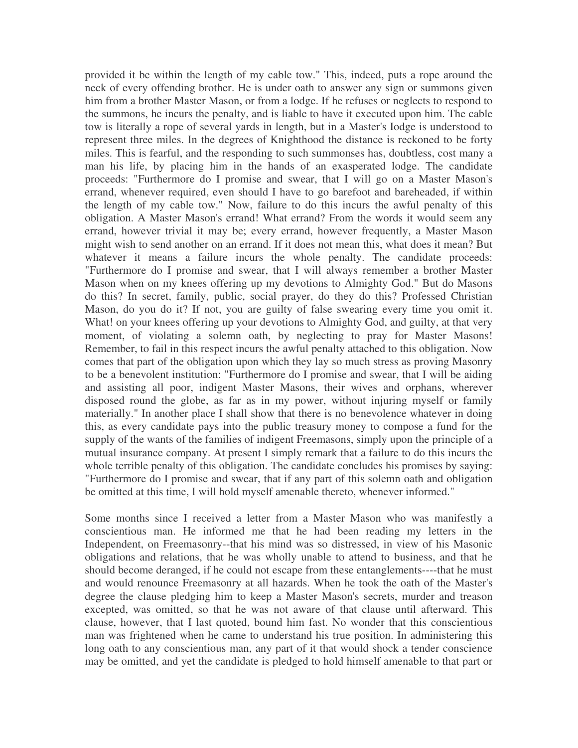provided it be within the length of my cable tow." This, indeed, puts a rope around the neck of every offending brother. He is under oath to answer any sign or summons given him from a brother Master Mason, or from a lodge. If he refuses or neglects to respond to the summons, he incurs the penalty, and is liable to have it executed upon him. The cable tow is literally a rope of several yards in length, but in a Master's Iodge is understood to represent three miles. In the degrees of Knighthood the distance is reckoned to be forty miles. This is fearful, and the responding to such summonses has, doubtless, cost many a man his life, by placing him in the hands of an exasperated lodge. The candidate proceeds: "Furthermore do I promise and swear, that I will go on a Master Mason's errand, whenever required, even should I have to go barefoot and bareheaded, if within the length of my cable tow." Now, failure to do this incurs the awful penalty of this obligation. A Master Mason's errand! What errand? From the words it would seem any errand, however trivial it may be; every errand, however frequently, a Master Mason might wish to send another on an errand. If it does not mean this, what does it mean? But whatever it means a failure incurs the whole penalty. The candidate proceeds: "Furthermore do I promise and swear, that I will always remember a brother Master Mason when on my knees offering up my devotions to Almighty God." But do Masons do this? In secret, family, public, social prayer, do they do this? Professed Christian Mason, do you do it? If not, you are guilty of false swearing every time you omit it. What! on your knees offering up your devotions to Almighty God, and guilty, at that very moment, of violating a solemn oath, by neglecting to pray for Master Masons! Remember, to fail in this respect incurs the awful penalty attached to this obligation. Now comes that part of the obligation upon which they lay so much stress as proving Masonry to be a benevolent institution: "Furthermore do I promise and swear, that I will be aiding and assisting all poor, indigent Master Masons, their wives and orphans, wherever disposed round the globe, as far as in my power, without injuring myself or family materially." In another place I shall show that there is no benevolence whatever in doing this, as every candidate pays into the public treasury money to compose a fund for the supply of the wants of the families of indigent Freemasons, simply upon the principle of a mutual insurance company. At present I simply remark that a failure to do this incurs the whole terrible penalty of this obligation. The candidate concludes his promises by saying: "Furthermore do I promise and swear, that if any part of this solemn oath and obligation be omitted at this time, I will hold myself amenable thereto, whenever informed."

Some months since I received a letter from a Master Mason who was manifestly a conscientious man. He informed me that he had been reading my letters in the Independent, on Freemasonry--that his mind was so distressed, in view of his Masonic obligations and relations, that he was wholly unable to attend to business, and that he should become deranged, if he could not escape from these entanglements----that he must and would renounce Freemasonry at all hazards. When he took the oath of the Master's degree the clause pledging him to keep a Master Mason's secrets, murder and treason excepted, was omitted, so that he was not aware of that clause until afterward. This clause, however, that I last quoted, bound him fast. No wonder that this conscientious man was frightened when he came to understand his true position. In administering this long oath to any conscientious man, any part of it that would shock a tender conscience may be omitted, and yet the candidate is pledged to hold himself amenable to that part or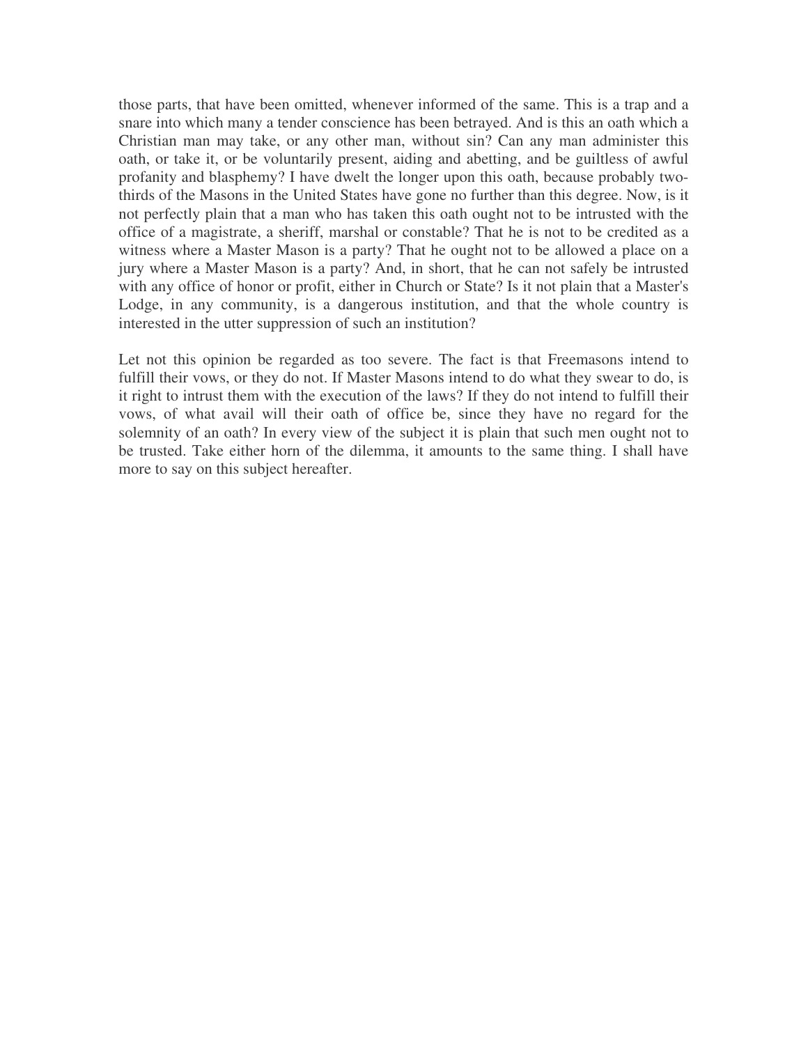those parts, that have been omitted, whenever informed of the same. This is a trap and a snare into which many a tender conscience has been betrayed. And is this an oath which a Christian man may take, or any other man, without sin? Can any man administer this oath, or take it, or be voluntarily present, aiding and abetting, and be guiltless of awful profanity and blasphemy? I have dwelt the longer upon this oath, because probably two-thirds of the Masons in the United States have gone no further than this degree. Now, is it not perfectly plain that a man who has taken this oath ought not to be intrusted with the office of a magistrate, a sheriff, marshal or constable? That he is not to be credited as a witness where a Master Mason is a party? That he ought not to be allowed a place on a jury where a Master Mason is a party? And, in short, that he can not safely be intrusted with any office of honor or profit, either in Church or State? Is it not plain that a Master's Lodge, in any community, is a dangerous institution, and that the whole country is interested in the utter suppression of such an institution?

Let not this opinion be regarded as too severe. The fact is that Freemasons intend to fulfill their vows, or they do not. If Master Masons intend to do what they swear to do, is it right to intrust them with the execution of the laws? If they do not intend to fulfill their vows, of what avail will their oath of office be, since they have no regard for the solemnity of an oath? In every view of the subject it is plain that such men ought not to be trusted. Take either horn of the dilemma, it amounts to the same thing. I shall have more to say on this subject hereafter.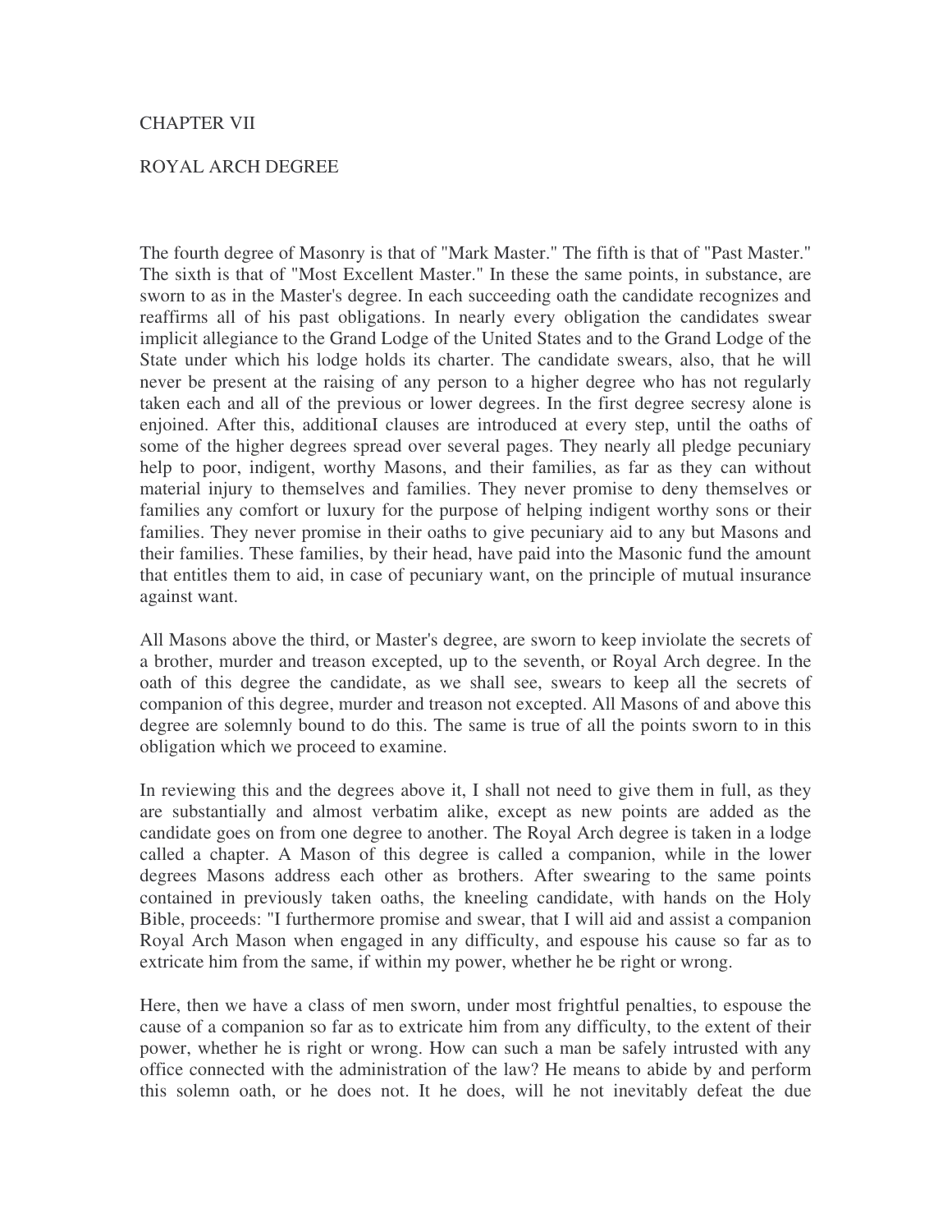# CHAPTER VII

## ROYAL ARCH DEGREE

The fourth degree of Masonry is that of "Mark Master." The fifth is that of "Past Master." The sixth is that of "Most Excellent Master." In these the same points, in substance, are sworn to as in the Master's degree. In each succeeding oath the candidate recognizes and reaffirms all of his past obligations. In nearly every obligation the candidates swear implicit allegiance to the Grand Lodge of the United States and to the Grand Lodge of the State under which his lodge holds its charter. The candidate swears, also, that he will never be present at the raising of any person to a higher degree who has not regularly taken each and all of the previous or lower degrees. In the first degree secresy alone is enjoined. After this, additionaI clauses are introduced at every step, until the oaths of some of the higher degrees spread over several pages. They nearly all pledge pecuniary help to poor, indigent, worthy Masons, and their families, as far as they can without material injury to themselves and families. They never promise to deny themselves or families any comfort or luxury for the purpose of helping indigent worthy sons or their families. They never promise in their oaths to give pecuniary aid to any but Masons and their families. These families, by their head, have paid into the Masonic fund the amount that entitles them to aid, in case of pecuniary want, on the principle of mutual insurance against want.

All Masons above the third, or Master's degree, are sworn to keep inviolate the secrets of a brother, murder and treason excepted, up to the seventh, or Royal Arch degree. In the oath of this degree the candidate, as we shall see, swears to keep all the secrets of companion of this degree, murder and treason not excepted. All Masons of and above this degree are solemnly bound to do this. The same is true of all the points sworn to in this obligation which we proceed to examine.

In reviewing this and the degrees above it, I shall not need to give them in full, as they are substantially and almost verbatim alike, except as new points are added as the candidate goes on from one degree to another. The Royal Arch degree is taken in a lodge called a chapter. A Mason of this degree is called a companion, while in the lower degrees Masons address each other as brothers. After swearing to the same points contained in previously taken oaths, the kneeling candidate, with hands on the Holy Bible, proceeds: "I furthermore promise and swear, that I will aid and assist a companion Royal Arch Mason when engaged in any difficulty, and espouse his cause so far as to extricate him from the same, if within my power, whether he be right or wrong.

Here, then we have a class of men sworn, under most frightful penalties, to espouse the cause of a companion so far as to extricate him from any difficulty, to the extent of their power, whether he is right or wrong. How can such a man be safely intrusted with any office connected with the administration of the law? He means to abide by and perform this solemn oath, or he does not. It he does, will he not inevitably defeat the due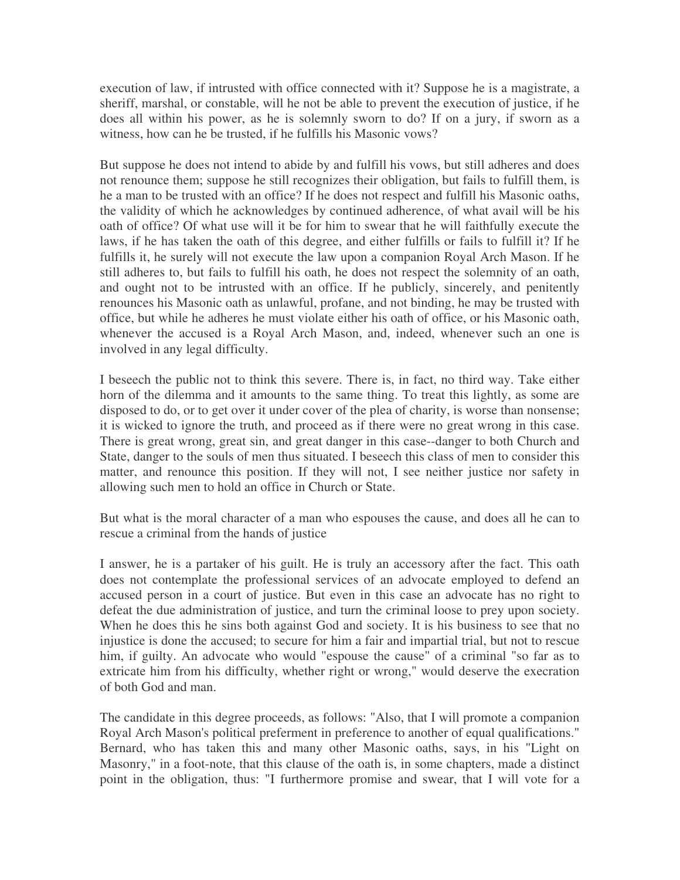execution of law, if intrusted with office connected with it? Suppose he is a magistrate, a sheriff, marshal, or constable, will he not be able to prevent the execution of justice, if he does all within his power, as he is solemnly sworn to do? If on a jury, if sworn as a witness, how can he be trusted, if he fulfills his Masonic vows?

But suppose he does not intend to abide by and fulfill his vows, but still adheres and does not renounce them; suppose he still recognizes their obligation, but fails to fulfill them, is he a man to be trusted with an office? If he does not respect and fulfill his Masonic oaths, the validity of which he acknowledges by continued adherence, of what avail will be his oath of office? Of what use will it be for him to swear that he will faithfully execute the laws, if he has taken the oath of this degree, and either fulfills or fails to fulfill it? If he fulfills it, he surely will not execute the law upon a companion Royal Arch Mason. If he still adheres to, but fails to fulfill his oath, he does not respect the solemnity of an oath, and ought not to be intrusted with an office. If he publicly, sincerely, and penitently renounces his Masonic oath as unlawful, profane, and not binding, he may be trusted with office, but while he adheres he must violate either his oath of office, or his Masonic oath, whenever the accused is a Royal Arch Mason, and, indeed, whenever such an one is involved in any legal difficulty.

I beseech the public not to think this severe. There is, in fact, no third way. Take either horn of the dilemma and it amounts to the same thing. To treat this lightly, as some are disposed to do, or to get over it under cover of the plea of charity, is worse than nonsense; it is wicked to ignore the truth, and proceed as if there were no great wrong in this case. There is great wrong, great sin, and great danger in this case--danger to both Church and State, danger to the souls of men thus situated. I beseech this class of men to consider this matter, and renounce this position. If they will not, I see neither justice nor safety in allowing such men to hold an office in Church or State.

But what is the moral character of a man who espouses the cause, and does all he can to rescue a criminal from the hands of justice

I answer, he is a partaker of his guilt. He is truly an accessory after the fact. This oath does not contemplate the professional services of an advocate employed to defend an accused person in a court of justice. But even in this case an advocate has no right to defeat the due administration of justice, and turn the criminal loose to prey upon society. When he does this he sins both against God and society. It is his business to see that no injustice is done the accused; to secure for him a fair and impartial trial, but not to rescue him, if guilty. An advocate who would "espouse the cause" of a criminal "so far as to extricate him from his difficulty, whether right or wrong," would deserve the execration of both God and man.

The candidate in this degree proceeds, as follows: "Also, that I will promote a companion Royal Arch Mason's political preferment in preference to another of equal qualifications." Bernard, who has taken this and many other Masonic oaths, says, in his "Light on Masonry," in a foot-note, that this clause of the oath is, in some chapters, made a distinct point in the obligation, thus: "I furthermore promise and swear, that I will vote for a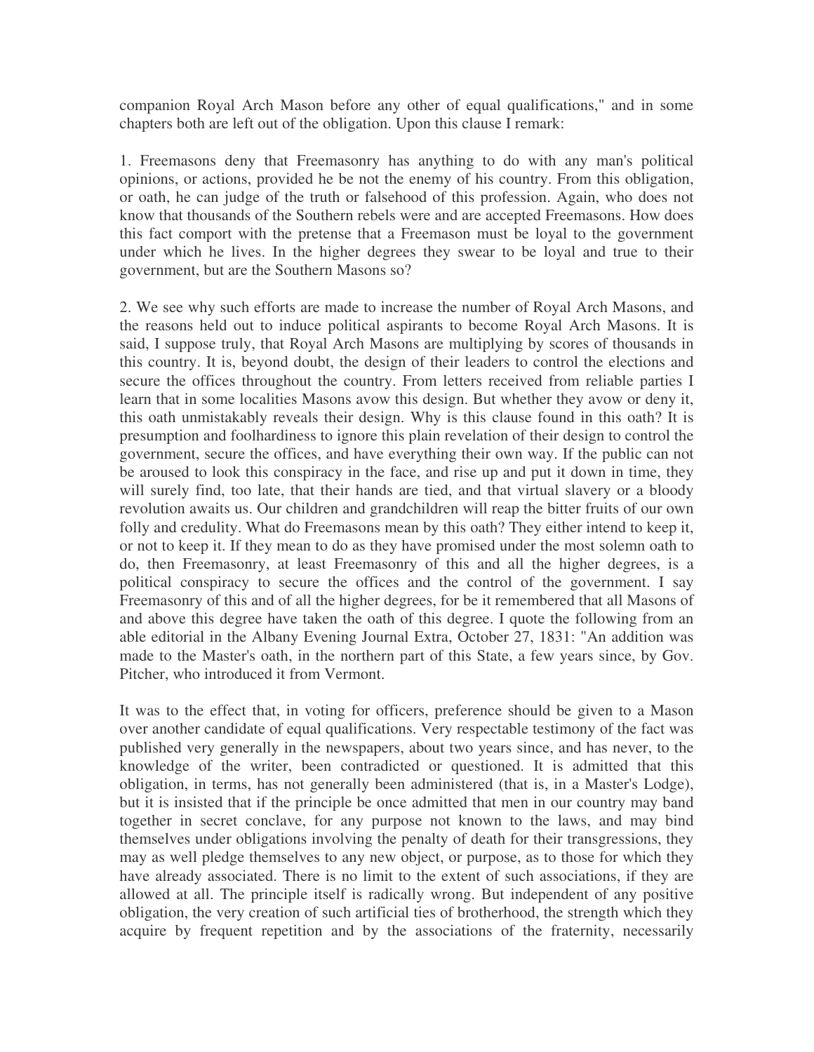companion Royal Arch Mason before any other of equal qualifications," and in some chapters both are left out of the obligation. Upon this clause I remark:

1. Freemasons deny that Freemasonry has anything to do with any man's political opinions, or actions, provided he be not the enemy of his country. From this obligation, or oath, he can judge of the truth or falsehood of this profession. Again, who does not know that thousands of the Southern rebels were and are accepted Freemasons. How does this fact comport with the pretense that a Freemason must be loyal to the government under which he lives. In the higher degrees they swear to be loyal and true to their government, but are the Southern Masons so?

2. We see why such efforts are made to increase the number of Royal Arch Masons, and the reasons held out to induce political aspirants to become Royal Arch Masons. It is said, I suppose truly, that Royal Arch Masons are multiplying by scores of thousands in this country. It is, beyond doubt, the design of their leaders to control the elections and secure the offices throughout the country. From letters received from reliable parties I learn that in some localities Masons avow this design. But whether they avow or deny it, this oath unmistakably reveals their design. Why is this clause found in this oath? It is presumption and foolhardiness to ignore this plain revelation of their design to control the government, secure the offices, and have everything their own way. If the public can not be aroused to look this conspiracy in the face, and rise up and put it down in time, they will surely find, too late, that their hands are tied, and that virtual slavery or a bloody revolution awaits us. Our children and grandchildren will reap the bitter fruits of our own folly and credulity. What do Freemasons mean by this oath? They either intend to keep it, or not to keep it. If they mean to do as they have promised under the most solemn oath to do, then Freemasonry, at least Freemasonry of this and all the higher degrees, is a political conspiracy to secure the offices and the control of the government. I say Freemasonry of this and of all the higher degrees, for be it remembered that all Masons of and above this degree have taken the oath of this degree. I quote the following from an able editorial in the Albany Evening Journal Extra, October 27, 1831: "An addition was made to the Master's oath, in the northern part of this State, a few years since, by Gov. Pitcher, who introduced it from Vermont.

It was to the effect that, in voting for officers, preference should be given to a Mason over another candidate of equal qualifications. Very respectable testimony of the fact was published very generally in the newspapers, about two years since, and has never, to the knowledge of the writer, been contradicted or questioned. It is admitted that this obligation, in terms, has not generally been administered (that is, in a Master's Lodge), but it is insisted that if the principle be once admitted that men in our country may band together in secret conclave, for any purpose not known to the laws, and may bind themselves under obligations involving the penalty of death for their transgressions, they may as well pledge themselves to any new object, or purpose, as to those for which they have already associated. There is no limit to the extent of such associations, if they are allowed at all. The principle itself is radically wrong. But independent of any positive obligation, the very creation of such artificial ties of brotherhood, the strength which they acquire by frequent repetition and by the associations of the fraternity, necessarily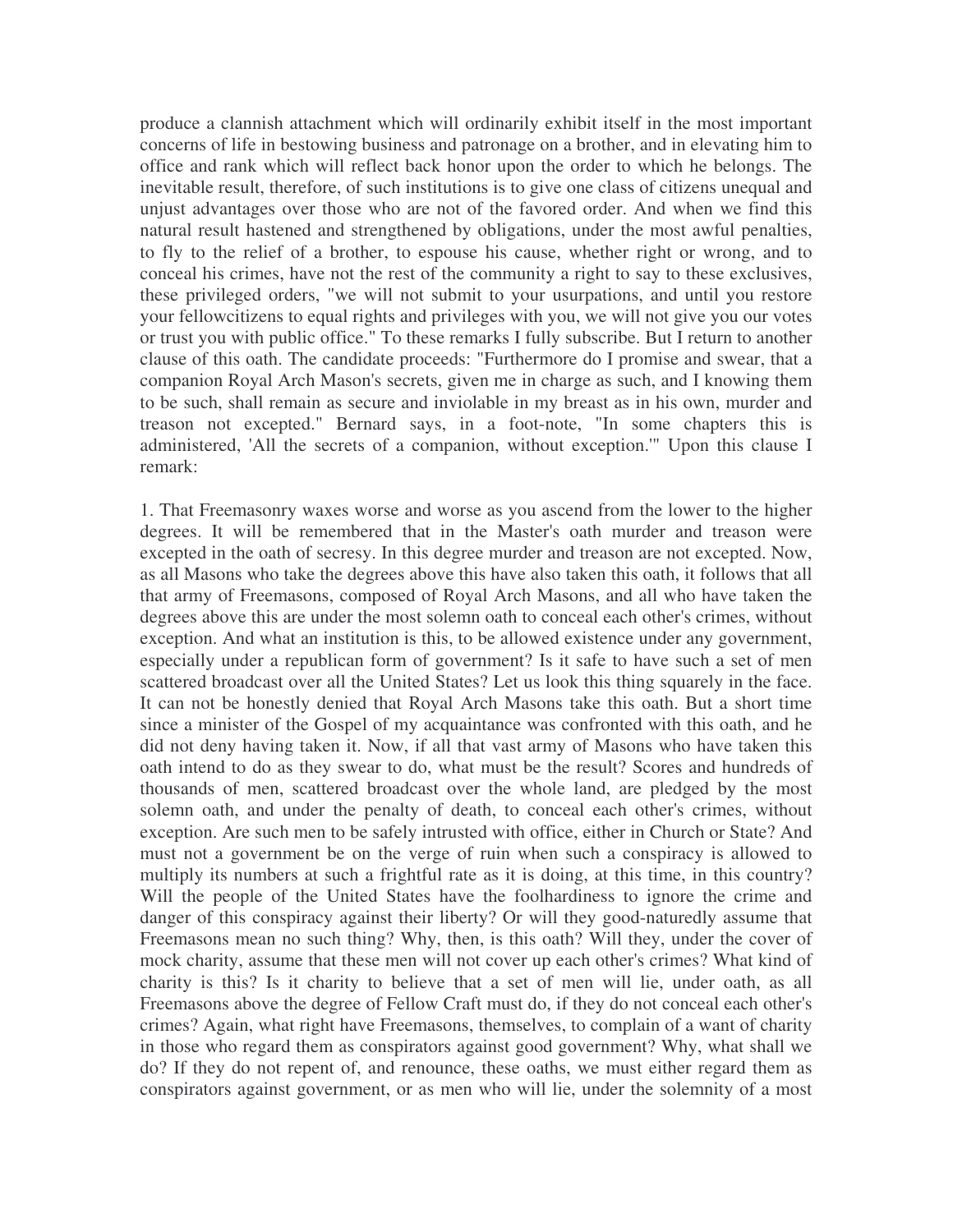produce a clannish attachment which will ordinarily exhibit itself in the most important concerns of life in bestowing business and patronage on a brother, and in elevating him to office and rank which will reflect back honor upon the order to which he belongs. The inevitable result, therefore, of such institutions is to give one class of citizens unequal and unjust advantages over those who are not of the favored order. And when we find this natural result hastened and strengthened by obligations, under the most awful penalties, to fly to the relief of a brother, to espouse his cause, whether right or wrong, and to conceal his crimes, have not the rest of the community a right to say to these exclusives, these privileged orders, "we will not submit to your usurpations, and until you restore your fellowcitizens to equal rights and privileges with you, we will not give you our votes or trust you with public office." To these remarks I fully subscribe. But I return to another clause of this oath. The candidate proceeds: "Furthermore do I promise and swear, that a companion Royal Arch Mason's secrets, given me in charge as such, and I knowing them to be such, shall remain as secure and inviolable in my breast as in his own, murder and treason not excepted." Bernard says, in a foot-note, "In some chapters this is administered, 'All the secrets of a companion, without exception.'" Upon this clause I remark:

1. That Freemasonry waxes worse and worse as you ascend from the lower to the higher degrees. It will be remembered that in the Master's oath murder and treason were excepted in the oath of secresy. In this degree murder and treason are not excepted. Now, as all Masons who take the degrees above this have also taken this oath, it follows that all that army of Freemasons, composed of Royal Arch Masons, and all who have taken the degrees above this are under the most solemn oath to conceal each other's crimes, without exception. And what an institution is this, to be allowed existence under any government, especially under a republican form of government? Is it safe to have such a set of men scattered broadcast over all the United States? Let us look this thing squarely in the face. It can not be honestly denied that Royal Arch Masons take this oath. But a short time since a minister of the Gospel of my acquaintance was confronted with this oath, and he did not deny having taken it. Now, if all that vast army of Masons who have taken this oath intend to do as they swear to do, what must be the result? Scores and hundreds of thousands of men, scattered broadcast over the whole land, are pledged by the most solemn oath, and under the penalty of death, to conceal each other's crimes, without exception. Are such men to be safely intrusted with office, either in Church or State? And must not a government be on the verge of ruin when such a conspiracy is allowed to multiply its numbers at such a frightful rate as it is doing, at this time, in this country? Will the people of the United States have the foolhardiness to ignore the crime and danger of this conspiracy against their liberty? Or will they good-naturedly assume that Freemasons mean no such thing? Why, then, is this oath? Will they, under the cover of mock charity, assume that these men will not cover up each other's crimes? What kind of charity is this? Is it charity to believe that a set of men will lie, under oath, as all Freemasons above the degree of Fellow Craft must do, if they do not conceal each other's crimes? Again, what right have Freemasons, themselves, to complain of a want of charity in those who regard them as conspirators against good government? Why, what shall we do? If they do not repent of, and renounce, these oaths, we must either regard them as conspirators against government, or as men who will lie, under the solemnity of a most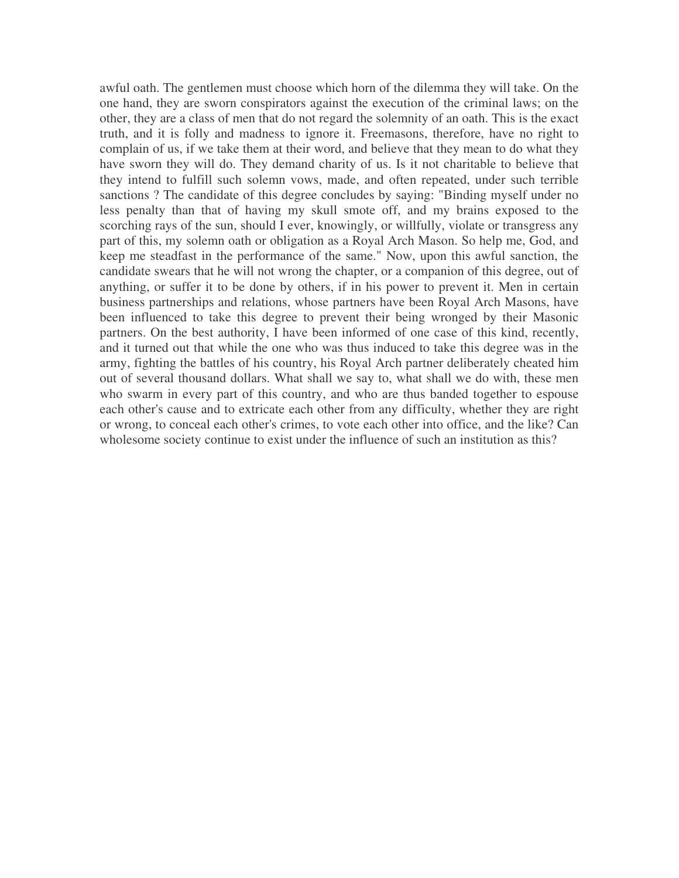awful oath. The gentlemen must choose which horn of the dilemma they will take. On the one hand, they are sworn conspirators against the execution of the criminal laws; on the other, they are a class of men that do not regard the solemnity of an oath. This is the exact truth, and it is folly and madness to ignore it. Freemasons, therefore, have no right to complain of us, if we take them at their word, and believe that they mean to do what they have sworn they will do. They demand charity of us. Is it not charitable to believe that they intend to fulfill such solemn vows, made, and often repeated, under such terrible sanctions ? The candidate of this degree concludes by saying: "Binding myself under no less penalty than that of having my skull smote off, and my brains exposed to the scorching rays of the sun, should I ever, knowingly, or willfully, violate or transgress any part of this, my solemn oath or obligation as a Royal Arch Mason. So help me, God, and keep me steadfast in the performance of the same." Now, upon this awful sanction, the candidate swears that he will not wrong the chapter, or a companion of this degree, out of anything, or suffer it to be done by others, if in his power to prevent it. Men in certain business partnerships and relations, whose partners have been Royal Arch Masons, have been influenced to take this degree to prevent their being wronged by their Masonic partners. On the best authority, I have been informed of one case of this kind, recently, and it turned out that while the one who was thus induced to take this degree was in the army, fighting the battles of his country, his Royal Arch partner deliberately cheated him out of several thousand dollars. What shall we say to, what shall we do with, these men who swarm in every part of this country, and who are thus banded together to espouse each other's cause and to extricate each other from any difficulty, whether they are right or wrong, to conceal each other's crimes, to vote each other into office, and the like? Can wholesome society continue to exist under the influence of such an institution as this?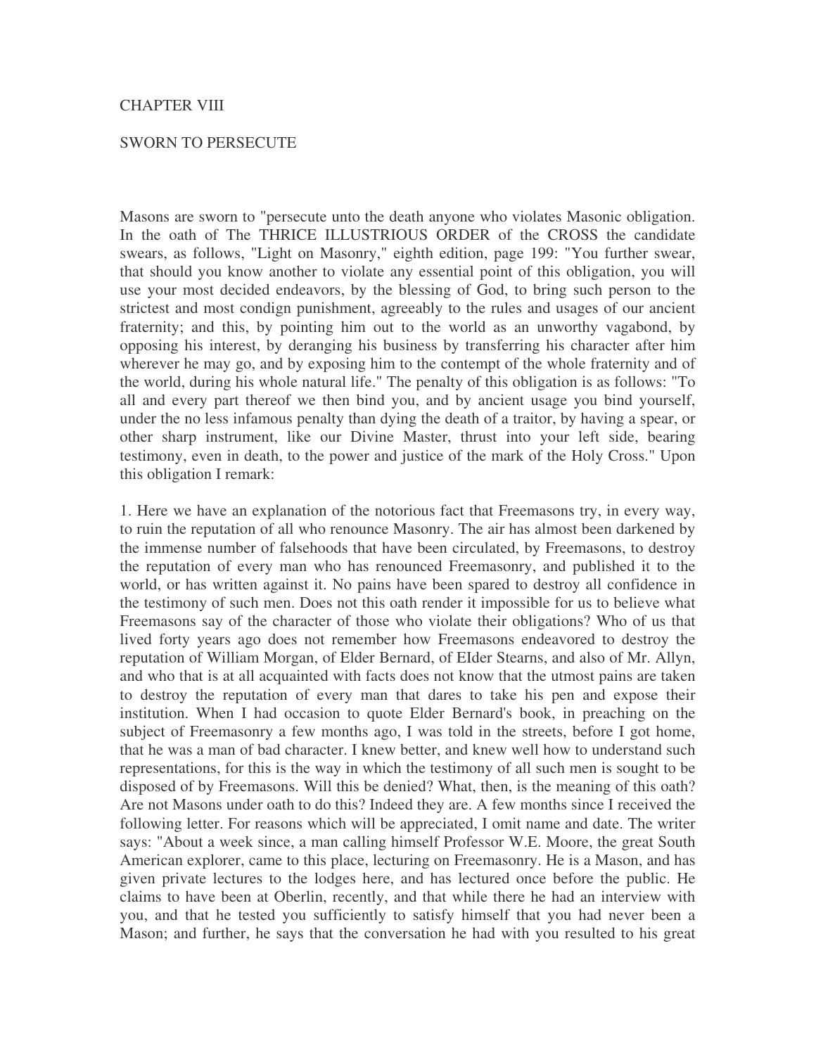# CHAPTER VIII

## SWORN TO PERSECUTE

Masons are sworn to "persecute unto the death anyone who violates Masonic obligation. In the oath of The THRICE ILLUSTRIOUS ORDER of the CROSS the candidate swears, as follows, "Light on Masonry," eighth edition, page 199: "You further swear, that should you know another to violate any essential point of this obligation, you will use your most decided endeavors, by the blessing of God, to bring such person to the strictest and most condign punishment, agreeably to the rules and usages of our ancient fraternity; and this, by pointing him out to the world as an unworthy vagabond, by opposing his interest, by deranging his business by transferring his character after him wherever he may go, and by exposing him to the contempt of the whole fraternity and of the world, during his whole natural life." The penalty of this obligation is as follows: "To all and every part thereof we then bind you, and by ancient usage you bind yourself, under the no less infamous penalty than dying the death of a traitor, by having a spear, or other sharp instrument, like our Divine Master, thrust into your left side, bearing testimony, even in death, to the power and justice of the mark of the Holy Cross." Upon this obligation I remark:

1. Here we have an explanation of the notorious fact that Freemasons try, in every way, to ruin the reputation of all who renounce Masonry. The air has almost been darkened by the immense number of falsehoods that have been circulated, by Freemasons, to destroy the reputation of every man who has renounced Freemasonry, and published it to the world, or has written against it. No pains have been spared to destroy all confidence in the testimony of such men. Does not this oath render it impossible for us to believe what Freemasons say of the character of those who violate their obligations? Who of us that lived forty years ago does not remember how Freemasons endeavored to destroy the reputation of William Morgan, of Elder Bernard, of Elder Stearns, and also of Mr. Allyn, and who that is at all acquainted with facts does not know that the utmost pains are taken to destroy the reputation of every man that dares to take his pen and expose their institution. When I had occasion to quote Elder Bernard's book, in preaching on the subject of Freemasonry a few months ago, I was told in the streets, before I got home, that he was a man of bad character. I knew better, and knew well how to understand such representations, for this is the way in which the testimony of all such men is sought to be disposed of by Freemasons. Will this be denied? What, then, is the meaning of this oath? Are not Masons under oath to do this? Indeed they are. A few months since I received the following letter. For reasons which will be appreciated, I omit name and date. The writer says: "About a week since, a man calling himself Professor W.E. Moore, the great South American explorer, came to this place, lecturing on Freemasonry. He is a Mason, and has given private lectures to the lodges here, and has lectured once before the public. He claims to have been at Oberlin, recently, and that while there he had an interview with you, and that he tested you sufficiently to satisfy himself that you had never been a Mason; and further, he says that the conversation he had with you resulted to his great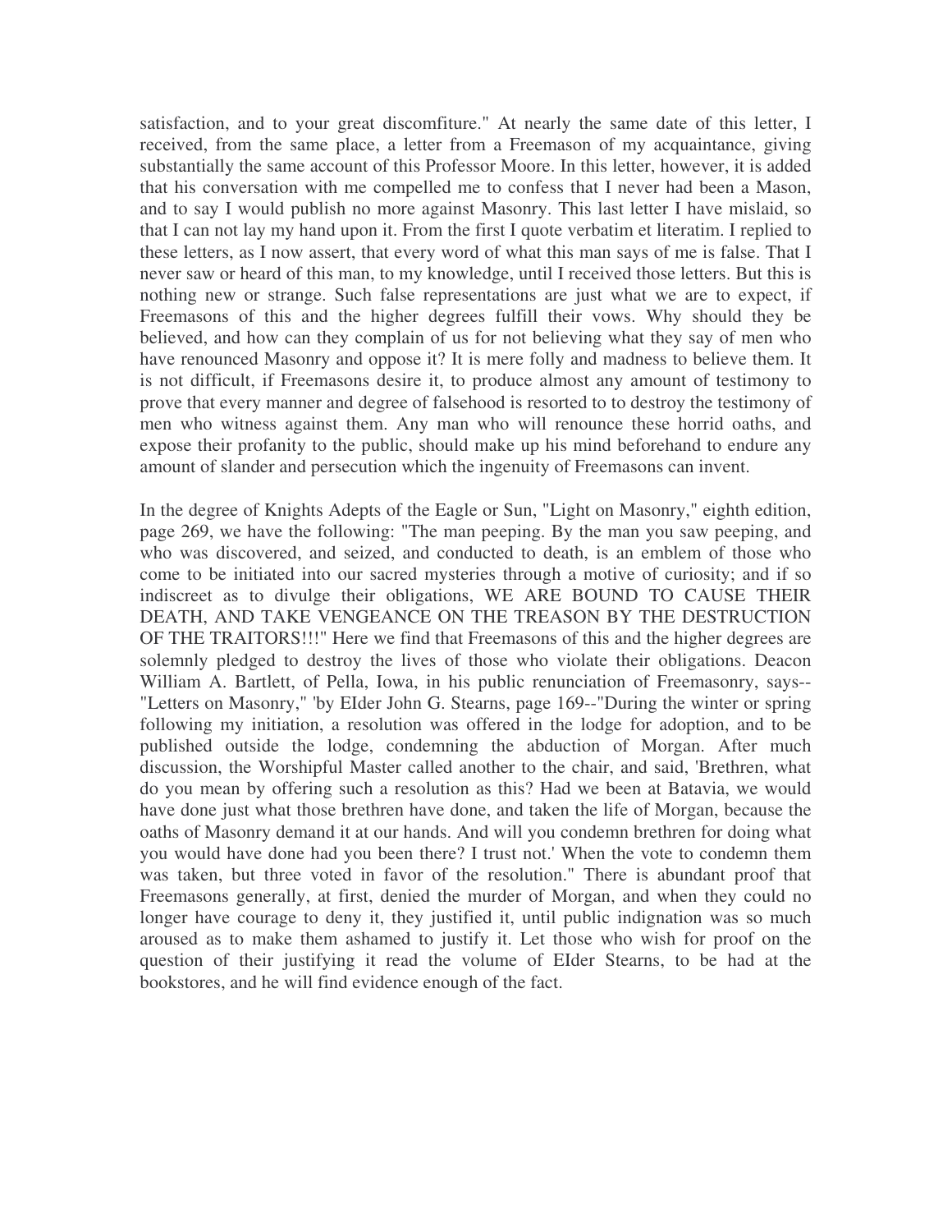satisfaction, and to your great discomfiture." At nearly the same date of this letter, I received, from the same place, a letter from a Freemason of my acquaintance, giving substantially the same account of this Professor Moore. In this letter, however, it is added that his conversation with me compelled me to confess that I never had been a Mason, and to say I would publish no more against Masonry. This last letter I have mislaid, so that I can not lay my hand upon it. From the first I quote verbatim et literatim. I replied to these letters, as I now assert, that every word of what this man says of me is false. That I never saw or heard of this man, to my knowledge, until I received those letters. But this is nothing new or strange. Such false representations are just what we are to expect, if Freemasons of this and the higher degrees fulfill their vows. Why should they be believed, and how can they complain of us for not believing what they say of men who have renounced Masonry and oppose it? It is mere folly and madness to believe them. It is not difficult, if Freemasons desire it, to produce almost any amount of testimony to prove that every manner and degree of falsehood is resorted to to destroy the testimony of men who witness against them. Any man who will renounce these horrid oaths, and expose their profanity to the public, should make up his mind beforehand to endure any amount of slander and persecution which the ingenuity of Freemasons can invent.

In the degree of Knights Adepts of the Eagle or Sun, "Light on Masonry," eighth edition, page 269, we have the following: "The man peeping. By the man you saw peeping, and who was discovered, and seized, and conducted to death, is an emblem of those who come to be initiated into our sacred mysteries through a motive of curiosity; and if so indiscreet as to divulge their obligations, WE ARE BOUND TO CAUSE THEIR DEATH, AND TAKE VENGEANCE ON THE TREASON BY THE DESTRUCTION OF THE TRAITORS!!!" Here we find that Freemasons of this and the higher degrees are solemnly pledged to destroy the lives of those who violate their obligations. Deacon William A. Bartlett, of Pella, Iowa, in his public renunciation of Freemasonry, says-- "Letters on Masonry," 'by Elder John G. Stearns, page 169--"During the winter or spring following my initiation, a resolution was offered in the lodge for adoption, and to be published outside the lodge, condemning the abduction of Morgan. After much discussion, the Worshipful Master called another to the chair, and said, 'Brethren, what do you mean by offering such a resolution as this? Had we been at Batavia, we would have done just what those brethren have done, and taken the life of Morgan, because the oaths of Masonry demand it at our hands. And will you condemn brethren for doing what you would have done had you been there? I trust not.' When the vote to condemn them was taken, but three voted in favor of the resolution." There is abundant proof that Freemasons generally, at first, denied the murder of Morgan, and when they could no longer have courage to deny it, they justified it, until public indignation was so much aroused as to make them ashamed to justify it. Let those who wish for proof on the question of their justifying it read the volume of Elder Stearns, to be had at the bookstores, and he will find evidence enough of the fact.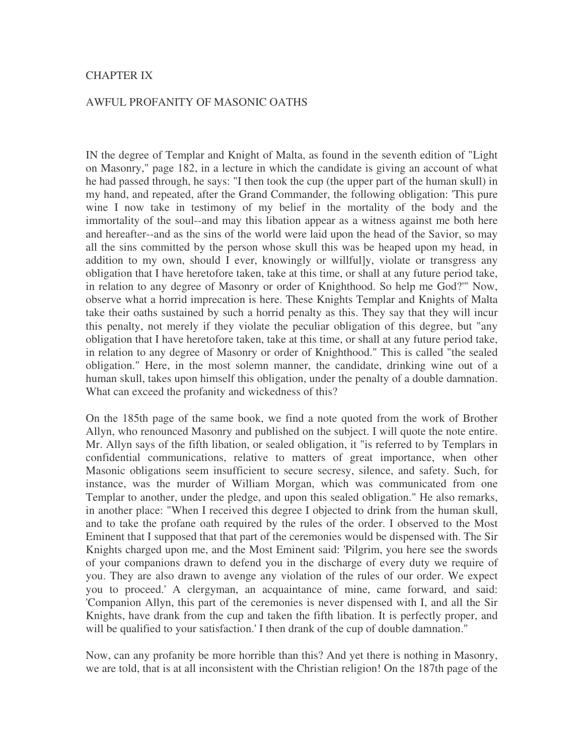## CHAPTER IX

## AWFUL PROFANITY OF MASONIC OATHS

IN the degree of Templar and Knight of Malta, as found in the seventh edition of "Light on Masonry," page 182, in a lecture in which the candidate is giving an account of what he had passed through, he says: "I then took the cup (the upper part of the human skull) in my hand, and repeated, after the Grand Commander, the following obligation: 'This pure wine I now take in testimony of my belief in the mortality of the body and the immortality of the soul--and may this libation appear as a witness against me both here and hereafter--and as the sins of the world were laid upon the head of the Savior, so may all the sins committed by the person whose skull this was be heaped upon my head, in addition to my own, should I ever, knowingly or willful]y, violate or transgress any obligation that I have heretofore taken, take at this time, or shall at any future period take, in relation to any degree of Masonry or order of Knighthood. So help me God?'" Now, observe what a horrid imprecation is here. These Knights Templar and Knights of Malta take their oaths sustained by such a horrid penalty as this. They say that they will incur this penalty, not merely if they violate the peculiar obligation of this degree, but "any obligation that I have heretofore taken, take at this time, or shall at any future period take, in relation to any degree of Masonry or order of Knighthood." This is called "the sealed obligation." Here, in the most solemn manner, the candidate, drinking wine out of a human skull, takes upon himself this obligation, under the penalty of a double damnation. What can exceed the profanity and wickedness of this?

On the 185th page of the same book, we find a note quoted from the work of Brother Allyn, who renounced Masonry and published on the subject. I will quote the note entire. Mr. Allyn says of the fifth libation, or sealed obligation, it "is referred to by Templars in confidential communications, relative to matters of great importance, when other Masonic obligations seem insufficient to secure secresy, silence, and safety. Such, for instance, was the murder of William Morgan, which was communicated from one Templar to another, under the pledge, and upon this sealed obligation." He also remarks, in another place: "When I received this degree I objected to drink from the human skull, and to take the profane oath required by the rules of the order. I observed to the Most Eminent that I supposed that that part of the ceremonies would be dispensed with. The Sir Knights charged upon me, and the Most Eminent said: 'Pilgrim, you here see the swords of your companions drawn to defend you in the discharge of every duty we require of you. They are also drawn to avenge any violation of the rules of our order. We expect you to proceed.' A clergyman, an acquaintance of mine, came forward, and said: 'Companion Allyn, this part of the ceremonies is never dispensed with I, and all the Sir Knights, have drank from the cup and taken the fifth libation. It is perfectly proper, and will be qualified to your satisfaction.' I then drank of the cup of double damnation."

Now, can any profanity be more horrible than this? And yet there is nothing in Masonry, we are told, that is at all inconsistent with the Christian religion! On the 187th page of the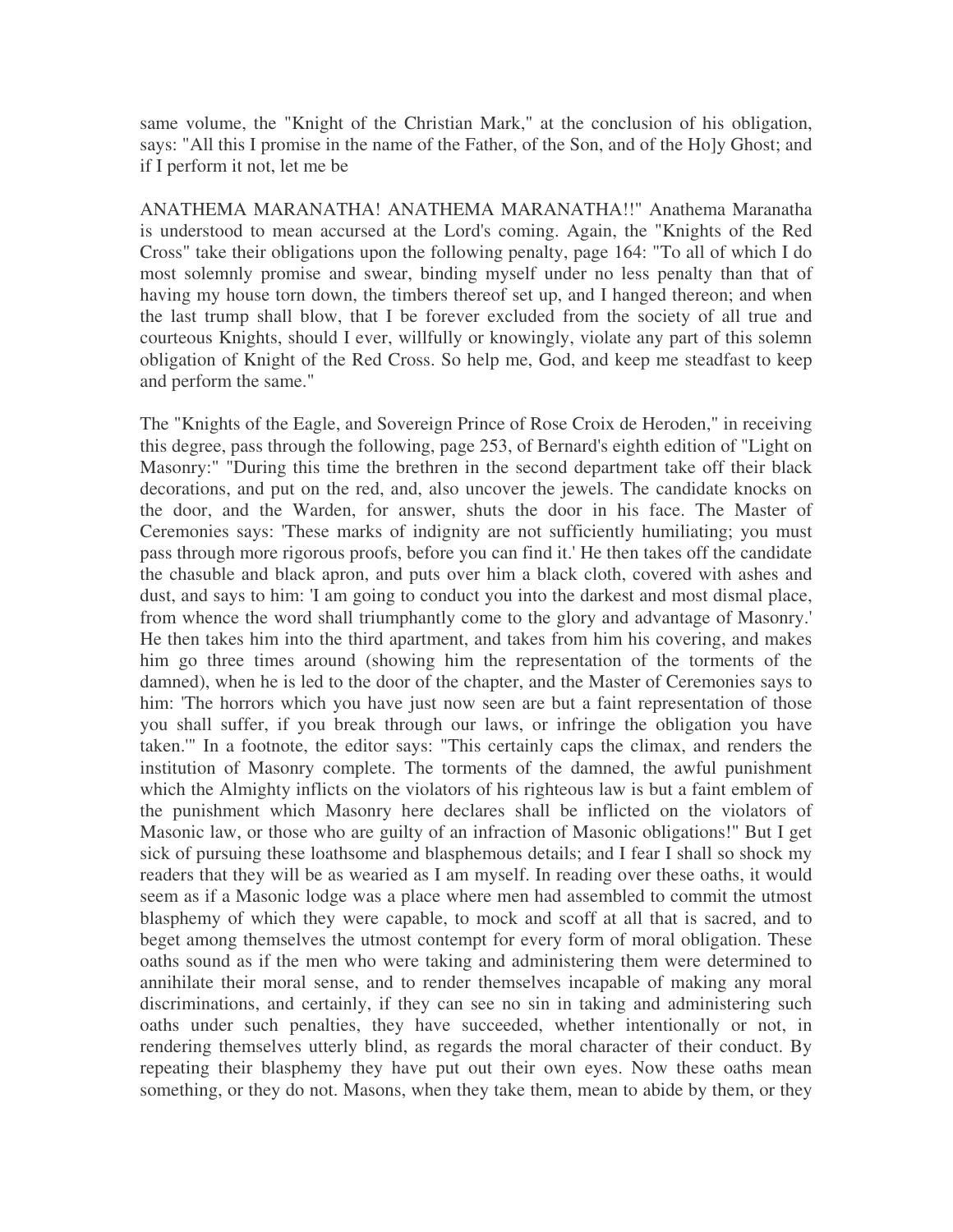same volume, the "Knight of the Christian Mark," at the conclusion of his obligation, says: "All this I promise in the name of the Father, of the Son, and of the Ho]y Ghost; and if I perform it not, let me be

ANATHEMA MARANATHA! ANATHEMA MARANATHA!!" Anathema Maranatha is understood to mean accursed at the Lord's coming. Again, the "Knights of the Red Cross" take their obligations upon the following penalty, page 164: "To all of which I do most solemnly promise and swear, binding myself under no less penalty than that of having my house torn down, the timbers thereof set up, and I hanged thereon; and when the last trump shall blow, that I be forever excluded from the society of all true and courteous Knights, should I ever, willfully or knowingly, violate any part of this solemn obligation of Knight of the Red Cross. So help me, God, and keep me steadfast to keep and perform the same."

The "Knights of the Eagle, and Sovereign Prince of Rose Croix de Heroden," in receiving this degree, pass through the following, page 253, of Bernard's eighth edition of "Light on Masonry:" "During this time the brethren in the second department take off their black decorations, and put on the red, and, also uncover the jewels. The candidate knocks on the door, and the Warden, for answer, shuts the door in his face. The Master of Ceremonies says: 'These marks of indignity are not sufficiently humiliating; you must pass through more rigorous proofs, before you can find it.' He then takes off the candidate the chasuble and black apron, and puts over him a black cloth, covered with ashes and dust, and says to him: 'I am going to conduct you into the darkest and most dismal place, from whence the word shall triumphantly come to the glory and advantage of Masonry.' He then takes him into the third apartment, and takes from him his covering, and makes him go three times around (showing him the representation of the torments of the damned), when he is led to the door of the chapter, and the Master of Ceremonies says to him: 'The horrors which you have just now seen are but a faint representation of those you shall suffer, if you break through our laws, or infringe the obligation you have taken.'" In a footnote, the editor says: "This certainly caps the climax, and renders the institution of Masonry complete. The torments of the damned, the awful punishment which the Almighty inflicts on the violators of his righteous law is but a faint emblem of the punishment which Masonry here declares shall be inflicted on the violators of Masonic law, or those who are guilty of an infraction of Masonic obligations!" But I get sick of pursuing these loathsome and blasphemous details; and I fear I shall so shock my readers that they will be as wearied as I am myself. In reading over these oaths, it would seem as if a Masonic lodge was a place where men had assembled to commit the utmost blasphemy of which they were capable, to mock and scoff at all that is sacred, and to beget among themselves the utmost contempt for every form of moral obligation. These oaths sound as if the men who were taking and administering them were determined to annihilate their moral sense, and to render themselves incapable of making any moral discriminations, and certainly, if they can see no sin in taking and administering such oaths under such penalties, they have succeeded, whether intentionally or not, in rendering themselves utterly blind, as regards the moral character of their conduct. By repeating their blasphemy they have put out their own eyes. Now these oaths mean something, or they do not. Masons, when they take them, mean to abide by them, or they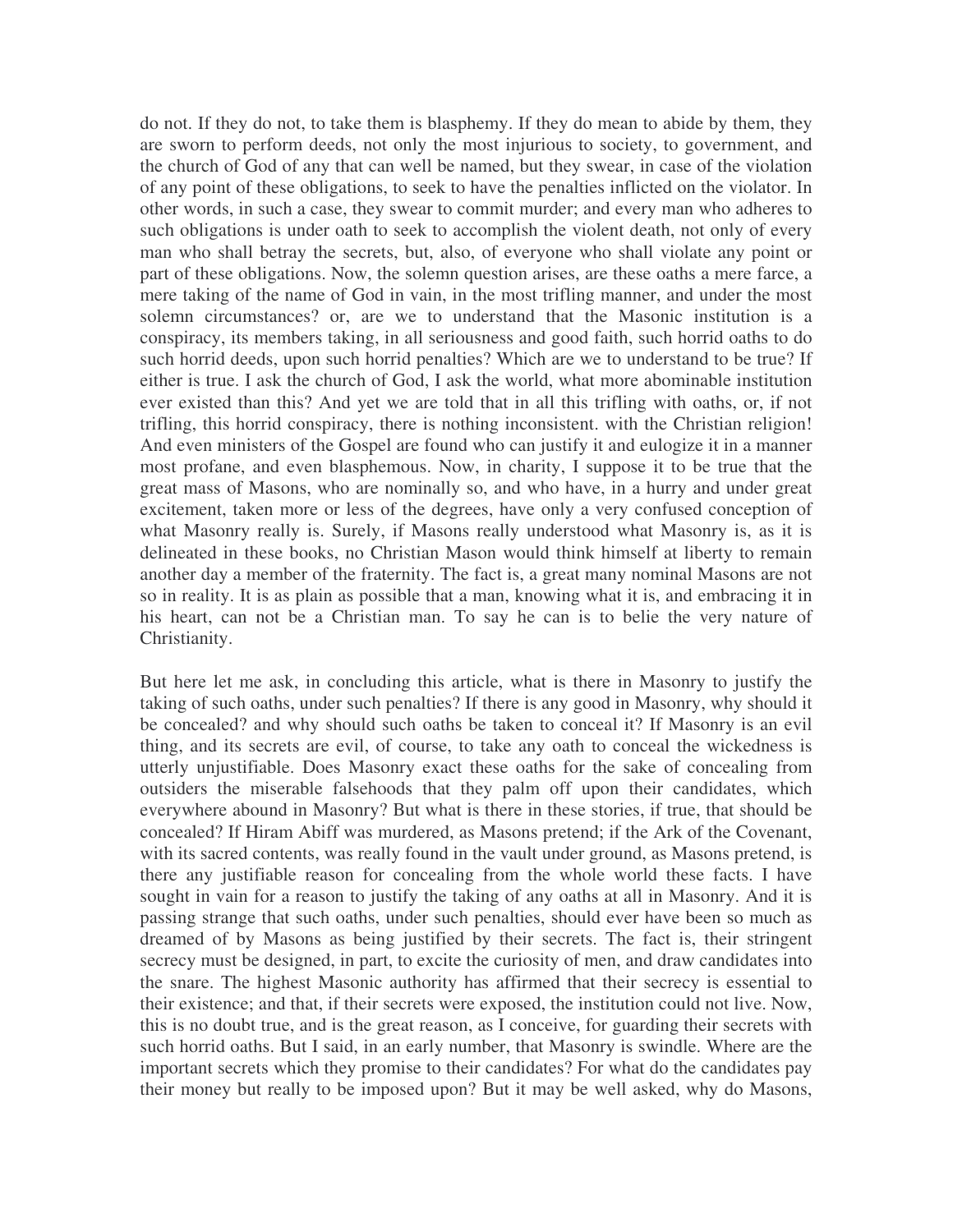do not. If they do not, to take them is blasphemy. If they do mean to abide by them, they are sworn to perform deeds, not only the most injurious to society, to government, and the church of God of any that can well be named, but they swear, in case of the violation of any point of these obligations, to seek to have the penalties inflicted on the violator. In other words, in such a case, they swear to commit murder; and every man who adheres to such obligations is under oath to seek to accomplish the violent death, not only of every man who shall betray the secrets, but, also, of everyone who shall violate any point or part of these obligations. Now, the solemn question arises, are these oaths a mere farce, a mere taking of the name of God in vain, in the most trifling manner, and under the most solemn circumstances? or, are we to understand that the Masonic institution is a conspiracy, its members taking, in all seriousness and good faith, such horrid oaths to do such horrid deeds, upon such horrid penalties? Which are we to understand to be true? If either is true. I ask the church of God, I ask the world, what more abominable institution ever existed than this? And yet we are told that in all this trifling with oaths, or, if not trifling, this horrid conspiracy, there is nothing inconsistent. with the Christian religion! And even ministers of the Gospel are found who can justify it and eulogize it in a manner most profane, and even blasphemous. Now, in charity, I suppose it to be true that the great mass of Masons, who are nominally so, and who have, in a hurry and under great excitement, taken more or less of the degrees, have only a very confused conception of what Masonry really is. Surely, if Masons really understood what Masonry is, as it is delineated in these books, no Christian Mason would think himself at liberty to remain another day a member of the fraternity. The fact is, a great many nominal Masons are not so in reality. It is as plain as possible that a man, knowing what it is, and embracing it in his heart, can not be a Christian man. To say he can is to belie the very nature of Christianity.

But here let me ask, in concluding this article, what is there in Masonry to justify the taking of such oaths, under such penalties? If there is any good in Masonry, why should it be concealed? and why should such oaths be taken to conceal it? If Masonry is an evil thing, and its secrets are evil, of course, to take any oath to conceal the wickedness is utterly unjustifiable. Does Masonry exact these oaths for the sake of concealing from outsiders the miserable falsehoods that they palm off upon their candidates, which everywhere abound in Masonry? But what is there in these stories, if true, that should be concealed? If Hiram Abiff was murdered, as Masons pretend; if the Ark of the Covenant, with its sacred contents, was really found in the vault under ground, as Masons pretend, is there any justifiable reason for concealing from the whole world these facts. I have sought in vain for a reason to justify the taking of any oaths at all in Masonry. And it is passing strange that such oaths, under such penalties, should ever have been so much as dreamed of by Masons as being justified by their secrets. The fact is, their stringent secrecy must be designed, in part, to excite the curiosity of men, and draw candidates into the snare. The highest Masonic authority has affirmed that their secrecy is essential to their existence; and that, if their secrets were exposed, the institution could not live. Now, this is no doubt true, and is the great reason, as I conceive, for guarding their secrets with such horrid oaths. But I said, in an early number, that Masonry is swindle. Where are the important secrets which they promise to their candidates? For what do the candidates pay their money but really to be imposed upon? But it may be well asked, why do Masons,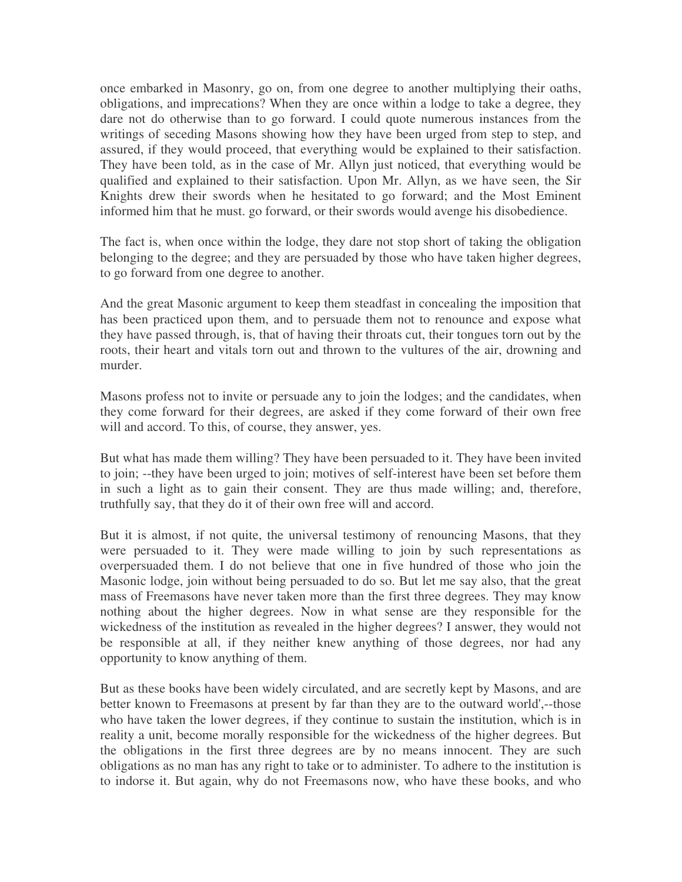once embarked in Masonry, go on, from one degree to another multiplying their oaths, obligations, and imprecations? When they are once within a lodge to take a degree, they dare not do otherwise than to go forward. I could quote numerous instances from the writings of seceding Masons showing how they have been urged from step to step, and assured, if they would proceed, that everything would be explained to their satisfaction. They have been told, as in the case of Mr. Allyn just noticed, that everything would be qualified and explained to their satisfaction. Upon Mr. Allyn, as we have seen, the Sir Knights drew their swords when he hesitated to go forward; and the Most Eminent informed him that he must. go forward, or their swords would avenge his disobedience.

The fact is, when once within the lodge, they dare not stop short of taking the obligation belonging to the degree; and they are persuaded by those who have taken higher degrees, to go forward from one degree to another.

And the great Masonic argument to keep them steadfast in concealing the imposition that has been practiced upon them, and to persuade them not to renounce and expose what they have passed through, is, that of having their throats cut, their tongues torn out by the roots, their heart and vitals torn out and thrown to the vultures of the air, drowning and murder.

Masons profess not to invite or persuade any to join the lodges; and the candidates, when they come forward for their degrees, are asked if they come forward of their own free will and accord. To this, of course, they answer, yes.

But what has made them willing? They have been persuaded to it. They have been invited to join; --they have been urged to join; motives of self-interest have been set before them in such a light as to gain their consent. They are thus made willing; and, therefore, truthfully say, that they do it of their own free will and accord.

But it is almost, if not quite, the universal testimony of renouncing Masons, that they were persuaded to it. They were made willing to join by such representations as overpersuaded them. I do not believe that one in five hundred of those who join the Masonic lodge, join without being persuaded to do so. But let me say also, that the great mass of Freemasons have never taken more than the first three degrees. They may know nothing about the higher degrees. Now in what sense are they responsible for the wickedness of the institution as revealed in the higher degrees? I answer, they would not be responsible at all, if they neither knew anything of those degrees, nor had any opportunity to know anything of them.

But as these books have been widely circulated, and are secretly kept by Masons, and are better known to Freemasons at present by far than they are to the outward world',--those who have taken the lower degrees, if they continue to sustain the institution, which is in reality a unit, become morally responsible for the wickedness of the higher degrees. But the obligations in the first three degrees are by no means innocent. They are such obligations as no man has any right to take or to administer. To adhere to the institution is to indorse it. But again, why do not Freemasons now, who have these books, and who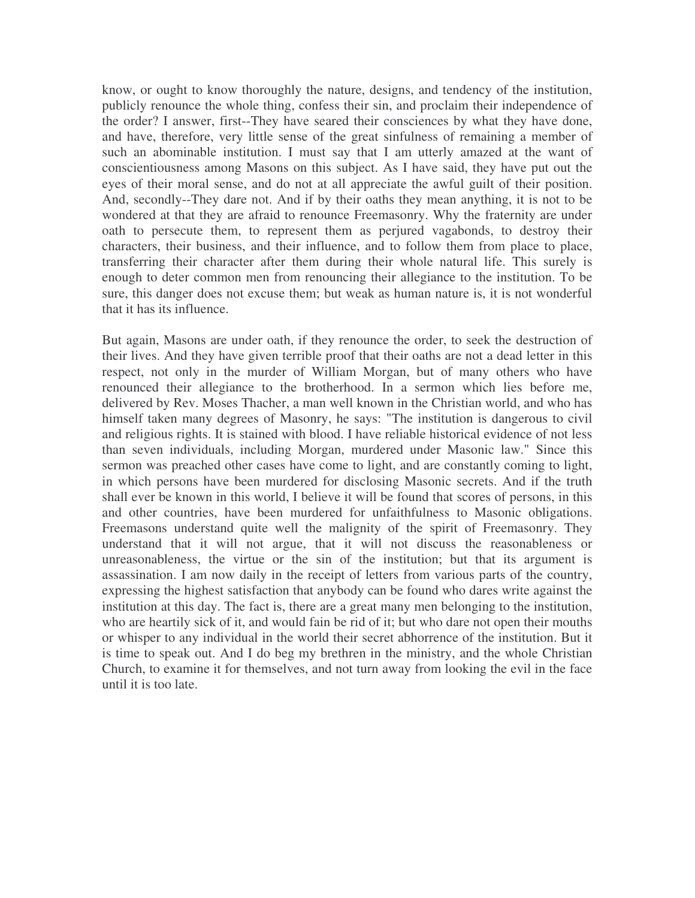know, or ought to know thoroughly the nature, designs, and tendency of the institution, publicly renounce the whole thing, confess their sin, and proclaim their independence of the order? I answer, first--They have seared their consciences by what they have done, and have, therefore, very little sense of the great sinfulness of remaining a member of such an abominable institution. I must say that I am utterly amazed at the want of conscientiousness among Masons on this subject. As I have said, they have put out the eyes of their moral sense, and do not at all appreciate the awful guilt of their position. And, secondly--They dare not. And if by their oaths they mean anything, it is not to be wondered at that they are afraid to renounce Freemasonry. Why the fraternity are under oath to persecute them, to represent them as perjured vagabonds, to destroy their characters, their business, and their influence, and to follow them from place to place, transferring their character after them during their whole natural life. This surely is enough to deter common men from renouncing their allegiance to the institution. To be sure, this danger does not excuse them; but weak as human nature is, it is not wonderful that it has its influence.

But again, Masons are under oath, if they renounce the order, to seek the destruction of their lives. And they have given terrible proof that their oaths are not a dead letter in this respect, not only in the murder of William Morgan, but of many others who have renounced their allegiance to the brotherhood. In a sermon which lies before me, delivered by Rev. Moses Thacher, a man well known in the Christian world, and who has himself taken many degrees of Masonry, he says: "The institution is dangerous to civil and religious rights. It is stained with blood. I have reliable historical evidence of not less than seven individuals, including Morgan, murdered under Masonic law." Since this sermon was preached other cases have come to light, and are constantly coming to light, in which persons have been murdered for disclosing Masonic secrets. And if the truth shall ever be known in this world, I believe it will be found that scores of persons, in this and other countries, have been murdered for unfaithfulness to Masonic obligations. Freemasons understand quite well the malignity of the spirit of Freemasonry. They understand that it will not argue, that it will not discuss the reasonableness or unreasonableness, the virtue or the sin of the institution; but that its argument is assassination. I am now daily in the receipt of letters from various parts of the country, expressing the highest satisfaction that anybody can be found who dares write against the institution at this day. The fact is, there are a great many men belonging to the institution, who are heartily sick of it, and would fain be rid of it; but who dare not open their mouths or whisper to any individual in the world their secret abhorrence of the institution. But it is time to speak out. And I do beg my brethren in the ministry, and the whole Christian Church, to examine it for themselves, and not turn away from looking the evil in the face until it is too late.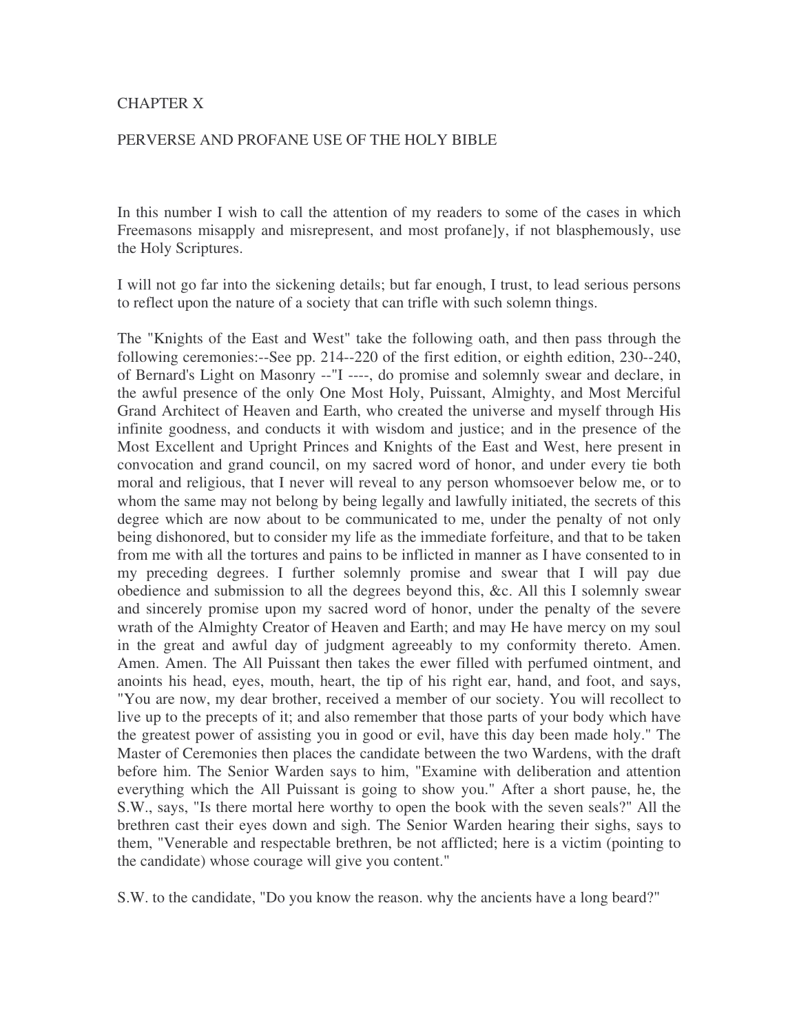# CHAPTER X

## PERVERSE AND PROFANE USE OF THE HOLY BIBLE

In this number I wish to call the attention of my readers to some of the cases in which Freemasons misapply and misrepresent, and most profane]y, if not blasphemously, use the Holy Scriptures.

I will not go far into the sickening details; but far enough, I trust, to lead serious persons to reflect upon the nature of a society that can trifle with such solemn things.

The "Knights of the East and West" take the following oath, and then pass through the following ceremonies:--See pp. 214--220 of the first edition, or eighth edition, 230--240, of Bernard's Light on Masonry --"I ----, do promise and solemnly swear and declare, in the awful presence of the only One Most Holy, Puissant, Almighty, and Most Merciful Grand Architect of Heaven and Earth, who created the universe and myself through His infinite goodness, and conducts it with wisdom and justice; and in the presence of the Most Excellent and Upright Princes and Knights of the East and West, here present in convocation and grand council, on my sacred word of honor, and under every tie both moral and religious, that I never will reveal to any person whomsoever below me, or to whom the same may not belong by being legally and lawfully initiated, the secrets of this degree which are now about to be communicated to me, under the penalty of not only being dishonored, but to consider my life as the immediate forfeiture, and that to be taken from me with all the tortures and pains to be inflicted in manner as I have consented to in my preceding degrees. I further solemnly promise and swear that I will pay due obedience and submission to all the degrees beyond this, &c. All this I solemnly swear and sincerely promise upon my sacred word of honor, under the penalty of the severe wrath of the Almighty Creator of Heaven and Earth; and may He have mercy on my soul in the great and awful day of judgment agreeably to my conformity thereto. Amen. Amen. Amen. The All Puissant then takes the ewer filled with perfumed ointment, and anoints his head, eyes, mouth, heart, the tip of his right ear, hand, and foot, and says, "You are now, my dear brother, received a member of our society. You will recollect to live up to the precepts of it; and also remember that those parts of your body which have the greatest power of assisting you in good or evil, have this day been made holy." The Master of Ceremonies then places the candidate between the two Wardens, with the draft before him. The Senior Warden says to him, "Examine with deliberation and attention everything which the All Puissant is going to show you." After a short pause, he, the S.W., says, "Is there mortal here worthy to open the book with the seven seals?" All the brethren cast their eyes down and sigh. The Senior Warden hearing their sighs, says to them, "Venerable and respectable brethren, be not afflicted; here is a victim (pointing to the candidate) whose courage will give you content."

S.W. to the candidate, "Do you know the reason. why the ancients have a long beard?"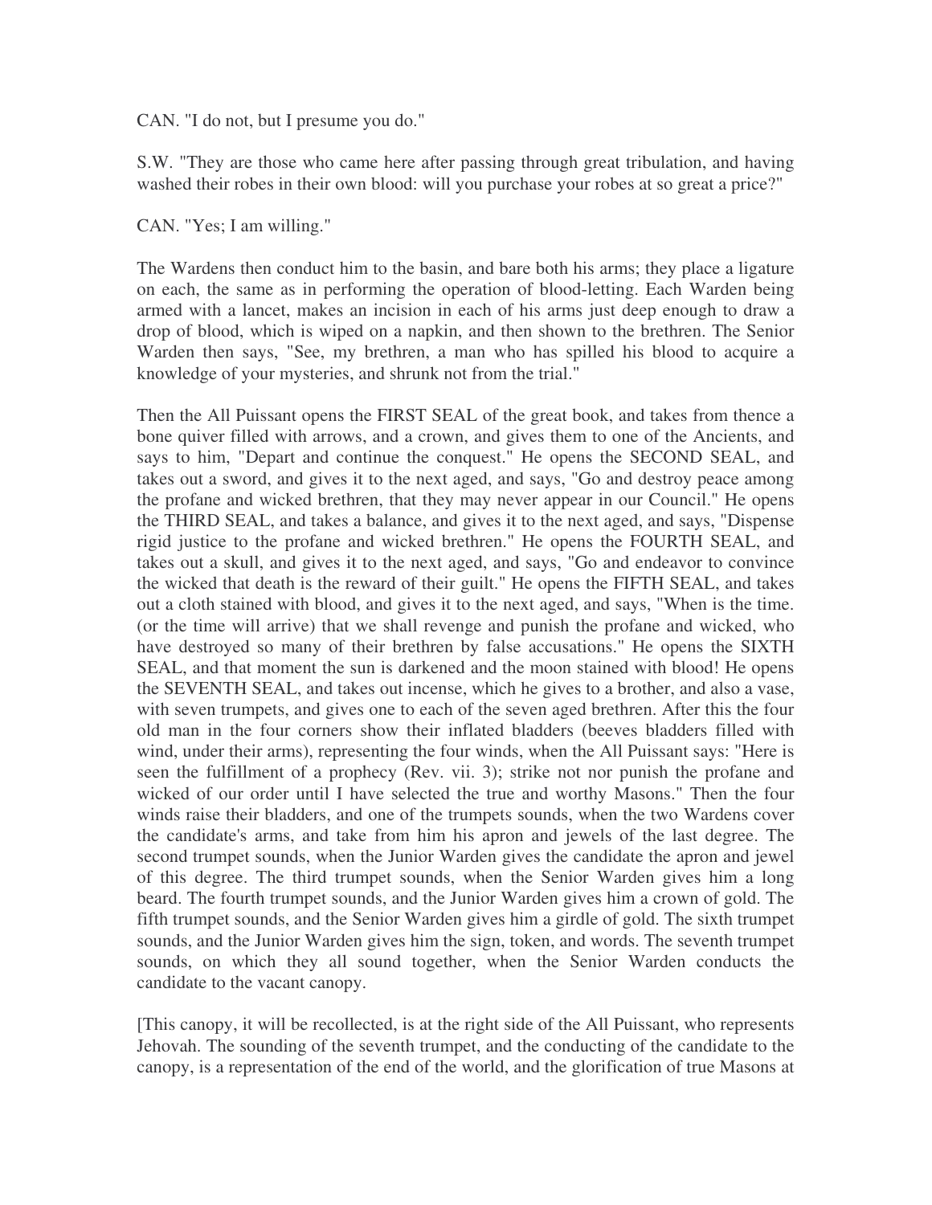CAN. "I do not, but I presume you do."

S.W. "They are those who came here after passing through great tribulation, and having washed their robes in their own blood: will you purchase your robes at so great a price?"

CAN. "Yes; I am willing."

The Wardens then conduct him to the basin, and bare both his arms; they place a ligature on each, the same as in performing the operation of blood-letting. Each Warden being armed with a lancet, makes an incision in each of his arms just deep enough to draw a drop of blood, which is wiped on a napkin, and then shown to the brethren. The Senior Warden then says, "See, my brethren, a man who has spilled his blood to acquire a knowledge of your mysteries, and shrunk not from the trial."

Then the All Puissant opens the FIRST SEAL of the great book, and takes from thence a bone quiver filled with arrows, and a crown, and gives them to one of the Ancients, and says to him, "Depart and continue the conquest." He opens the SECOND SEAL, and takes out a sword, and gives it to the next aged, and says, "Go and destroy peace among the profane and wicked brethren, that they may never appear in our Council." He opens the THIRD SEAL, and takes a balance, and gives it to the next aged, and says, "Dispense rigid justice to the profane and wicked brethren." He opens the FOURTH SEAL, and takes out a skull, and gives it to the next aged, and says, "Go and endeavor to convince the wicked that death is the reward of their guilt." He opens the FIFTH SEAL, and takes out a cloth stained with blood, and gives it to the next aged, and says, "When is the time. (or the time will arrive) that we shall revenge and punish the profane and wicked, who have destroyed so many of their brethren by false accusations." He opens the SIXTH SEAL, and that moment the sun is darkened and the moon stained with blood! He opens the SEVENTH SEAL, and takes out incense, which he gives to a brother, and also a vase, with seven trumpets, and gives one to each of the seven aged brethren. After this the four old man in the four corners show their inflated bladders (beeves bladders filled with wind, under their arms), representing the four winds, when the All Puissant says: "Here is seen the fulfillment of a prophecy (Rev. vii. 3); strike not nor punish the profane and wicked of our order until I have selected the true and worthy Masons." Then the four winds raise their bladders, and one of the trumpets sounds, when the two Wardens cover the candidate's arms, and take from him his apron and jewels of the last degree. The second trumpet sounds, when the Junior Warden gives the candidate the apron and jewel of this degree. The third trumpet sounds, when the Senior Warden gives him a long beard. The fourth trumpet sounds, and the Junior Warden gives him a crown of gold. The fifth trumpet sounds, and the Senior Warden gives him a girdle of gold. The sixth trumpet sounds, and the Junior Warden gives him the sign, token, and words. The seventh trumpet sounds, on which they all sound together, when the Senior Warden conducts the candidate to the vacant canopy.

[This canopy, it will be recollected, is at the right side of the All Puissant, who represents Jehovah. The sounding of the seventh trumpet, and the conducting of the candidate to the canopy, is a representation of the end of the world, and the glorification of true Masons at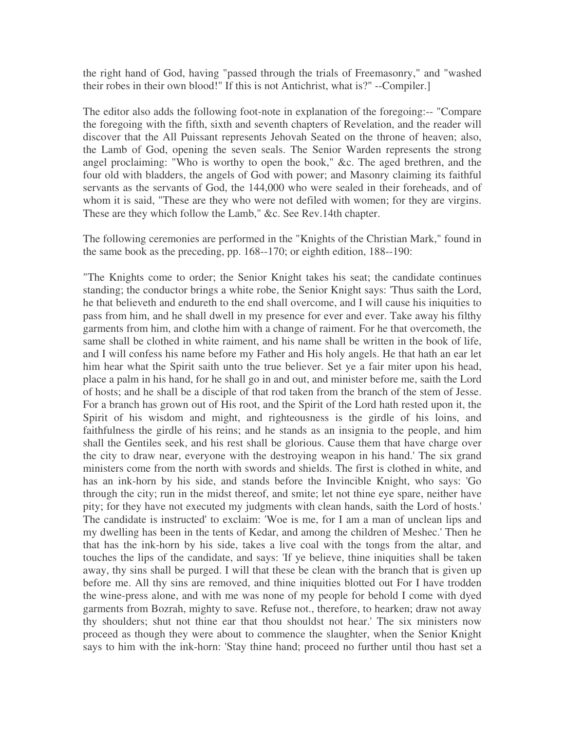the right hand of God, having "passed through the trials of Freemasonry," and "washed their robes in their own blood!" If this is not Antichrist, what is?" --Compiler.]

The editor also adds the following foot-note in explanation of the foregoing:-- "Compare the foregoing with the fifth, sixth and seventh chapters of Revelation, and the reader will discover that the All Puissant represents Jehovah Seated on the throne of heaven; also, the Lamb of God, opening the seven seals. The Senior Warden represents the strong angel proclaiming: "Who is worthy to open the book," &c. The aged brethren, and the four old with bladders, the angels of God with power; and Masonry claiming its faithful servants as the servants of God, the 144,000 who were sealed in their foreheads, and of whom it is said, "These are they who were not defiled with women; for they are virgins. These are they which follow the Lamb," &c. See Rev.14th chapter.

The following ceremonies are performed in the "Knights of the Christian Mark," found in the same book as the preceding, pp. 168--170; or eighth edition, 188--190:

"The Knights come to order; the Senior Knight takes his seat; the candidate continues standing; the conductor brings a white robe, the Senior Knight says: 'Thus saith the Lord, he that believeth and endureth to the end shall overcome, and I will cause his iniquities to pass from him, and he shall dwell in my presence for ever and ever. Take away his filthy garments from him, and clothe him with a change of raiment. For he that overcometh, the same shall be clothed in white raiment, and his name shall be written in the book of life, and I will confess his name before my Father and His holy angels. He that hath an ear let him hear what the Spirit saith unto the true believer. Set ye a fair miter upon his head, place a palm in his hand, for he shall go in and out, and minister before me, saith the Lord of hosts; and he shall be a disciple of that rod taken from the branch of the stem of Jesse. For a branch has grown out of His root, and the Spirit of the Lord hath rested upon it, the Spirit of his wisdom and might, and righteousness is the girdle of his loins, and faithfulness the girdle of his reins; and he stands as an insignia to the people, and him shall the Gentiles seek, and his rest shall be glorious. Cause them that have charge over the city to draw near, everyone with the destroying weapon in his hand.' The six grand ministers come from the north with swords and shields. The first is clothed in white, and has an ink-horn by his side, and stands before the Invincible Knight, who says: 'Go through the city; run in the midst thereof, and smite; let not thine eye spare, neither have pity; for they have not executed my judgments with clean hands, saith the Lord of hosts.' The candidate is instructed' to exclaim: 'Woe is me, for I am a man of unclean lips and my dwelling has been in the tents of Kedar, and among the children of Meshec.' Then he that has the ink-horn by his side, takes a live coal with the tongs from the altar, and touches the lips of the candidate, and says: 'If ye believe, thine iniquities shall be taken away, thy sins shall be purged. I will that these be clean with the branch that is given up before me. All thy sins are removed, and thine iniquities blotted out For I have trodden the wine-press alone, and with me was none of my people for behold I come with dyed garments from Bozrah, mighty to save. Refuse not., therefore, to hearken; draw not away thy shoulders; shut not thine ear that thou shouldst not hear.' The six ministers now proceed as though they were about to commence the slaughter, when the Senior Knight says to him with the ink-horn: 'Stay thine hand; proceed no further until thou hast set a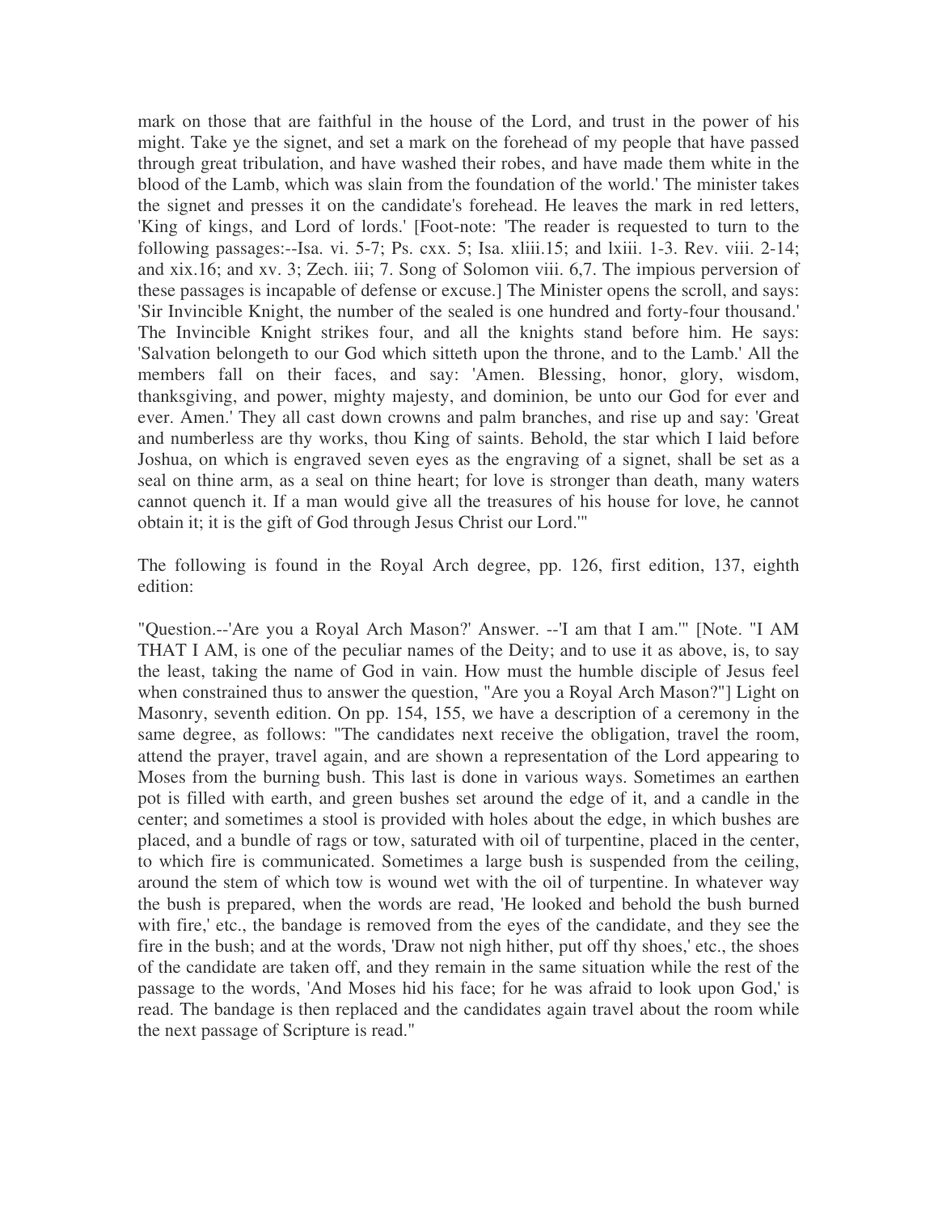mark on those that are faithful in the house of the Lord, and trust in the power of his might. Take ye the signet, and set a mark on the forehead of my people that have passed through great tribulation, and have washed their robes, and have made them white in the blood of the Lamb, which was slain from the foundation of the world.' The minister takes the signet and presses it on the candidate's forehead. He leaves the mark in red letters, 'King of kings, and Lord of lords.' [Foot-note: 'The reader is requested to turn to the following passages:--Isa. vi. 5-7; Ps. cxx. 5; Isa. xliii.15; and lxiii. 1-3. Rev. viii. 2-14; and xix.16; and xv. 3; Zech. iii; 7. Song of Solomon viii. 6,7. The impious perversion of these passages is incapable of defense or excuse.] The Minister opens the scroll, and says: 'Sir Invincible Knight, the number of the sealed is one hundred and forty-four thousand.' The Invincible Knight strikes four, and all the knights stand before him. He says: 'Salvation belongeth to our God which sitteth upon the throne, and to the Lamb.' All the members fall on their faces, and say: 'Amen. Blessing, honor, glory, wisdom, thanksgiving, and power, mighty majesty, and dominion, be unto our God for ever and ever. Amen.' They all cast down crowns and palm branches, and rise up and say: 'Great and numberless are thy works, thou King of saints. Behold, the star which I laid before Joshua, on which is engraved seven eyes as the engraving of a signet, shall be set as a seal on thine arm, as a seal on thine heart; for love is stronger than death, many waters cannot quench it. If a man would give all the treasures of his house for love, he cannot obtain it; it is the gift of God through Jesus Christ our Lord.'"

The following is found in the Royal Arch degree, pp. 126, first edition, 137, eighth edition:

"Question.--'Are you a Royal Arch Mason?' Answer. --'I am that I am.'" [Note. "I AM THAT I AM, is one of the peculiar names of the Deity; and to use it as above, is, to say the least, taking the name of God in vain. How must the humble disciple of Jesus feel when constrained thus to answer the question, "Are you a Royal Arch Mason?"] Light on Masonry, seventh edition. On pp. 154, 155, we have a description of a ceremony in the same degree, as follows: "The candidates next receive the obligation, travel the room, attend the prayer, travel again, and are shown a representation of the Lord appearing to Moses from the burning bush. This last is done in various ways. Sometimes an earthen pot is filled with earth, and green bushes set around the edge of it, and a candle in the center; and sometimes a stool is provided with holes about the edge, in which bushes are placed, and a bundle of rags or tow, saturated with oil of turpentine, placed in the center, to which fire is communicated. Sometimes a large bush is suspended from the ceiling, around the stem of which tow is wound wet with the oil of turpentine. In whatever way the bush is prepared, when the words are read, 'He looked and behold the bush burned with fire,' etc., the bandage is removed from the eyes of the candidate, and they see the fire in the bush; and at the words, 'Draw not nigh hither, put off thy shoes,' etc., the shoes of the candidate are taken off, and they remain in the same situation while the rest of the passage to the words, 'And Moses hid his face; for he was afraid to look upon God,' is read. The bandage is then replaced and the candidates again travel about the room while the next passage of Scripture is read."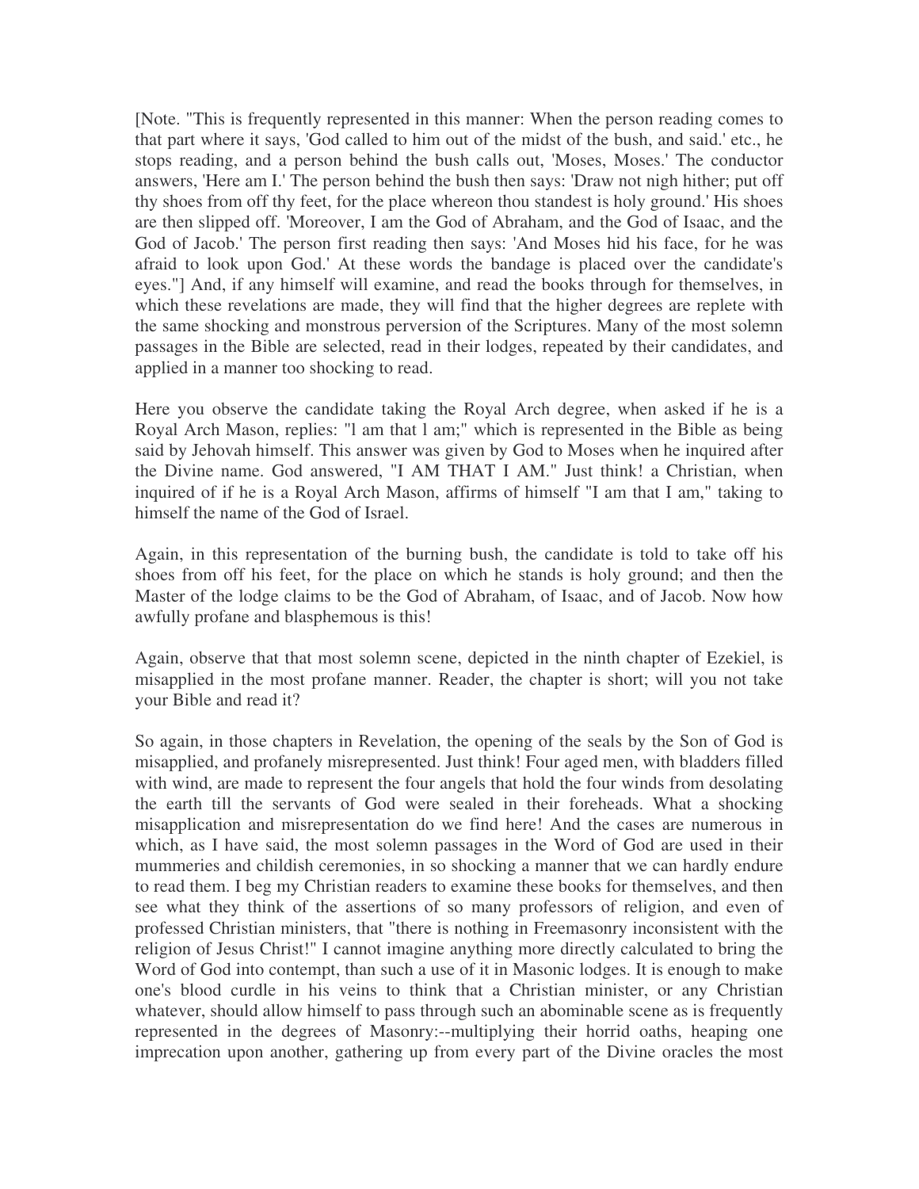[Note. "This is frequently represented in this manner: When the person reading comes to that part where it says, 'God called to him out of the midst of the bush, and said.' etc., he stops reading, and a person behind the bush calls out, 'Moses, Moses.' The conductor answers, 'Here am I.' The person behind the bush then says: 'Draw not nigh hither; put off thy shoes from off thy feet, for the place whereon thou standest is holy ground.' His shoes are then slipped off. 'Moreover, I am the God of Abraham, and the God of Isaac, and the God of Jacob.' The person first reading then says: 'And Moses hid his face, for he was afraid to look upon God.' At these words the bandage is placed over the candidate's eyes."] And, if any himself will examine, and read the books through for themselves, in which these revelations are made, they will find that the higher degrees are replete with the same shocking and monstrous perversion of the Scriptures. Many of the most solemn passages in the Bible are selected, read in their lodges, repeated by their candidates, and applied in a manner too shocking to read.

Here you observe the candidate taking the Royal Arch degree, when asked if he is a Royal Arch Mason, replies: "l am that l am;" which is represented in the Bible as being said by Jehovah himself. This answer was given by God to Moses when he inquired after the Divine name. God answered, "I AM THAT I AM." Just think! a Christian, when inquired of if he is a Royal Arch Mason, affirms of himself "I am that I am," taking to himself the name of the God of Israel.

Again, in this representation of the burning bush, the candidate is told to take off his shoes from off his feet, for the place on which he stands is holy ground; and then the Master of the lodge claims to be the God of Abraham, of Isaac, and of Jacob. Now how awfully profane and blasphemous is this!

Again, observe that that most solemn scene, depicted in the ninth chapter of Ezekiel, is misapplied in the most profane manner. Reader, the chapter is short; will you not take your Bible and read it?

So again, in those chapters in Revelation, the opening of the seals by the Son of God is misapplied, and profanely misrepresented. Just think! Four aged men, with bladders filled with wind, are made to represent the four angels that hold the four winds from desolating the earth till the servants of God were sealed in their foreheads. What a shocking misapplication and misrepresentation do we find here! And the cases are numerous in which, as I have said, the most solemn passages in the Word of God are used in their mummeries and childish ceremonies, in so shocking a manner that we can hardly endure to read them. I beg my Christian readers to examine these books for themselves, and then see what they think of the assertions of so many professors of religion, and even of professed Christian ministers, that "there is nothing in Freemasonry inconsistent with the religion of Jesus Christ!" I cannot imagine anything more directly calculated to bring the Word of God into contempt, than such a use of it in Masonic lodges. It is enough to make one's blood curdle in his veins to think that a Christian minister, or any Christian whatever, should allow himself to pass through such an abominable scene as is frequently represented in the degrees of Masonry:--multiplying their horrid oaths, heaping one imprecation upon another, gathering up from every part of the Divine oracles the most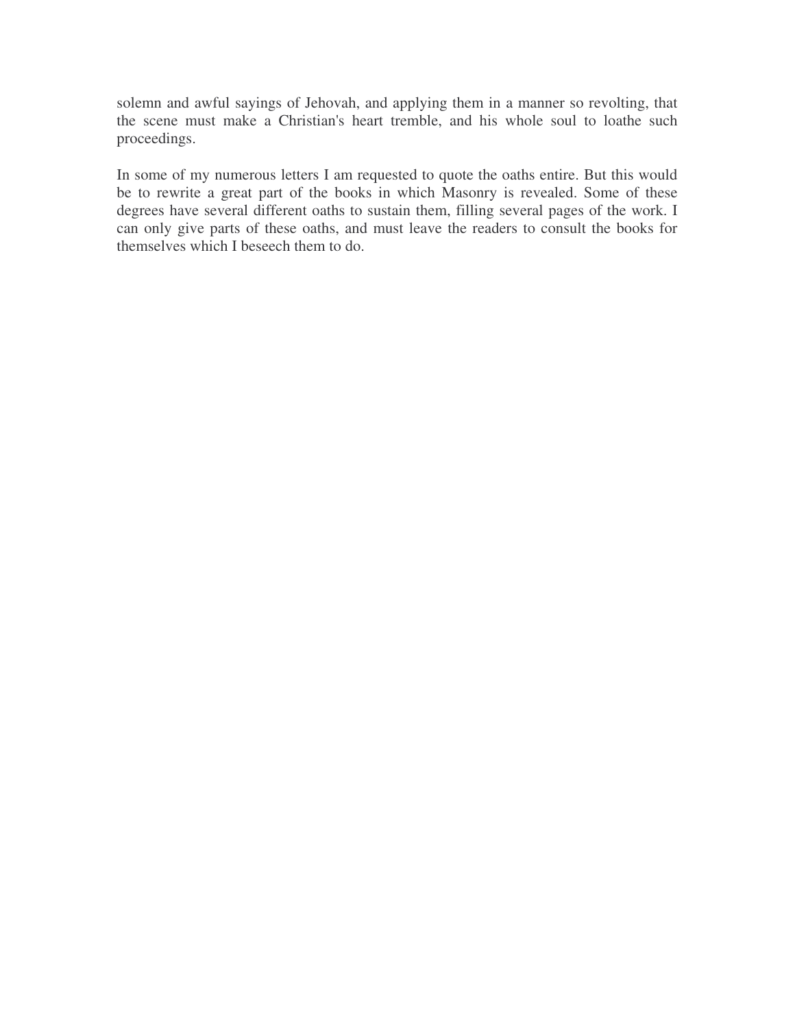solemn and awful sayings of Jehovah, and applying them in a manner so revolting, that the scene must make a Christian's heart tremble, and his whole soul to loathe such proceedings.

In some of my numerous letters I am requested to quote the oaths entire. But this would be to rewrite a great part of the books in which Masonry is revealed. Some of these degrees have several different oaths to sustain them, filling several pages of the work. I can only give parts of these oaths, and must leave the readers to consult the books for themselves which I beseech them to do.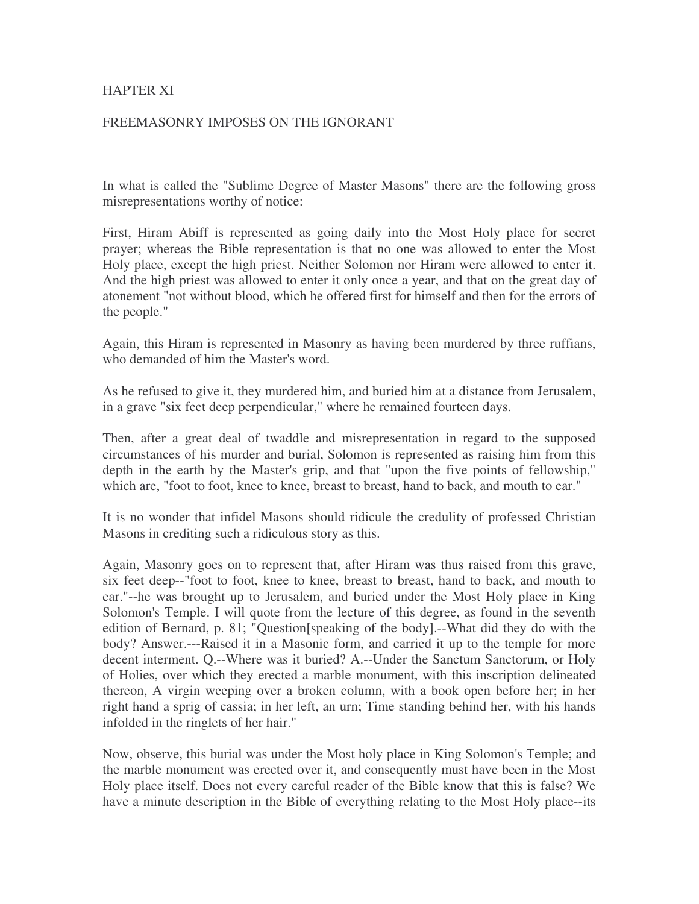## HAPTER XI

## FREEMASONRY IMPOSES ON THE IGNORANT

In what is called the "Sublime Degree of Master Masons" there are the following gross misrepresentations worthy of notice:

First, Hiram Abiff is represented as going daily into the Most Holy place for secret prayer; whereas the Bible representation is that no one was allowed to enter the Most Holy place, except the high priest. Neither Solomon nor Hiram were allowed to enter it. And the high priest was allowed to enter it only once a year, and that on the great day of atonement "not without blood, which he offered first for himself and then for the errors of the people."

Again, this Hiram is represented in Masonry as having been murdered by three ruffians, who demanded of him the Master's word.

As he refused to give it, they murdered him, and buried him at a distance from Jerusalem, in a grave "six feet deep perpendicular," where he remained fourteen days.

Then, after a great deal of twaddle and misrepresentation in regard to the supposed circumstances of his murder and burial, Solomon is represented as raising him from this depth in the earth by the Master's grip, and that "upon the five points of fellowship," which are, "foot to foot, knee to knee, breast to breast, hand to back, and mouth to ear."

It is no wonder that infidel Masons should ridicule the credulity of professed Christian Masons in crediting such a ridiculous story as this.

Again, Masonry goes on to represent that, after Hiram was thus raised from this grave, six feet deep--"foot to foot, knee to knee, breast to breast, hand to back, and mouth to ear."--he was brought up to Jerusalem, and buried under the Most Holy place in King Solomon's Temple. I will quote from the lecture of this degree, as found in the seventh edition of Bernard, p. 81; "Question[speaking of the body].--What did they do with the body? Answer.---Raised it in a Masonic form, and carried it up to the temple for more decent interment. Q.--Where was it buried? A.--Under the Sanctum Sanctorum, or Holy of Holies, over which they erected a marble monument, with this inscription delineated thereon, A virgin weeping over a broken column, with a book open before her; in her right hand a sprig of cassia; in her left, an urn; Time standing behind her, with his hands infolded in the ringlets of her hair."

Now, observe, this burial was under the Most holy place in King Solomon's Temple; and the marble monument was erected over it, and consequently must have been in the Most Holy place itself. Does not every careful reader of the Bible know that this is false? We have a minute description in the Bible of everything relating to the Most Holy place--its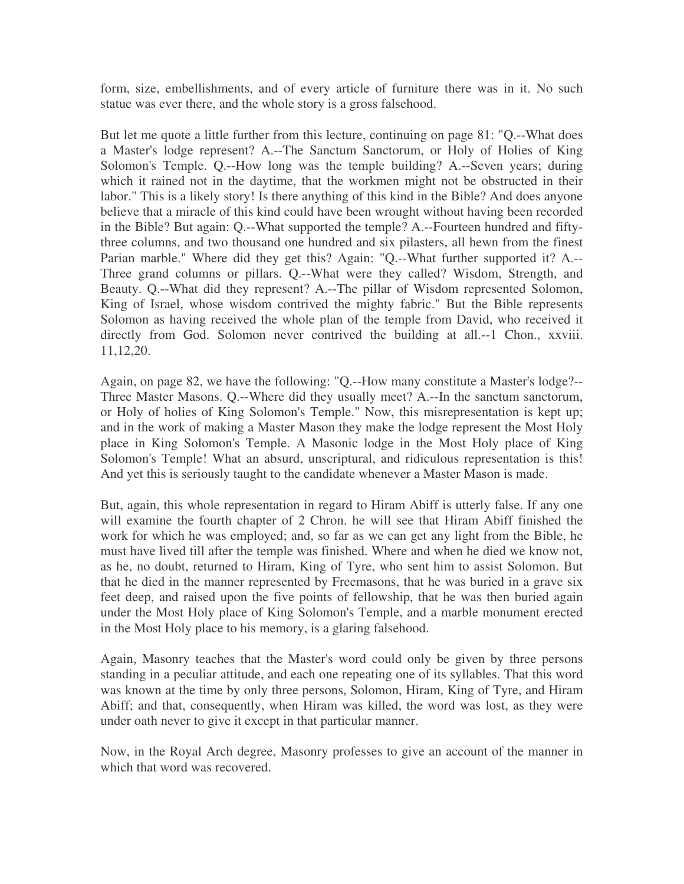form, size, embellishments, and of every article of furniture there was in it. No such statue was ever there, and the whole story is a gross falsehood.

But let me quote a little further from this lecture, continuing on page 81: "Q.--What does a Master's lodge represent? A.--The Sanctum Sanctorum, or Holy of Holies of King Solomon's Temple. Q.--How long was the temple building? A.--Seven years; during which it rained not in the daytime, that the workmen might not be obstructed in their labor." This is a likely story! Is there anything of this kind in the Bible? And does anyone believe that a miracle of this kind could have been wrought without having been recorded in the Bible? But again: Q.--What supported the temple? A.--Fourteen hundred and fifty-three columns, and two thousand one hundred and six pilasters, all hewn from the finest Parian marble." Where did they get this? Again: "Q.--What further supported it? A.--Three grand columns or pillars. Q.--What were they called? Wisdom, Strength, and Beauty. Q.--What did they represent? A.--The pillar of Wisdom represented Solomon, King of Israel, whose wisdom contrived the mighty fabric." But the Bible represents Solomon as having received the whole plan of the temple from David, who received it directly from God. Solomon never contrived the building at all.--1 Chon., xxviii. 11,12,20.

Again, on page 82, we have the following: "Q.--How many constitute a Master's lodge?--Three Master Masons. Q.--Where did they usually meet? A.--In the sanctum sanctorum, or Holy of holies of King Solomon's Temple." Now, this misrepresentation is kept up; and in the work of making a Master Mason they make the lodge represent the Most Holy place in King Solomon's Temple. A Masonic lodge in the Most Holy place of King Solomon's Temple! What an absurd, unscriptural, and ridiculous representation is this! And yet this is seriously taught to the candidate whenever a Master Mason is made.

But, again, this whole representation in regard to Hiram Abiff is utterly false. If any one will examine the fourth chapter of 2 Chron. he will see that Hiram Abiff finished the work for which he was employed; and, so far as we can get any light from the Bible, he must have lived till after the temple was finished. Where and when he died we know not, as he, no doubt, returned to Hiram, King of Tyre, who sent him to assist Solomon. But that he died in the manner represented by Freemasons, that he was buried in a grave six feet deep, and raised upon the five points of fellowship, that he was then buried again under the Most Holy place of King Solomon's Temple, and a marble monument erected in the Most Holy place to his memory, is a glaring falsehood.

Again, Masonry teaches that the Master's word could only be given by three persons standing in a peculiar attitude, and each one repeating one of its syllables. That this word was known at the time by only three persons, Solomon, Hiram, King of Tyre, and Hiram Abiff; and that, consequently, when Hiram was killed, the word was lost, as they were under oath never to give it except in that particular manner.

Now, in the Royal Arch degree, Masonry professes to give an account of the manner in which that word was recovered.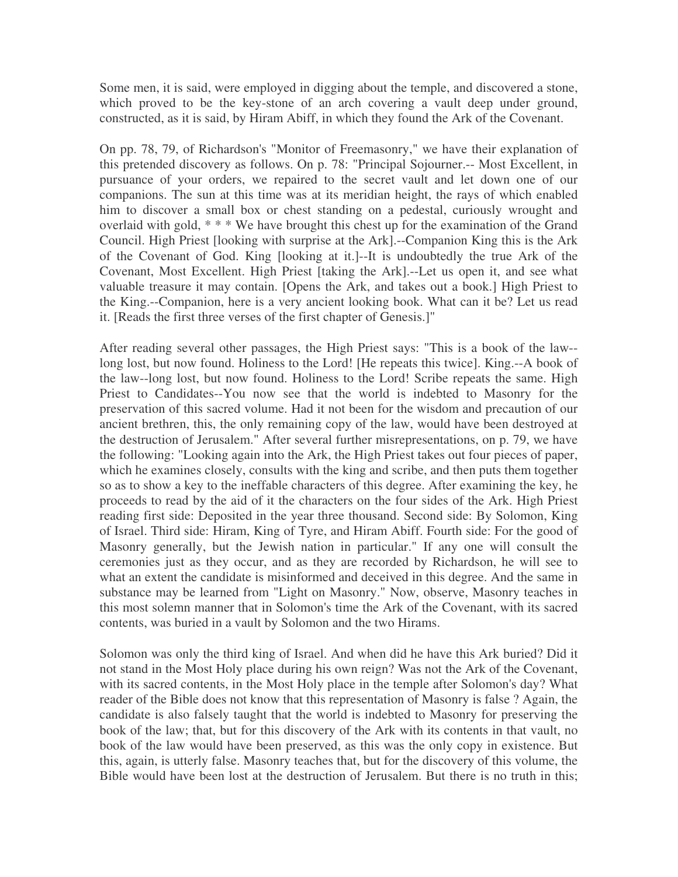Some men, it is said, were employed in digging about the temple, and discovered a stone, which proved to be the key-stone of an arch covering a vault deep under ground, constructed, as it is said, by Hiram Abiff, in which they found the Ark of the Covenant.

On pp. 78, 79, of Richardson's "Monitor of Freemasonry," we have their explanation of this pretended discovery as follows. On p. 78: "Principal Sojourner.-- Most Excellent, in pursuance of your orders, we repaired to the secret vault and let down one of our companions. The sun at this time was at its meridian height, the rays of which enabled him to discover a small box or chest standing on a pedestal, curiously wrought and overlaid with gold, * * * We have brought this chest up for the examination of the Grand Council. High Priest [looking with surprise at the Ark].--Companion King this is the Ark of the Covenant of God. King [looking at it.]--It is undoubtedly the true Ark of the Covenant, Most Excellent. High Priest [taking the Ark].--Let us open it, and see what valuable treasure it may contain. [Opens the Ark, and takes out a book.] High Priest to the King.--Companion, here is a very ancient looking book. What can it be? Let us read it. [Reads the first three verses of the first chapter of Genesis.]"

After reading several other passages, the High Priest says: "This is a book of the law--long lost, but now found. Holiness to the Lord! [He repeats this twice]. King.--A book of the law--long lost, but now found. Holiness to the Lord! Scribe repeats the same. High Priest to Candidates--You now see that the world is indebted to Masonry for the preservation of this sacred volume. Had it not been for the wisdom and precaution of our ancient brethren, this, the only remaining copy of the law, would have been destroyed at the destruction of Jerusalem." After several further misrepresentations, on p. 79, we have the following: "Looking again into the Ark, the High Priest takes out four pieces of paper, which he examines closely, consults with the king and scribe, and then puts them together so as to show a key to the ineffable characters of this degree. After examining the key, he proceeds to read by the aid of it the characters on the four sides of the Ark. High Priest reading first side: Deposited in the year three thousand. Second side: By Solomon, King of Israel. Third side: Hiram, King of Tyre, and Hiram Abiff. Fourth side: For the good of Masonry generally, but the Jewish nation in particular." If any one will consult the ceremonies just as they occur, and as they are recorded by Richardson, he will see to what an extent the candidate is misinformed and deceived in this degree. And the same in substance may be learned from "Light on Masonry." Now, observe, Masonry teaches in this most solemn manner that in Solomon's time the Ark of the Covenant, with its sacred contents, was buried in a vault by Solomon and the two Hirams.

Solomon was only the third king of Israel. And when did he have this Ark buried? Did it not stand in the Most Holy place during his own reign? Was not the Ark of the Covenant, with its sacred contents, in the Most Holy place in the temple after Solomon's day? What reader of the Bible does not know that this representation of Masonry is false ? Again, the candidate is also falsely taught that the world is indebted to Masonry for preserving the book of the law; that, but for this discovery of the Ark with its contents in that vault, no book of the law would have been preserved, as this was the only copy in existence. But this, again, is utterly false. Masonry teaches that, but for the discovery of this volume, the Bible would have been lost at the destruction of Jerusalem. But there is no truth in this;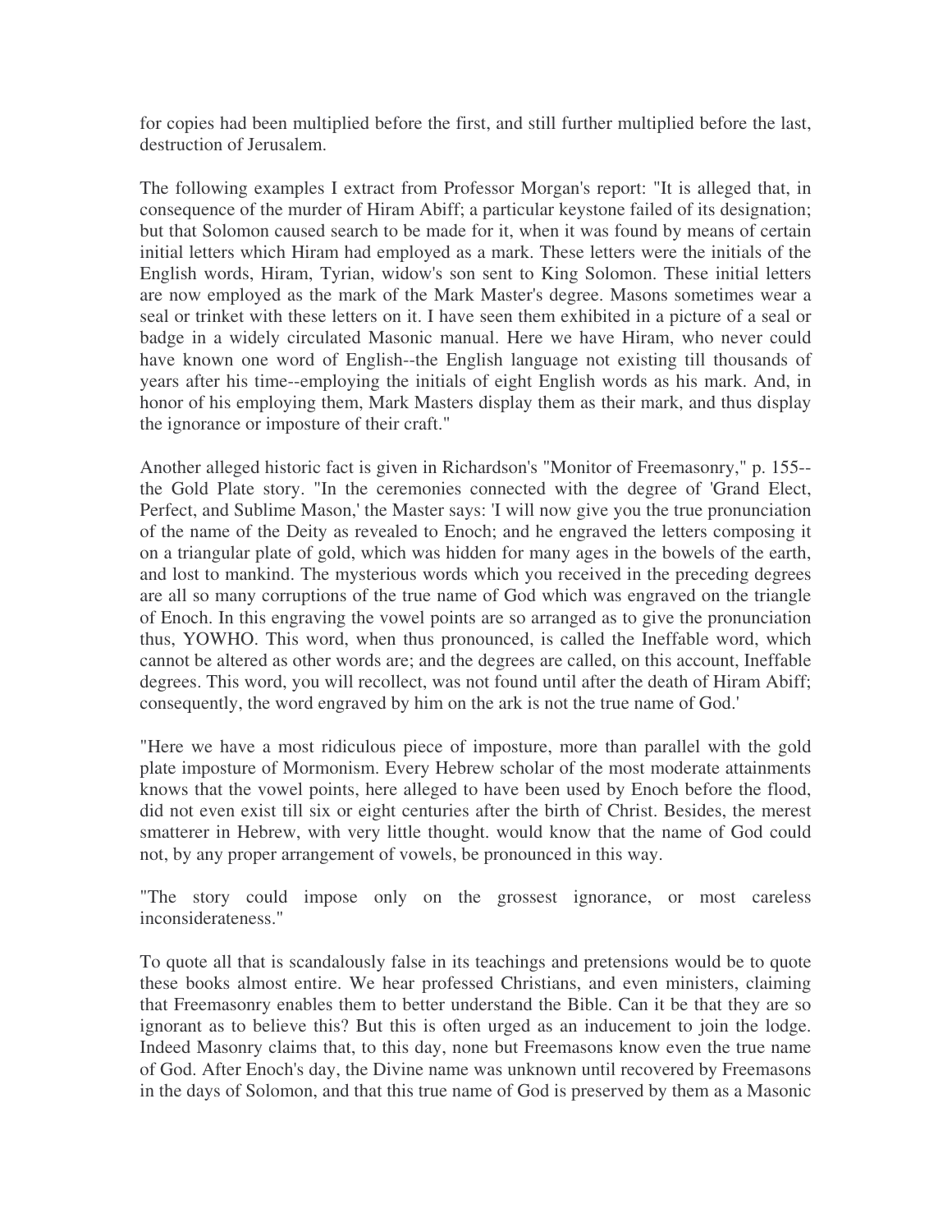for copies had been multiplied before the first, and still further multiplied before the last, destruction of Jerusalem.

The following examples I extract from Professor Morgan's report: "It is alleged that, in consequence of the murder of Hiram Abiff; a particular keystone failed of its designation; but that Solomon caused search to be made for it, when it was found by means of certain initial letters which Hiram had employed as a mark. These letters were the initials of the English words, Hiram, Tyrian, widow's son sent to King Solomon. These initial letters are now employed as the mark of the Mark Master's degree. Masons sometimes wear a seal or trinket with these letters on it. I have seen them exhibited in a picture of a seal or badge in a widely circulated Masonic manual. Here we have Hiram, who never could have known one word of English--the English language not existing till thousands of years after his time--employing the initials of eight English words as his mark. And, in honor of his employing them, Mark Masters display them as their mark, and thus display the ignorance or imposture of their craft."

Another alleged historic fact is given in Richardson's "Monitor of Freemasonry," p. 155--the Gold Plate story. "In the ceremonies connected with the degree of 'Grand Elect, Perfect, and Sublime Mason,' the Master says: 'I will now give you the true pronunciation of the name of the Deity as revealed to Enoch; and he engraved the letters composing it on a triangular plate of gold, which was hidden for many ages in the bowels of the earth, and lost to mankind. The mysterious words which you received in the preceding degrees are all so many corruptions of the true name of God which was engraved on the triangle of Enoch. In this engraving the vowel points are so arranged as to give the pronunciation thus, YOWHO. This word, when thus pronounced, is called the Ineffable word, which cannot be altered as other words are; and the degrees are called, on this account, Ineffable degrees. This word, you will recollect, was not found until after the death of Hiram Abiff; consequently, the word engraved by him on the ark is not the true name of God.'

"Here we have a most ridiculous piece of imposture, more than parallel with the gold plate imposture of Mormonism. Every Hebrew scholar of the most moderate attainments knows that the vowel points, here alleged to have been used by Enoch before the flood, did not even exist till six or eight centuries after the birth of Christ. Besides, the merest smatterer in Hebrew, with very little thought. would know that the name of God could not, by any proper arrangement of vowels, be pronounced in this way.

"The story could impose only on the grossest ignorance, or most careless inconsiderateness."

To quote all that is scandalously false in its teachings and pretensions would be to quote these books almost entire. We hear professed Christians, and even ministers, claiming that Freemasonry enables them to better understand the Bible. Can it be that they are so ignorant as to believe this? But this is often urged as an inducement to join the lodge. Indeed Masonry claims that, to this day, none but Freemasons know even the true name of God. After Enoch's day, the Divine name was unknown until recovered by Freemasons in the days of Solomon, and that this true name of God is preserved by them as a Masonic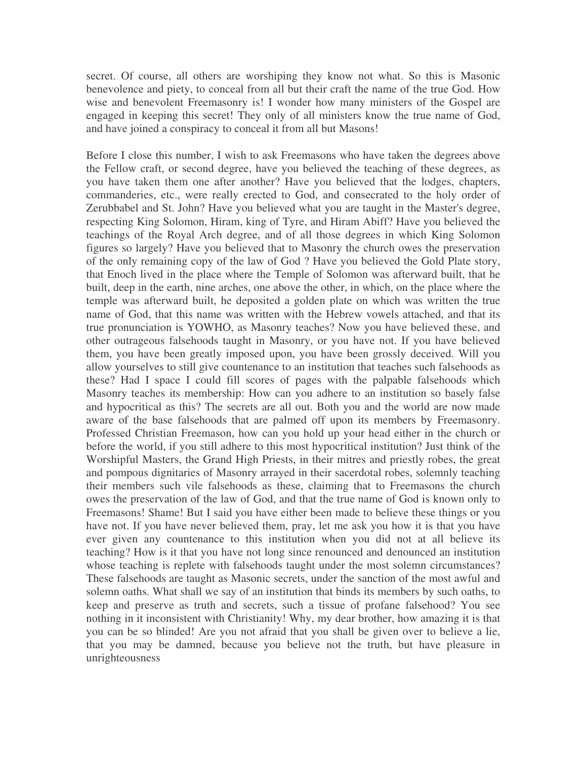secret. Of course, all others are worshiping they know not what. So this is Masonic benevolence and piety, to conceal from all but their craft the name of the true God. How wise and benevolent Freemasonry is! I wonder how many ministers of the Gospel are engaged in keeping this secret! They only of all ministers know the true name of God, and have joined a conspiracy to conceal it from all but Masons!

Before I close this number, I wish to ask Freemasons who have taken the degrees above the Fellow craft, or second degree, have you believed the teaching of these degrees, as you have taken them one after another? Have you believed that the lodges, chapters, commanderies, etc., were really erected to God, and consecrated to the holy order of Zerubbabel and St. John? Have you believed what you are taught in the Master's degree, respecting King Solomon, Hiram, king of Tyre, and Hiram Abiff? Have you believed the teachings of the Royal Arch degree, and of all those degrees in which King Solomon figures so largely? Have you believed that to Masonry the church owes the preservation of the only remaining copy of the law of God ? Have you believed the Gold Plate story, that Enoch lived in the place where the Temple of Solomon was afterward built, that he built, deep in the earth, nine arches, one above the other, in which, on the place where the temple was afterward built, he deposited a golden plate on which was written the true name of God, that this name was written with the Hebrew vowels attached, and that its true pronunciation is YOWHO, as Masonry teaches? Now you have believed these, and other outrageous falsehoods taught in Masonry, or you have not. If you have believed them, you have been greatly imposed upon, you have been grossly deceived. Will you allow yourselves to still give countenance to an institution that teaches such falsehoods as these? Had I space I could fill scores of pages with the palpable falsehoods which Masonry teaches its membership: How can you adhere to an institution so basely false and hypocritical as this? The secrets are all out. Both you and the world are now made aware of the base falsehoods that are palmed off upon its members by Freemasonry. Professed Christian Freemason, how can you hold up your head either in the church or before the world, if you still adhere to this most hypocritical institution? Just think of the Worshipful Masters, the Grand High Priests, in their mitres and priestly robes, the great and pompous dignitaries of Masonry arrayed in their sacerdotal robes, solemnly teaching their members such vile falsehoods as these, claiming that to Freemasons the church owes the preservation of the law of God, and that the true name of God is known only to Freemasons! Shame! But I said you have either been made to believe these things or you have not. If you have never believed them, pray, let me ask you how it is that you have ever given any countenance to this institution when you did not at all believe its teaching? How is it that you have not long since renounced and denounced an institution whose teaching is replete with falsehoods taught under the most solemn circumstances? These falsehoods are taught as Masonic secrets, under the sanction of the most awful and solemn oaths. What shall we say of an institution that binds its members by such oaths, to keep and preserve as truth and secrets, such a tissue of profane falsehood? You see nothing in it inconsistent with Christianity! Why, my dear brother, how amazing it is that you can be so blinded! Are you not afraid that you shall be given over to believe a lie, that you may be damned, because you believe not the truth, but have pleasure in unrighteousness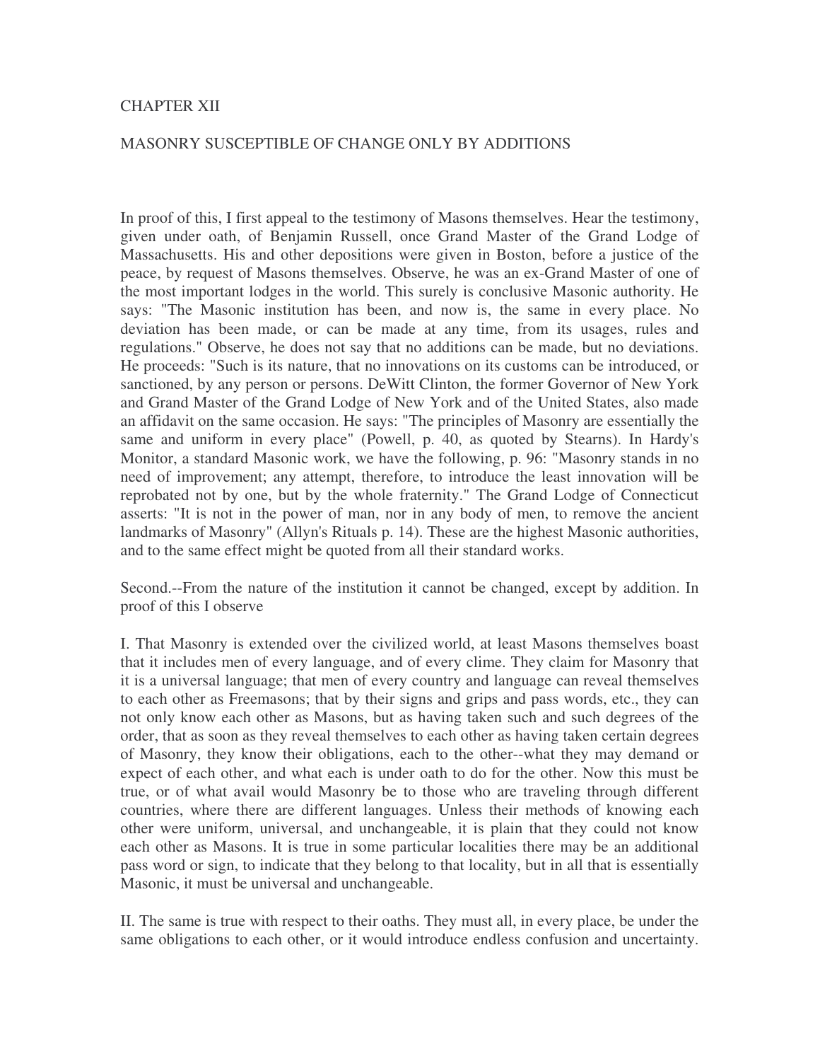## CHAPTER XII

## MASONRY SUSCEPTIBLE OF CHANGE ONLY BY ADDITIONS

In proof of this, I first appeal to the testimony of Masons themselves. Hear the testimony, given under oath, of Benjamin Russell, once Grand Master of the Grand Lodge of Massachusetts. His and other depositions were given in Boston, before a justice of the peace, by request of Masons themselves. Observe, he was an ex-Grand Master of one of the most important lodges in the world. This surely is conclusive Masonic authority. He says: "The Masonic institution has been, and now is, the same in every place. No deviation has been made, or can be made at any time, from its usages, rules and regulations." Observe, he does not say that no additions can be made, but no deviations. He proceeds: "Such is its nature, that no innovations on its customs can be introduced, or sanctioned, by any person or persons. DeWitt Clinton, the former Governor of New York and Grand Master of the Grand Lodge of New York and of the United States, also made an affidavit on the same occasion. He says: "The principles of Masonry are essentially the same and uniform in every place" (Powell, p. 40, as quoted by Stearns). In Hardy's Monitor, a standard Masonic work, we have the following, p. 96: "Masonry stands in no need of improvement; any attempt, therefore, to introduce the least innovation will be reprobated not by one, but by the whole fraternity." The Grand Lodge of Connecticut asserts: "It is not in the power of man, nor in any body of men, to remove the ancient landmarks of Masonry" (Allyn's Rituals p. 14). These are the highest Masonic authorities, and to the same effect might be quoted from all their standard works.

Second.--From the nature of the institution it cannot be changed, except by addition. In proof of this I observe

I. That Masonry is extended over the civilized world, at least Masons themselves boast that it includes men of every language, and of every clime. They claim for Masonry that it is a universal language; that men of every country and language can reveal themselves to each other as Freemasons; that by their signs and grips and pass words, etc., they can not only know each other as Masons, but as having taken such and such degrees of the order, that as soon as they reveal themselves to each other as having taken certain degrees of Masonry, they know their obligations, each to the other--what they may demand or expect of each other, and what each is under oath to do for the other. Now this must be true, or of what avail would Masonry be to those who are traveling through different countries, where there are different languages. Unless their methods of knowing each other were uniform, universal, and unchangeable, it is plain that they could not know each other as Masons. It is true in some particular localities there may be an additional pass word or sign, to indicate that they belong to that locality, but in all that is essentially Masonic, it must be universal and unchangeable.

II. The same is true with respect to their oaths. They must all, in every place, be under the same obligations to each other, or it would introduce endless confusion and uncertainty.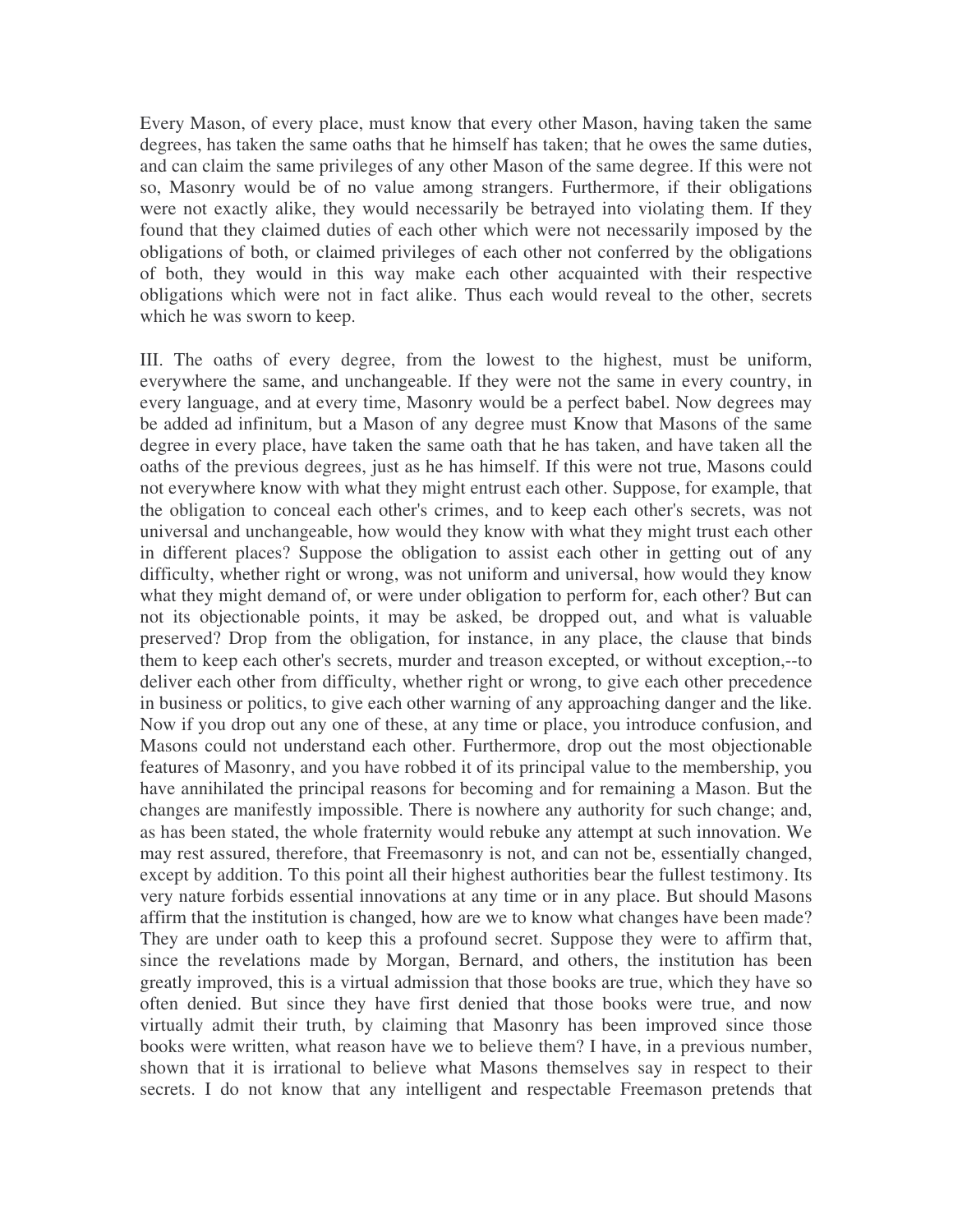Every Mason, of every place, must know that every other Mason, having taken the same degrees, has taken the same oaths that he himself has taken; that he owes the same duties, and can claim the same privileges of any other Mason of the same degree. If this were not so, Masonry would be of no value among strangers. Furthermore, if their obligations were not exactly alike, they would necessarily be betrayed into violating them. If they found that they claimed duties of each other which were not necessarily imposed by the obligations of both, or claimed privileges of each other not conferred by the obligations of both, they would in this way make each other acquainted with their respective obligations which were not in fact alike. Thus each would reveal to the other, secrets which he was sworn to keep.

III. The oaths of every degree, from the lowest to the highest, must be uniform, everywhere the same, and unchangeable. If they were not the same in every country, in every language, and at every time, Masonry would be a perfect babel. Now degrees may be added ad infinitum, but a Mason of any degree must Know that Masons of the same degree in every place, have taken the same oath that he has taken, and have taken all the oaths of the previous degrees, just as he has himself. If this were not true, Masons could not everywhere know with what they might entrust each other. Suppose, for example, that the obligation to conceal each other's crimes, and to keep each other's secrets, was not universal and unchangeable, how would they know with what they might trust each other in different places? Suppose the obligation to assist each other in getting out of any difficulty, whether right or wrong, was not uniform and universal, how would they know what they might demand of, or were under obligation to perform for, each other? But can not its objectionable points, it may be asked, be dropped out, and what is valuable preserved? Drop from the obligation, for instance, in any place, the clause that binds them to keep each other's secrets, murder and treason excepted, or without exception,--to deliver each other from difficulty, whether right or wrong, to give each other precedence in business or politics, to give each other warning of any approaching danger and the like. Now if you drop out any one of these, at any time or place, you introduce confusion, and Masons could not understand each other. Furthermore, drop out the most objectionable features of Masonry, and you have robbed it of its principal value to the membership, you have annihilated the principal reasons for becoming and for remaining a Mason. But the changes are manifestly impossible. There is nowhere any authority for such change; and, as has been stated, the whole fraternity would rebuke any attempt at such innovation. We may rest assured, therefore, that Freemasonry is not, and can not be, essentially changed, except by addition. To this point all their highest authorities bear the fullest testimony. Its very nature forbids essential innovations at any time or in any place. But should Masons affirm that the institution is changed, how are we to know what changes have been made? They are under oath to keep this a profound secret. Suppose they were to affirm that, since the revelations made by Morgan, Bernard, and others, the institution has been greatly improved, this is a virtual admission that those books are true, which they have so often denied. But since they have first denied that those books were true, and now virtually admit their truth, by claiming that Masonry has been improved since those books were written, what reason have we to believe them? I have, in a previous number, shown that it is irrational to believe what Masons themselves say in respect to their secrets. I do not know that any intelligent and respectable Freemason pretends that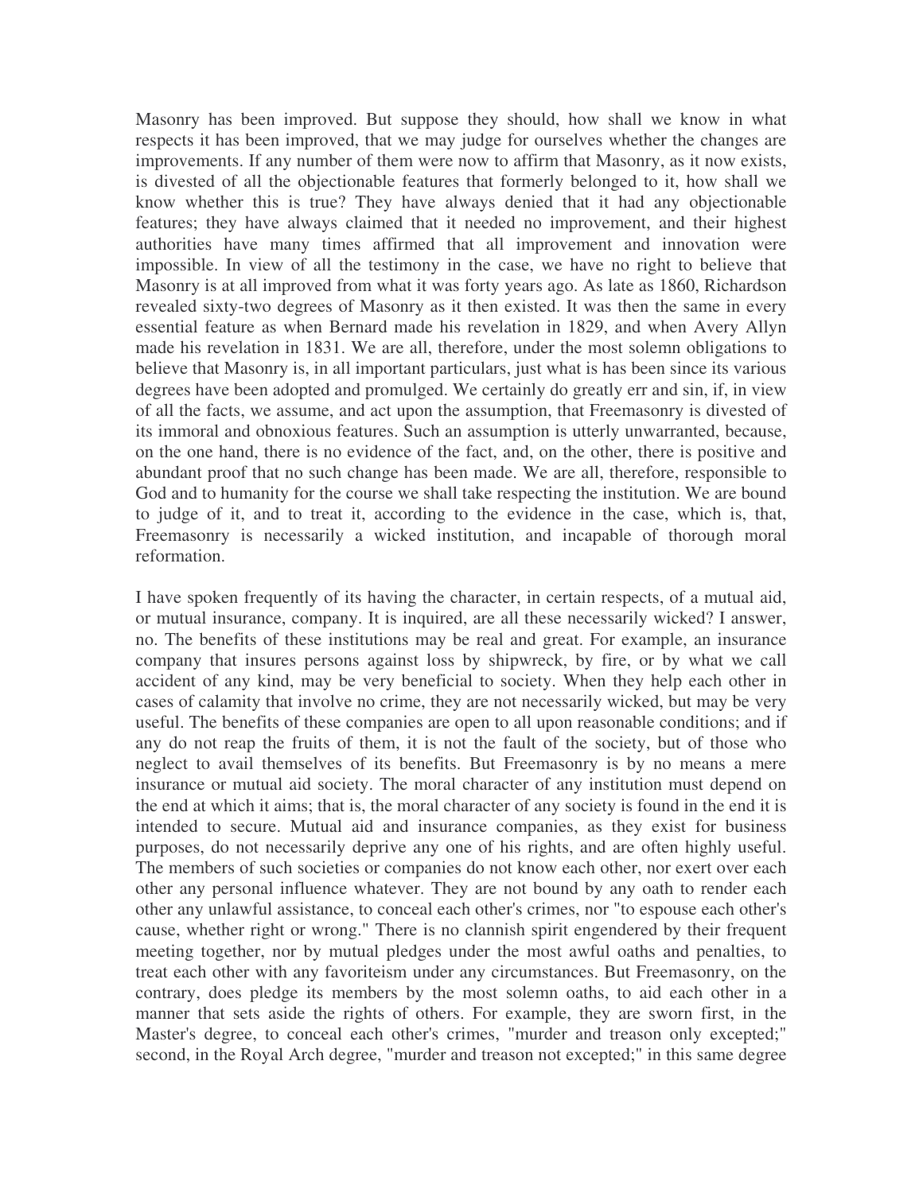Masonry has been improved. But suppose they should, how shall we know in what respects it has been improved, that we may judge for ourselves whether the changes are improvements. If any number of them were now to affirm that Masonry, as it now exists, is divested of all the objectionable features that formerly belonged to it, how shall we know whether this is true? They have always denied that it had any objectionable features; they have always claimed that it needed no improvement, and their highest authorities have many times affirmed that all improvement and innovation were impossible. In view of all the testimony in the case, we have no right to believe that Masonry is at all improved from what it was forty years ago. As late as 1860, Richardson revealed sixty-two degrees of Masonry as it then existed. It was then the same in every essential feature as when Bernard made his revelation in 1829, and when Avery Allyn made his revelation in 1831. We are all, therefore, under the most solemn obligations to believe that Masonry is, in all important particulars, just what is has been since its various degrees have been adopted and promulged. We certainly do greatly err and sin, if, in view of all the facts, we assume, and act upon the assumption, that Freemasonry is divested of its immoral and obnoxious features. Such an assumption is utterly unwarranted, because, on the one hand, there is no evidence of the fact, and, on the other, there is positive and abundant proof that no such change has been made. We are all, therefore, responsible to God and to humanity for the course we shall take respecting the institution. We are bound to judge of it, and to treat it, according to the evidence in the case, which is, that, Freemasonry is necessarily a wicked institution, and incapable of thorough moral reformation.

I have spoken frequently of its having the character, in certain respects, of a mutual aid, or mutual insurance, company. It is inquired, are all these necessarily wicked? I answer, no. The benefits of these institutions may be real and great. For example, an insurance company that insures persons against loss by shipwreck, by fire, or by what we call accident of any kind, may be very beneficial to society. When they help each other in cases of calamity that involve no crime, they are not necessarily wicked, but may be very useful. The benefits of these companies are open to all upon reasonable conditions; and if any do not reap the fruits of them, it is not the fault of the society, but of those who neglect to avail themselves of its benefits. But Freemasonry is by no means a mere insurance or mutual aid society. The moral character of any institution must depend on the end at which it aims; that is, the moral character of any society is found in the end it is intended to secure. Mutual aid and insurance companies, as they exist for business purposes, do not necessarily deprive any one of his rights, and are often highly useful. The members of such societies or companies do not know each other, nor exert over each other any personal influence whatever. They are not bound by any oath to render each other any unlawful assistance, to conceal each other's crimes, nor "to espouse each other's cause, whether right or wrong." There is no clannish spirit engendered by their frequent meeting together, nor by mutual pledges under the most awful oaths and penalties, to treat each other with any favoriteism under any circumstances. But Freemasonry, on the contrary, does pledge its members by the most solemn oaths, to aid each other in a manner that sets aside the rights of others. For example, they are sworn first, in the Master's degree, to conceal each other's crimes, "murder and treason only excepted;" second, in the Royal Arch degree, "murder and treason not excepted;" in this same degree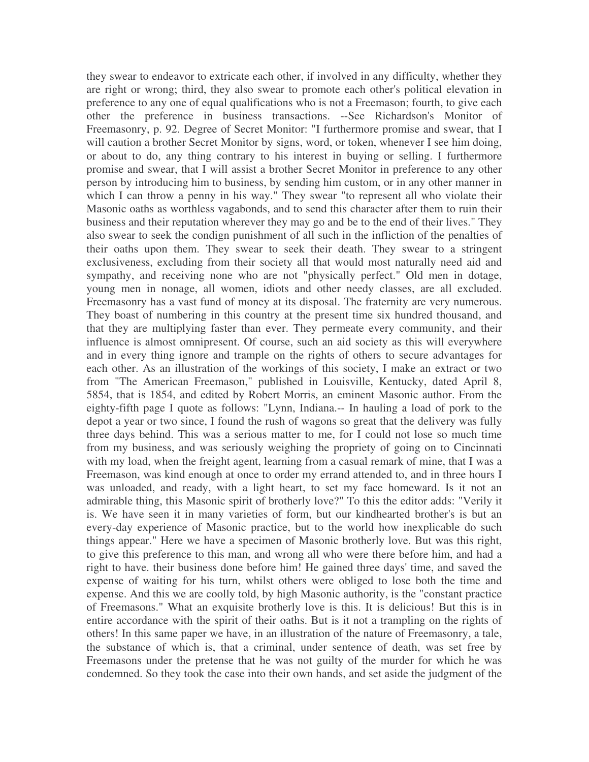they swear to endeavor to extricate each other, if involved in any difficulty, whether they are right or wrong; third, they also swear to promote each other's political elevation in preference to any one of equal qualifications who is not a Freemason; fourth, to give each other the preference in business transactions. --See Richardson's Monitor of Freemasonry, p. 92. Degree of Secret Monitor: "I furthermore promise and swear, that I will caution a brother Secret Monitor by signs, word, or token, whenever I see him doing, or about to do, any thing contrary to his interest in buying or selling. I furthermore promise and swear, that I will assist a brother Secret Monitor in preference to any other person by introducing him to business, by sending him custom, or in any other manner in which I can throw a penny in his way." They swear "to represent all who violate their Masonic oaths as worthless vagabonds, and to send this character after them to ruin their business and their reputation wherever they may go and be to the end of their lives." They also swear to seek the condign punishment of all such in the infliction of the penalties of their oaths upon them. They swear to seek their death. They swear to a stringent exclusiveness, excluding from their society all that would most naturally need aid and sympathy, and receiving none who are not "physically perfect." Old men in dotage, young men in nonage, all women, idiots and other needy classes, are all excluded. Freemasonry has a vast fund of money at its disposal. The fraternity are very numerous. They boast of numbering in this country at the present time six hundred thousand, and that they are multiplying faster than ever. They permeate every community, and their influence is almost omnipresent. Of course, such an aid society as this will everywhere and in every thing ignore and trample on the rights of others to secure advantages for each other. As an illustration of the workings of this society, I make an extract or two from "The American Freemason," published in Louisville, Kentucky, dated April 8, 5854, that is 1854, and edited by Robert Morris, an eminent Masonic author. From the eighty-fifth page I quote as follows: "Lynn, Indiana.-- In hauling a load of pork to the depot a year or two since, I found the rush of wagons so great that the delivery was fully three days behind. This was a serious matter to me, for I could not lose so much time from my business, and was seriously weighing the propriety of going on to Cincinnati with my load, when the freight agent, learning from a casual remark of mine, that I was a Freemason, was kind enough at once to order my errand attended to, and in three hours I was unloaded, and ready, with a light heart, to set my face homeward. Is it not an admirable thing, this Masonic spirit of brotherly love?" To this the editor adds: "Verily it is. We have seen it in many varieties of form, but our kindhearted brother's is but an every-day experience of Masonic practice, but to the world how inexplicable do such things appear." Here we have a specimen of Masonic brotherly love. But was this right, to give this preference to this man, and wrong all who were there before him, and had a right to have. their business done before him! He gained three days' time, and saved the expense of waiting for his turn, whilst others were obliged to lose both the time and expense. And this we are coolly told, by high Masonic authority, is the "constant practice of Freemasons." What an exquisite brotherly love is this. It is delicious! But this is in entire accordance with the spirit of their oaths. But is it not a trampling on the rights of others! In this same paper we have, in an illustration of the nature of Freemasonry, a tale, the substance of which is, that a criminal, under sentence of death, was set free by Freemasons under the pretense that he was not guilty of the murder for which he was condemned. So they took the case into their own hands, and set aside the judgment of the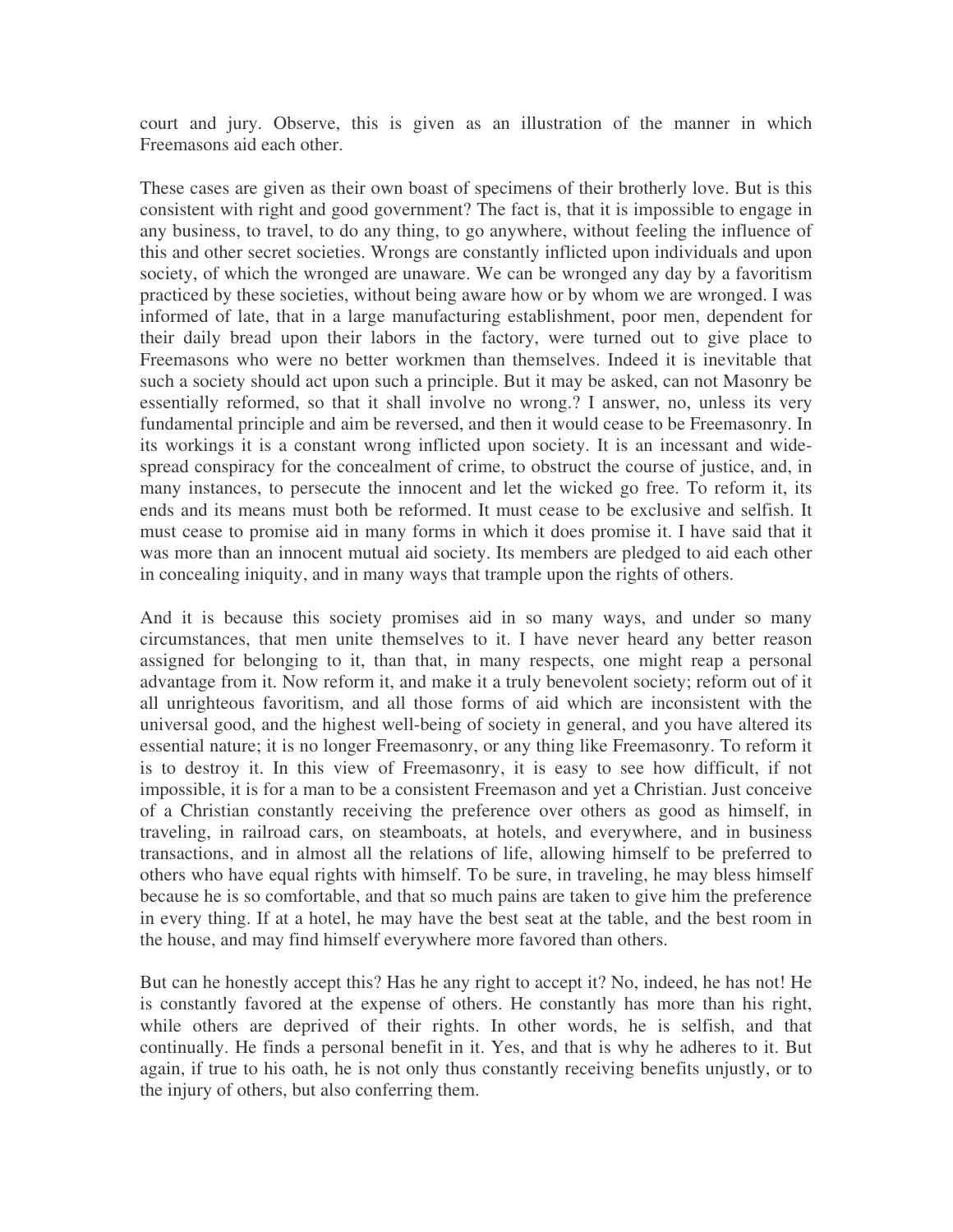court and jury. Observe, this is given as an illustration of the manner in which Freemasons aid each other.

These cases are given as their own boast of specimens of their brotherly love. But is this consistent with right and good government? The fact is, that it is impossible to engage in any business, to travel, to do any thing, to go anywhere, without feeling the influence of this and other secret societies. Wrongs are constantly inflicted upon individuals and upon society, of which the wronged are unaware. We can be wronged any day by a favoritism practiced by these societies, without being aware how or by whom we are wronged. I was informed of late, that in a large manufacturing establishment, poor men, dependent for their daily bread upon their labors in the factory, were turned out to give place to Freemasons who were no better workmen than themselves. Indeed it is inevitable that such a society should act upon such a principle. But it may be asked, can not Masonry be essentially reformed, so that it shall involve no wrong.? I answer, no, unless its very fundamental principle and aim be reversed, and then it would cease to be Freemasonry. In its workings it is a constant wrong inflicted upon society. It is an incessant and wide-spread conspiracy for the concealment of crime, to obstruct the course of justice, and, in many instances, to persecute the innocent and let the wicked go free. To reform it, its ends and its means must both be reformed. It must cease to be exclusive and selfish. It must cease to promise aid in many forms in which it does promise it. I have said that it was more than an innocent mutual aid society. Its members are pledged to aid each other in concealing iniquity, and in many ways that trample upon the rights of others.

And it is because this society promises aid in so many ways, and under so many circumstances, that men unite themselves to it. I have never heard any better reason assigned for belonging to it, than that, in many respects, one might reap a personal advantage from it. Now reform it, and make it a truly benevolent society; reform out of it all unrighteous favoritism, and all those forms of aid which are inconsistent with the universal good, and the highest well-being of society in general, and you have altered its essential nature; it is no longer Freemasonry, or any thing like Freemasonry. To reform it is to destroy it. In this view of Freemasonry, it is easy to see how difficult, if not impossible, it is for a man to be a consistent Freemason and yet a Christian. Just conceive of a Christian constantly receiving the preference over others as good as himself, in traveling, in railroad cars, on steamboats, at hotels, and everywhere, and in business transactions, and in almost all the relations of life, allowing himself to be preferred to others who have equal rights with himself. To be sure, in traveling, he may bless himself because he is so comfortable, and that so much pains are taken to give him the preference in every thing. If at a hotel, he may have the best seat at the table, and the best room in the house, and may find himself everywhere more favored than others.

But can he honestly accept this? Has he any right to accept it? No, indeed, he has not! He is constantly favored at the expense of others. He constantly has more than his right, while others are deprived of their rights. In other words, he is selfish, and that continually. He finds a personal benefit in it. Yes, and that is why he adheres to it. But again, if true to his oath, he is not only thus constantly receiving benefits unjustly, or to the injury of others, but also conferring them.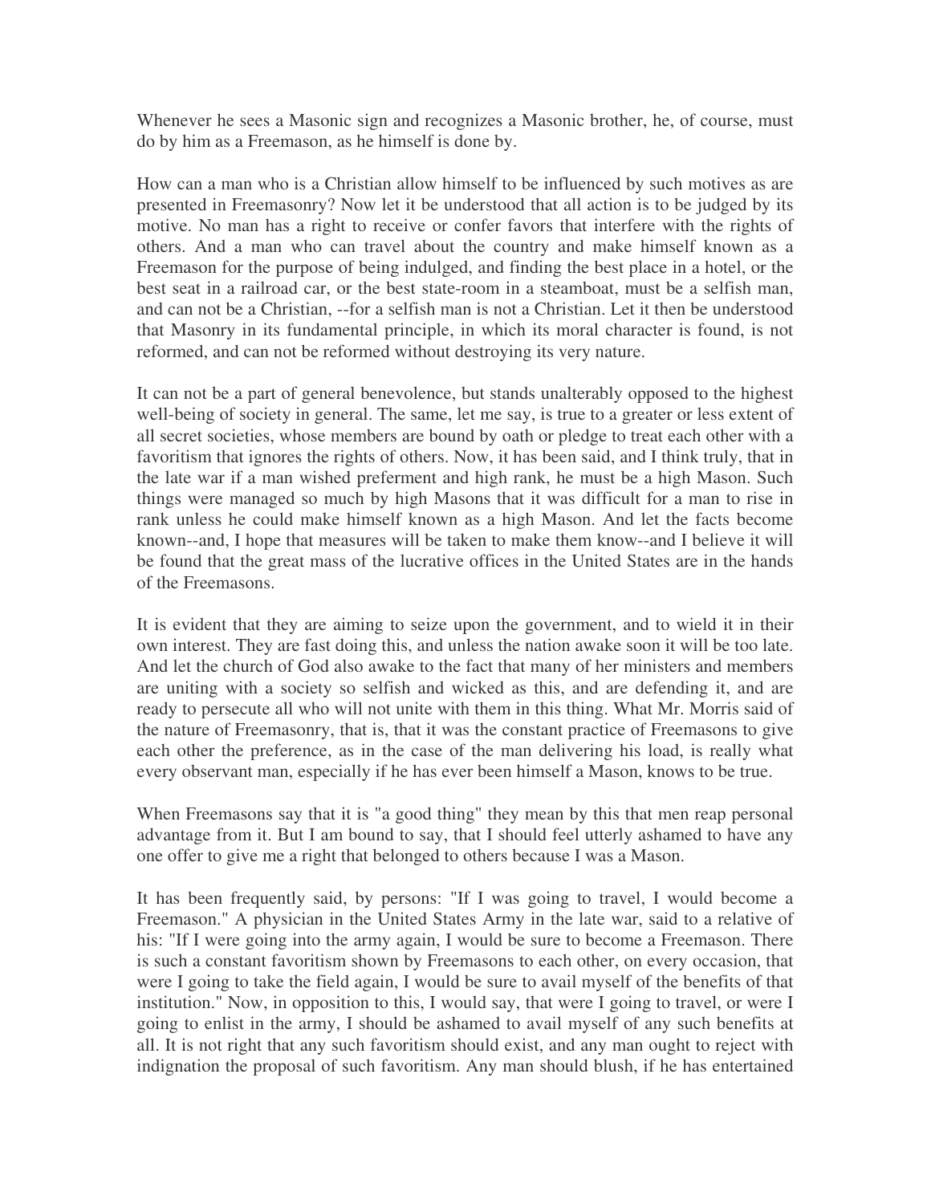Whenever he sees a Masonic sign and recognizes a Masonic brother, he, of course, must do by him as a Freemason, as he himself is done by.

How can a man who is a Christian allow himself to be influenced by such motives as are presented in Freemasonry? Now let it be understood that all action is to be judged by its motive. No man has a right to receive or confer favors that interfere with the rights of others. And a man who can travel about the country and make himself known as a Freemason for the purpose of being indulged, and finding the best place in a hotel, or the best seat in a railroad car, or the best state-room in a steamboat, must be a selfish man, and can not be a Christian, --for a selfish man is not a Christian. Let it then be understood that Masonry in its fundamental principle, in which its moral character is found, is not reformed, and can not be reformed without destroying its very nature.

It can not be a part of general benevolence, but stands unalterably opposed to the highest well-being of society in general. The same, let me say, is true to a greater or less extent of all secret societies, whose members are bound by oath or pledge to treat each other with a favoritism that ignores the rights of others. Now, it has been said, and I think truly, that in the late war if a man wished preferment and high rank, he must be a high Mason. Such things were managed so much by high Masons that it was difficult for a man to rise in rank unless he could make himself known as a high Mason. And let the facts become known--and, I hope that measures will be taken to make them know--and I believe it will be found that the great mass of the lucrative offices in the United States are in the hands of the Freemasons.

It is evident that they are aiming to seize upon the government, and to wield it in their own interest. They are fast doing this, and unless the nation awake soon it will be too late. And let the church of God also awake to the fact that many of her ministers and members are uniting with a society so selfish and wicked as this, and are defending it, and are ready to persecute all who will not unite with them in this thing. What Mr. Morris said of the nature of Freemasonry, that is, that it was the constant practice of Freemasons to give each other the preference, as in the case of the man delivering his load, is really what every observant man, especially if he has ever been himself a Mason, knows to be true.

When Freemasons say that it is "a good thing" they mean by this that men reap personal advantage from it. But I am bound to say, that I should feel utterly ashamed to have any one offer to give me a right that belonged to others because I was a Mason.

It has been frequently said, by persons: "If I was going to travel, I would become a Freemason." A physician in the United States Army in the late war, said to a relative of his: "If I were going into the army again, I would be sure to become a Freemason. There is such a constant favoritism shown by Freemasons to each other, on every occasion, that were I going to take the field again, I would be sure to avail myself of the benefits of that institution." Now, in opposition to this, I would say, that were I going to travel, or were I going to enlist in the army, I should be ashamed to avail myself of any such benefits at all. It is not right that any such favoritism should exist, and any man ought to reject with indignation the proposal of such favoritism. Any man should blush, if he has entertained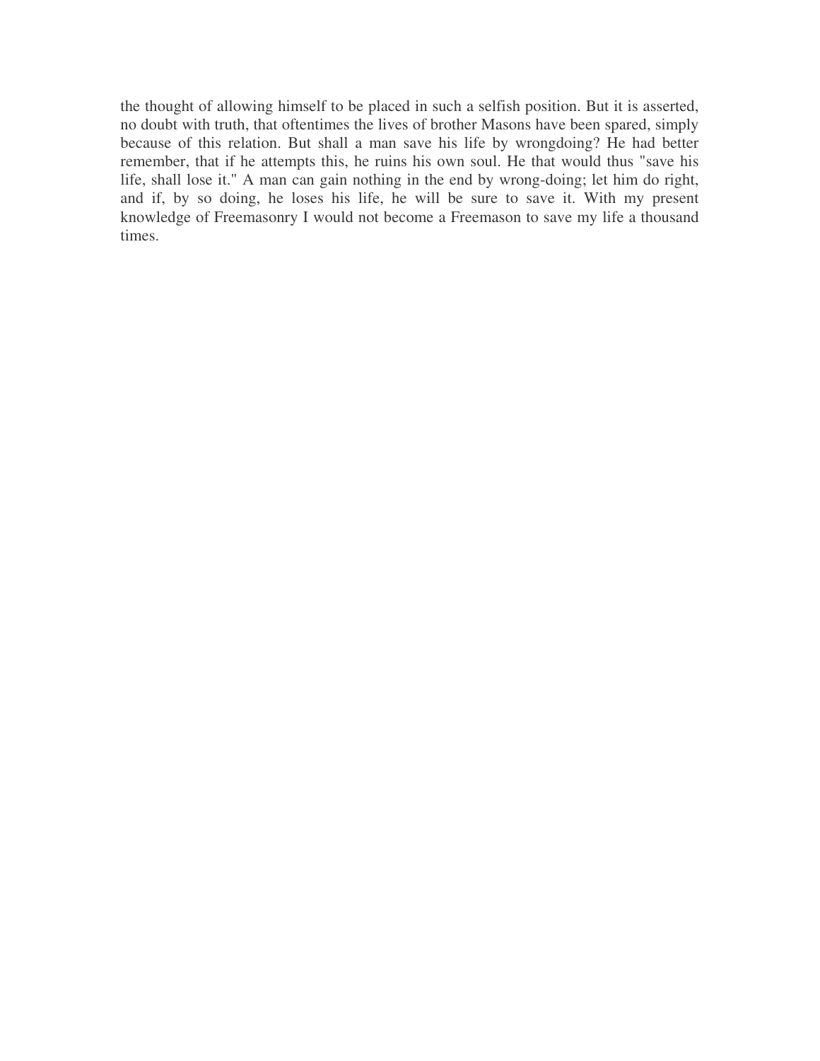the thought of allowing himself to be placed in such a selfish position. But it is asserted, no doubt with truth, that oftentimes the lives of brother Masons have been spared, simply because of this relation. But shall a man save his life by wrongdoing? He had better remember, that if he attempts this, he ruins his own soul. He that would thus "save his life, shall lose it." A man can gain nothing in the end by wrong-doing; let him do right, and if, by so doing, he loses his life, he will be sure to save it. With my present knowledge of Freemasonry I would not become a Freemason to save my life a thousand times.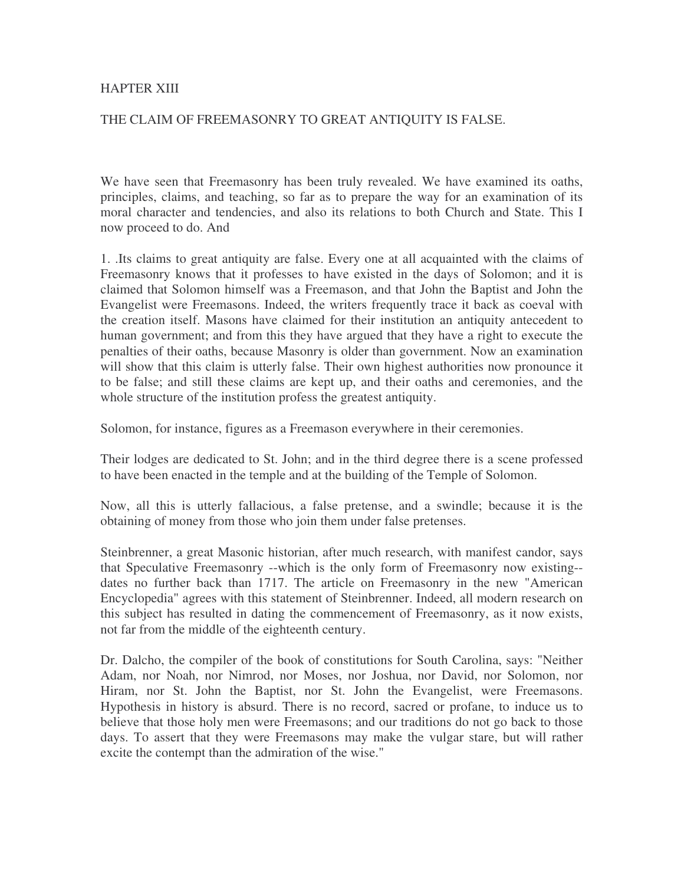# HAPTER XIII

## THE CLAIM OF FREEMASONRY TO GREAT ANTIQUITY IS FALSE.

We have seen that Freemasonry has been truly revealed. We have examined its oaths, principles, claims, and teaching, so far as to prepare the way for an examination of its moral character and tendencies, and also its relations to both Church and State. This I now proceed to do. And

1. .Its claims to great antiquity are false. Every one at all acquainted with the claims of Freemasonry knows that it professes to have existed in the days of Solomon; and it is claimed that Solomon himself was a Freemason, and that John the Baptist and John the Evangelist were Freemasons. Indeed, the writers frequently trace it back as coeval with the creation itself. Masons have claimed for their institution an antiquity antecedent to human government; and from this they have argued that they have a right to execute the penalties of their oaths, because Masonry is older than government. Now an examination will show that this claim is utterly false. Their own highest authorities now pronounce it to be false; and still these claims are kept up, and their oaths and ceremonies, and the whole structure of the institution profess the greatest antiquity.

Solomon, for instance, figures as a Freemason everywhere in their ceremonies.

Their lodges are dedicated to St. John; and in the third degree there is a scene professed to have been enacted in the temple and at the building of the Temple of Solomon.

Now, all this is utterly fallacious, a false pretense, and a swindle; because it is the obtaining of money from those who join them under false pretenses.

Steinbrenner, a great Masonic historian, after much research, with manifest candor, says that Speculative Freemasonry --which is the only form of Freemasonry now existing-- dates no further back than 1717. The article on Freemasonry in the new "American Encyclopedia" agrees with this statement of Steinbrenner. Indeed, all modern research on this subject has resulted in dating the commencement of Freemasonry, as it now exists, not far from the middle of the eighteenth century.

Dr. Dalcho, the compiler of the book of constitutions for South Carolina, says: "Neither Adam, nor Noah, nor Nimrod, nor Moses, nor Joshua, nor David, nor Solomon, nor Hiram, nor St. John the Baptist, nor St. John the Evangelist, were Freemasons. Hypothesis in history is absurd. There is no record, sacred or profane, to induce us to believe that those holy men were Freemasons; and our traditions do not go back to those days. To assert that they were Freemasons may make the vulgar stare, but will rather excite the contempt than the admiration of the wise."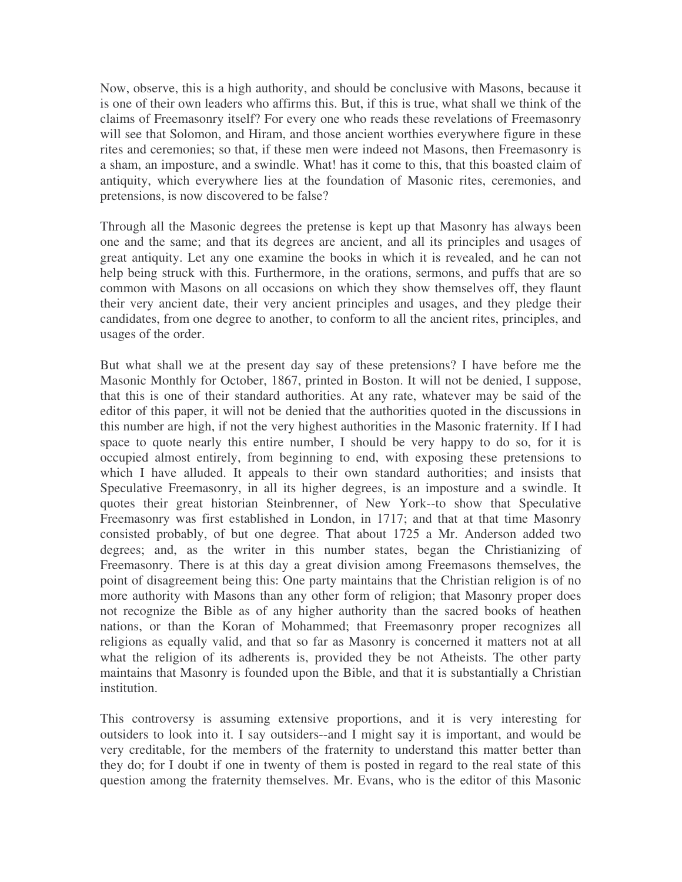Now, observe, this is a high authority, and should be conclusive with Masons, because it is one of their own leaders who affirms this. But, if this is true, what shall we think of the claims of Freemasonry itself? For every one who reads these revelations of Freemasonry will see that Solomon, and Hiram, and those ancient worthies everywhere figure in these rites and ceremonies; so that, if these men were indeed not Masons, then Freemasonry is a sham, an imposture, and a swindle. What! has it come to this, that this boasted claim of antiquity, which everywhere lies at the foundation of Masonic rites, ceremonies, and pretensions, is now discovered to be false?

Through all the Masonic degrees the pretense is kept up that Masonry has always been one and the same; and that its degrees are ancient, and all its principles and usages of great antiquity. Let any one examine the books in which it is revealed, and he can not help being struck with this. Furthermore, in the orations, sermons, and puffs that are so common with Masons on all occasions on which they show themselves off, they flaunt their very ancient date, their very ancient principles and usages, and they pledge their candidates, from one degree to another, to conform to all the ancient rites, principles, and usages of the order.

But what shall we at the present day say of these pretensions? I have before me the Masonic Monthly for October, 1867, printed in Boston. It will not be denied, I suppose, that this is one of their standard authorities. At any rate, whatever may be said of the editor of this paper, it will not be denied that the authorities quoted in the discussions in this number are high, if not the very highest authorities in the Masonic fraternity. If I had space to quote nearly this entire number, I should be very happy to do so, for it is occupied almost entirely, from beginning to end, with exposing these pretensions to which I have alluded. It appeals to their own standard authorities; and insists that Speculative Freemasonry, in all its higher degrees, is an imposture and a swindle. It quotes their great historian Steinbrenner, of New York--to show that Speculative Freemasonry was first established in London, in 1717; and that at that time Masonry consisted probably, of but one degree. That about 1725 a Mr. Anderson added two degrees; and, as the writer in this number states, began the Christianizing of Freemasonry. There is at this day a great division among Freemasons themselves, the point of disagreement being this: One party maintains that the Christian religion is of no more authority with Masons than any other form of religion; that Masonry proper does not recognize the Bible as of any higher authority than the sacred books of heathen nations, or than the Koran of Mohammed; that Freemasonry proper recognizes all religions as equally valid, and that so far as Masonry is concerned it matters not at all what the religion of its adherents is, provided they be not Atheists. The other party maintains that Masonry is founded upon the Bible, and that it is substantially a Christian institution.

This controversy is assuming extensive proportions, and it is very interesting for outsiders to look into it. I say outsiders--and I might say it is important, and would be very creditable, for the members of the fraternity to understand this matter better than they do; for I doubt if one in twenty of them is posted in regard to the real state of this question among the fraternity themselves. Mr. Evans, who is the editor of this Masonic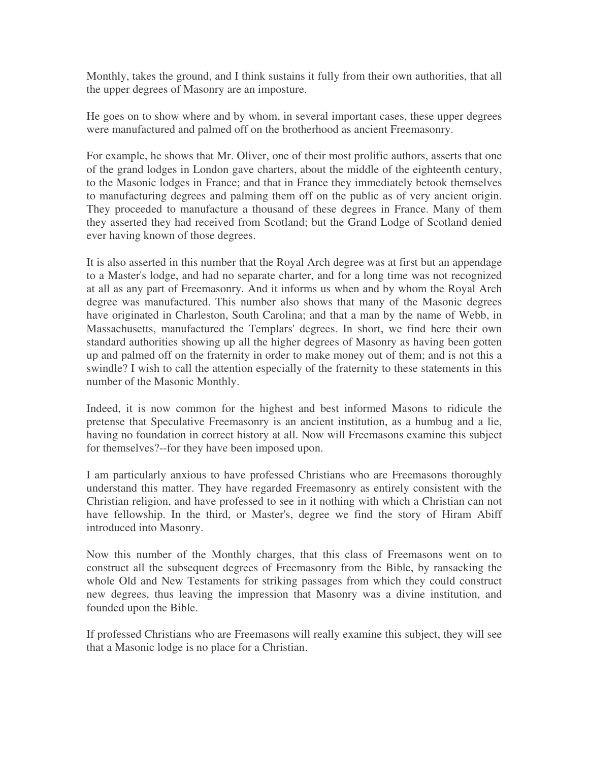Monthly, takes the ground, and I think sustains it fully from their own authorities, that all the upper degrees of Masonry are an imposture.

He goes on to show where and by whom, in several important cases, these upper degrees were manufactured and palmed off on the brotherhood as ancient Freemasonry.

For example, he shows that Mr. Oliver, one of their most prolific authors, asserts that one of the grand lodges in London gave charters, about the middle of the eighteenth century, to the Masonic lodges in France; and that in France they immediately betook themselves to manufacturing degrees and palming them off on the public as of very ancient origin. They proceeded to manufacture a thousand of these degrees in France. Many of them they asserted they had received from Scotland; but the Grand Lodge of Scotland denied ever having known of those degrees.

It is also asserted in this number that the Royal Arch degree was at first but an appendage to a Master's lodge, and had no separate charter, and for a long time was not recognized at all as any part of Freemasonry. And it informs us when and by whom the Royal Arch degree was manufactured. This number also shows that many of the Masonic degrees have originated in Charleston, South Carolina; and that a man by the name of Webb, in Massachusetts, manufactured the Templars' degrees. In short, we find here their own standard authorities showing up all the higher degrees of Masonry as having been gotten up and palmed off on the fraternity in order to make money out of them; and is not this a swindle? I wish to call the attention especially of the fraternity to these statements in this number of the Masonic Monthly.

Indeed, it is now common for the highest and best informed Masons to ridicule the pretense that Speculative Freemasonry is an ancient institution, as a humbug and a lie, having no foundation in correct history at all. Now will Freemasons examine this subject for themselves?--for they have been imposed upon.

I am particularly anxious to have professed Christians who are Freemasons thoroughly understand this matter. They have regarded Freemasonry as entirely consistent with the Christian religion, and have professed to see in it nothing with which a Christian can not have fellowship. In the third, or Master's, degree we find the story of Hiram Abiff introduced into Masonry.

Now this number of the Monthly charges, that this class of Freemasons went on to construct all the subsequent degrees of Freemasonry from the Bible, by ransacking the whole Old and New Testaments for striking passages from which they could construct new degrees, thus leaving the impression that Masonry was a divine institution, and founded upon the Bible.

If professed Christians who are Freemasons will really examine this subject, they will see that a Masonic lodge is no place for a Christian.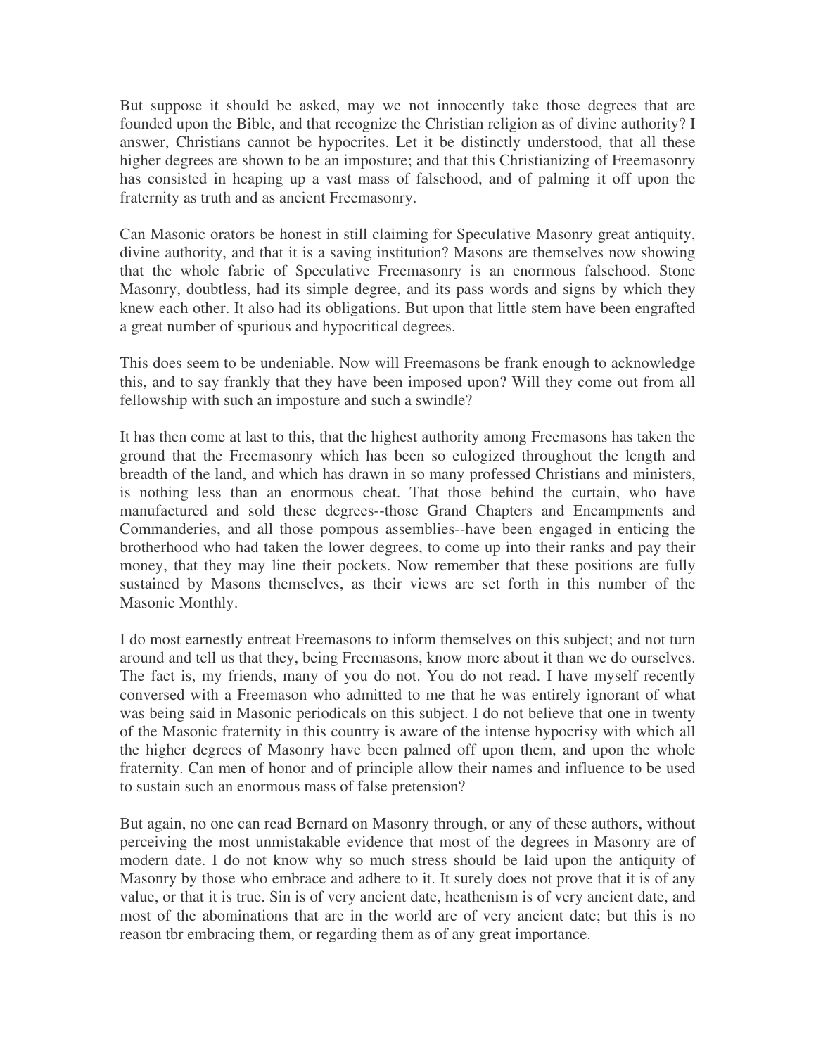But suppose it should be asked, may we not innocently take those degrees that are founded upon the Bible, and that recognize the Christian religion as of divine authority? I answer, Christians cannot be hypocrites. Let it be distinctly understood, that all these higher degrees are shown to be an imposture; and that this Christianizing of Freemasonry has consisted in heaping up a vast mass of falsehood, and of palming it off upon the fraternity as truth and as ancient Freemasonry.

Can Masonic orators be honest in still claiming for Speculative Masonry great antiquity, divine authority, and that it is a saving institution? Masons are themselves now showing that the whole fabric of Speculative Freemasonry is an enormous falsehood. Stone Masonry, doubtless, had its simple degree, and its pass words and signs by which they knew each other. It also had its obligations. But upon that little stem have been engrafted a great number of spurious and hypocritical degrees.

This does seem to be undeniable. Now will Freemasons be frank enough to acknowledge this, and to say frankly that they have been imposed upon? Will they come out from all fellowship with such an imposture and such a swindle?

It has then come at last to this, that the highest authority among Freemasons has taken the ground that the Freemasonry which has been so eulogized throughout the length and breadth of the land, and which has drawn in so many professed Christians and ministers, is nothing less than an enormous cheat. That those behind the curtain, who have manufactured and sold these degrees--those Grand Chapters and Encampments and Commanderies, and all those pompous assemblies--have been engaged in enticing the brotherhood who had taken the lower degrees, to come up into their ranks and pay their money, that they may line their pockets. Now remember that these positions are fully sustained by Masons themselves, as their views are set forth in this number of the Masonic Monthly.

I do most earnestly entreat Freemasons to inform themselves on this subject; and not turn around and tell us that they, being Freemasons, know more about it than we do ourselves. The fact is, my friends, many of you do not. You do not read. I have myself recently conversed with a Freemason who admitted to me that he was entirely ignorant of what was being said in Masonic periodicals on this subject. I do not believe that one in twenty of the Masonic fraternity in this country is aware of the intense hypocrisy with which all the higher degrees of Masonry have been palmed off upon them, and upon the whole fraternity. Can men of honor and of principle allow their names and influence to be used to sustain such an enormous mass of false pretension?

But again, no one can read Bernard on Masonry through, or any of these authors, without perceiving the most unmistakable evidence that most of the degrees in Masonry are of modern date. I do not know why so much stress should be laid upon the antiquity of Masonry by those who embrace and adhere to it. It surely does not prove that it is of any value, or that it is true. Sin is of very ancient date, heathenism is of very ancient date, and most of the abominations that are in the world are of very ancient date; but this is no reason tbr embracing them, or regarding them as of any great importance.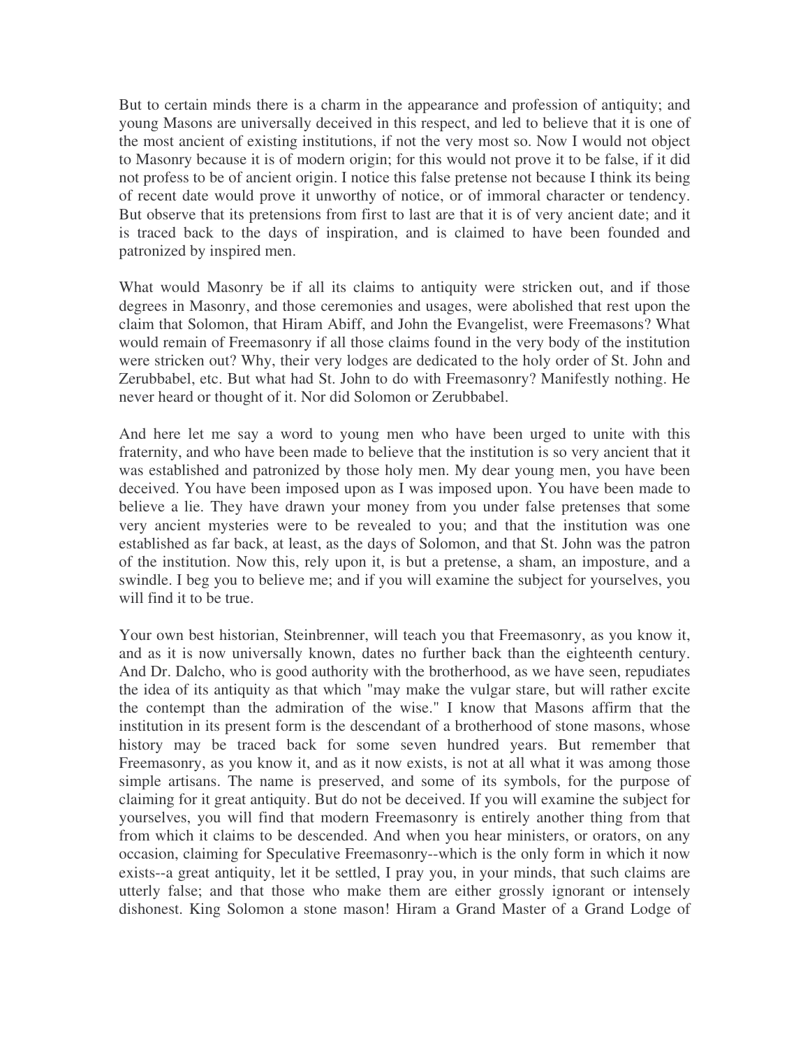But to certain minds there is a charm in the appearance and profession of antiquity; and young Masons are universally deceived in this respect, and led to believe that it is one of the most ancient of existing institutions, if not the very most so. Now I would not object to Masonry because it is of modern origin; for this would not prove it to be false, if it did not profess to be of ancient origin. I notice this false pretense not because I think its being of recent date would prove it unworthy of notice, or of immoral character or tendency. But observe that its pretensions from first to last are that it is of very ancient date; and it is traced back to the days of inspiration, and is claimed to have been founded and patronized by inspired men.

What would Masonry be if all its claims to antiquity were stricken out, and if those degrees in Masonry, and those ceremonies and usages, were abolished that rest upon the claim that Solomon, that Hiram Abiff, and John the Evangelist, were Freemasons? What would remain of Freemasonry if all those claims found in the very body of the institution were stricken out? Why, their very lodges are dedicated to the holy order of St. John and Zerubbabel, etc. But what had St. John to do with Freemasonry? Manifestly nothing. He never heard or thought of it. Nor did Solomon or Zerubbabel.

And here let me say a word to young men who have been urged to unite with this fraternity, and who have been made to believe that the institution is so very ancient that it was established and patronized by those holy men. My dear young men, you have been deceived. You have been imposed upon as I was imposed upon. You have been made to believe a lie. They have drawn your money from you under false pretenses that some very ancient mysteries were to be revealed to you; and that the institution was one established as far back, at least, as the days of Solomon, and that St. John was the patron of the institution. Now this, rely upon it, is but a pretense, a sham, an imposture, and a swindle. I beg you to believe me; and if you will examine the subject for yourselves, you will find it to be true.

Your own best historian, Steinbrenner, will teach you that Freemasonry, as you know it, and as it is now universally known, dates no further back than the eighteenth century. And Dr. Dalcho, who is good authority with the brotherhood, as we have seen, repudiates the idea of its antiquity as that which "may make the vulgar stare, but will rather excite the contempt than the admiration of the wise." I know that Masons affirm that the institution in its present form is the descendant of a brotherhood of stone masons, whose history may be traced back for some seven hundred years. But remember that Freemasonry, as you know it, and as it now exists, is not at all what it was among those simple artisans. The name is preserved, and some of its symbols, for the purpose of claiming for it great antiquity. But do not be deceived. If you will examine the subject for yourselves, you will find that modern Freemasonry is entirely another thing from that from which it claims to be descended. And when you hear ministers, or orators, on any occasion, claiming for Speculative Freemasonry--which is the only form in which it now exists--a great antiquity, let it be settled, I pray you, in your minds, that such claims are utterly false; and that those who make them are either grossly ignorant or intensely dishonest. King Solomon a stone mason! Hiram a Grand Master of a Grand Lodge of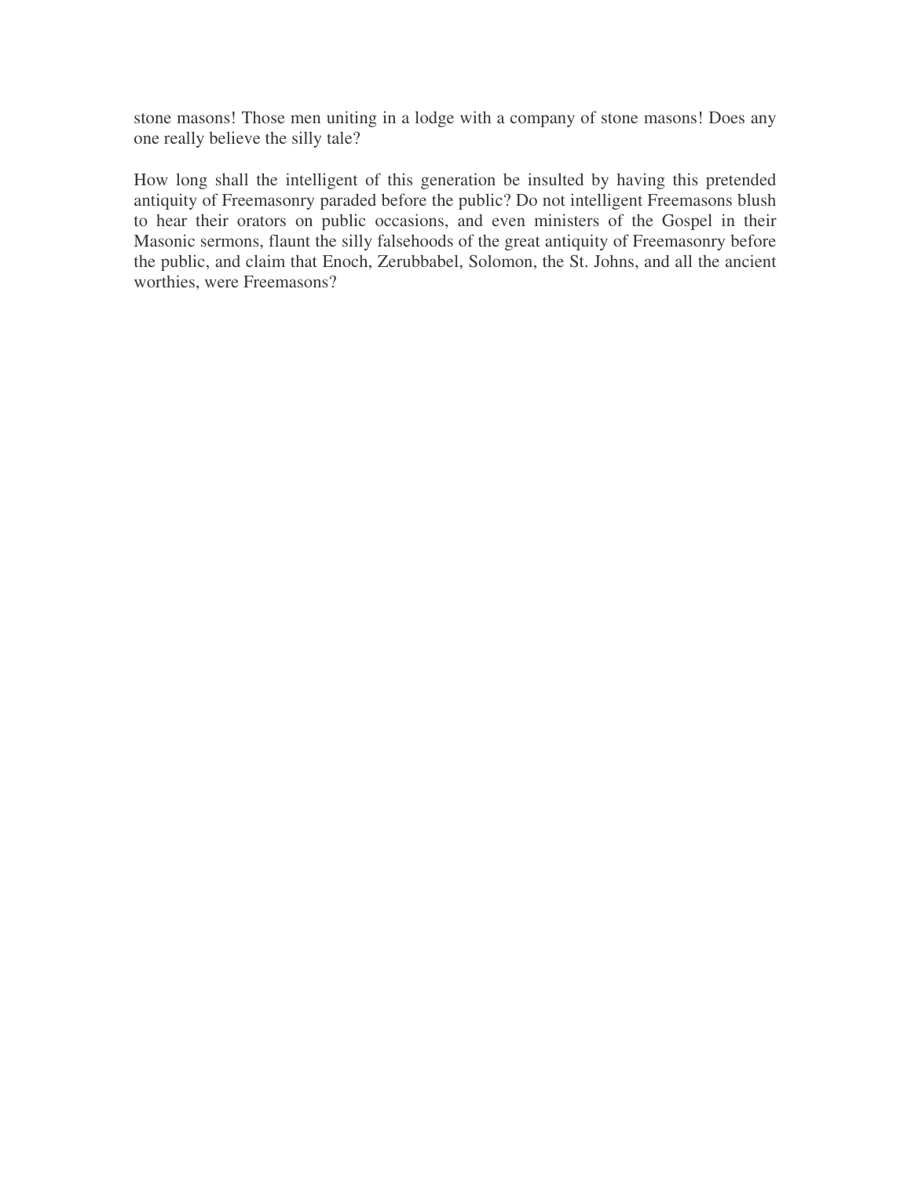stone masons! Those men uniting in a lodge with a company of stone masons! Does any one really believe the silly tale?

How long shall the intelligent of this generation be insulted by having this pretended antiquity of Freemasonry paraded before the public? Do not intelligent Freemasons blush to hear their orators on public occasions, and even ministers of the Gospel in their Masonic sermons, flaunt the silly falsehoods of the great antiquity of Freemasonry before the public, and claim that Enoch, Zerubbabel, Solomon, the St. Johns, and all the ancient worthies, were Freemasons?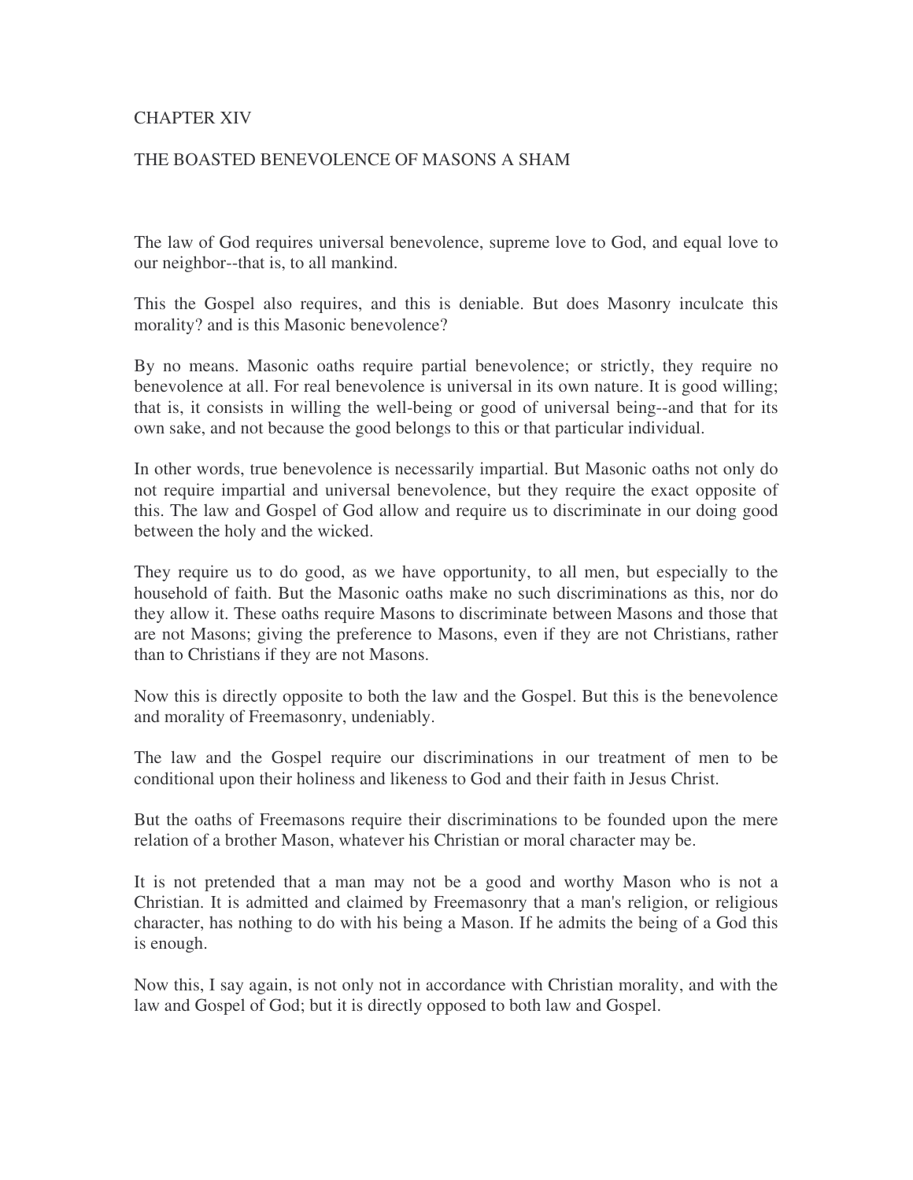## CHAPTER XIV

## THE BOASTED BENEVOLENCE OF MASONS A SHAM

The law of God requires universal benevolence, supreme love to God, and equal love to our neighbor--that is, to all mankind.

This the Gospel also requires, and this is deniable. But does Masonry inculcate this morality? and is this Masonic benevolence?

By no means. Masonic oaths require partial benevolence; or strictly, they require no benevolence at all. For real benevolence is universal in its own nature. It is good willing; that is, it consists in willing the well-being or good of universal being--and that for its own sake, and not because the good belongs to this or that particular individual.

In other words, true benevolence is necessarily impartial. But Masonic oaths not only do not require impartial and universal benevolence, but they require the exact opposite of this. The law and Gospel of God allow and require us to discriminate in our doing good between the holy and the wicked.

They require us to do good, as we have opportunity, to all men, but especially to the household of faith. But the Masonic oaths make no such discriminations as this, nor do they allow it. These oaths require Masons to discriminate between Masons and those that are not Masons; giving the preference to Masons, even if they are not Christians, rather than to Christians if they are not Masons.

Now this is directly opposite to both the law and the Gospel. But this is the benevolence and morality of Freemasonry, undeniably.

The law and the Gospel require our discriminations in our treatment of men to be conditional upon their holiness and likeness to God and their faith in Jesus Christ.

But the oaths of Freemasons require their discriminations to be founded upon the mere relation of a brother Mason, whatever his Christian or moral character may be.

It is not pretended that a man may not be a good and worthy Mason who is not a Christian. It is admitted and claimed by Freemasonry that a man's religion, or religious character, has nothing to do with his being a Mason. If he admits the being of a God this is enough.

Now this, I say again, is not only not in accordance with Christian morality, and with the law and Gospel of God; but it is directly opposed to both law and Gospel.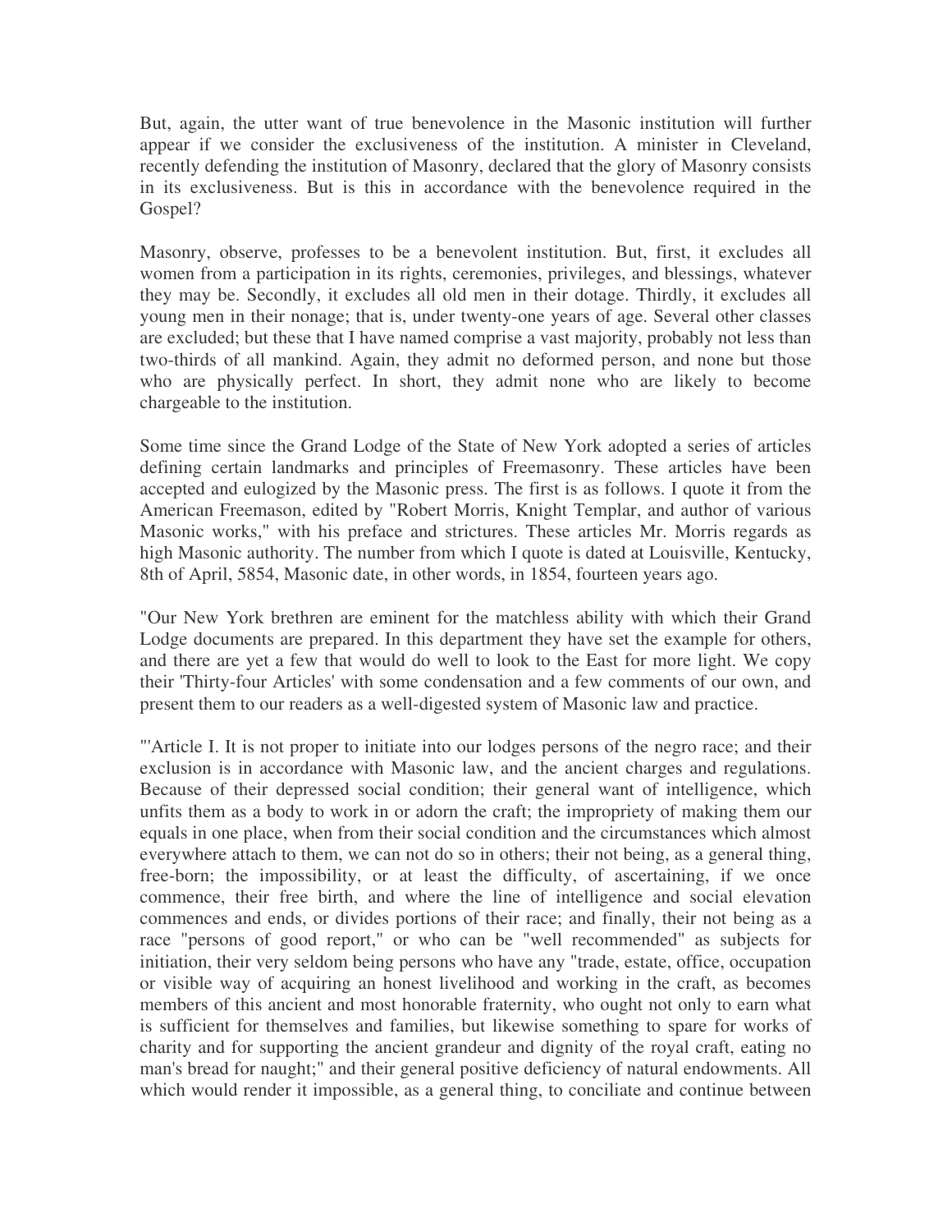But, again, the utter want of true benevolence in the Masonic institution will further appear if we consider the exclusiveness of the institution. A minister in Cleveland, recently defending the institution of Masonry, declared that the glory of Masonry consists in its exclusiveness. But is this in accordance with the benevolence required in the Gospel?

Masonry, observe, professes to be a benevolent institution. But, first, it excludes all women from a participation in its rights, ceremonies, privileges, and blessings, whatever they may be. Secondly, it excludes all old men in their dotage. Thirdly, it excludes all young men in their nonage; that is, under twenty-one years of age. Several other classes are excluded; but these that I have named comprise a vast majority, probably not less than two-thirds of all mankind. Again, they admit no deformed person, and none but those who are physically perfect. In short, they admit none who are likely to become chargeable to the institution.

Some time since the Grand Lodge of the State of New York adopted a series of articles defining certain landmarks and principles of Freemasonry. These articles have been accepted and eulogized by the Masonic press. The first is as follows. I quote it from the American Freemason, edited by "Robert Morris, Knight Templar, and author of various Masonic works," with his preface and strictures. These articles Mr. Morris regards as high Masonic authority. The number from which I quote is dated at Louisville, Kentucky, 8th of April, 5854, Masonic date, in other words, in 1854, fourteen years ago.

"Our New York brethren are eminent for the matchless ability with which their Grand Lodge documents are prepared. In this department they have set the example for others, and there are yet a few that would do well to look to the East for more light. We copy their 'Thirty-four Articles' with some condensation and a few comments of our own, and present them to our readers as a well-digested system of Masonic law and practice.

"'Article I. It is not proper to initiate into our lodges persons of the negro race; and their exclusion is in accordance with Masonic law, and the ancient charges and regulations. Because of their depressed social condition; their general want of intelligence, which unfits them as a body to work in or adorn the craft; the impropriety of making them our equals in one place, when from their social condition and the circumstances which almost everywhere attach to them, we can not do so in others; their not being, as a general thing, free-born; the impossibility, or at least the difficulty, of ascertaining, if we once commence, their free birth, and where the line of intelligence and social elevation commences and ends, or divides portions of their race; and finally, their not being as a race "persons of good report," or who can be "well recommended" as subjects for initiation, their very seldom being persons who have any "trade, estate, office, occupation or visible way of acquiring an honest livelihood and working in the craft, as becomes members of this ancient and most honorable fraternity, who ought not only to earn what is sufficient for themselves and families, but likewise something to spare for works of charity and for supporting the ancient grandeur and dignity of the royal craft, eating no man's bread for naught;" and their general positive deficiency of natural endowments. All which would render it impossible, as a general thing, to conciliate and continue between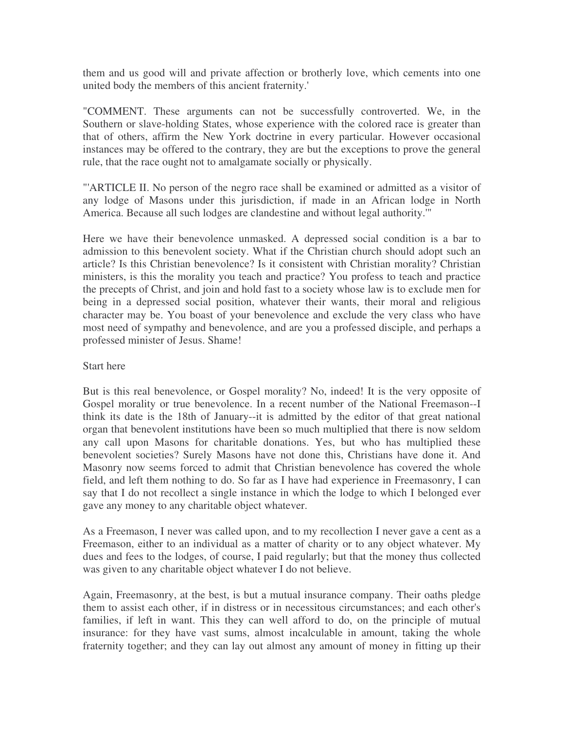them and us good will and private affection or brotherly love, which cements into one united body the members of this ancient fraternity.'

"COMMENT. These arguments can not be successfully controverted. We, in the Southern or slave-holding States, whose experience with the colored race is greater than that of others, affirm the New York doctrine in every particular. However occasional instances may be offered to the contrary, they are but the exceptions to prove the general rule, that the race ought not to amalgamate socially or physically.

"'ARTICLE II. No person of the negro race shall be examined or admitted as a visitor of any lodge of Masons under this jurisdiction, if made in an African lodge in North America. Because all such lodges are clandestine and without legal authority.'"

Here we have their benevolence unmasked. A depressed social condition is a bar to admission to this benevolent society. What if the Christian church should adopt such an article? Is this Christian benevolence? Is it consistent with Christian morality? Christian ministers, is this the morality you teach and practice? You profess to teach and practice the precepts of Christ, and join and hold fast to a society whose law is to exclude men for being in a depressed social position, whatever their wants, their moral and religious character may be. You boast of your benevolence and exclude the very class who have most need of sympathy and benevolence, and are you a professed disciple, and perhaps a professed minister of Jesus. Shame!

Start here

But is this real benevolence, or Gospel morality? No, indeed! It is the very opposite of Gospel morality or true benevolence. In a recent number of the National Freemason--I think its date is the 18th of January--it is admitted by the editor of that great national organ that benevolent institutions have been so much multiplied that there is now seldom any call upon Masons for charitable donations. Yes, but who has multiplied these benevolent societies? Surely Masons have not done this, Christians have done it. And Masonry now seems forced to admit that Christian benevolence has covered the whole field, and left them nothing to do. So far as I have had experience in Freemasonry, I can say that I do not recollect a single instance in which the lodge to which I belonged ever gave any money to any charitable object whatever.

As a Freemason, I never was called upon, and to my recollection I never gave a cent as a Freemason, either to an individual as a matter of charity or to any object whatever. My dues and fees to the lodges, of course, I paid regularly; but that the money thus collected was given to any charitable object whatever I do not believe.

Again, Freemasonry, at the best, is but a mutual insurance company. Their oaths pledge them to assist each other, if in distress or in necessitous circumstances; and each other's families, if left in want. This they can well afford to do, on the principle of mutual insurance: for they have vast sums, almost incalculable in amount, taking the whole fraternity together; and they can lay out almost any amount of money in fitting up their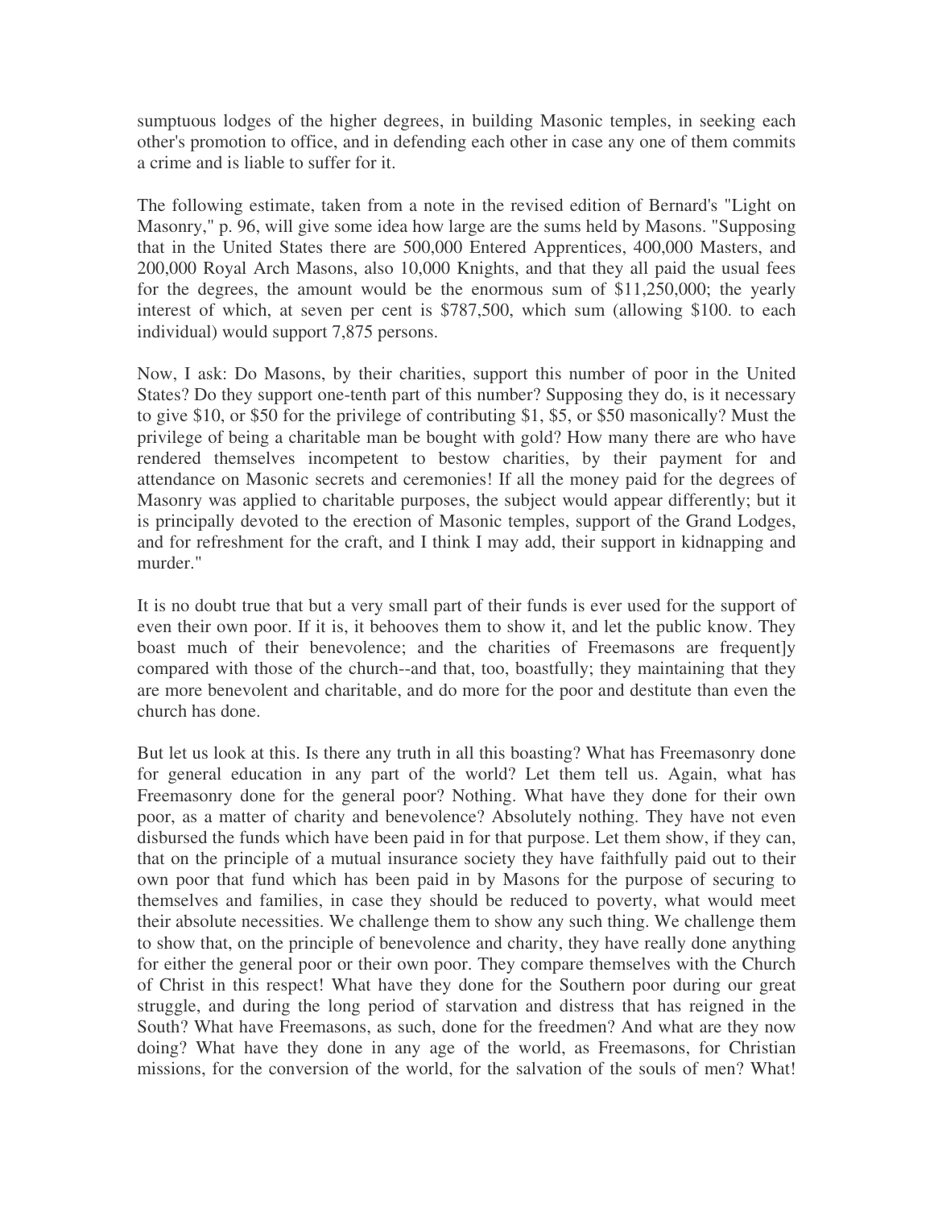sumptuous lodges of the higher degrees, in building Masonic temples, in seeking each other's promotion to office, and in defending each other in case any one of them commits a crime and is liable to suffer for it.

The following estimate, taken from a note in the revised edition of Bernard's "Light on Masonry," p. 96, will give some idea how large are the sums held by Masons. "Supposing that in the United States there are 500,000 Entered Apprentices, 400,000 Masters, and 200,000 Royal Arch Masons, also 10,000 Knights, and that they all paid the usual fees for the degrees, the amount would be the enormous sum of $11,250,000; the yearly interest of which, at seven per cent is $787,500, which sum (allowing $100. to each individual) would support 7,875 persons.

Now, I ask: Do Masons, by their charities, support this number of poor in the United States? Do they support one-tenth part of this number? Supposing they do, is it necessary to give $10, or $50 for the privilege of contributing $1, $5, or $50 masonically? Must the privilege of being a charitable man be bought with gold? How many there are who have rendered themselves incompetent to bestow charities, by their payment for and attendance on Masonic secrets and ceremonies! If all the money paid for the degrees of Masonry was applied to charitable purposes, the subject would appear differently; but it is principally devoted to the erection of Masonic temples, support of the Grand Lodges, and for refreshment for the craft, and I think I may add, their support in kidnapping and murder."

It is no doubt true that but a very small part of their funds is ever used for the support of even their own poor. If it is, it behooves them to show it, and let the public know. They boast much of their benevolence; and the charities of Freemasons are frequent]y compared with those of the church--and that, too, boastfully; they maintaining that they are more benevolent and charitable, and do more for the poor and destitute than even the church has done.

But let us look at this. Is there any truth in all this boasting? What has Freemasonry done for general education in any part of the world? Let them tell us. Again, what has Freemasonry done for the general poor? Nothing. What have they done for their own poor, as a matter of charity and benevolence? Absolutely nothing. They have not even disbursed the funds which have been paid in for that purpose. Let them show, if they can, that on the principle of a mutual insurance society they have faithfully paid out to their own poor that fund which has been paid in by Masons for the purpose of securing to themselves and families, in case they should be reduced to poverty, what would meet their absolute necessities. We challenge them to show any such thing. We challenge them to show that, on the principle of benevolence and charity, they have really done anything for either the general poor or their own poor. They compare themselves with the Church of Christ in this respect! What have they done for the Southern poor during our great struggle, and during the long period of starvation and distress that has reigned in the South? What have Freemasons, as such, done for the freedmen? And what are they now doing? What have they done in any age of the world, as Freemasons, for Christian missions, for the conversion of the world, for the salvation of the souls of men? What!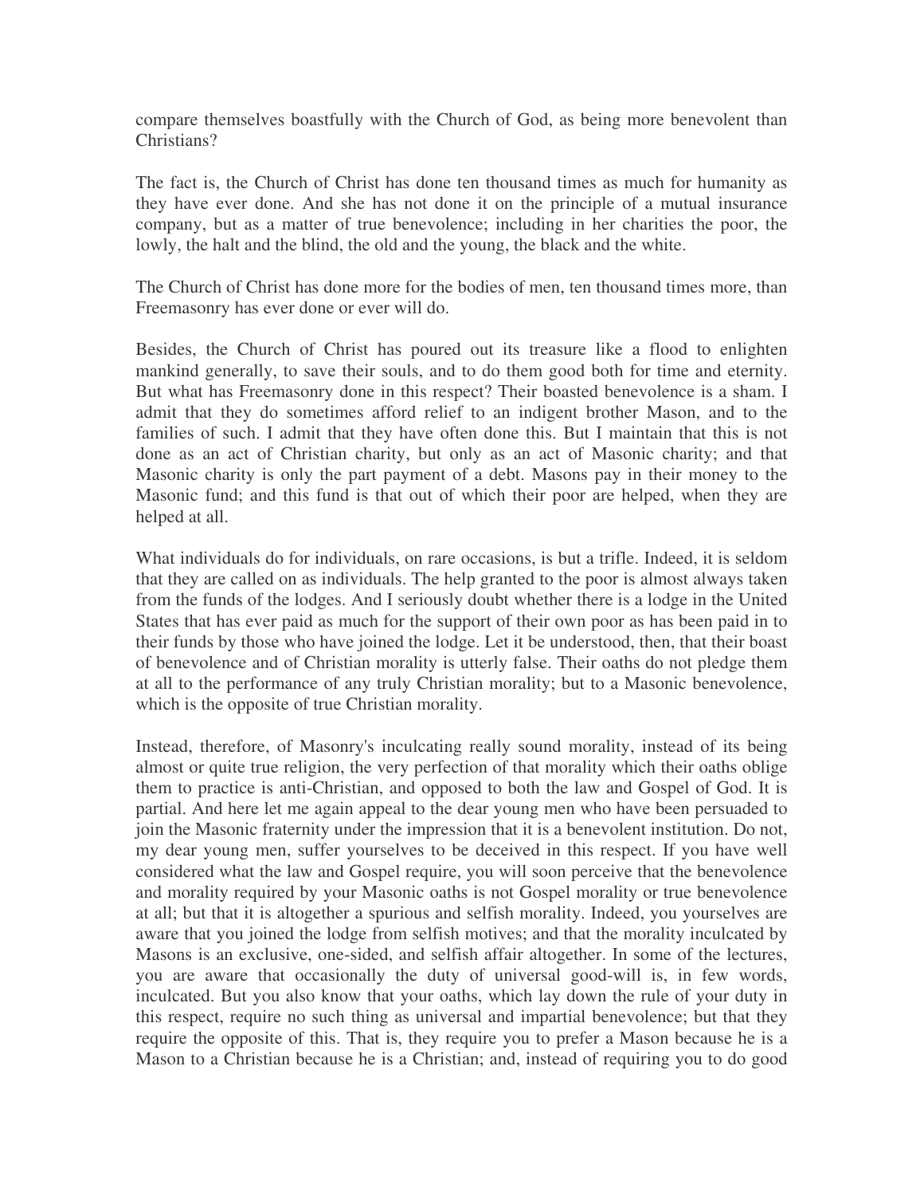compare themselves boastfully with the Church of God, as being more benevolent than Christians?

The fact is, the Church of Christ has done ten thousand times as much for humanity as they have ever done. And she has not done it on the principle of a mutual insurance company, but as a matter of true benevolence; including in her charities the poor, the lowly, the halt and the blind, the old and the young, the black and the white.

The Church of Christ has done more for the bodies of men, ten thousand times more, than Freemasonry has ever done or ever will do.

Besides, the Church of Christ has poured out its treasure like a flood to enlighten mankind generally, to save their souls, and to do them good both for time and eternity. But what has Freemasonry done in this respect? Their boasted benevolence is a sham. I admit that they do sometimes afford relief to an indigent brother Mason, and to the families of such. I admit that they have often done this. But I maintain that this is not done as an act of Christian charity, but only as an act of Masonic charity; and that Masonic charity is only the part payment of a debt. Masons pay in their money to the Masonic fund; and this fund is that out of which their poor are helped, when they are helped at all.

What individuals do for individuals, on rare occasions, is but a trifle. Indeed, it is seldom that they are called on as individuals. The help granted to the poor is almost always taken from the funds of the lodges. And I seriously doubt whether there is a lodge in the United States that has ever paid as much for the support of their own poor as has been paid in to their funds by those who have joined the lodge. Let it be understood, then, that their boast of benevolence and of Christian morality is utterly false. Their oaths do not pledge them at all to the performance of any truly Christian morality; but to a Masonic benevolence, which is the opposite of true Christian morality.

Instead, therefore, of Masonry's inculcating really sound morality, instead of its being almost or quite true religion, the very perfection of that morality which their oaths oblige them to practice is anti-Christian, and opposed to both the law and Gospel of God. It is partial. And here let me again appeal to the dear young men who have been persuaded to join the Masonic fraternity under the impression that it is a benevolent institution. Do not, my dear young men, suffer yourselves to be deceived in this respect. If you have well considered what the law and Gospel require, you will soon perceive that the benevolence and morality required by your Masonic oaths is not Gospel morality or true benevolence at all; but that it is altogether a spurious and selfish morality. Indeed, you yourselves are aware that you joined the lodge from selfish motives; and that the morality inculcated by Masons is an exclusive, one-sided, and selfish affair altogether. In some of the lectures, you are aware that occasionally the duty of universal good-will is, in few words, inculcated. But you also know that your oaths, which lay down the rule of your duty in this respect, require no such thing as universal and impartial benevolence; but that they require the opposite of this. That is, they require you to prefer a Mason because he is a Mason to a Christian because he is a Christian; and, instead of requiring you to do good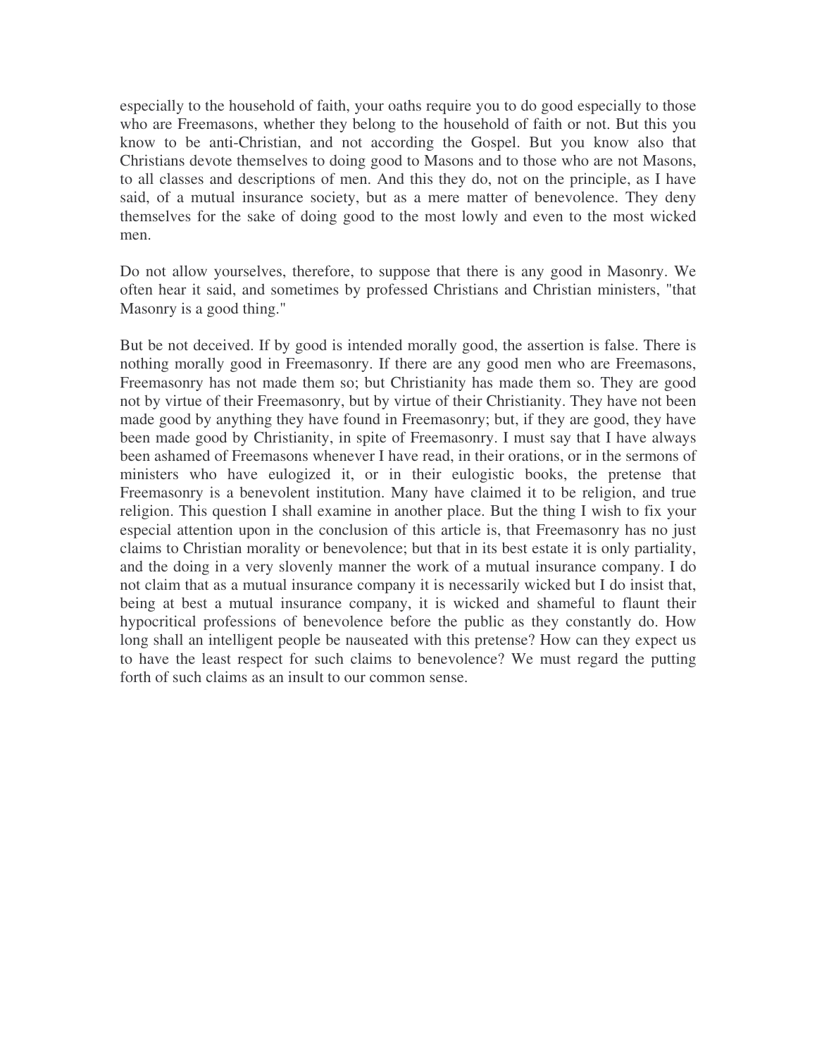especially to the household of faith, your oaths require you to do good especially to those who are Freemasons, whether they belong to the household of faith or not. But this you know to be anti-Christian, and not according the Gospel. But you know also that Christians devote themselves to doing good to Masons and to those who are not Masons, to all classes and descriptions of men. And this they do, not on the principle, as I have said, of a mutual insurance society, but as a mere matter of benevolence. They deny themselves for the sake of doing good to the most lowly and even to the most wicked men.

Do not allow yourselves, therefore, to suppose that there is any good in Masonry. We often hear it said, and sometimes by professed Christians and Christian ministers, "that Masonry is a good thing."

But be not deceived. If by good is intended morally good, the assertion is false. There is nothing morally good in Freemasonry. If there are any good men who are Freemasons, Freemasonry has not made them so; but Christianity has made them so. They are good not by virtue of their Freemasonry, but by virtue of their Christianity. They have not been made good by anything they have found in Freemasonry; but, if they are good, they have been made good by Christianity, in spite of Freemasonry. I must say that I have always been ashamed of Freemasons whenever I have read, in their orations, or in the sermons of ministers who have eulogized it, or in their eulogistic books, the pretense that Freemasonry is a benevolent institution. Many have claimed it to be religion, and true religion. This question I shall examine in another place. But the thing I wish to fix your especial attention upon in the conclusion of this article is, that Freemasonry has no just claims to Christian morality or benevolence; but that in its best estate it is only partiality, and the doing in a very slovenly manner the work of a mutual insurance company. I do not claim that as a mutual insurance company it is necessarily wicked but I do insist that, being at best a mutual insurance company, it is wicked and shameful to flaunt their hypocritical professions of benevolence before the public as they constantly do. How long shall an intelligent people be nauseated with this pretense? How can they expect us to have the least respect for such claims to benevolence? We must regard the putting forth of such claims as an insult to our common sense.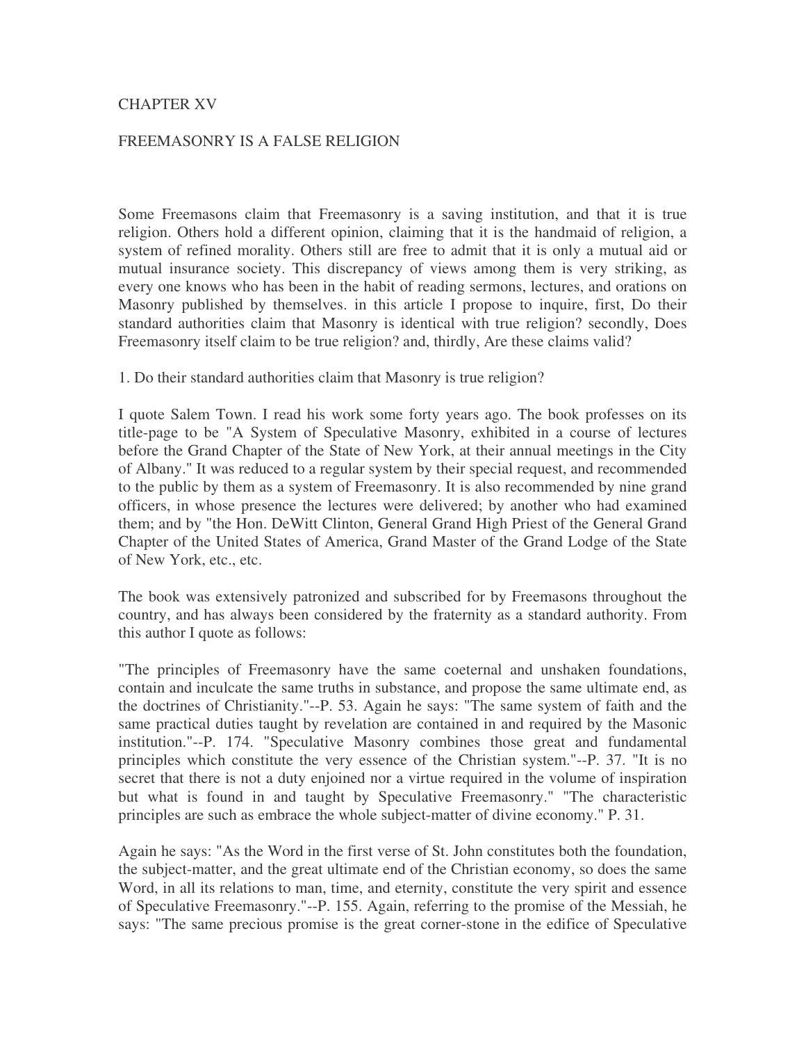## CHAPTER XV

## FREEMASONRY IS A FALSE RELIGION

Some Freemasons claim that Freemasonry is a saving institution, and that it is true religion. Others hold a different opinion, claiming that it is the handmaid of religion, a system of refined morality. Others still are free to admit that it is only a mutual aid or mutual insurance society. This discrepancy of views among them is very striking, as every one knows who has been in the habit of reading sermons, lectures, and orations on Masonry published by themselves. in this article I propose to inquire, first, Do their standard authorities claim that Masonry is identical with true religion? secondly, Does Freemasonry itself claim to be true religion? and, thirdly, Are these claims valid?

1. Do their standard authorities claim that Masonry is true religion?

I quote Salem Town. I read his work some forty years ago. The book professes on its title-page to be "A System of Speculative Masonry, exhibited in a course of lectures before the Grand Chapter of the State of New York, at their annual meetings in the City of Albany." It was reduced to a regular system by their special request, and recommended to the public by them as a system of Freemasonry. It is also recommended by nine grand officers, in whose presence the lectures were delivered; by another who had examined them; and by "the Hon. DeWitt Clinton, General Grand High Priest of the General Grand Chapter of the United States of America, Grand Master of the Grand Lodge of the State of New York, etc., etc.

The book was extensively patronized and subscribed for by Freemasons throughout the country, and has always been considered by the fraternity as a standard authority. From this author I quote as follows:

"The principles of Freemasonry have the same coeternal and unshaken foundations, contain and inculcate the same truths in substance, and propose the same ultimate end, as the doctrines of Christianity."--P. 53. Again he says: "The same system of faith and the same practical duties taught by revelation are contained in and required by the Masonic institution."--P. 174. "Speculative Masonry combines those great and fundamental principles which constitute the very essence of the Christian system."--P. 37. "It is no secret that there is not a duty enjoined nor a virtue required in the volume of inspiration but what is found in and taught by Speculative Freemasonry." "The characteristic principles are such as embrace the whole subject-matter of divine economy." P. 31.

Again he says: "As the Word in the first verse of St. John constitutes both the foundation, the subject-matter, and the great ultimate end of the Christian economy, so does the same Word, in all its relations to man, time, and eternity, constitute the very spirit and essence of Speculative Freemasonry."--P. 155. Again, referring to the promise of the Messiah, he says: "The same precious promise is the great corner-stone in the edifice of Speculative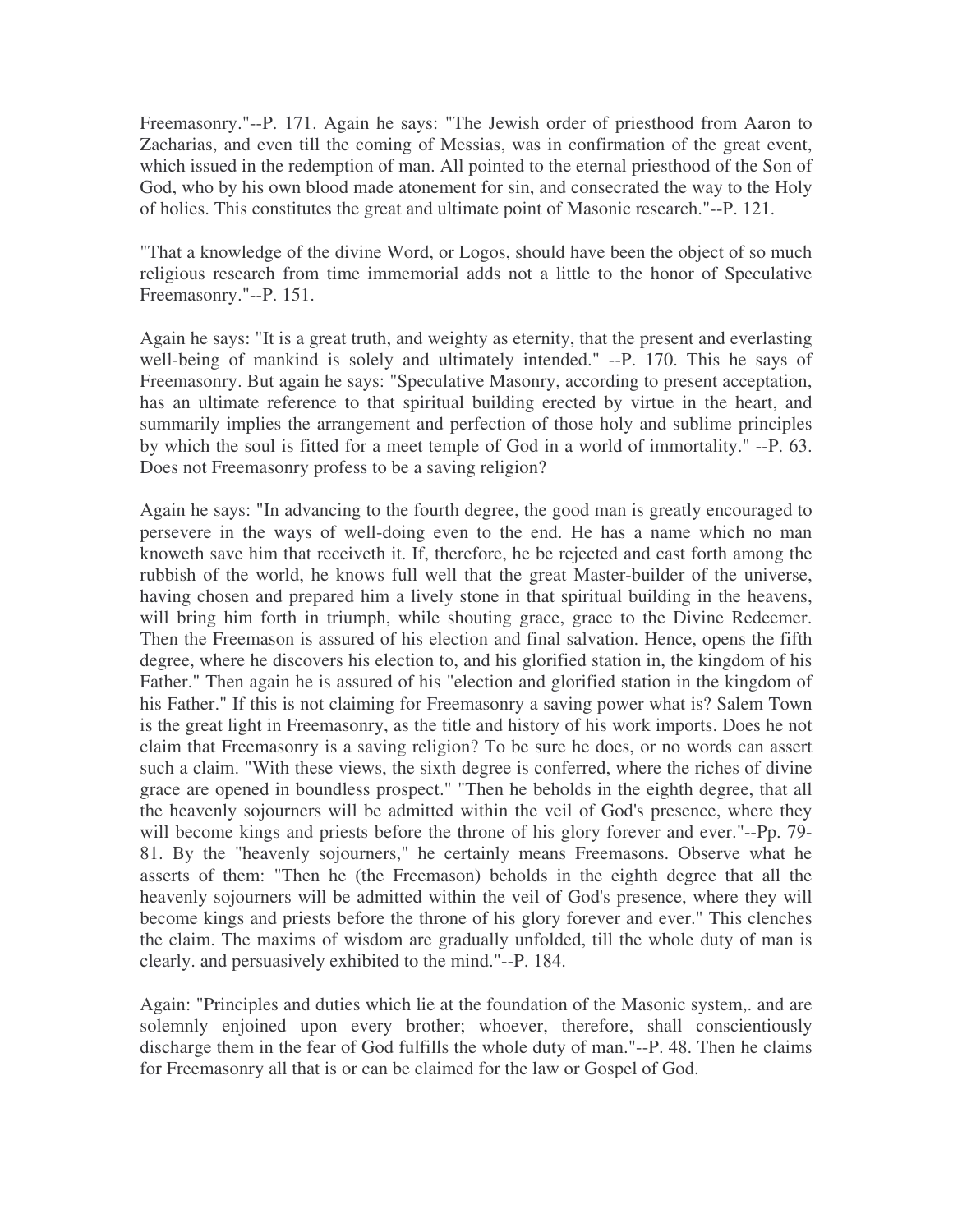Freemasonry."--P. 171. Again he says: "The Jewish order of priesthood from Aaron to Zacharias, and even till the coming of Messias, was in confirmation of the great event, which issued in the redemption of man. All pointed to the eternal priesthood of the Son of God, who by his own blood made atonement for sin, and consecrated the way to the Holy of holies. This constitutes the great and ultimate point of Masonic research."--P. 121.

"That a knowledge of the divine Word, or Logos, should have been the object of so much religious research from time immemorial adds not a little to the honor of Speculative Freemasonry."--P. 151.

Again he says: "It is a great truth, and weighty as eternity, that the present and everlasting well-being of mankind is solely and ultimately intended." --P. 170. This he says of Freemasonry. But again he says: "Speculative Masonry, according to present acceptation, has an ultimate reference to that spiritual building erected by virtue in the heart, and summarily implies the arrangement and perfection of those holy and sublime principles by which the soul is fitted for a meet temple of God in a world of immortality." --P. 63. Does not Freemasonry profess to be a saving religion?

Again he says: "In advancing to the fourth degree, the good man is greatly encouraged to persevere in the ways of well-doing even to the end. He has a name which no man knoweth save him that receiveth it. If, therefore, he be rejected and cast forth among the rubbish of the world, he knows full well that the great Master-builder of the universe, having chosen and prepared him a lively stone in that spiritual building in the heavens, will bring him forth in triumph, while shouting grace, grace to the Divine Redeemer. Then the Freemason is assured of his election and final salvation. Hence, opens the fifth degree, where he discovers his election to, and his glorified station in, the kingdom of his Father." Then again he is assured of his "election and glorified station in the kingdom of his Father." If this is not claiming for Freemasonry a saving power what is? Salem Town is the great light in Freemasonry, as the title and history of his work imports. Does he not claim that Freemasonry is a saving religion? To be sure he does, or no words can assert such a claim. "With these views, the sixth degree is conferred, where the riches of divine grace are opened in boundless prospect." "Then he beholds in the eighth degree, that all the heavenly sojourners will be admitted within the veil of God's presence, where they will become kings and priests before the throne of his glory forever and ever."--Pp. 79-81. By the "heavenly sojourners," he certainly means Freemasons. Observe what he asserts of them: "Then he (the Freemason) beholds in the eighth degree that all the heavenly sojourners will be admitted within the veil of God's presence, where they will become kings and priests before the throne of his glory forever and ever." This clenches the claim. The maxims of wisdom are gradually unfolded, till the whole duty of man is clearly. and persuasively exhibited to the mind."--P. 184.

Again: "Principles and duties which lie at the foundation of the Masonic system,. and are solemnly enjoined upon every brother; whoever, therefore, shall conscientiously discharge them in the fear of God fulfills the whole duty of man."--P. 48. Then he claims for Freemasonry all that is or can be claimed for the law or Gospel of God.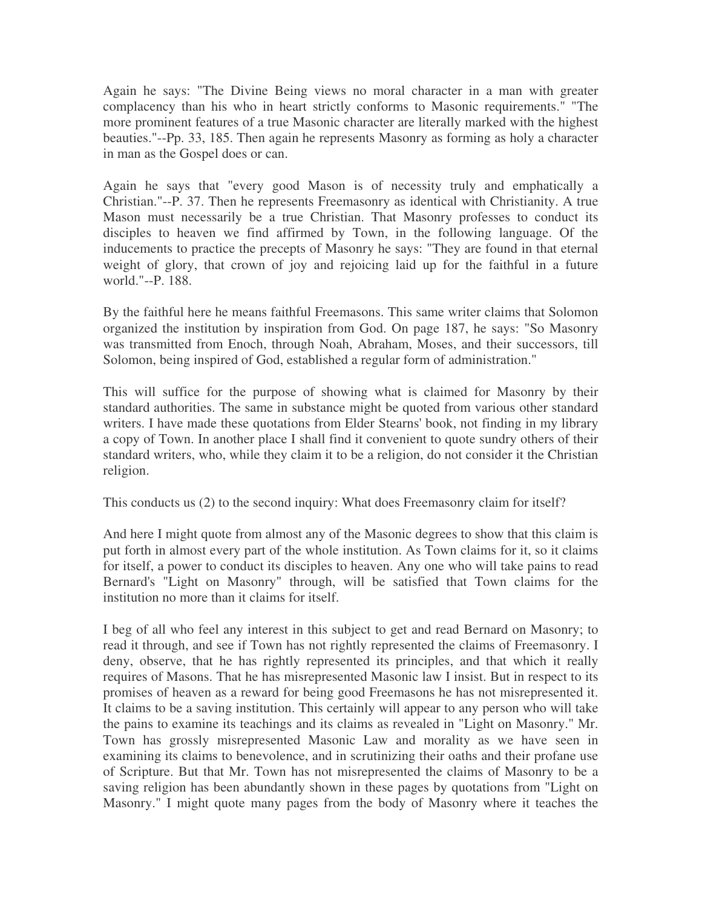Again he says: "The Divine Being views no moral character in a man with greater complacency than his who in heart strictly conforms to Masonic requirements." "The more prominent features of a true Masonic character are literally marked with the highest beauties."--Pp. 33, 185. Then again he represents Masonry as forming as holy a character in man as the Gospel does or can.

Again he says that "every good Mason is of necessity truly and emphatically a Christian."--P. 37. Then he represents Freemasonry as identical with Christianity. A true Mason must necessarily be a true Christian. That Masonry professes to conduct its disciples to heaven we find affirmed by Town, in the following language. Of the inducements to practice the precepts of Masonry he says: "They are found in that eternal weight of glory, that crown of joy and rejoicing laid up for the faithful in a future world."--P. 188.

By the faithful here he means faithful Freemasons. This same writer claims that Solomon organized the institution by inspiration from God. On page 187, he says: "So Masonry was transmitted from Enoch, through Noah, Abraham, Moses, and their successors, till Solomon, being inspired of God, established a regular form of administration."

This will suffice for the purpose of showing what is claimed for Masonry by their standard authorities. The same in substance might be quoted from various other standard writers. I have made these quotations from Elder Stearns' book, not finding in my library a copy of Town. In another place I shall find it convenient to quote sundry others of their standard writers, who, while they claim it to be a religion, do not consider it the Christian religion.

This conducts us (2) to the second inquiry: What does Freemasonry claim for itself?

And here I might quote from almost any of the Masonic degrees to show that this claim is put forth in almost every part of the whole institution. As Town claims for it, so it claims for itself, a power to conduct its disciples to heaven. Any one who will take pains to read Bernard's "Light on Masonry" through, will be satisfied that Town claims for the institution no more than it claims for itself.

I beg of all who feel any interest in this subject to get and read Bernard on Masonry; to read it through, and see if Town has not rightly represented the claims of Freemasonry. I deny, observe, that he has rightly represented its principles, and that which it really requires of Masons. That he has misrepresented Masonic law I insist. But in respect to its promises of heaven as a reward for being good Freemasons he has not misrepresented it. It claims to be a saving institution. This certainly will appear to any person who will take the pains to examine its teachings and its claims as revealed in "Light on Masonry." Mr. Town has grossly misrepresented Masonic Law and morality as we have seen in examining its claims to benevolence, and in scrutinizing their oaths and their profane use of Scripture. But that Mr. Town has not misrepresented the claims of Masonry to be a saving religion has been abundantly shown in these pages by quotations from "Light on Masonry." I might quote many pages from the body of Masonry where it teaches the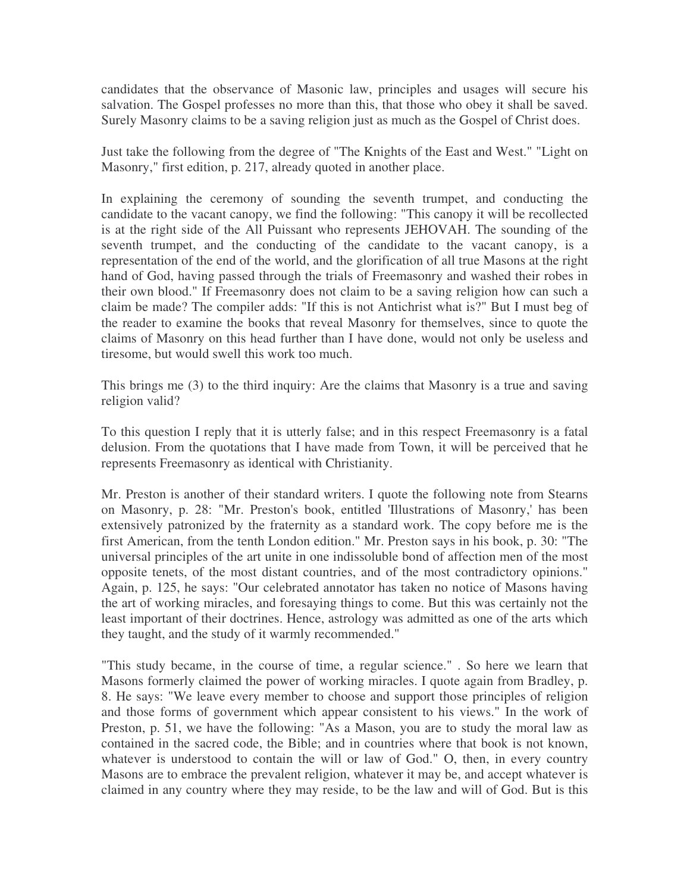candidates that the observance of Masonic law, principles and usages will secure his salvation. The Gospel professes no more than this, that those who obey it shall be saved. Surely Masonry claims to be a saving religion just as much as the Gospel of Christ does.

Just take the following from the degree of "The Knights of the East and West." "Light on Masonry," first edition, p. 217, already quoted in another place.

In explaining the ceremony of sounding the seventh trumpet, and conducting the candidate to the vacant canopy, we find the following: "This canopy it will be recollected is at the right side of the All Puissant who represents JEHOVAH. The sounding of the seventh trumpet, and the conducting of the candidate to the vacant canopy, is a representation of the end of the world, and the glorification of all true Masons at the right hand of God, having passed through the trials of Freemasonry and washed their robes in their own blood." If Freemasonry does not claim to be a saving religion how can such a claim be made? The compiler adds: "If this is not Antichrist what is?" But I must beg of the reader to examine the books that reveal Masonry for themselves, since to quote the claims of Masonry on this head further than I have done, would not only be useless and tiresome, but would swell this work too much.

This brings me (3) to the third inquiry: Are the claims that Masonry is a true and saving religion valid?

To this question I reply that it is utterly false; and in this respect Freemasonry is a fatal delusion. From the quotations that I have made from Town, it will be perceived that he represents Freemasonry as identical with Christianity.

Mr. Preston is another of their standard writers. I quote the following note from Stearns on Masonry, p. 28: "Mr. Preston's book, entitled 'Illustrations of Masonry,' has been extensively patronized by the fraternity as a standard work. The copy before me is the first American, from the tenth London edition." Mr. Preston says in his book, p. 30: "The universal principles of the art unite in one indissoluble bond of affection men of the most opposite tenets, of the most distant countries, and of the most contradictory opinions." Again, p. 125, he says: "Our celebrated annotator has taken no notice of Masons having the art of working miracles, and foresaying things to come. But this was certainly not the least important of their doctrines. Hence, astrology was admitted as one of the arts which they taught, and the study of it warmly recommended."

"This study became, in the course of time, a regular science." . So here we learn that Masons formerly claimed the power of working miracles. I quote again from Bradley, p. 8. He says: "We leave every member to choose and support those principles of religion and those forms of government which appear consistent to his views." In the work of Preston, p. 51, we have the following: "As a Mason, you are to study the moral law as contained in the sacred code, the Bible; and in countries where that book is not known, whatever is understood to contain the will or law of God." O, then, in every country Masons are to embrace the prevalent religion, whatever it may be, and accept whatever is claimed in any country where they may reside, to be the law and will of God. But is this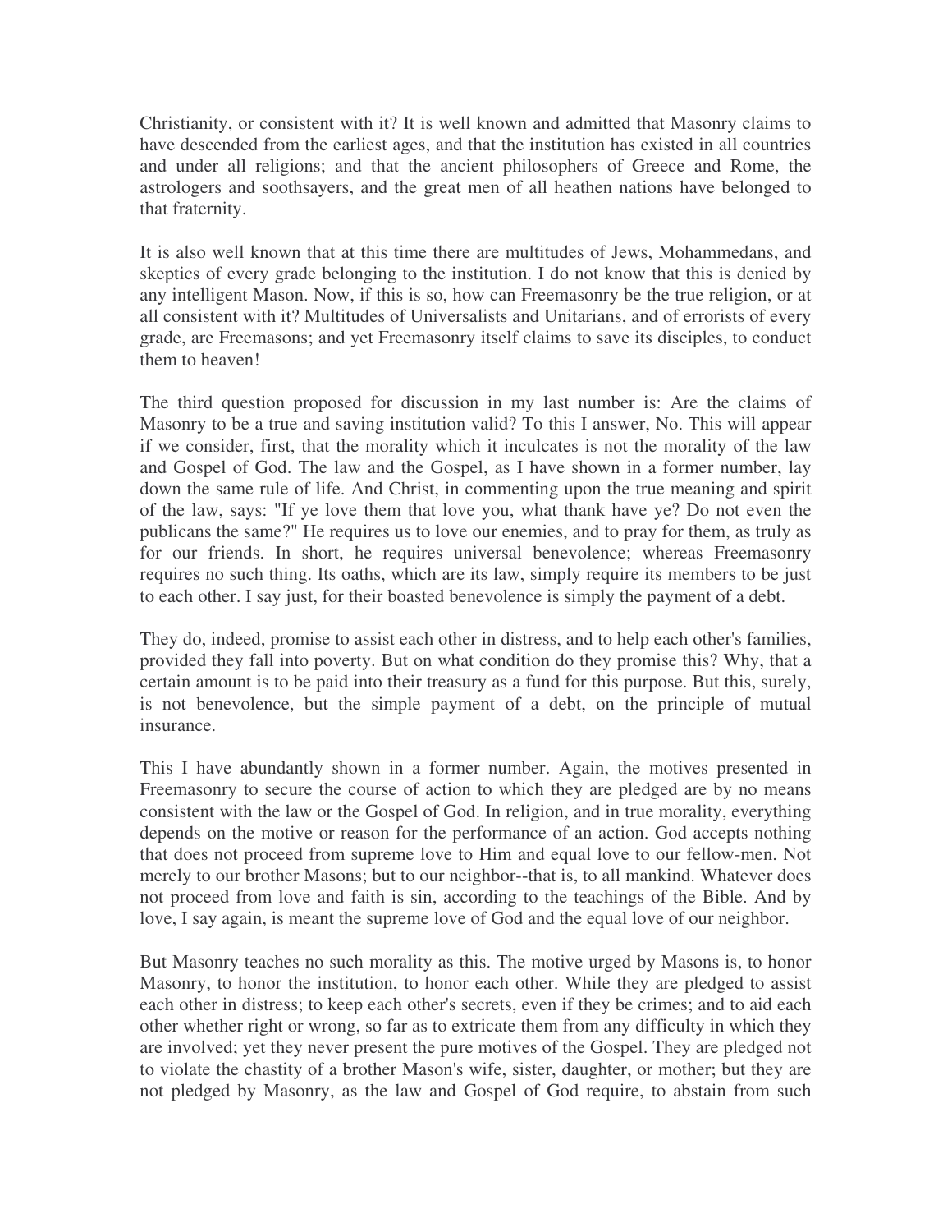Christianity, or consistent with it? It is well known and admitted that Masonry claims to have descended from the earliest ages, and that the institution has existed in all countries and under all religions; and that the ancient philosophers of Greece and Rome, the astrologers and soothsayers, and the great men of all heathen nations have belonged to that fraternity.

It is also well known that at this time there are multitudes of Jews, Mohammedans, and skeptics of every grade belonging to the institution. I do not know that this is denied by any intelligent Mason. Now, if this is so, how can Freemasonry be the true religion, or at all consistent with it? Multitudes of Universalists and Unitarians, and of errorists of every grade, are Freemasons; and yet Freemasonry itself claims to save its disciples, to conduct them to heaven!

The third question proposed for discussion in my last number is: Are the claims of Masonry to be a true and saving institution valid? To this I answer, No. This will appear if we consider, first, that the morality which it inculcates is not the morality of the law and Gospel of God. The law and the Gospel, as I have shown in a former number, lay down the same rule of life. And Christ, in commenting upon the true meaning and spirit of the law, says: "If ye love them that love you, what thank have ye? Do not even the publicans the same?" He requires us to love our enemies, and to pray for them, as truly as for our friends. In short, he requires universal benevolence; whereas Freemasonry requires no such thing. Its oaths, which are its law, simply require its members to be just to each other. I say just, for their boasted benevolence is simply the payment of a debt.

They do, indeed, promise to assist each other in distress, and to help each other's families, provided they fall into poverty. But on what condition do they promise this? Why, that a certain amount is to be paid into their treasury as a fund for this purpose. But this, surely, is not benevolence, but the simple payment of a debt, on the principle of mutual insurance.

This I have abundantly shown in a former number. Again, the motives presented in Freemasonry to secure the course of action to which they are pledged are by no means consistent with the law or the Gospel of God. In religion, and in true morality, everything depends on the motive or reason for the performance of an action. God accepts nothing that does not proceed from supreme love to Him and equal love to our fellow-men. Not merely to our brother Masons; but to our neighbor--that is, to all mankind. Whatever does not proceed from love and faith is sin, according to the teachings of the Bible. And by love, I say again, is meant the supreme love of God and the equal love of our neighbor.

But Masonry teaches no such morality as this. The motive urged by Masons is, to honor Masonry, to honor the institution, to honor each other. While they are pledged to assist each other in distress; to keep each other's secrets, even if they be crimes; and to aid each other whether right or wrong, so far as to extricate them from any difficulty in which they are involved; yet they never present the pure motives of the Gospel. They are pledged not to violate the chastity of a brother Mason's wife, sister, daughter, or mother; but they are not pledged by Masonry, as the law and Gospel of God require, to abstain from such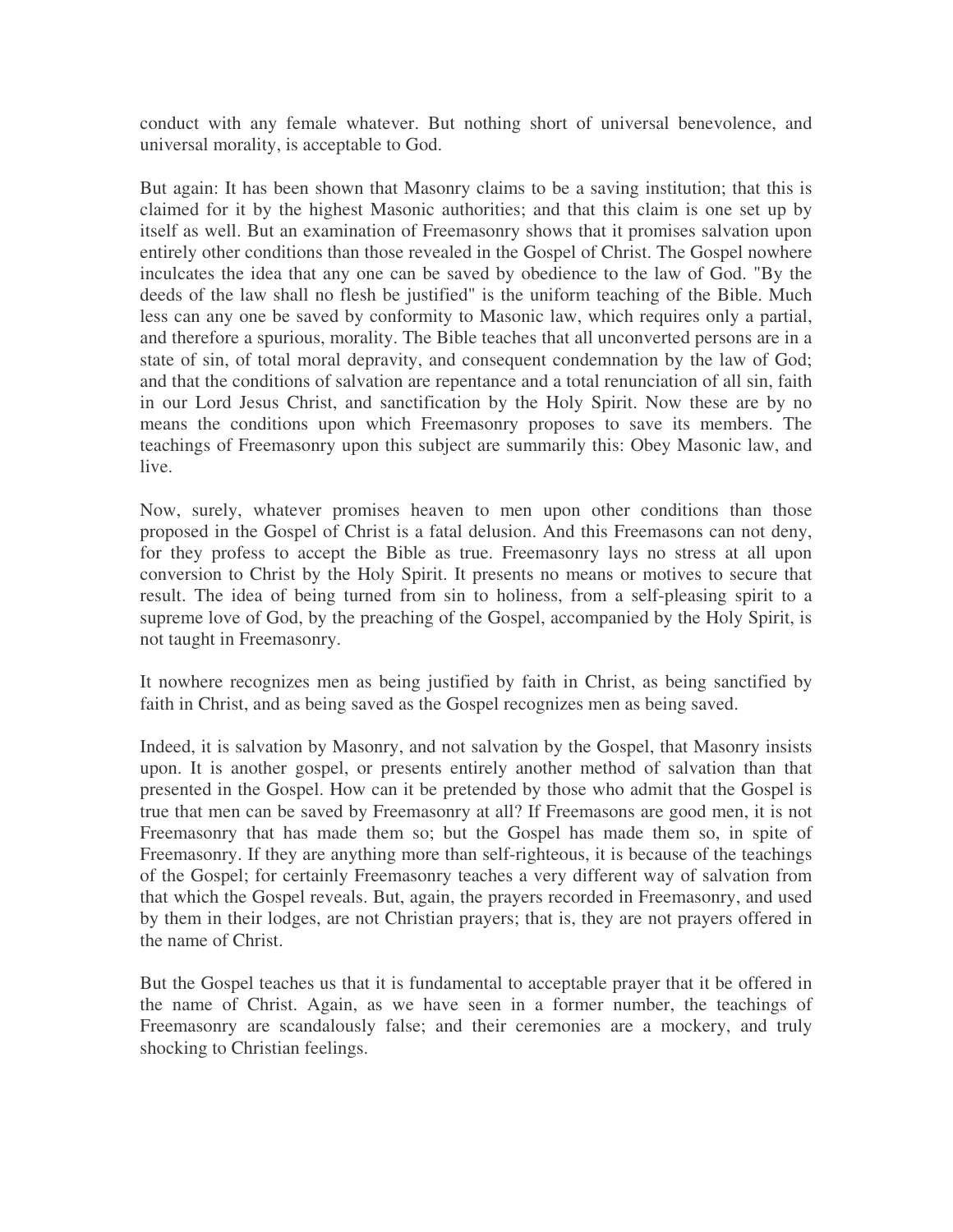conduct with any female whatever. But nothing short of universal benevolence, and universal morality, is acceptable to God.

But again: It has been shown that Masonry claims to be a saving institution; that this is claimed for it by the highest Masonic authorities; and that this claim is one set up by itself as well. But an examination of Freemasonry shows that it promises salvation upon entirely other conditions than those revealed in the Gospel of Christ. The Gospel nowhere inculcates the idea that any one can be saved by obedience to the law of God. "By the deeds of the law shall no flesh be justified" is the uniform teaching of the Bible. Much less can any one be saved by conformity to Masonic law, which requires only a partial, and therefore a spurious, morality. The Bible teaches that all unconverted persons are in a state of sin, of total moral depravity, and consequent condemnation by the law of God; and that the conditions of salvation are repentance and a total renunciation of all sin, faith in our Lord Jesus Christ, and sanctification by the Holy Spirit. Now these are by no means the conditions upon which Freemasonry proposes to save its members. The teachings of Freemasonry upon this subject are summarily this: Obey Masonic law, and live.

Now, surely, whatever promises heaven to men upon other conditions than those proposed in the Gospel of Christ is a fatal delusion. And this Freemasons can not deny, for they profess to accept the Bible as true. Freemasonry lays no stress at all upon conversion to Christ by the Holy Spirit. It presents no means or motives to secure that result. The idea of being turned from sin to holiness, from a self-pleasing spirit to a supreme love of God, by the preaching of the Gospel, accompanied by the Holy Spirit, is not taught in Freemasonry.

It nowhere recognizes men as being justified by faith in Christ, as being sanctified by faith in Christ, and as being saved as the Gospel recognizes men as being saved.

Indeed, it is salvation by Masonry, and not salvation by the Gospel, that Masonry insists upon. It is another gospel, or presents entirely another method of salvation than that presented in the Gospel. How can it be pretended by those who admit that the Gospel is true that men can be saved by Freemasonry at all? If Freemasons are good men, it is not Freemasonry that has made them so; but the Gospel has made them so, in spite of Freemasonry. If they are anything more than self-righteous, it is because of the teachings of the Gospel; for certainly Freemasonry teaches a very different way of salvation from that which the Gospel reveals. But, again, the prayers recorded in Freemasonry, and used by them in their lodges, are not Christian prayers; that is, they are not prayers offered in the name of Christ.

But the Gospel teaches us that it is fundamental to acceptable prayer that it be offered in the name of Christ. Again, as we have seen in a former number, the teachings of Freemasonry are scandalously false; and their ceremonies are a mockery, and truly shocking to Christian feelings.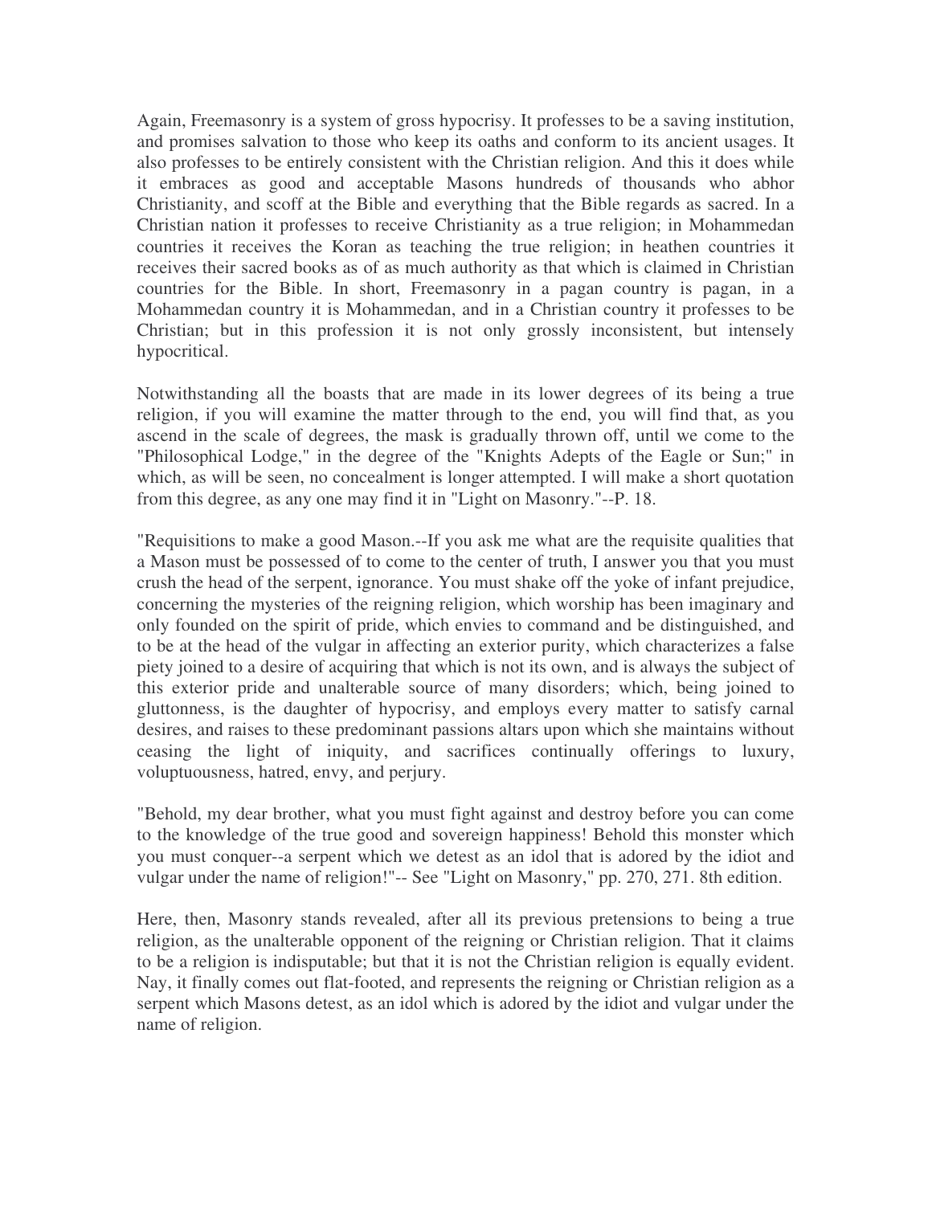Again, Freemasonry is a system of gross hypocrisy. It professes to be a saving institution, and promises salvation to those who keep its oaths and conform to its ancient usages. It also professes to be entirely consistent with the Christian religion. And this it does while it embraces as good and acceptable Masons hundreds of thousands who abhor Christianity, and scoff at the Bible and everything that the Bible regards as sacred. In a Christian nation it professes to receive Christianity as a true religion; in Mohammedan countries it receives the Koran as teaching the true religion; in heathen countries it receives their sacred books as of as much authority as that which is claimed in Christian countries for the Bible. In short, Freemasonry in a pagan country is pagan, in a Mohammedan country it is Mohammedan, and in a Christian country it professes to be Christian; but in this profession it is not only grossly inconsistent, but intensely hypocritical.

Notwithstanding all the boasts that are made in its lower degrees of its being a true religion, if you will examine the matter through to the end, you will find that, as you ascend in the scale of degrees, the mask is gradually thrown off, until we come to the "Philosophical Lodge," in the degree of the "Knights Adepts of the Eagle or Sun;" in which, as will be seen, no concealment is longer attempted. I will make a short quotation from this degree, as any one may find it in "Light on Masonry."--P. 18.

"Requisitions to make a good Mason.--If you ask me what are the requisite qualities that a Mason must be possessed of to come to the center of truth, I answer you that you must crush the head of the serpent, ignorance. You must shake off the yoke of infant prejudice, concerning the mysteries of the reigning religion, which worship has been imaginary and only founded on the spirit of pride, which envies to command and be distinguished, and to be at the head of the vulgar in affecting an exterior purity, which characterizes a false piety joined to a desire of acquiring that which is not its own, and is always the subject of this exterior pride and unalterable source of many disorders; which, being joined to gluttonness, is the daughter of hypocrisy, and employs every matter to satisfy carnal desires, and raises to these predominant passions altars upon which she maintains without ceasing the light of iniquity, and sacrifices continually offerings to luxury, voluptuousness, hatred, envy, and perjury.

"Behold, my dear brother, what you must fight against and destroy before you can come to the knowledge of the true good and sovereign happiness! Behold this monster which you must conquer--a serpent which we detest as an idol that is adored by the idiot and vulgar under the name of religion!"-- See "Light on Masonry," pp. 270, 271. 8th edition.

Here, then, Masonry stands revealed, after all its previous pretensions to being a true religion, as the unalterable opponent of the reigning or Christian religion. That it claims to be a religion is indisputable; but that it is not the Christian religion is equally evident. Nay, it finally comes out flat-footed, and represents the reigning or Christian religion as a serpent which Masons detest, as an idol which is adored by the idiot and vulgar under the name of religion.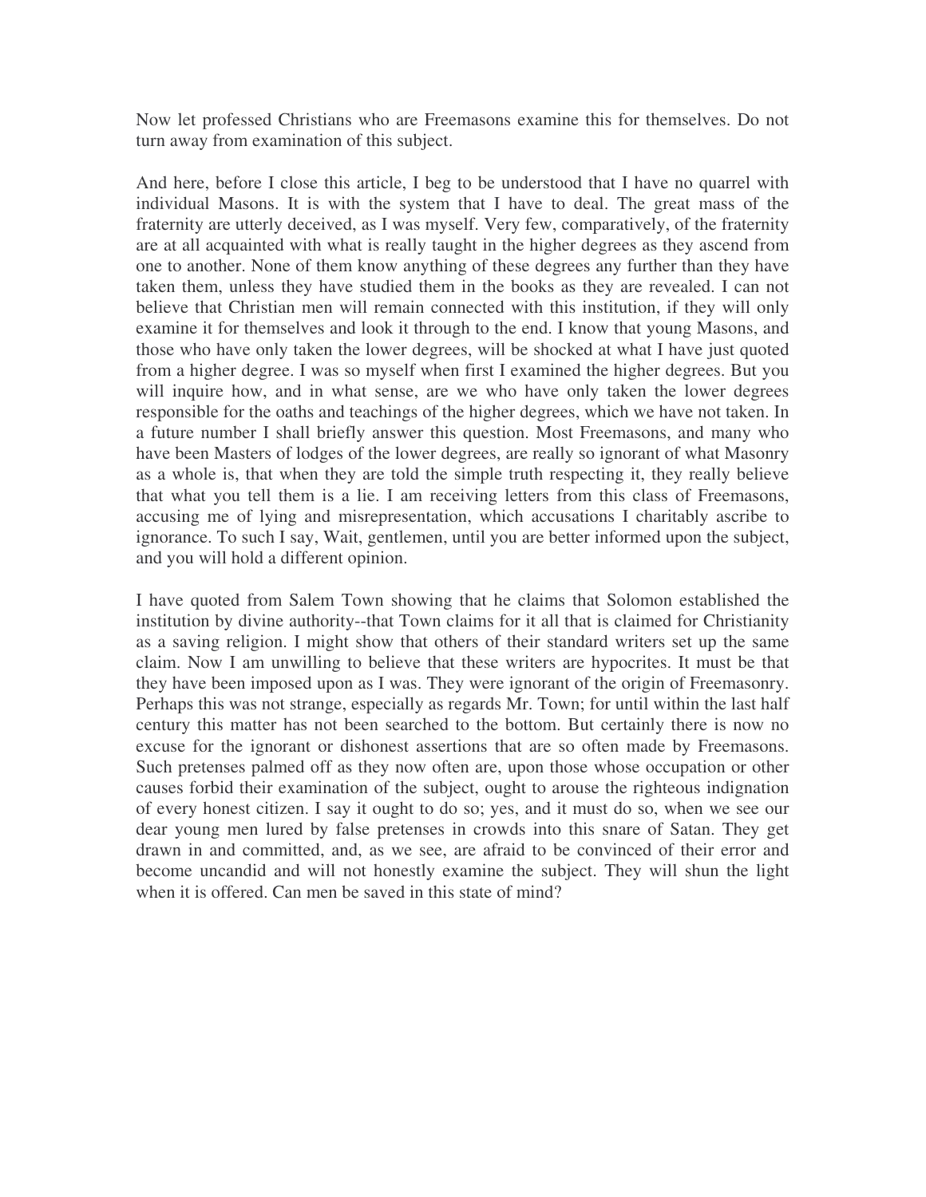Now let professed Christians who are Freemasons examine this for themselves. Do not turn away from examination of this subject.

And here, before I close this article, I beg to be understood that I have no quarrel with individual Masons. It is with the system that I have to deal. The great mass of the fraternity are utterly deceived, as I was myself. Very few, comparatively, of the fraternity are at all acquainted with what is really taught in the higher degrees as they ascend from one to another. None of them know anything of these degrees any further than they have taken them, unless they have studied them in the books as they are revealed. I can not believe that Christian men will remain connected with this institution, if they will only examine it for themselves and look it through to the end. I know that young Masons, and those who have only taken the lower degrees, will be shocked at what I have just quoted from a higher degree. I was so myself when first I examined the higher degrees. But you will inquire how, and in what sense, are we who have only taken the lower degrees responsible for the oaths and teachings of the higher degrees, which we have not taken. In a future number I shall briefly answer this question. Most Freemasons, and many who have been Masters of lodges of the lower degrees, are really so ignorant of what Masonry as a whole is, that when they are told the simple truth respecting it, they really believe that what you tell them is a lie. I am receiving letters from this class of Freemasons, accusing me of lying and misrepresentation, which accusations I charitably ascribe to ignorance. To such I say, Wait, gentlemen, until you are better informed upon the subject, and you will hold a different opinion.

I have quoted from Salem Town showing that he claims that Solomon established the institution by divine authority--that Town claims for it all that is claimed for Christianity as a saving religion. I might show that others of their standard writers set up the same claim. Now I am unwilling to believe that these writers are hypocrites. It must be that they have been imposed upon as I was. They were ignorant of the origin of Freemasonry. Perhaps this was not strange, especially as regards Mr. Town; for until within the last half century this matter has not been searched to the bottom. But certainly there is now no excuse for the ignorant or dishonest assertions that are so often made by Freemasons. Such pretenses palmed off as they now often are, upon those whose occupation or other causes forbid their examination of the subject, ought to arouse the righteous indignation of every honest citizen. I say it ought to do so; yes, and it must do so, when we see our dear young men lured by false pretenses in crowds into this snare of Satan. They get drawn in and committed, and, as we see, are afraid to be convinced of their error and become uncandid and will not honestly examine the subject. They will shun the light when it is offered. Can men be saved in this state of mind?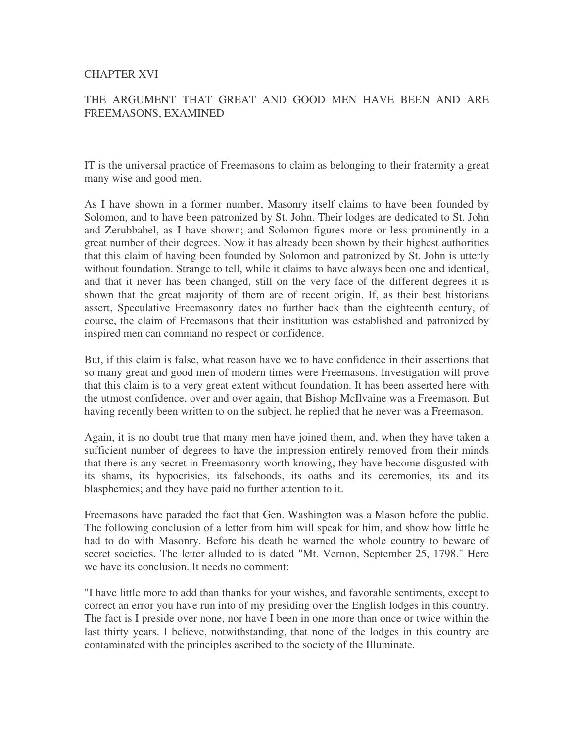## CHAPTER XVI

### THE ARGUMENT THAT GREAT AND GOOD MEN HAVE BEEN AND ARE FREEMASONS, EXAMINED

IT is the universal practice of Freemasons to claim as belonging to their fraternity a great many wise and good men.

As I have shown in a former number, Masonry itself claims to have been founded by Solomon, and to have been patronized by St. John. Their lodges are dedicated to St. John and Zerubbabel, as I have shown; and Solomon figures more or less prominently in a great number of their degrees. Now it has already been shown by their highest authorities that this claim of having been founded by Solomon and patronized by St. John is utterly without foundation. Strange to tell, while it claims to have always been one and identical, and that it never has been changed, still on the very face of the different degrees it is shown that the great majority of them are of recent origin. If, as their best historians assert, Speculative Freemasonry dates no further back than the eighteenth century, of course, the claim of Freemasons that their institution was established and patronized by inspired men can command no respect or confidence.

But, if this claim is false, what reason have we to have confidence in their assertions that so many great and good men of modern times were Freemasons. Investigation will prove that this claim is to a very great extent without foundation. It has been asserted here with the utmost confidence, over and over again, that Bishop McIlvaine was a Freemason. But having recently been written to on the subject, he replied that he never was a Freemason.

Again, it is no doubt true that many men have joined them, and, when they have taken a sufficient number of degrees to have the impression entirely removed from their minds that there is any secret in Freemasonry worth knowing, they have become disgusted with its shams, its hypocrisies, its falsehoods, its oaths and its ceremonies, its and its blasphemies; and they have paid no further attention to it.

Freemasons have paraded the fact that Gen. Washington was a Mason before the public. The following conclusion of a letter from him will speak for him, and show how little he had to do with Masonry. Before his death he warned the whole country to beware of secret societies. The letter alluded to is dated "Mt. Vernon, September 25, 1798." Here we have its conclusion. It needs no comment:

"I have little more to add than thanks for your wishes, and favorable sentiments, except to correct an error you have run into of my presiding over the English lodges in this country. The fact is I preside over none, nor have I been in one more than once or twice within the last thirty years. I believe, notwithstanding, that none of the lodges in this country are contaminated with the principles ascribed to the society of the Illuminate.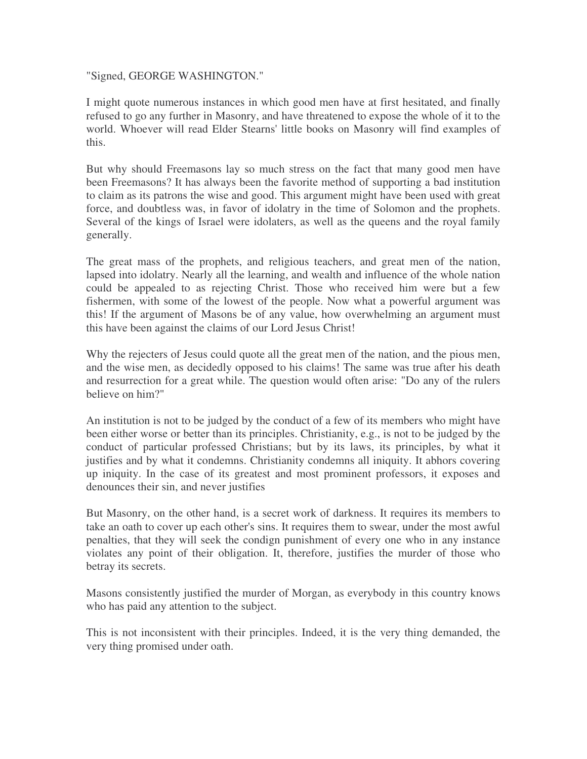"Signed, GEORGE WASHINGTON."

I might quote numerous instances in which good men have at first hesitated, and finally refused to go any further in Masonry, and have threatened to expose the whole of it to the world. Whoever will read Elder Stearns' little books on Masonry will find examples of this.

But why should Freemasons lay so much stress on the fact that many good men have been Freemasons? It has always been the favorite method of supporting a bad institution to claim as its patrons the wise and good. This argument might have been used with great force, and doubtless was, in favor of idolatry in the time of Solomon and the prophets. Several of the kings of Israel were idolaters, as well as the queens and the royal family generally.

The great mass of the prophets, and religious teachers, and great men of the nation, lapsed into idolatry. Nearly all the learning, and wealth and influence of the whole nation could be appealed to as rejecting Christ. Those who received him were but a few fishermen, with some of the lowest of the people. Now what a powerful argument was this! If the argument of Masons be of any value, how overwhelming an argument must this have been against the claims of our Lord Jesus Christ!

Why the rejecters of Jesus could quote all the great men of the nation, and the pious men, and the wise men, as decidedly opposed to his claims! The same was true after his death and resurrection for a great while. The question would often arise: "Do any of the rulers believe on him?"

An institution is not to be judged by the conduct of a few of its members who might have been either worse or better than its principles. Christianity, e.g., is not to be judged by the conduct of particular professed Christians; but by its laws, its principles, by what it justifies and by what it condemns. Christianity condemns all iniquity. It abhors covering up iniquity. In the case of its greatest and most prominent professors, it exposes and denounces their sin, and never justifies

But Masonry, on the other hand, is a secret work of darkness. It requires its members to take an oath to cover up each other's sins. It requires them to swear, under the most awful penalties, that they will seek the condign punishment of every one who in any instance violates any point of their obligation. It, therefore, justifies the murder of those who betray its secrets.

Masons consistently justified the murder of Morgan, as everybody in this country knows who has paid any attention to the subject.

This is not inconsistent with their principles. Indeed, it is the very thing demanded, the very thing promised under oath.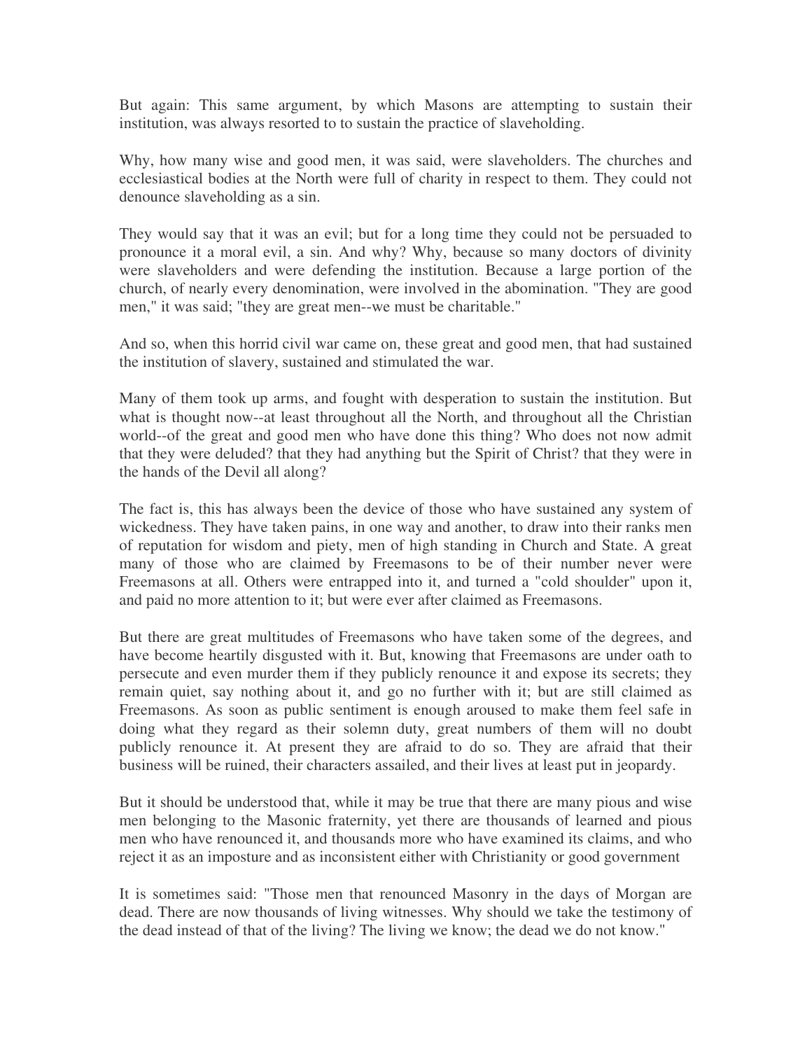But again: This same argument, by which Masons are attempting to sustain their institution, was always resorted to to sustain the practice of slaveholding.

Why, how many wise and good men, it was said, were slaveholders. The churches and ecclesiastical bodies at the North were full of charity in respect to them. They could not denounce slaveholding as a sin.

They would say that it was an evil; but for a long time they could not be persuaded to pronounce it a moral evil, a sin. And why? Why, because so many doctors of divinity were slaveholders and were defending the institution. Because a large portion of the church, of nearly every denomination, were involved in the abomination. "They are good men," it was said; "they are great men--we must be charitable."

And so, when this horrid civil war came on, these great and good men, that had sustained the institution of slavery, sustained and stimulated the war.

Many of them took up arms, and fought with desperation to sustain the institution. But what is thought now--at least throughout all the North, and throughout all the Christian world--of the great and good men who have done this thing? Who does not now admit that they were deluded? that they had anything but the Spirit of Christ? that they were in the hands of the Devil all along?

The fact is, this has always been the device of those who have sustained any system of wickedness. They have taken pains, in one way and another, to draw into their ranks men of reputation for wisdom and piety, men of high standing in Church and State. A great many of those who are claimed by Freemasons to be of their number never were Freemasons at all. Others were entrapped into it, and turned a "cold shoulder" upon it, and paid no more attention to it; but were ever after claimed as Freemasons.

But there are great multitudes of Freemasons who have taken some of the degrees, and have become heartily disgusted with it. But, knowing that Freemasons are under oath to persecute and even murder them if they publicly renounce it and expose its secrets; they remain quiet, say nothing about it, and go no further with it; but are still claimed as Freemasons. As soon as public sentiment is enough aroused to make them feel safe in doing what they regard as their solemn duty, great numbers of them will no doubt publicly renounce it. At present they are afraid to do so. They are afraid that their business will be ruined, their characters assailed, and their lives at least put in jeopardy.

But it should be understood that, while it may be true that there are many pious and wise men belonging to the Masonic fraternity, yet there are thousands of learned and pious men who have renounced it, and thousands more who have examined its claims, and who reject it as an imposture and as inconsistent either with Christianity or good government

It is sometimes said: "Those men that renounced Masonry in the days of Morgan are dead. There are now thousands of living witnesses. Why should we take the testimony of the dead instead of that of the living? The living we know; the dead we do not know."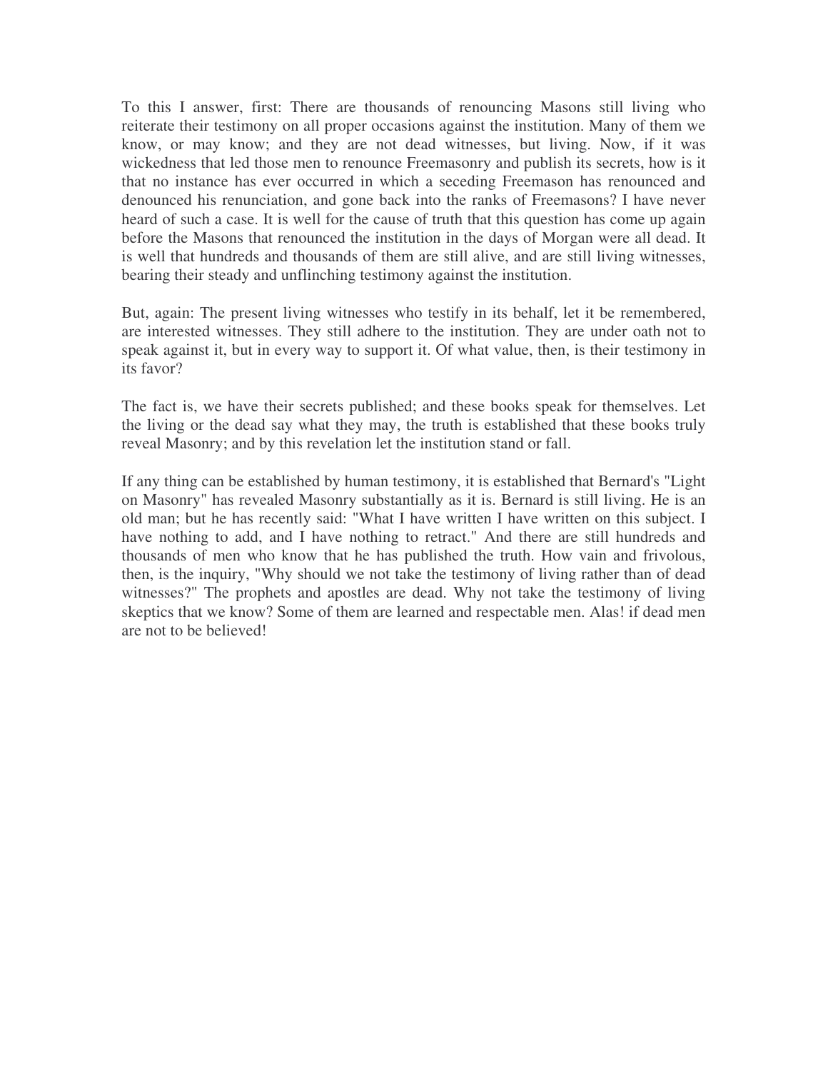To this I answer, first: There are thousands of renouncing Masons still living who reiterate their testimony on all proper occasions against the institution. Many of them we know, or may know; and they are not dead witnesses, but living. Now, if it was wickedness that led those men to renounce Freemasonry and publish its secrets, how is it that no instance has ever occurred in which a seceding Freemason has renounced and denounced his renunciation, and gone back into the ranks of Freemasons? I have never heard of such a case. It is well for the cause of truth that this question has come up again before the Masons that renounced the institution in the days of Morgan were all dead. It is well that hundreds and thousands of them are still alive, and are still living witnesses, bearing their steady and unflinching testimony against the institution.

But, again: The present living witnesses who testify in its behalf, let it be remembered, are interested witnesses. They still adhere to the institution. They are under oath not to speak against it, but in every way to support it. Of what value, then, is their testimony in its favor?

The fact is, we have their secrets published; and these books speak for themselves. Let the living or the dead say what they may, the truth is established that these books truly reveal Masonry; and by this revelation let the institution stand or fall.

If any thing can be established by human testimony, it is established that Bernard's "Light on Masonry" has revealed Masonry substantially as it is. Bernard is still living. He is an old man; but he has recently said: "What I have written I have written on this subject. I have nothing to add, and I have nothing to retract." And there are still hundreds and thousands of men who know that he has published the truth. How vain and frivolous, then, is the inquiry, "Why should we not take the testimony of living rather than of dead witnesses?" The prophets and apostles are dead. Why not take the testimony of living skeptics that we know? Some of them are learned and respectable men. Alas! if dead men are not to be believed!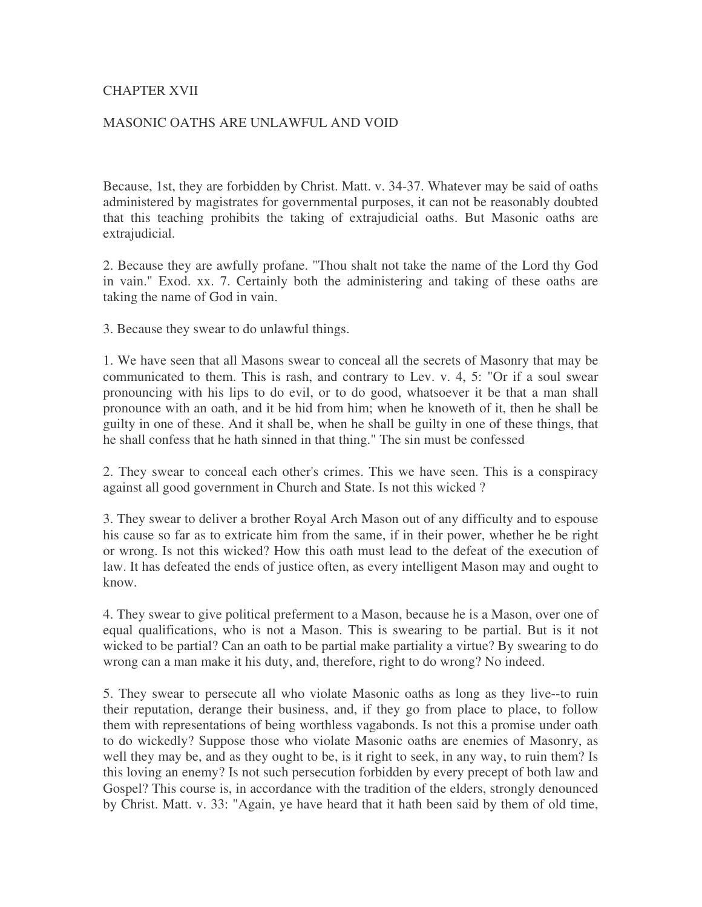# CHAPTER XVII

## MASONIC OATHS ARE UNLAWFUL AND VOID

Because, 1st, they are forbidden by Christ. Matt. v. 34-37. Whatever may be said of oaths administered by magistrates for governmental purposes, it can not be reasonably doubted that this teaching prohibits the taking of extrajudicial oaths. But Masonic oaths are extrajudicial.

2. Because they are awfully profane. "Thou shalt not take the name of the Lord thy God in vain." Exod. xx. 7. Certainly both the administering and taking of these oaths are taking the name of God in vain.

3. Because they swear to do unlawful things.

1. We have seen that all Masons swear to conceal all the secrets of Masonry that may be communicated to them. This is rash, and contrary to Lev. v. 4, 5: "Or if a soul swear pronouncing with his lips to do evil, or to do good, whatsoever it be that a man shall pronounce with an oath, and it be hid from him; when he knoweth of it, then he shall be guilty in one of these. And it shall be, when he shall be guilty in one of these things, that he shall confess that he hath sinned in that thing." The sin must be confessed

2. They swear to conceal each other's crimes. This we have seen. This is a conspiracy against all good government in Church and State. Is not this wicked ?

3. They swear to deliver a brother Royal Arch Mason out of any difficulty and to espouse his cause so far as to extricate him from the same, if in their power, whether he be right or wrong. Is not this wicked? How this oath must lead to the defeat of the execution of law. It has defeated the ends of justice often, as every intelligent Mason may and ought to know.

4. They swear to give political preferment to a Mason, because he is a Mason, over one of equal qualifications, who is not a Mason. This is swearing to be partial. But is it not wicked to be partial? Can an oath to be partial make partiality a virtue? By swearing to do wrong can a man make it his duty, and, therefore, right to do wrong? No indeed.

5. They swear to persecute all who violate Masonic oaths as long as they live--to ruin their reputation, derange their business, and, if they go from place to place, to follow them with representations of being worthless vagabonds. Is not this a promise under oath to do wickedly? Suppose those who violate Masonic oaths are enemies of Masonry, as well they may be, and as they ought to be, is it right to seek, in any way, to ruin them? Is this loving an enemy? Is not such persecution forbidden by every precept of both law and Gospel? This course is, in accordance with the tradition of the elders, strongly denounced by Christ. Matt. v. 33: "Again, ye have heard that it hath been said by them of old time,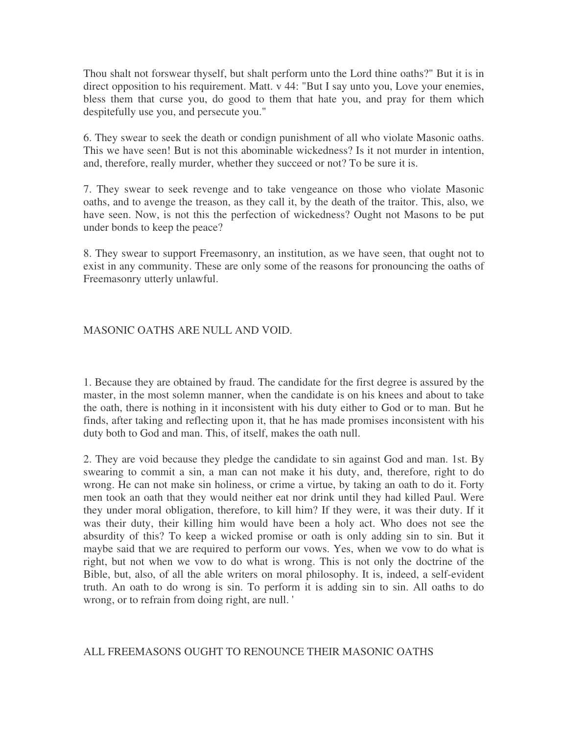Thou shalt not forswear thyself, but shalt perform unto the Lord thine oaths?" But it is in direct opposition to his requirement. Matt. v 44: "But I say unto you, Love your enemies, bless them that curse you, do good to them that hate you, and pray for them which despitefully use you, and persecute you."

6. They swear to seek the death or condign punishment of all who violate Masonic oaths. This we have seen! But is not this abominable wickedness? Is it not murder in intention, and, therefore, really murder, whether they succeed or not? To be sure it is.

7. They swear to seek revenge and to take vengeance on those who violate Masonic oaths, and to avenge the treason, as they call it, by the death of the traitor. This, also, we have seen. Now, is not this the perfection of wickedness? Ought not Masons to be put under bonds to keep the peace?

8. They swear to support Freemasonry, an institution, as we have seen, that ought not to exist in any community. These are only some of the reasons for pronouncing the oaths of Freemasonry utterly unlawful.

## MASONIC OATHS ARE NULL AND VOID.

1. Because they are obtained by fraud. The candidate for the first degree is assured by the master, in the most solemn manner, when the candidate is on his knees and about to take the oath, there is nothing in it inconsistent with his duty either to God or to man. But he finds, after taking and reflecting upon it, that he has made promises inconsistent with his duty both to God and man. This, of itself, makes the oath null.

2. They are void because they pledge the candidate to sin against God and man. 1st. By swearing to commit a sin, a man can not make it his duty, and, therefore, right to do wrong. He can not make sin holiness, or crime a virtue, by taking an oath to do it. Forty men took an oath that they would neither eat nor drink until they had killed Paul. Were they under moral obligation, therefore, to kill him? If they were, it was their duty. If it was their duty, their killing him would have been a holy act. Who does not see the absurdity of this? To keep a wicked promise or oath is only adding sin to sin. But it maybe said that we are required to perform our vows. Yes, when we vow to do what is right, but not when we vow to do what is wrong. This is not only the doctrine of the Bible, but, also, of all the able writers on moral philosophy. It is, indeed, a self-evident truth. An oath to do wrong is sin. To perform it is adding sin to sin. All oaths to do wrong, or to refrain from doing right, are null. '

## ALL FREEMASONS OUGHT TO RENOUNCE THEIR MASONIC OATHS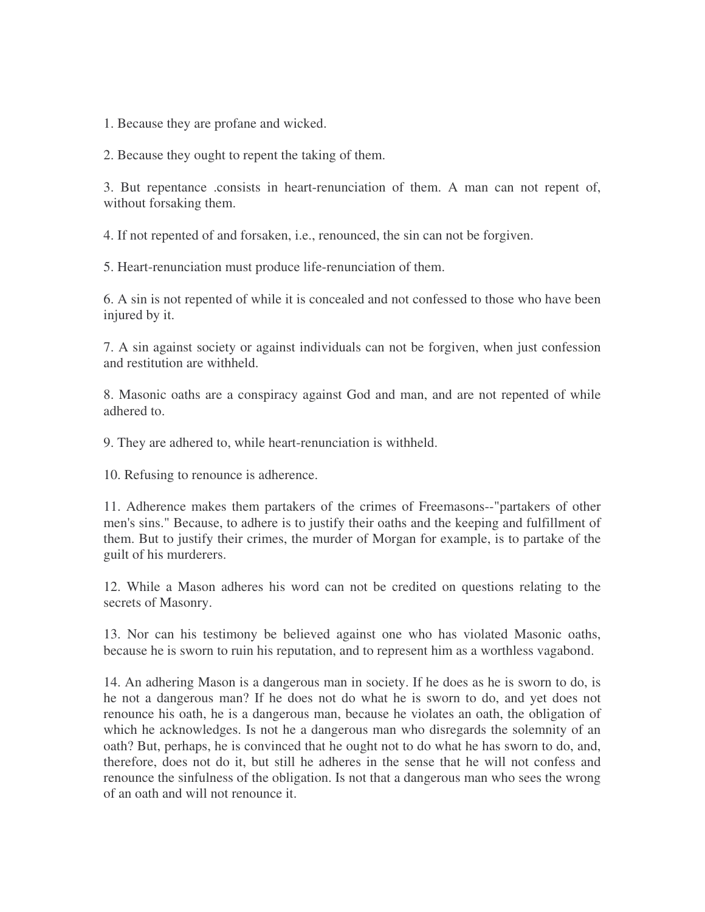1. Because they are profane and wicked.

2. Because they ought to repent the taking of them.

3. But repentance .consists in heart-renunciation of them. A man can not repent of, without forsaking them.

4. If not repented of and forsaken, i.e., renounced, the sin can not be forgiven.

5. Heart-renunciation must produce life-renunciation of them.

6. A sin is not repented of while it is concealed and not confessed to those who have been injured by it.

7. A sin against society or against individuals can not be forgiven, when just confession and restitution are withheld.

8. Masonic oaths are a conspiracy against God and man, and are not repented of while adhered to.

9. They are adhered to, while heart-renunciation is withheld.

10. Refusing to renounce is adherence.

11. Adherence makes them partakers of the crimes of Freemasons--"partakers of other men's sins." Because, to adhere is to justify their oaths and the keeping and fulfillment of them. But to justify their crimes, the murder of Morgan for example, is to partake of the guilt of his murderers.

12. While a Mason adheres his word can not be credited on questions relating to the secrets of Masonry.

13. Nor can his testimony be believed against one who has violated Masonic oaths, because he is sworn to ruin his reputation, and to represent him as a worthless vagabond.

14. An adhering Mason is a dangerous man in society. If he does as he is sworn to do, is he not a dangerous man? If he does not do what he is sworn to do, and yet does not renounce his oath, he is a dangerous man, because he violates an oath, the obligation of which he acknowledges. Is not he a dangerous man who disregards the solemnity of an oath? But, perhaps, he is convinced that he ought not to do what he has sworn to do, and, therefore, does not do it, but still he adheres in the sense that he will not confess and renounce the sinfulness of the obligation. Is not that a dangerous man who sees the wrong of an oath and will not renounce it.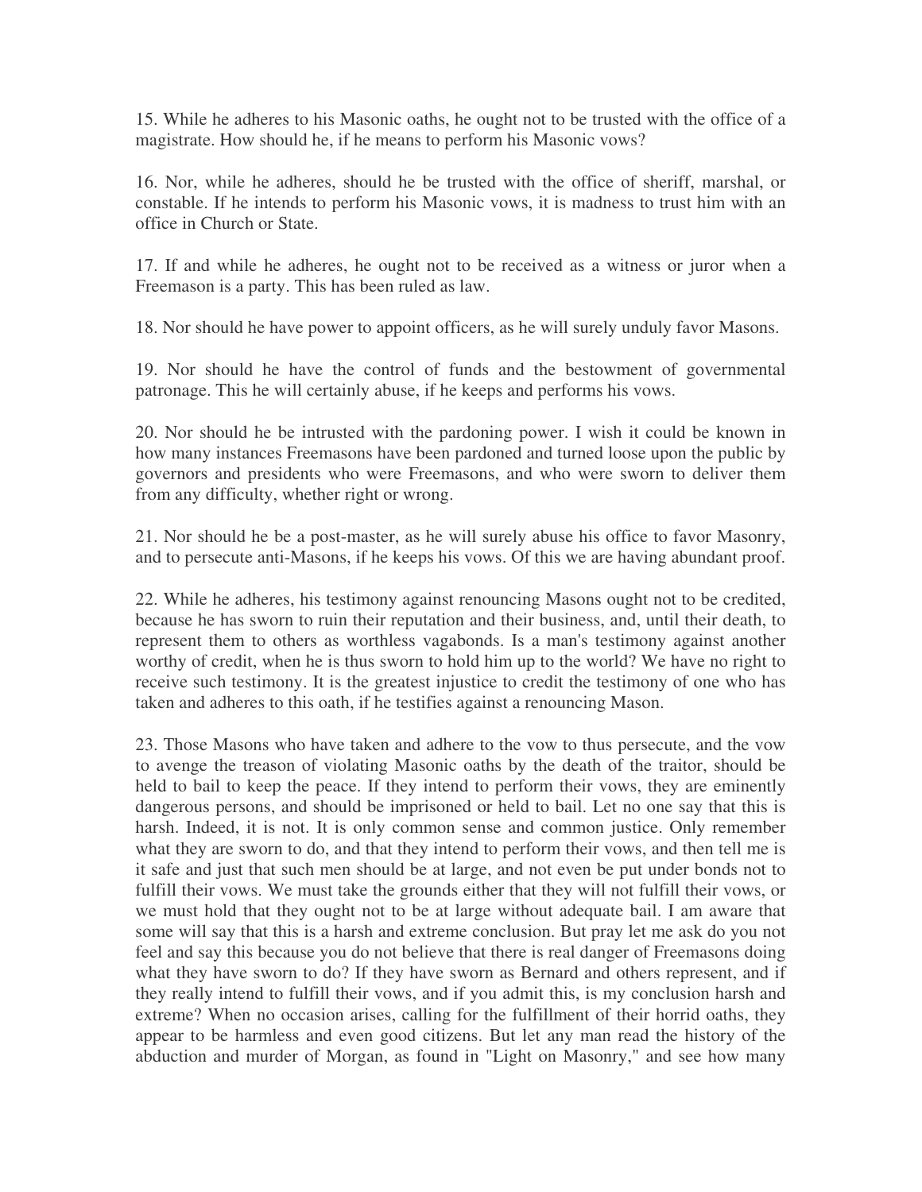15. While he adheres to his Masonic oaths, he ought not to be trusted with the office of a magistrate. How should he, if he means to perform his Masonic vows?

16. Nor, while he adheres, should he be trusted with the office of sheriff, marshal, or constable. If he intends to perform his Masonic vows, it is madness to trust him with an office in Church or State.

17. If and while he adheres, he ought not to be received as a witness or juror when a Freemason is a party. This has been ruled as law.

18. Nor should he have power to appoint officers, as he will surely unduly favor Masons.

19. Nor should he have the control of funds and the bestowment of governmental patronage. This he will certainly abuse, if he keeps and performs his vows.

20. Nor should he be intrusted with the pardoning power. I wish it could be known in how many instances Freemasons have been pardoned and turned loose upon the public by governors and presidents who were Freemasons, and who were sworn to deliver them from any difficulty, whether right or wrong.

21. Nor should he be a post-master, as he will surely abuse his office to favor Masonry, and to persecute anti-Masons, if he keeps his vows. Of this we are having abundant proof.

22. While he adheres, his testimony against renouncing Masons ought not to be credited, because he has sworn to ruin their reputation and their business, and, until their death, to represent them to others as worthless vagabonds. Is a man's testimony against another worthy of credit, when he is thus sworn to hold him up to the world? We have no right to receive such testimony. It is the greatest injustice to credit the testimony of one who has taken and adheres to this oath, if he testifies against a renouncing Mason.

23. Those Masons who have taken and adhere to the vow to thus persecute, and the vow to avenge the treason of violating Masonic oaths by the death of the traitor, should be held to bail to keep the peace. If they intend to perform their vows, they are eminently dangerous persons, and should be imprisoned or held to bail. Let no one say that this is harsh. Indeed, it is not. It is only common sense and common justice. Only remember what they are sworn to do, and that they intend to perform their vows, and then tell me is it safe and just that such men should be at large, and not even be put under bonds not to fulfill their vows. We must take the grounds either that they will not fulfill their vows, or we must hold that they ought not to be at large without adequate bail. I am aware that some will say that this is a harsh and extreme conclusion. But pray let me ask do you not feel and say this because you do not believe that there is real danger of Freemasons doing what they have sworn to do? If they have sworn as Bernard and others represent, and if they really intend to fulfill their vows, and if you admit this, is my conclusion harsh and extreme? When no occasion arises, calling for the fulfillment of their horrid oaths, they appear to be harmless and even good citizens. But let any man read the history of the abduction and murder of Morgan, as found in "Light on Masonry," and see how many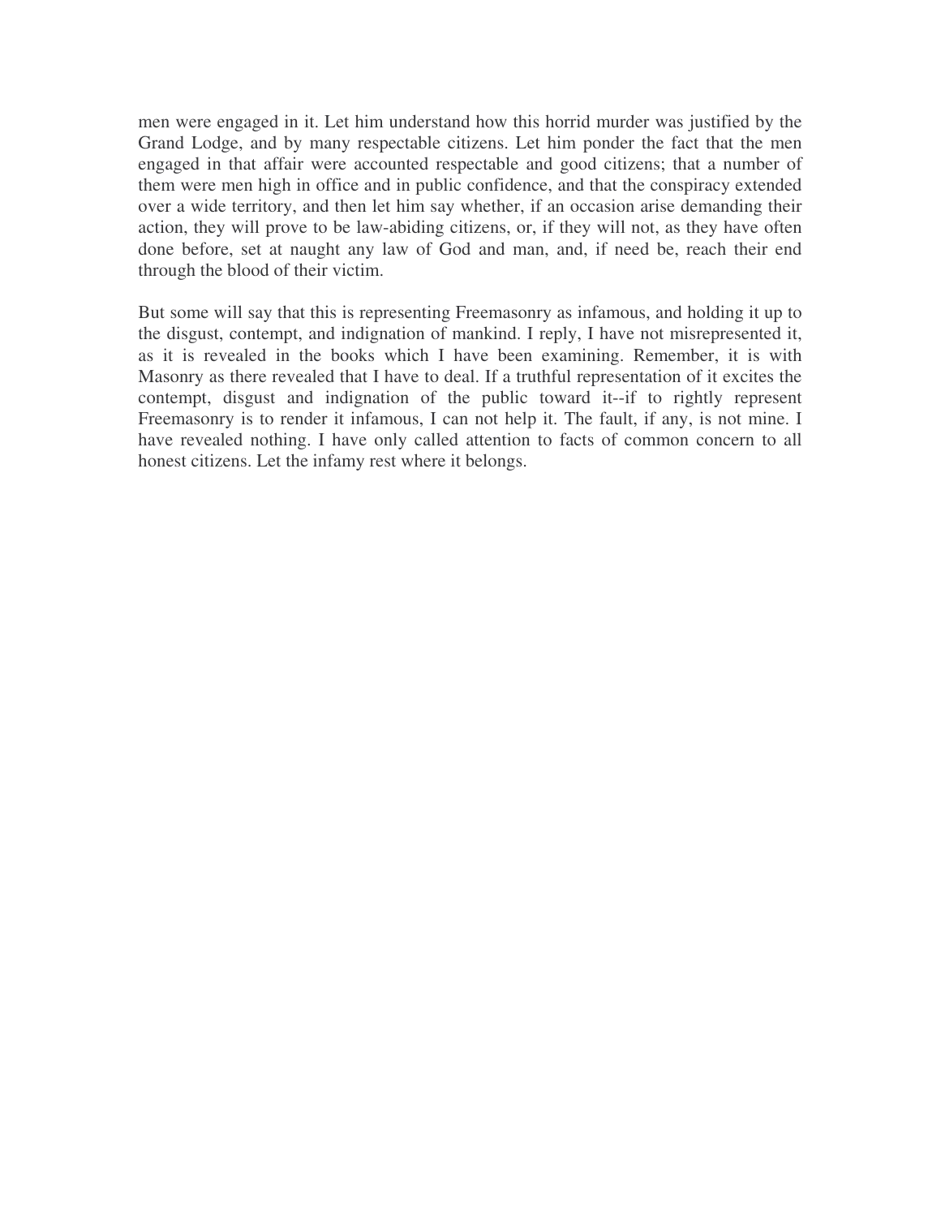men were engaged in it. Let him understand how this horrid murder was justified by the Grand Lodge, and by many respectable citizens. Let him ponder the fact that the men engaged in that affair were accounted respectable and good citizens; that a number of them were men high in office and in public confidence, and that the conspiracy extended over a wide territory, and then let him say whether, if an occasion arise demanding their action, they will prove to be law-abiding citizens, or, if they will not, as they have often done before, set at naught any law of God and man, and, if need be, reach their end through the blood of their victim.

But some will say that this is representing Freemasonry as infamous, and holding it up to the disgust, contempt, and indignation of mankind. I reply, I have not misrepresented it, as it is revealed in the books which I have been examining. Remember, it is with Masonry as there revealed that I have to deal. If a truthful representation of it excites the contempt, disgust and indignation of the public toward it--if to rightly represent Freemasonry is to render it infamous, I can not help it. The fault, if any, is not mine. I have revealed nothing. I have only called attention to facts of common concern to all honest citizens. Let the infamy rest where it belongs.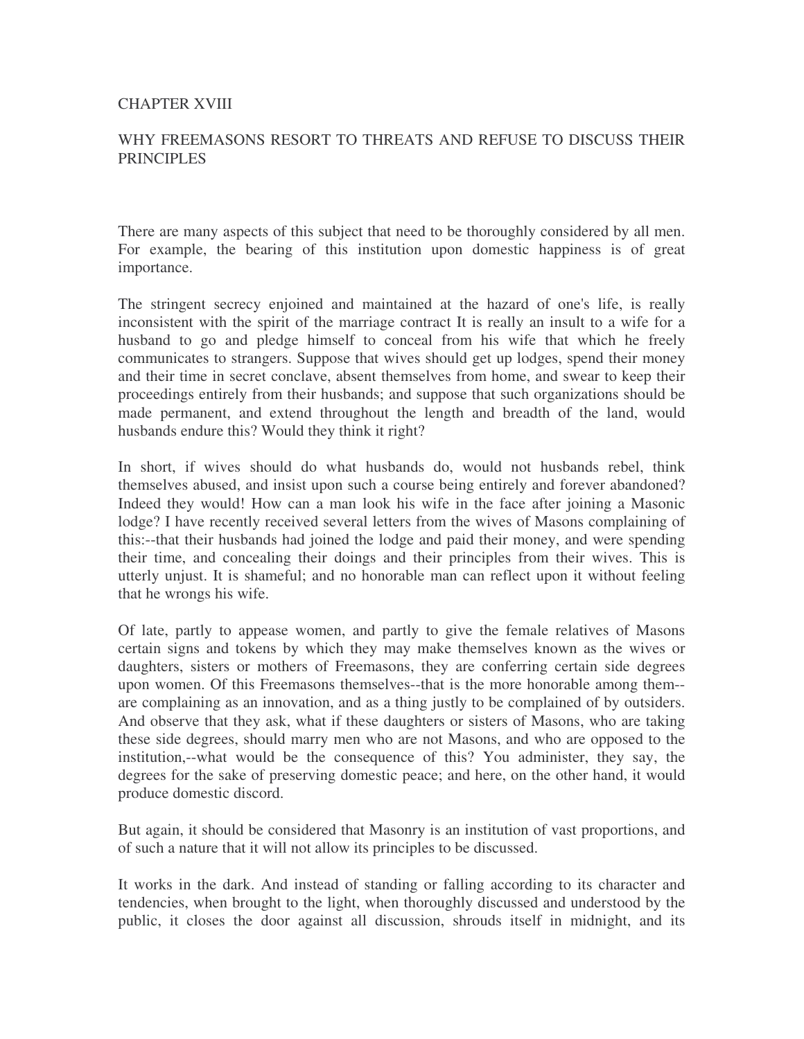## CHAPTER XVIII

## WHY FREEMASONS RESORT TO THREATS AND REFUSE TO DISCUSS THEIR PRINCIPLES

There are many aspects of this subject that need to be thoroughly considered by all men. For example, the bearing of this institution upon domestic happiness is of great importance.

The stringent secrecy enjoined and maintained at the hazard of one's life, is really inconsistent with the spirit of the marriage contract It is really an insult to a wife for a husband to go and pledge himself to conceal from his wife that which he freely communicates to strangers. Suppose that wives should get up lodges, spend their money and their time in secret conclave, absent themselves from home, and swear to keep their proceedings entirely from their husbands; and suppose that such organizations should be made permanent, and extend throughout the length and breadth of the land, would husbands endure this? Would they think it right?

In short, if wives should do what husbands do, would not husbands rebel, think themselves abused, and insist upon such a course being entirely and forever abandoned? Indeed they would! How can a man look his wife in the face after joining a Masonic lodge? I have recently received several letters from the wives of Masons complaining of this:--that their husbands had joined the lodge and paid their money, and were spending their time, and concealing their doings and their principles from their wives. This is utterly unjust. It is shameful; and no honorable man can reflect upon it without feeling that he wrongs his wife.

Of late, partly to appease women, and partly to give the female relatives of Masons certain signs and tokens by which they may make themselves known as the wives or daughters, sisters or mothers of Freemasons, they are conferring certain side degrees upon women. Of this Freemasons themselves--that is the more honorable among them--are complaining as an innovation, and as a thing justly to be complained of by outsiders. And observe that they ask, what if these daughters or sisters of Masons, who are taking these side degrees, should marry men who are not Masons, and who are opposed to the institution,--what would be the consequence of this? You administer, they say, the degrees for the sake of preserving domestic peace; and here, on the other hand, it would produce domestic discord.

But again, it should be considered that Masonry is an institution of vast proportions, and of such a nature that it will not allow its principles to be discussed.

It works in the dark. And instead of standing or falling according to its character and tendencies, when brought to the light, when thoroughly discussed and understood by the public, it closes the door against all discussion, shrouds itself in midnight, and its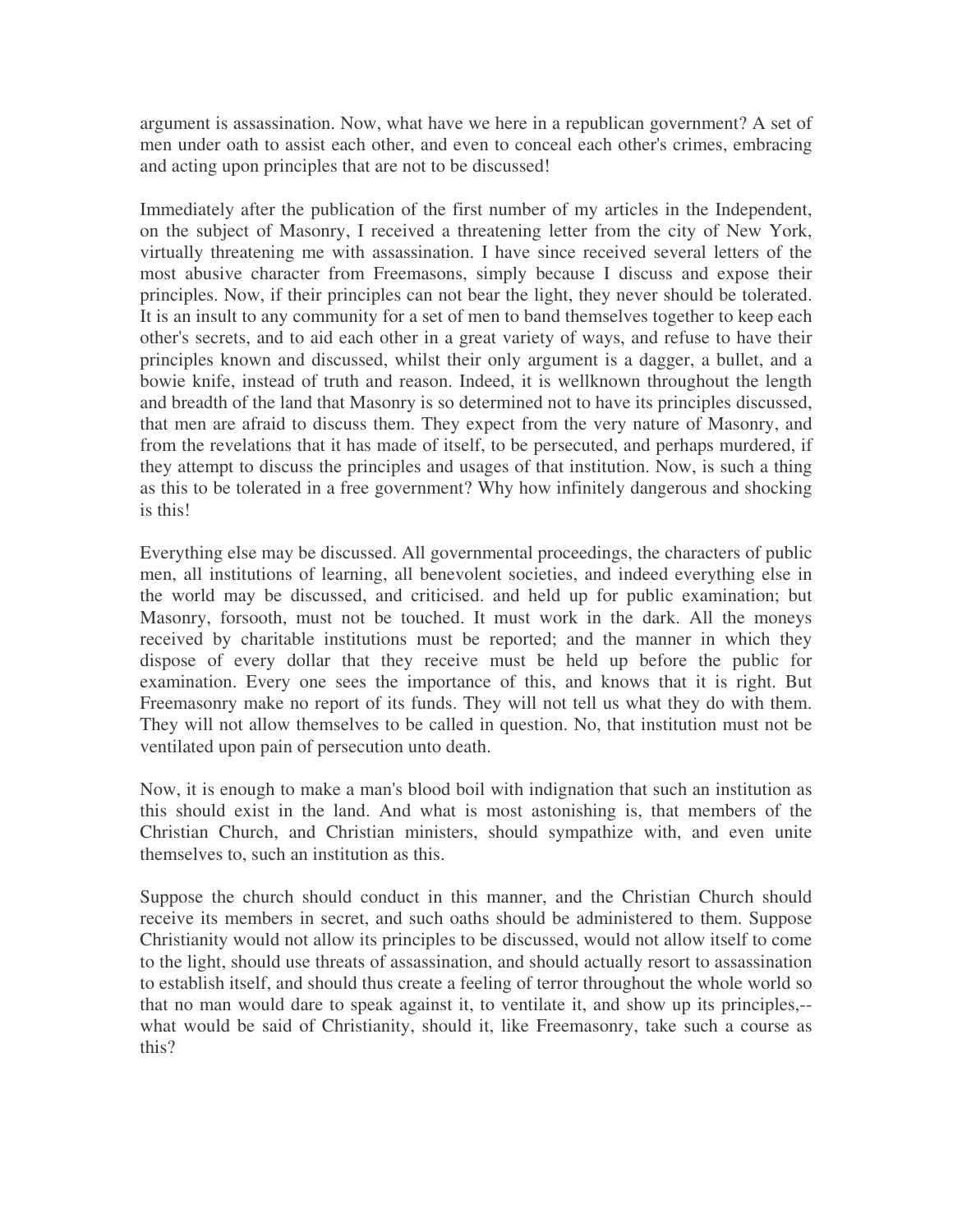argument is assassination. Now, what have we here in a republican government? A set of men under oath to assist each other, and even to conceal each other's crimes, embracing and acting upon principles that are not to be discussed!

Immediately after the publication of the first number of my articles in the Independent, on the subject of Masonry, I received a threatening letter from the city of New York, virtually threatening me with assassination. I have since received several letters of the most abusive character from Freemasons, simply because I discuss and expose their principles. Now, if their principles can not bear the light, they never should be tolerated. It is an insult to any community for a set of men to band themselves together to keep each other's secrets, and to aid each other in a great variety of ways, and refuse to have their principles known and discussed, whilst their only argument is a dagger, a bullet, and a bowie knife, instead of truth and reason. Indeed, it is wellknown throughout the length and breadth of the land that Masonry is so determined not to have its principles discussed, that men are afraid to discuss them. They expect from the very nature of Masonry, and from the revelations that it has made of itself, to be persecuted, and perhaps murdered, if they attempt to discuss the principles and usages of that institution. Now, is such a thing as this to be tolerated in a free government? Why how infinitely dangerous and shocking is this!

Everything else may be discussed. All governmental proceedings, the characters of public men, all institutions of learning, all benevolent societies, and indeed everything else in the world may be discussed, and criticised. and held up for public examination; but Masonry, forsooth, must not be touched. It must work in the dark. All the moneys received by charitable institutions must be reported; and the manner in which they dispose of every dollar that they receive must be held up before the public for examination. Every one sees the importance of this, and knows that it is right. But Freemasonry make no report of its funds. They will not tell us what they do with them. They will not allow themselves to be called in question. No, that institution must not be ventilated upon pain of persecution unto death.

Now, it is enough to make a man's blood boil with indignation that such an institution as this should exist in the land. And what is most astonishing is, that members of the Christian Church, and Christian ministers, should sympathize with, and even unite themselves to, such an institution as this.

Suppose the church should conduct in this manner, and the Christian Church should receive its members in secret, and such oaths should be administered to them. Suppose Christianity would not allow its principles to be discussed, would not allow itself to come to the light, should use threats of assassination, and should actually resort to assassination to establish itself, and should thus create a feeling of terror throughout the whole world so that no man would dare to speak against it, to ventilate it, and show up its principles,--what would be said of Christianity, should it, like Freemasonry, take such a course as this?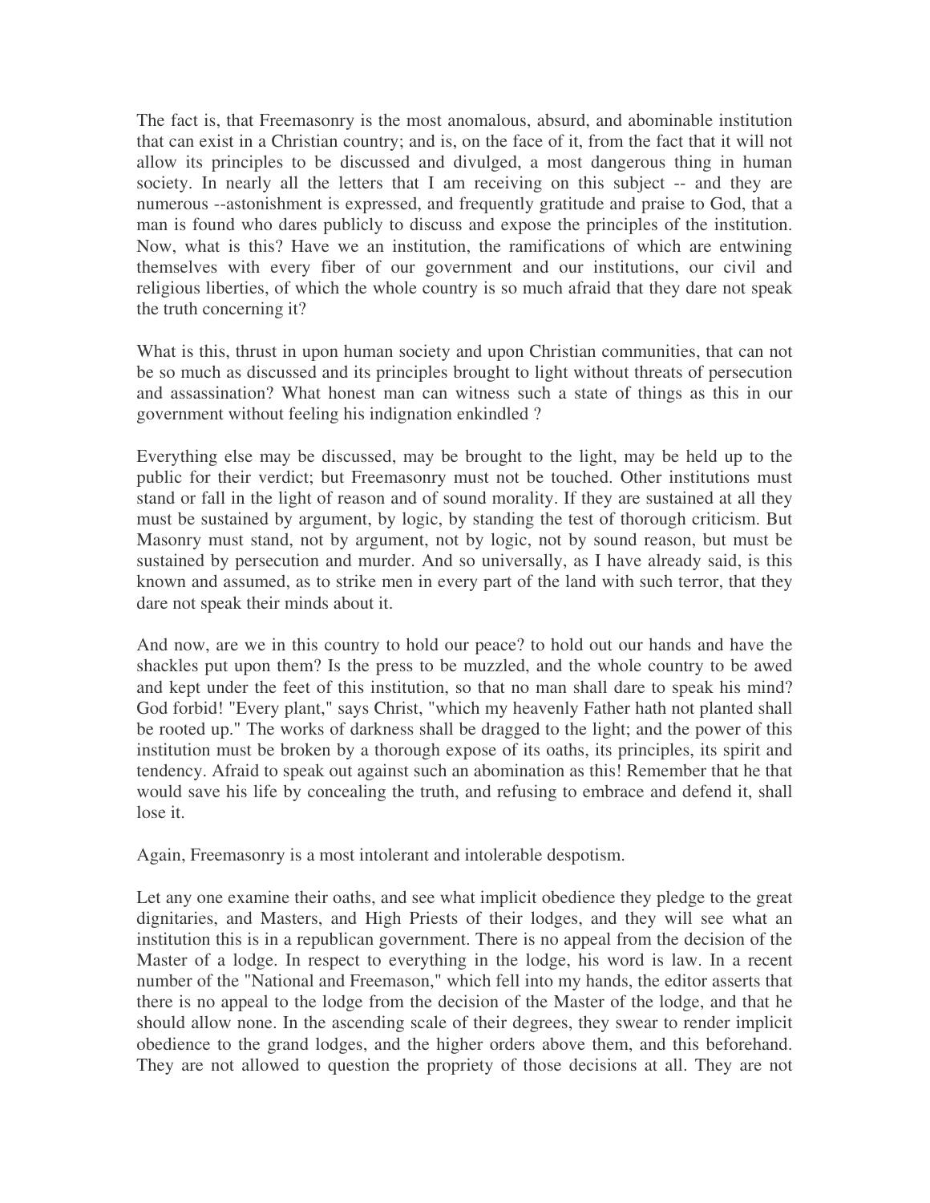The fact is, that Freemasonry is the most anomalous, absurd, and abominable institution that can exist in a Christian country; and is, on the face of it, from the fact that it will not allow its principles to be discussed and divulged, a most dangerous thing in human society. In nearly all the letters that I am receiving on this subject -- and they are numerous --astonishment is expressed, and frequently gratitude and praise to God, that a man is found who dares publicly to discuss and expose the principles of the institution. Now, what is this? Have we an institution, the ramifications of which are entwining themselves with every fiber of our government and our institutions, our civil and religious liberties, of which the whole country is so much afraid that they dare not speak the truth concerning it?

What is this, thrust in upon human society and upon Christian communities, that can not be so much as discussed and its principles brought to light without threats of persecution and assassination? What honest man can witness such a state of things as this in our government without feeling his indignation enkindled ?

Everything else may be discussed, may be brought to the light, may be held up to the public for their verdict; but Freemasonry must not be touched. Other institutions must stand or fall in the light of reason and of sound morality. If they are sustained at all they must be sustained by argument, by logic, by standing the test of thorough criticism. But Masonry must stand, not by argument, not by logic, not by sound reason, but must be sustained by persecution and murder. And so universally, as I have already said, is this known and assumed, as to strike men in every part of the land with such terror, that they dare not speak their minds about it.

And now, are we in this country to hold our peace? to hold out our hands and have the shackles put upon them? Is the press to be muzzled, and the whole country to be awed and kept under the feet of this institution, so that no man shall dare to speak his mind? God forbid! "Every plant," says Christ, "which my heavenly Father hath not planted shall be rooted up." The works of darkness shall be dragged to the light; and the power of this institution must be broken by a thorough expose of its oaths, its principles, its spirit and tendency. Afraid to speak out against such an abomination as this! Remember that he that would save his life by concealing the truth, and refusing to embrace and defend it, shall lose it.

Again, Freemasonry is a most intolerant and intolerable despotism.

Let any one examine their oaths, and see what implicit obedience they pledge to the great dignitaries, and Masters, and High Priests of their lodges, and they will see what an institution this is in a republican government. There is no appeal from the decision of the Master of a lodge. In respect to everything in the lodge, his word is law. In a recent number of the "National and Freemason," which fell into my hands, the editor asserts that there is no appeal to the lodge from the decision of the Master of the lodge, and that he should allow none. In the ascending scale of their degrees, they swear to render implicit obedience to the grand lodges, and the higher orders above them, and this beforehand. They are not allowed to question the propriety of those decisions at all. They are not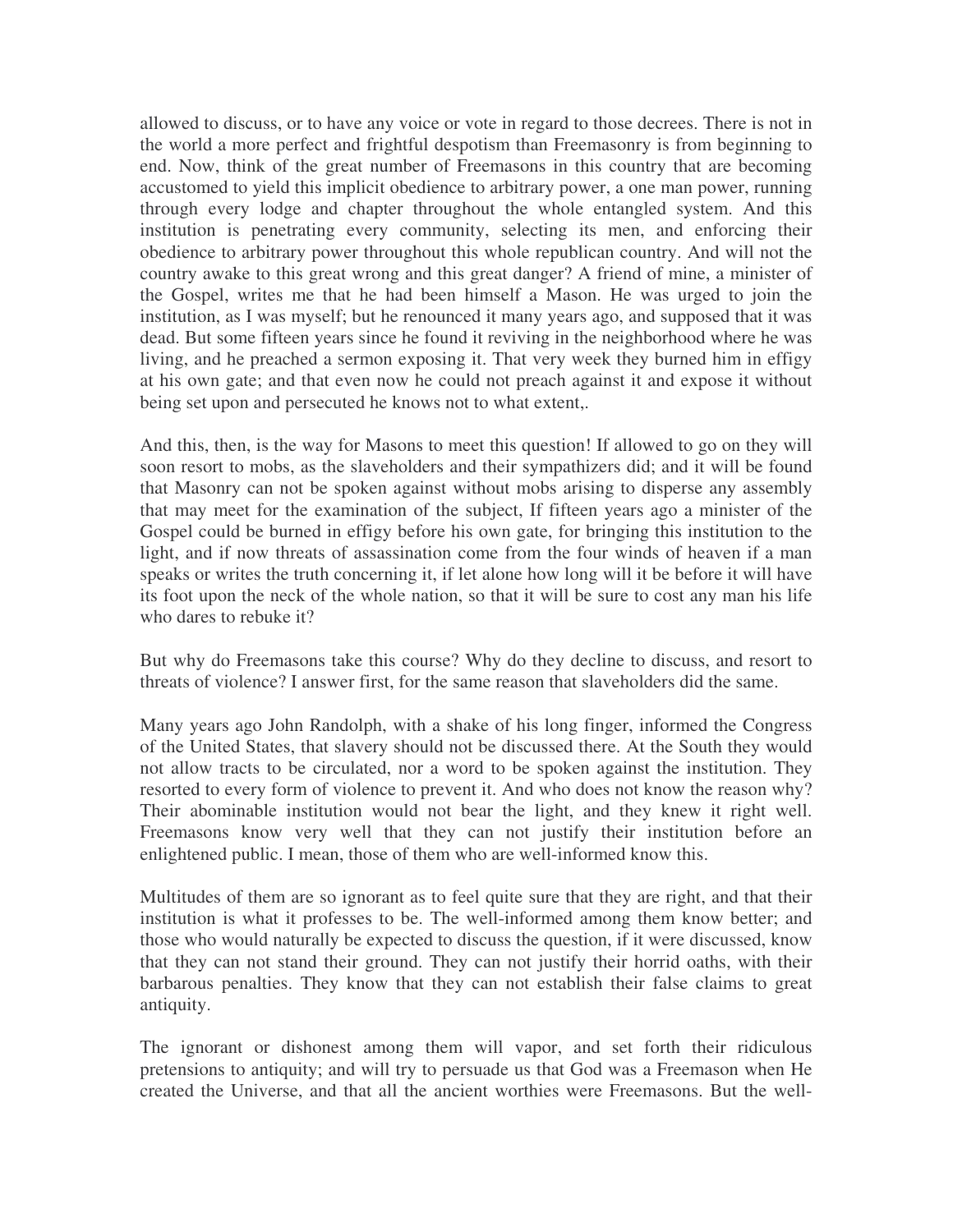allowed to discuss, or to have any voice or vote in regard to those decrees. There is not in the world a more perfect and frightful despotism than Freemasonry is from beginning to end. Now, think of the great number of Freemasons in this country that are becoming accustomed to yield this implicit obedience to arbitrary power, a one man power, running through every lodge and chapter throughout the whole entangled system. And this institution is penetrating every community, selecting its men, and enforcing their obedience to arbitrary power throughout this whole republican country. And will not the country awake to this great wrong and this great danger? A friend of mine, a minister of the Gospel, writes me that he had been himself a Mason. He was urged to join the institution, as I was myself; but he renounced it many years ago, and supposed that it was dead. But some fifteen years since he found it reviving in the neighborhood where he was living, and he preached a sermon exposing it. That very week they burned him in effigy at his own gate; and that even now he could not preach against it and expose it without being set upon and persecuted he knows not to what extent,.

And this, then, is the way for Masons to meet this question! If allowed to go on they will soon resort to mobs, as the slaveholders and their sympathizers did; and it will be found that Masonry can not be spoken against without mobs arising to disperse any assembly that may meet for the examination of the subject, If fifteen years ago a minister of the Gospel could be burned in effigy before his own gate, for bringing this institution to the light, and if now threats of assassination come from the four winds of heaven if a man speaks or writes the truth concerning it, if let alone how long will it be before it will have its foot upon the neck of the whole nation, so that it will be sure to cost any man his life who dares to rebuke it?

But why do Freemasons take this course? Why do they decline to discuss, and resort to threats of violence? I answer first, for the same reason that slaveholders did the same.

Many years ago John Randolph, with a shake of his long finger, informed the Congress of the United States, that slavery should not be discussed there. At the South they would not allow tracts to be circulated, nor a word to be spoken against the institution. They resorted to every form of violence to prevent it. And who does not know the reason why? Their abominable institution would not bear the light, and they knew it right well. Freemasons know very well that they can not justify their institution before an enlightened public. I mean, those of them who are well-informed know this.

Multitudes of them are so ignorant as to feel quite sure that they are right, and that their institution is what it professes to be. The well-informed among them know better; and those who would naturally be expected to discuss the question, if it were discussed, know that they can not stand their ground. They can not justify their horrid oaths, with their barbarous penalties. They know that they can not establish their false claims to great antiquity.

The ignorant or dishonest among them will vapor, and set forth their ridiculous pretensions to antiquity; and will try to persuade us that God was a Freemason when He created the Universe, and that all the ancient worthies were Freemasons. But the well-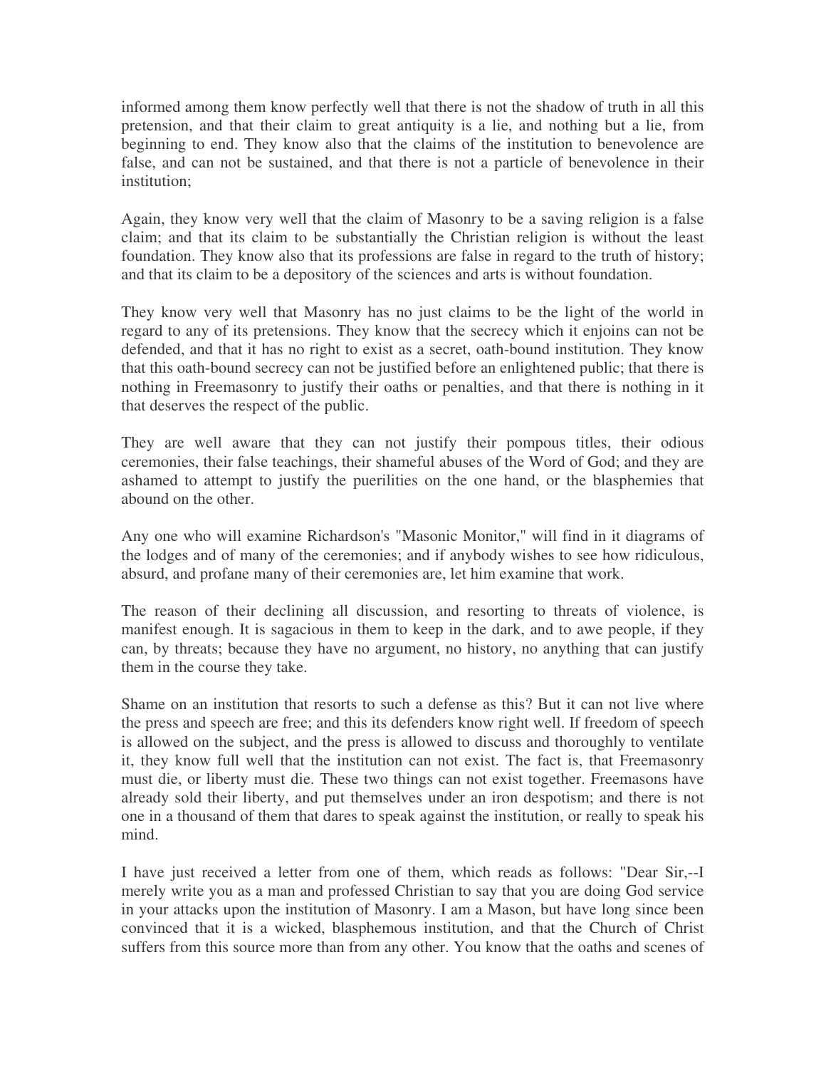informed among them know perfectly well that there is not the shadow of truth in all this pretension, and that their claim to great antiquity is a lie, and nothing but a lie, from beginning to end. They know also that the claims of the institution to benevolence are false, and can not be sustained, and that there is not a particle of benevolence in their institution;

Again, they know very well that the claim of Masonry to be a saving religion is a false claim; and that its claim to be substantially the Christian religion is without the least foundation. They know also that its professions are false in regard to the truth of history; and that its claim to be a depository of the sciences and arts is without foundation.

They know very well that Masonry has no just claims to be the light of the world in regard to any of its pretensions. They know that the secrecy which it enjoins can not be defended, and that it has no right to exist as a secret, oath-bound institution. They know that this oath-bound secrecy can not be justified before an enlightened public; that there is nothing in Freemasonry to justify their oaths or penalties, and that there is nothing in it that deserves the respect of the public.

They are well aware that they can not justify their pompous titles, their odious ceremonies, their false teachings, their shameful abuses of the Word of God; and they are ashamed to attempt to justify the puerilities on the one hand, or the blasphemies that abound on the other.

Any one who will examine Richardson's "Masonic Monitor," will find in it diagrams of the lodges and of many of the ceremonies; and if anybody wishes to see how ridiculous, absurd, and profane many of their ceremonies are, let him examine that work.

The reason of their declining all discussion, and resorting to threats of violence, is manifest enough. It is sagacious in them to keep in the dark, and to awe people, if they can, by threats; because they have no argument, no history, no anything that can justify them in the course they take.

Shame on an institution that resorts to such a defense as this? But it can not live where the press and speech are free; and this its defenders know right well. If freedom of speech is allowed on the subject, and the press is allowed to discuss and thoroughly to ventilate it, they know full well that the institution can not exist. The fact is, that Freemasonry must die, or liberty must die. These two things can not exist together. Freemasons have already sold their liberty, and put themselves under an iron despotism; and there is not one in a thousand of them that dares to speak against the institution, or really to speak his mind.

I have just received a letter from one of them, which reads as follows: "Dear Sir,--I merely write you as a man and professed Christian to say that you are doing God service in your attacks upon the institution of Masonry. I am a Mason, but have long since been convinced that it is a wicked, blasphemous institution, and that the Church of Christ suffers from this source more than from any other. You know that the oaths and scenes of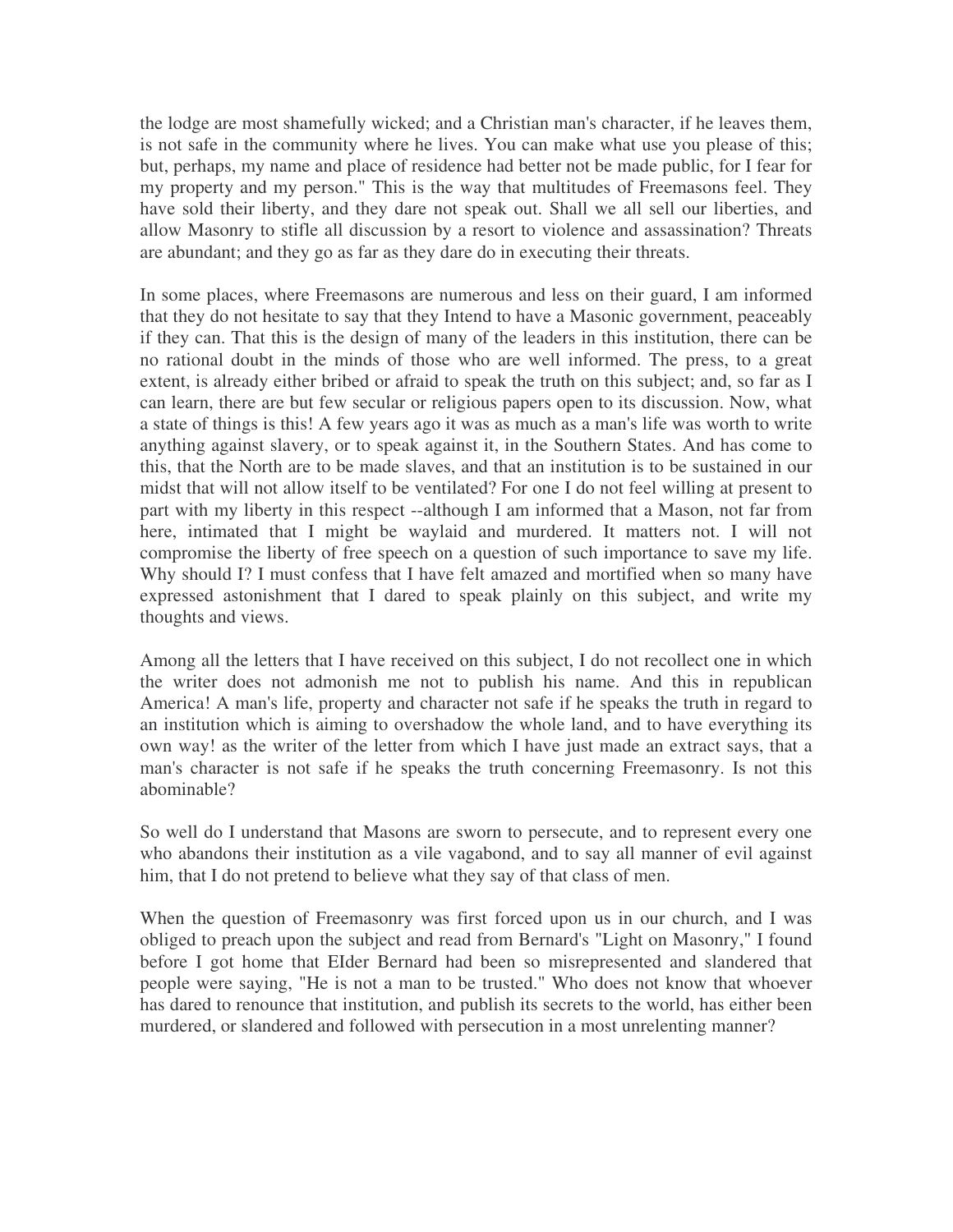the lodge are most shamefully wicked; and a Christian man's character, if he leaves them, is not safe in the community where he lives. You can make what use you please of this; but, perhaps, my name and place of residence had better not be made public, for I fear for my property and my person." This is the way that multitudes of Freemasons feel. They have sold their liberty, and they dare not speak out. Shall we all sell our liberties, and allow Masonry to stifle all discussion by a resort to violence and assassination? Threats are abundant; and they go as far as they dare do in executing their threats.

In some places, where Freemasons are numerous and less on their guard, I am informed that they do not hesitate to say that they Intend to have a Masonic government, peaceably if they can. That this is the design of many of the leaders in this institution, there can be no rational doubt in the minds of those who are well informed. The press, to a great extent, is already either bribed or afraid to speak the truth on this subject; and, so far as I can learn, there are but few secular or religious papers open to its discussion. Now, what a state of things is this! A few years ago it was as much as a man's life was worth to write anything against slavery, or to speak against it, in the Southern States. And has come to this, that the North are to be made slaves, and that an institution is to be sustained in our midst that will not allow itself to be ventilated? For one I do not feel willing at present to part with my liberty in this respect --although I am informed that a Mason, not far from here, intimated that I might be waylaid and murdered. It matters not. I will not compromise the liberty of free speech on a question of such importance to save my life. Why should I? I must confess that I have felt amazed and mortified when so many have expressed astonishment that I dared to speak plainly on this subject, and write my thoughts and views.

Among all the letters that I have received on this subject, I do not recollect one in which the writer does not admonish me not to publish his name. And this in republican America! A man's life, property and character not safe if he speaks the truth in regard to an institution which is aiming to overshadow the whole land, and to have everything its own way! as the writer of the letter from which I have just made an extract says, that a man's character is not safe if he speaks the truth concerning Freemasonry. Is not this abominable?

So well do I understand that Masons are sworn to persecute, and to represent every one who abandons their institution as a vile vagabond, and to say all manner of evil against him, that I do not pretend to believe what they say of that class of men.

When the question of Freemasonry was first forced upon us in our church, and I was obliged to preach upon the subject and read from Bernard's "Light on Masonry," I found before I got home that EIder Bernard had been so misrepresented and slandered that people were saying, "He is not a man to be trusted." Who does not know that whoever has dared to renounce that institution, and publish its secrets to the world, has either been murdered, or slandered and followed with persecution in a most unrelenting manner?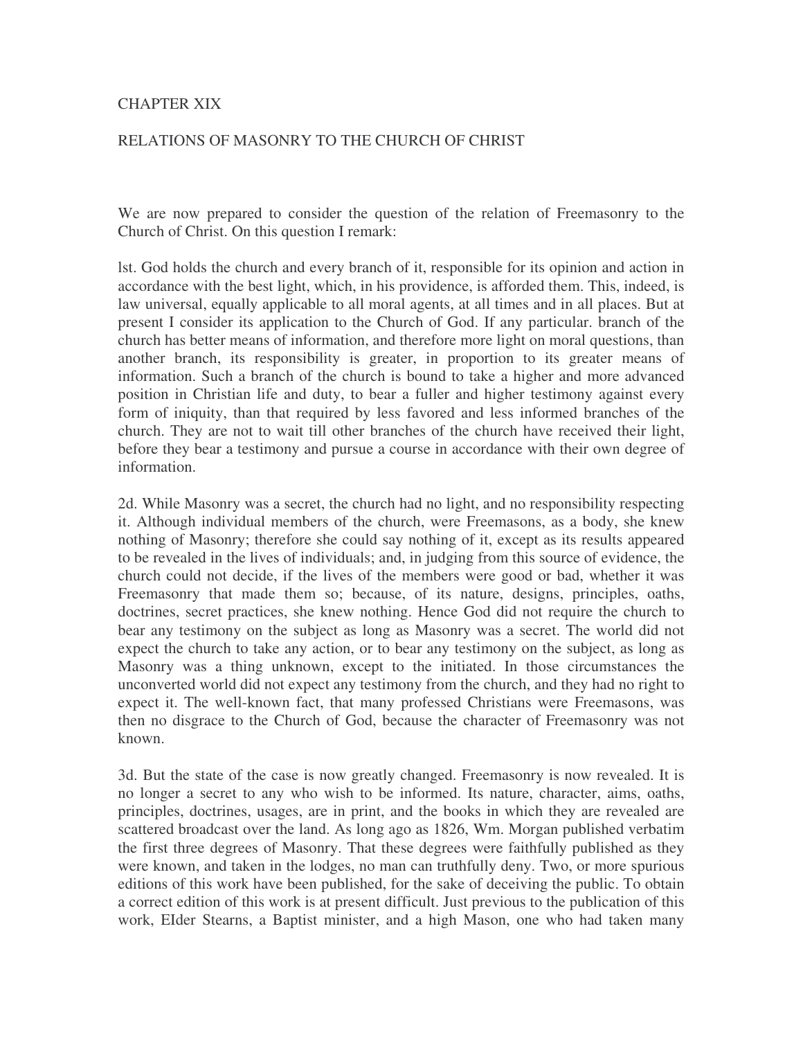# CHAPTER XIX

## RELATIONS OF MASONRY TO THE CHURCH OF CHRIST

We are now prepared to consider the question of the relation of Freemasonry to the Church of Christ. On this question I remark:

lst. God holds the church and every branch of it, responsible for its opinion and action in accordance with the best light, which, in his providence, is afforded them. This, indeed, is law universal, equally applicable to all moral agents, at all times and in all places. But at present I consider its application to the Church of God. If any particular. branch of the church has better means of information, and therefore more light on moral questions, than another branch, its responsibility is greater, in proportion to its greater means of information. Such a branch of the church is bound to take a higher and more advanced position in Christian life and duty, to bear a fuller and higher testimony against every form of iniquity, than that required by less favored and less informed branches of the church. They are not to wait till other branches of the church have received their light, before they bear a testimony and pursue a course in accordance with their own degree of information.

2d. While Masonry was a secret, the church had no light, and no responsibility respecting it. Although individual members of the church, were Freemasons, as a body, she knew nothing of Masonry; therefore she could say nothing of it, except as its results appeared to be revealed in the lives of individuals; and, in judging from this source of evidence, the church could not decide, if the lives of the members were good or bad, whether it was Freemasonry that made them so; because, of its nature, designs, principles, oaths, doctrines, secret practices, she knew nothing. Hence God did not require the church to bear any testimony on the subject as long as Masonry was a secret. The world did not expect the church to take any action, or to bear any testimony on the subject, as long as Masonry was a thing unknown, except to the initiated. In those circumstances the unconverted world did not expect any testimony from the church, and they had no right to expect it. The well-known fact, that many professed Christians were Freemasons, was then no disgrace to the Church of God, because the character of Freemasonry was not known.

3d. But the state of the case is now greatly changed. Freemasonry is now revealed. It is no longer a secret to any who wish to be informed. Its nature, character, aims, oaths, principles, doctrines, usages, are in print, and the books in which they are revealed are scattered broadcast over the land. As long ago as 1826, Wm. Morgan published verbatim the first three degrees of Masonry. That these degrees were faithfully published as they were known, and taken in the lodges, no man can truthfully deny. Two, or more spurious editions of this work have been published, for the sake of deceiving the public. To obtain a correct edition of this work is at present difficult. Just previous to the publication of this work, EIder Stearns, a Baptist minister, and a high Mason, one who had taken many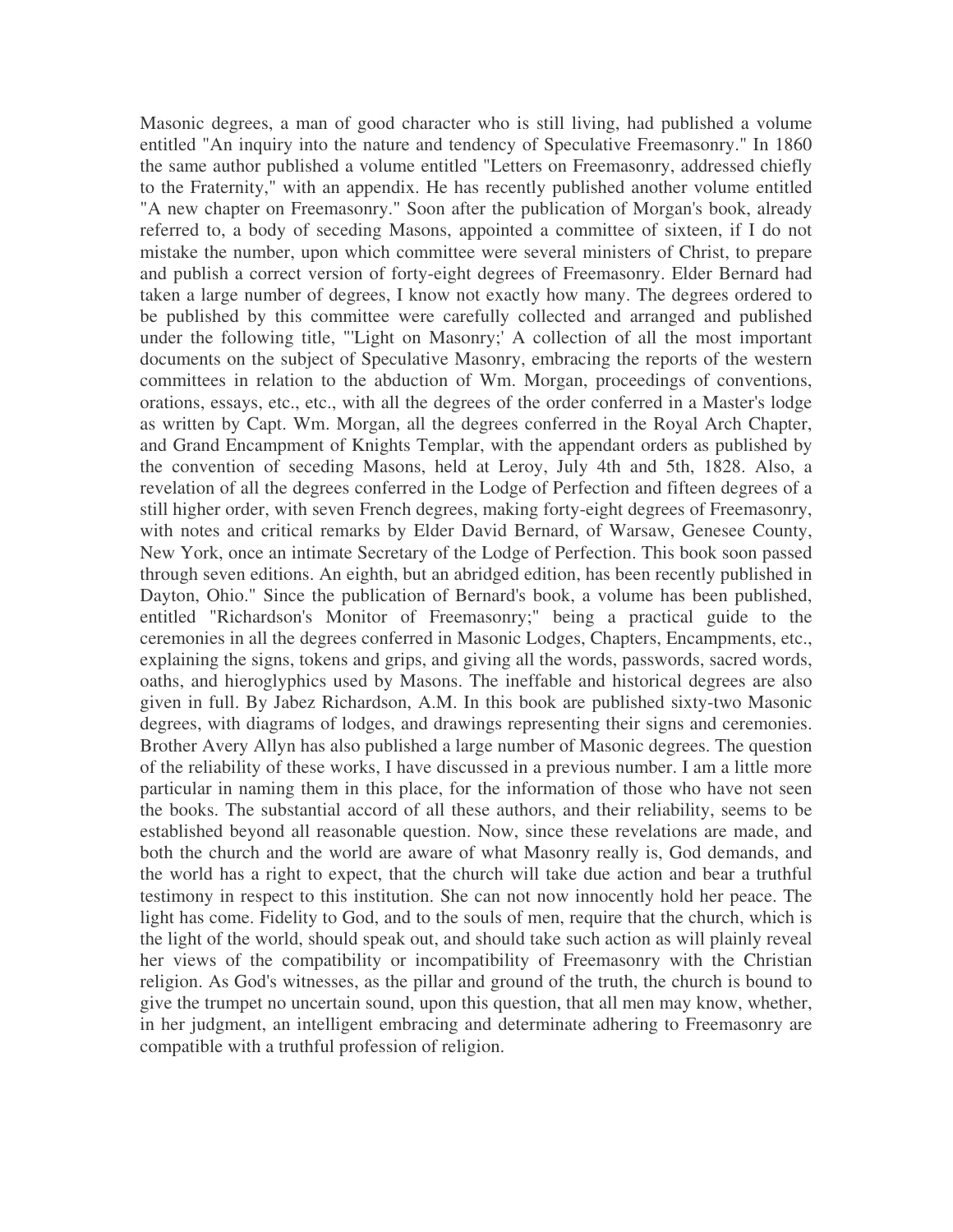Masonic degrees, a man of good character who is still living, had published a volume entitled "An inquiry into the nature and tendency of Speculative Freemasonry." In 1860 the same author published a volume entitled "Letters on Freemasonry, addressed chiefly to the Fraternity," with an appendix. He has recently published another volume entitled "A new chapter on Freemasonry." Soon after the publication of Morgan's book, already referred to, a body of seceding Masons, appointed a committee of sixteen, if I do not mistake the number, upon which committee were several ministers of Christ, to prepare and publish a correct version of forty-eight degrees of Freemasonry. Elder Bernard had taken a large number of degrees, I know not exactly how many. The degrees ordered to be published by this committee were carefully collected and arranged and published under the following title, "'Light on Masonry;' A collection of all the most important documents on the subject of Speculative Masonry, embracing the reports of the western committees in relation to the abduction of Wm. Morgan, proceedings of conventions, orations, essays, etc., etc., with all the degrees of the order conferred in a Master's lodge as written by Capt. Wm. Morgan, all the degrees conferred in the Royal Arch Chapter, and Grand Encampment of Knights Templar, with the appendant orders as published by the convention of seceding Masons, held at Leroy, July 4th and 5th, 1828. Also, a revelation of all the degrees conferred in the Lodge of Perfection and fifteen degrees of a still higher order, with seven French degrees, making forty-eight degrees of Freemasonry, with notes and critical remarks by Elder David Bernard, of Warsaw, Genesee County, New York, once an intimate Secretary of the Lodge of Perfection. This book soon passed through seven editions. An eighth, but an abridged edition, has been recently published in Dayton, Ohio." Since the publication of Bernard's book, a volume has been published, entitled "Richardson's Monitor of Freemasonry;" being a practical guide to the ceremonies in all the degrees conferred in Masonic Lodges, Chapters, Encampments, etc., explaining the signs, tokens and grips, and giving all the words, passwords, sacred words, oaths, and hieroglyphics used by Masons. The ineffable and historical degrees are also given in full. By Jabez Richardson, A.M. In this book are published sixty-two Masonic degrees, with diagrams of lodges, and drawings representing their signs and ceremonies. Brother Avery Allyn has also published a large number of Masonic degrees. The question of the reliability of these works, I have discussed in a previous number. I am a little more particular in naming them in this place, for the information of those who have not seen the books. The substantial accord of all these authors, and their reliability, seems to be established beyond all reasonable question. Now, since these revelations are made, and both the church and the world are aware of what Masonry really is, God demands, and the world has a right to expect, that the church will take due action and bear a truthful testimony in respect to this institution. She can not now innocently hold her peace. The light has come. Fidelity to God, and to the souls of men, require that the church, which is the light of the world, should speak out, and should take such action as will plainly reveal her views of the compatibility or incompatibility of Freemasonry with the Christian religion. As God's witnesses, as the pillar and ground of the truth, the church is bound to give the trumpet no uncertain sound, upon this question, that all men may know, whether, in her judgment, an intelligent embracing and determinate adhering to Freemasonry are compatible with a truthful profession of religion.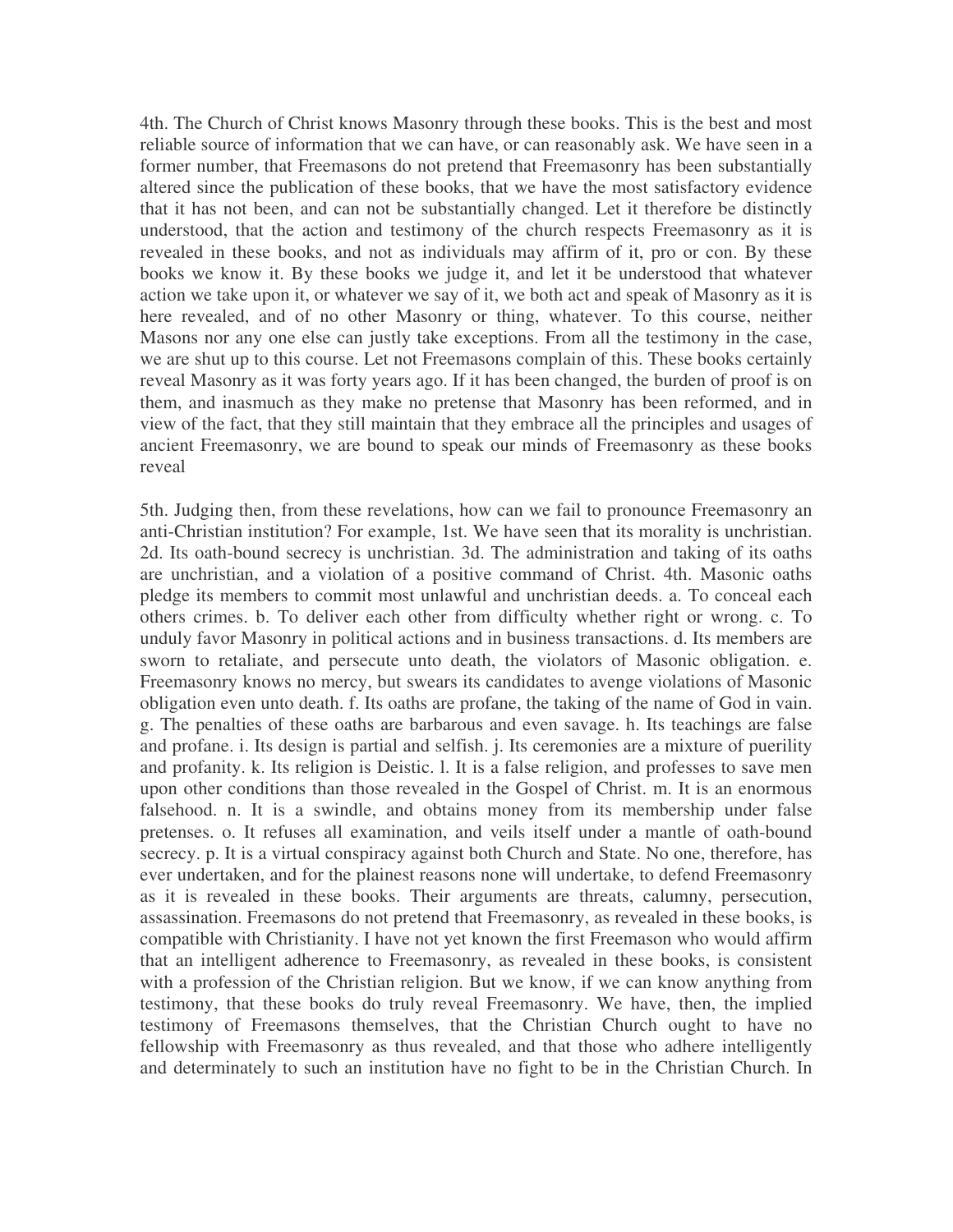4th. The Church of Christ knows Masonry through these books. This is the best and most reliable source of information that we can have, or can reasonably ask. We have seen in a former number, that Freemasons do not pretend that Freemasonry has been substantially altered since the publication of these books, that we have the most satisfactory evidence that it has not been, and can not be substantially changed. Let it therefore be distinctly understood, that the action and testimony of the church respects Freemasonry as it is revealed in these books, and not as individuals may affirm of it, pro or con. By these books we know it. By these books we judge it, and let it be understood that whatever action we take upon it, or whatever we say of it, we both act and speak of Masonry as it is here revealed, and of no other Masonry or thing, whatever. To this course, neither Masons nor any one else can justly take exceptions. From all the testimony in the case, we are shut up to this course. Let not Freemasons complain of this. These books certainly reveal Masonry as it was forty years ago. If it has been changed, the burden of proof is on them, and inasmuch as they make no pretense that Masonry has been reformed, and in view of the fact, that they still maintain that they embrace all the principles and usages of ancient Freemasonry, we are bound to speak our minds of Freemasonry as these books reveal

5th. Judging then, from these revelations, how can we fail to pronounce Freemasonry an anti-Christian institution? For example, 1st. We have seen that its morality is unchristian. 2d. Its oath-bound secrecy is unchristian. 3d. The administration and taking of its oaths are unchristian, and a violation of a positive command of Christ. 4th. Masonic oaths pledge its members to commit most unlawful and unchristian deeds. a. To conceal each others crimes. b. To deliver each other from difficulty whether right or wrong. c. To unduly favor Masonry in political actions and in business transactions. d. Its members are sworn to retaliate, and persecute unto death, the violators of Masonic obligation. e. Freemasonry knows no mercy, but swears its candidates to avenge violations of Masonic obligation even unto death. f. Its oaths are profane, the taking of the name of God in vain. g. The penalties of these oaths are barbarous and even savage. h. Its teachings are false and profane. i. Its design is partial and selfish. j. Its ceremonies are a mixture of puerility and profanity. k. Its religion is Deistic. l. It is a false religion, and professes to save men upon other conditions than those revealed in the Gospel of Christ. m. It is an enormous falsehood. n. It is a swindle, and obtains money from its membership under false pretenses. o. It refuses all examination, and veils itself under a mantle of oath-bound secrecy. p. It is a virtual conspiracy against both Church and State. No one, therefore, has ever undertaken, and for the plainest reasons none will undertake, to defend Freemasonry as it is revealed in these books. Their arguments are threats, calumny, persecution, assassination. Freemasons do not pretend that Freemasonry, as revealed in these books, is compatible with Christianity. I have not yet known the first Freemason who would affirm that an intelligent adherence to Freemasonry, as revealed in these books, is consistent with a profession of the Christian religion. But we know, if we can know anything from testimony, that these books do truly reveal Freemasonry. We have, then, the implied testimony of Freemasons themselves, that the Christian Church ought to have no fellowship with Freemasonry as thus revealed, and that those who adhere intelligently and determinately to such an institution have no fight to be in the Christian Church. In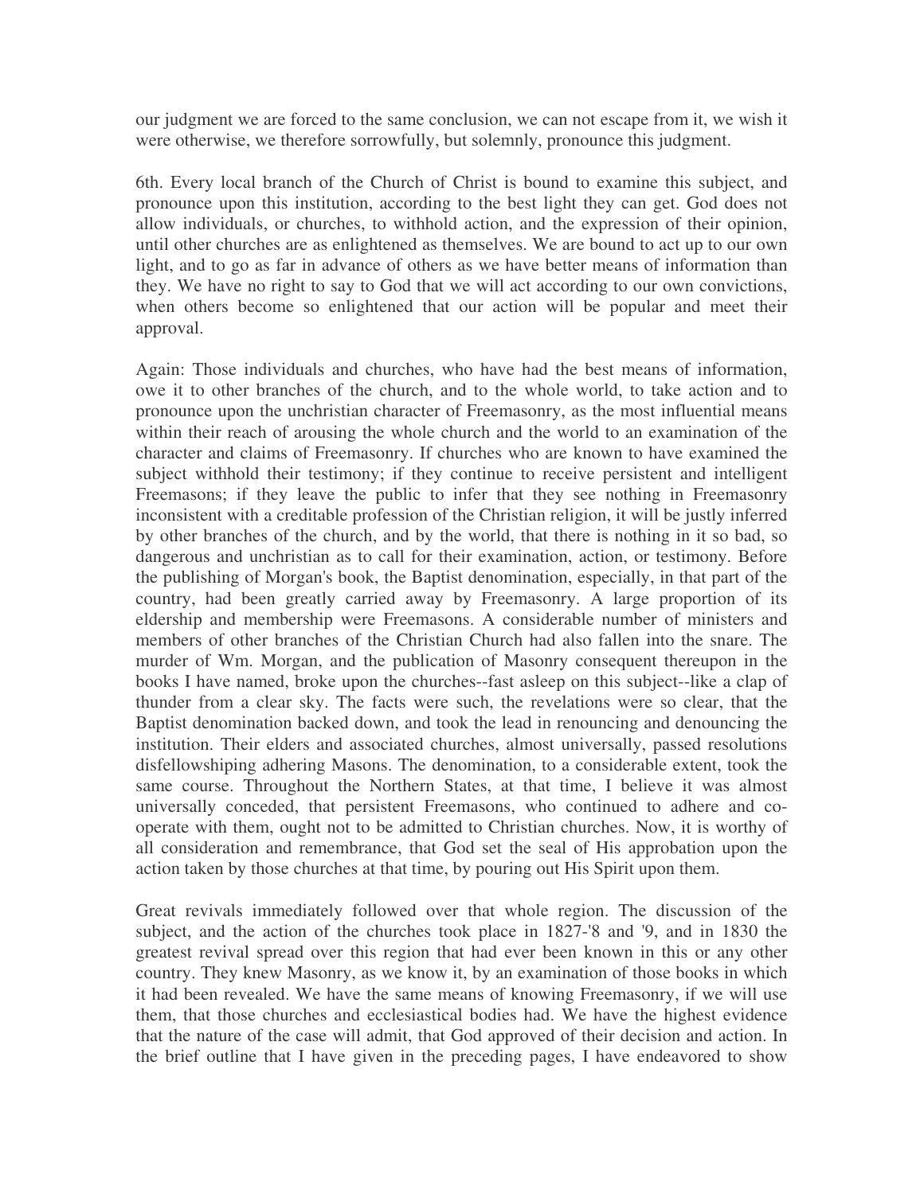our judgment we are forced to the same conclusion, we can not escape from it, we wish it were otherwise, we therefore sorrowfully, but solemnly, pronounce this judgment.

6th. Every local branch of the Church of Christ is bound to examine this subject, and pronounce upon this institution, according to the best light they can get. God does not allow individuals, or churches, to withhold action, and the expression of their opinion, until other churches are as enlightened as themselves. We are bound to act up to our own light, and to go as far in advance of others as we have better means of information than they. We have no right to say to God that we will act according to our own convictions, when others become so enlightened that our action will be popular and meet their approval.

Again: Those individuals and churches, who have had the best means of information, owe it to other branches of the church, and to the whole world, to take action and to pronounce upon the unchristian character of Freemasonry, as the most influential means within their reach of arousing the whole church and the world to an examination of the character and claims of Freemasonry. If churches who are known to have examined the subject withhold their testimony; if they continue to receive persistent and intelligent Freemasons; if they leave the public to infer that they see nothing in Freemasonry inconsistent with a creditable profession of the Christian religion, it will be justly inferred by other branches of the church, and by the world, that there is nothing in it so bad, so dangerous and unchristian as to call for their examination, action, or testimony. Before the publishing of Morgan's book, the Baptist denomination, especially, in that part of the country, had been greatly carried away by Freemasonry. A large proportion of its eldership and membership were Freemasons. A considerable number of ministers and members of other branches of the Christian Church had also fallen into the snare. The murder of Wm. Morgan, and the publication of Masonry consequent thereupon in the books I have named, broke upon the churches--fast asleep on this subject--like a clap of thunder from a clear sky. The facts were such, the revelations were so clear, that the Baptist denomination backed down, and took the lead in renouncing and denouncing the institution. Their elders and associated churches, almost universally, passed resolutions disfellowshiping adhering Masons. The denomination, to a considerable extent, took the same course. Throughout the Northern States, at that time, I believe it was almost universally conceded, that persistent Freemasons, who continued to adhere and co-operate with them, ought not to be admitted to Christian churches. Now, it is worthy of all consideration and remembrance, that God set the seal of His approbation upon the action taken by those churches at that time, by pouring out His Spirit upon them.

Great revivals immediately followed over that whole region. The discussion of the subject, and the action of the churches took place in 1827-'8 and '9, and in 1830 the greatest revival spread over this region that had ever been known in this or any other country. They knew Masonry, as we know it, by an examination of those books in which it had been revealed. We have the same means of knowing Freemasonry, if we will use them, that those churches and ecclesiastical bodies had. We have the highest evidence that the nature of the case will admit, that God approved of their decision and action. In the brief outline that I have given in the preceding pages, I have endeavored to show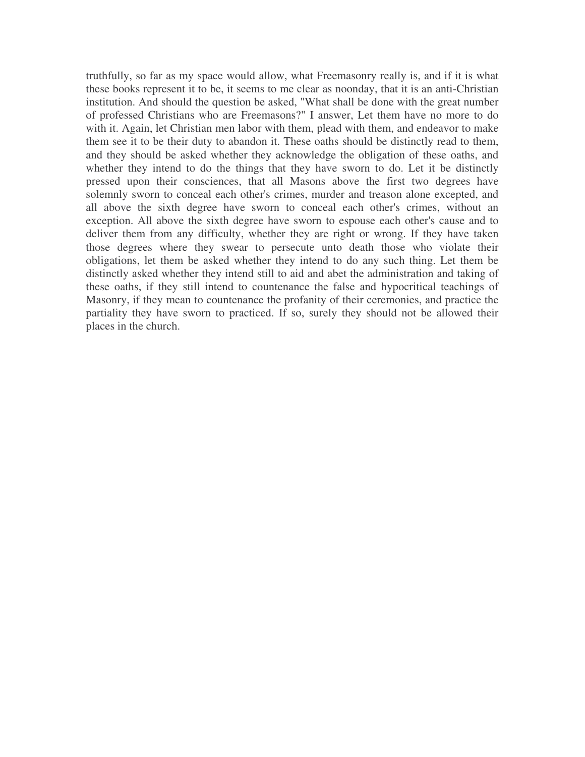truthfully, so far as my space would allow, what Freemasonry really is, and if it is what these books represent it to be, it seems to me clear as noonday, that it is an anti-Christian institution. And should the question be asked, "What shall be done with the great number of professed Christians who are Freemasons?" I answer, Let them have no more to do with it. Again, let Christian men labor with them, plead with them, and endeavor to make them see it to be their duty to abandon it. These oaths should be distinctly read to them, and they should be asked whether they acknowledge the obligation of these oaths, and whether they intend to do the things that they have sworn to do. Let it be distinctly pressed upon their consciences, that all Masons above the first two degrees have solemnly sworn to conceal each other's crimes, murder and treason alone excepted, and all above the sixth degree have sworn to conceal each other's crimes, without an exception. All above the sixth degree have sworn to espouse each other's cause and to deliver them from any difficulty, whether they are right or wrong. If they have taken those degrees where they swear to persecute unto death those who violate their obligations, let them be asked whether they intend to do any such thing. Let them be distinctly asked whether they intend still to aid and abet the administration and taking of these oaths, if they still intend to countenance the false and hypocritical teachings of Masonry, if they mean to countenance the profanity of their ceremonies, and practice the partiality they have sworn to practiced. If so, surely they should not be allowed their places in the church.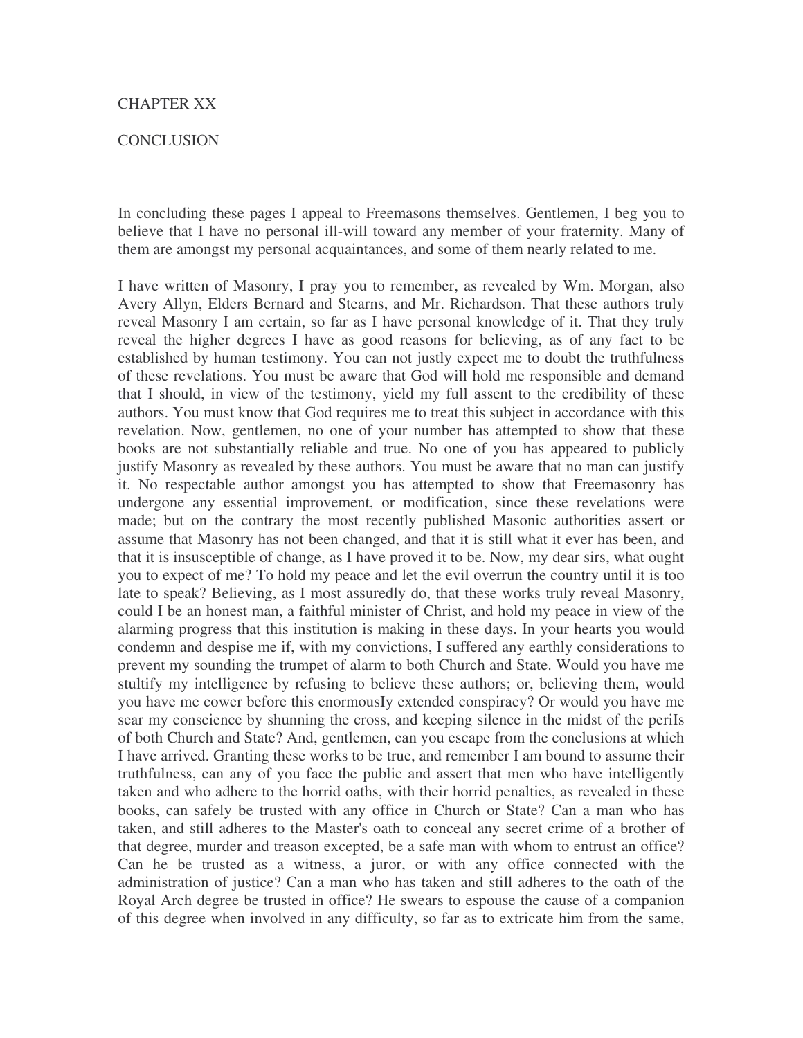# CHAPTER XX

## CONCLUSION

In concluding these pages I appeal to Freemasons themselves. Gentlemen, I beg you to believe that I have no personal ill-will toward any member of your fraternity. Many of them are amongst my personal acquaintances, and some of them nearly related to me.

I have written of Masonry, I pray you to remember, as revealed by Wm. Morgan, also Avery Allyn, Elders Bernard and Stearns, and Mr. Richardson. That these authors truly reveal Masonry I am certain, so far as I have personal knowledge of it. That they truly reveal the higher degrees I have as good reasons for believing, as of any fact to be established by human testimony. You can not justly expect me to doubt the truthfulness of these revelations. You must be aware that God will hold me responsible and demand that I should, in view of the testimony, yield my full assent to the credibility of these authors. You must know that God requires me to treat this subject in accordance with this revelation. Now, gentlemen, no one of your number has attempted to show that these books are not substantially reliable and true. No one of you has appeared to publicly justify Masonry as revealed by these authors. You must be aware that no man can justify it. No respectable author amongst you has attempted to show that Freemasonry has undergone any essential improvement, or modification, since these revelations were made; but on the contrary the most recently published Masonic authorities assert or assume that Masonry has not been changed, and that it is still what it ever has been, and that it is insusceptible of change, as I have proved it to be. Now, my dear sirs, what ought you to expect of me? To hold my peace and let the evil overrun the country until it is too late to speak? Believing, as I most assuredly do, that these works truly reveal Masonry, could I be an honest man, a faithful minister of Christ, and hold my peace in view of the alarming progress that this institution is making in these days. In your hearts you would condemn and despise me if, with my convictions, I suffered any earthly considerations to prevent my sounding the trumpet of alarm to both Church and State. Would you have me stultify my intelligence by refusing to believe these authors; or, believing them, would you have me cower before this enormously extended conspiracy? Or would you have me sear my conscience by shunning the cross, and keeping silence in the midst of the perils of both Church and State? And, gentlemen, can you escape from the conclusions at which I have arrived. Granting these works to be true, and remember I am bound to assume their truthfulness, can any of you face the public and assert that men who have intelligently taken and who adhere to the horrid oaths, with their horrid penalties, as revealed in these books, can safely be trusted with any office in Church or State? Can a man who has taken, and still adheres to the Master's oath to conceal any secret crime of a brother of that degree, murder and treason excepted, be a safe man with whom to entrust an office? Can he be trusted as a witness, a juror, or with any office connected with the administration of justice? Can a man who has taken and still adheres to the oath of the Royal Arch degree be trusted in office? He swears to espouse the cause of a companion of this degree when involved in any difficulty, so far as to extricate him from the same,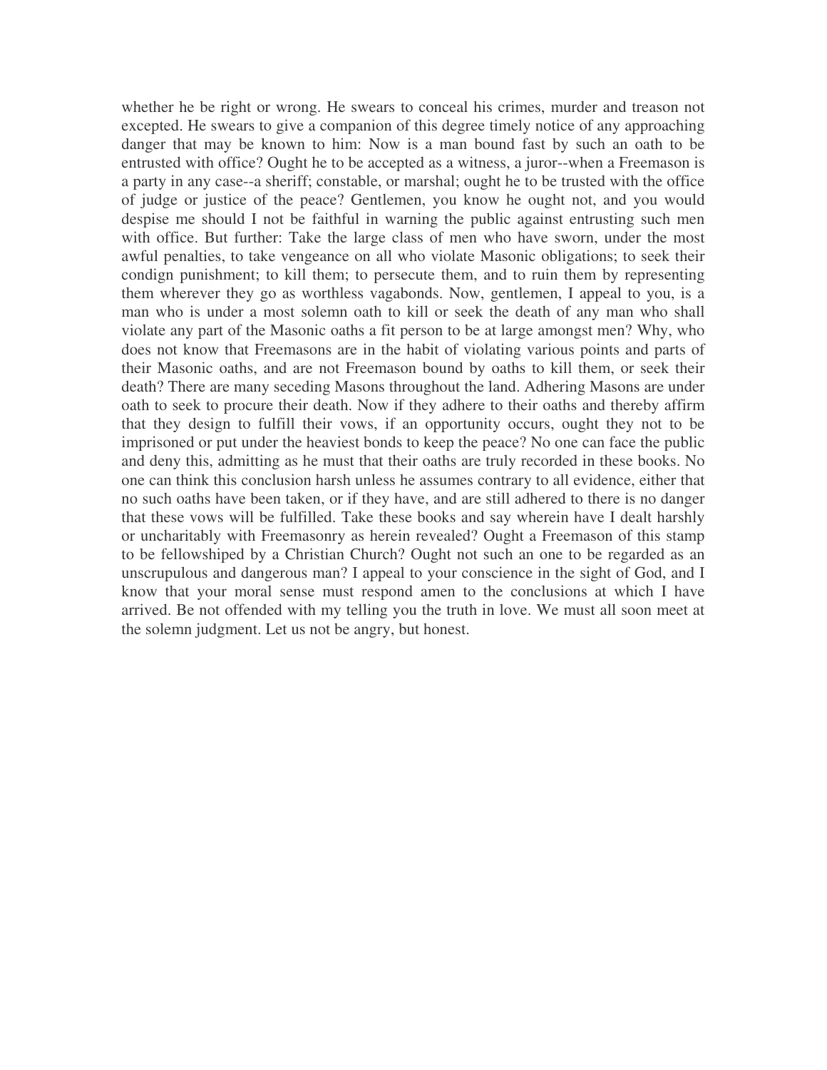whether he be right or wrong. He swears to conceal his crimes, murder and treason not excepted. He swears to give a companion of this degree timely notice of any approaching danger that may be known to him: Now is a man bound fast by such an oath to be entrusted with office? Ought he to be accepted as a witness, a juror--when a Freemason is a party in any case--a sheriff; constable, or marshal; ought he to be trusted with the office of judge or justice of the peace? Gentlemen, you know he ought not, and you would despise me should I not be faithful in warning the public against entrusting such men with office. But further: Take the large class of men who have sworn, under the most awful penalties, to take vengeance on all who violate Masonic obligations; to seek their condign punishment; to kill them; to persecute them, and to ruin them by representing them wherever they go as worthless vagabonds. Now, gentlemen, I appeal to you, is a man who is under a most solemn oath to kill or seek the death of any man who shall violate any part of the Masonic oaths a fit person to be at large amongst men? Why, who does not know that Freemasons are in the habit of violating various points and parts of their Masonic oaths, and are not Freemason bound by oaths to kill them, or seek their death? There are many seceding Masons throughout the land. Adhering Masons are under oath to seek to procure their death. Now if they adhere to their oaths and thereby affirm that they design to fulfill their vows, if an opportunity occurs, ought they not to be imprisoned or put under the heaviest bonds to keep the peace? No one can face the public and deny this, admitting as he must that their oaths are truly recorded in these books. No one can think this conclusion harsh unless he assumes contrary to all evidence, either that no such oaths have been taken, or if they have, and are still adhered to there is no danger that these vows will be fulfilled. Take these books and say wherein have I dealt harshly or uncharitably with Freemasonry as herein revealed? Ought a Freemason of this stamp to be fellowshiped by a Christian Church? Ought not such an one to be regarded as an unscrupulous and dangerous man? I appeal to your conscience in the sight of God, and I know that your moral sense must respond amen to the conclusions at which I have arrived. Be not offended with my telling you the truth in love. We must all soon meet at the solemn judgment. Let us not be angry, but honest.